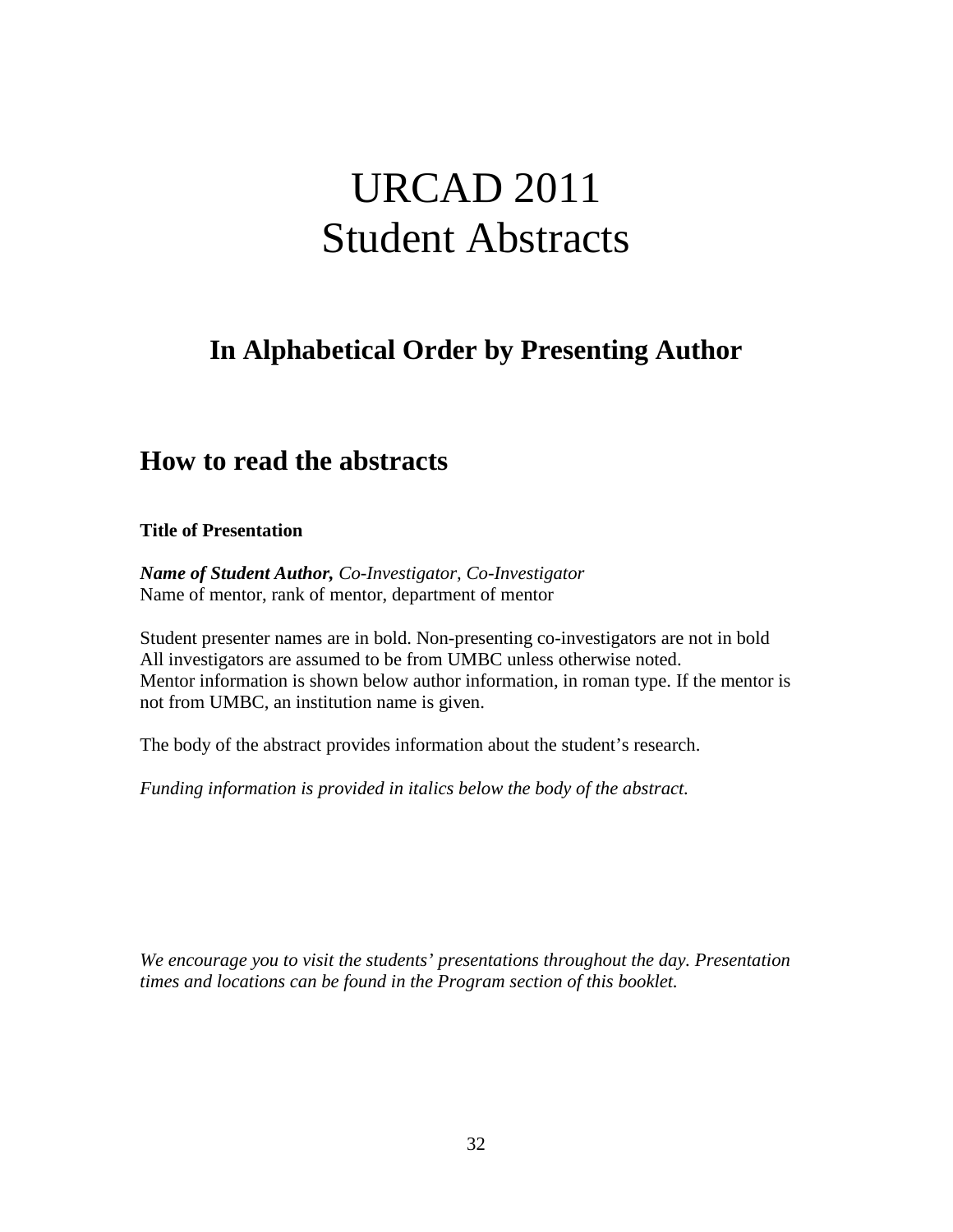# URCAD 2011
# Student Abstracts

## In Alphabetical Order by Presenting Author

## How to read the abstracts

**Title of Presentation**

***Name of Student Author,*** *Co-Investigator, Co-Investigator*
Name of mentor, rank of mentor, department of mentor

Student presenter names are in bold. Non-presenting co-investigators are not in bold
All investigators are assumed to be from UMBC unless otherwise noted.
Mentor information is shown below author information, in roman type. If the mentor is not from UMBC, an institution name is given.

The body of the abstract provides information about the student's research.

*Funding information is provided in italics below the body of the abstract.*

*We encourage you to visit the students' presentations throughout the day. Presentation times and locations can be found in the Program section of this booklet.*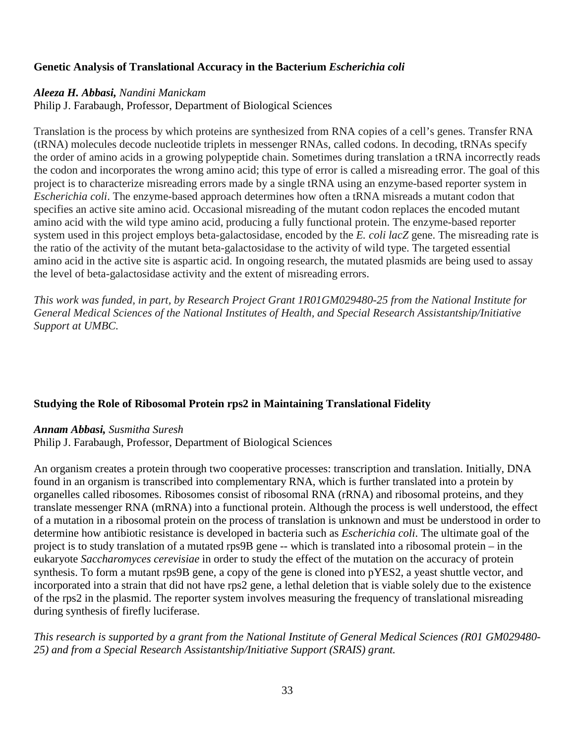### Genetic Analysis of Translational Accuracy in the Bacterium *Escherichia coli*

***Aleeza H. Abbasi,*** *Nandini Manickam*
Philip J. Farabaugh, Professor, Department of Biological Sciences

Translation is the process by which proteins are synthesized from RNA copies of a cell's genes. Transfer RNA (tRNA) molecules decode nucleotide triplets in messenger RNAs, called codons. In decoding, tRNAs specify the order of amino acids in a growing polypeptide chain. Sometimes during translation a tRNA incorrectly reads the codon and incorporates the wrong amino acid; this type of error is called a misreading error. The goal of this project is to characterize misreading errors made by a single tRNA using an enzyme-based reporter system in *Escherichia coli*. The enzyme-based approach determines how often a tRNA misreads a mutant codon that specifies an active site amino acid. Occasional misreading of the mutant codon replaces the encoded mutant amino acid with the wild type amino acid, producing a fully functional protein. The enzyme-based reporter system used in this project employs beta-galactosidase, encoded by the *E. coli lacZ* gene. The misreading rate is the ratio of the activity of the mutant beta-galactosidase to the activity of wild type. The targeted essential amino acid in the active site is aspartic acid. In ongoing research, the mutated plasmids are being used to assay the level of beta-galactosidase activity and the extent of misreading errors.

*This work was funded, in part, by Research Project Grant 1R01GM029480-25 from the National Institute for General Medical Sciences of the National Institutes of Health, and Special Research Assistantship/Initiative Support at UMBC.*

### Studying the Role of Ribosomal Protein rps2 in Maintaining Translational Fidelity

***Annam Abbasi,*** *Susmitha Suresh*
Philip J. Farabaugh, Professor, Department of Biological Sciences

An organism creates a protein through two cooperative processes: transcription and translation. Initially, DNA found in an organism is transcribed into complementary RNA, which is further translated into a protein by organelles called ribosomes. Ribosomes consist of ribosomal RNA (rRNA) and ribosomal proteins, and they translate messenger RNA (mRNA) into a functional protein. Although the process is well understood, the effect of a mutation in a ribosomal protein on the process of translation is unknown and must be understood in order to determine how antibiotic resistance is developed in bacteria such as *Escherichia coli*. The ultimate goal of the project is to study translation of a mutated rps9B gene -- which is translated into a ribosomal protein – in the eukaryote *Saccharomyces cerevisiae* in order to study the effect of the mutation on the accuracy of protein synthesis. To form a mutant rps9B gene, a copy of the gene is cloned into pYES2, a yeast shuttle vector, and incorporated into a strain that did not have rps2 gene, a lethal deletion that is viable solely due to the existence of the rps2 in the plasmid. The reporter system involves measuring the frequency of translational misreading during synthesis of firefly luciferase.

*This research is supported by a grant from the National Institute of General Medical Sciences (R01 GM029480-25) and from a Special Research Assistantship/Initiative Support (SRAIS) grant.*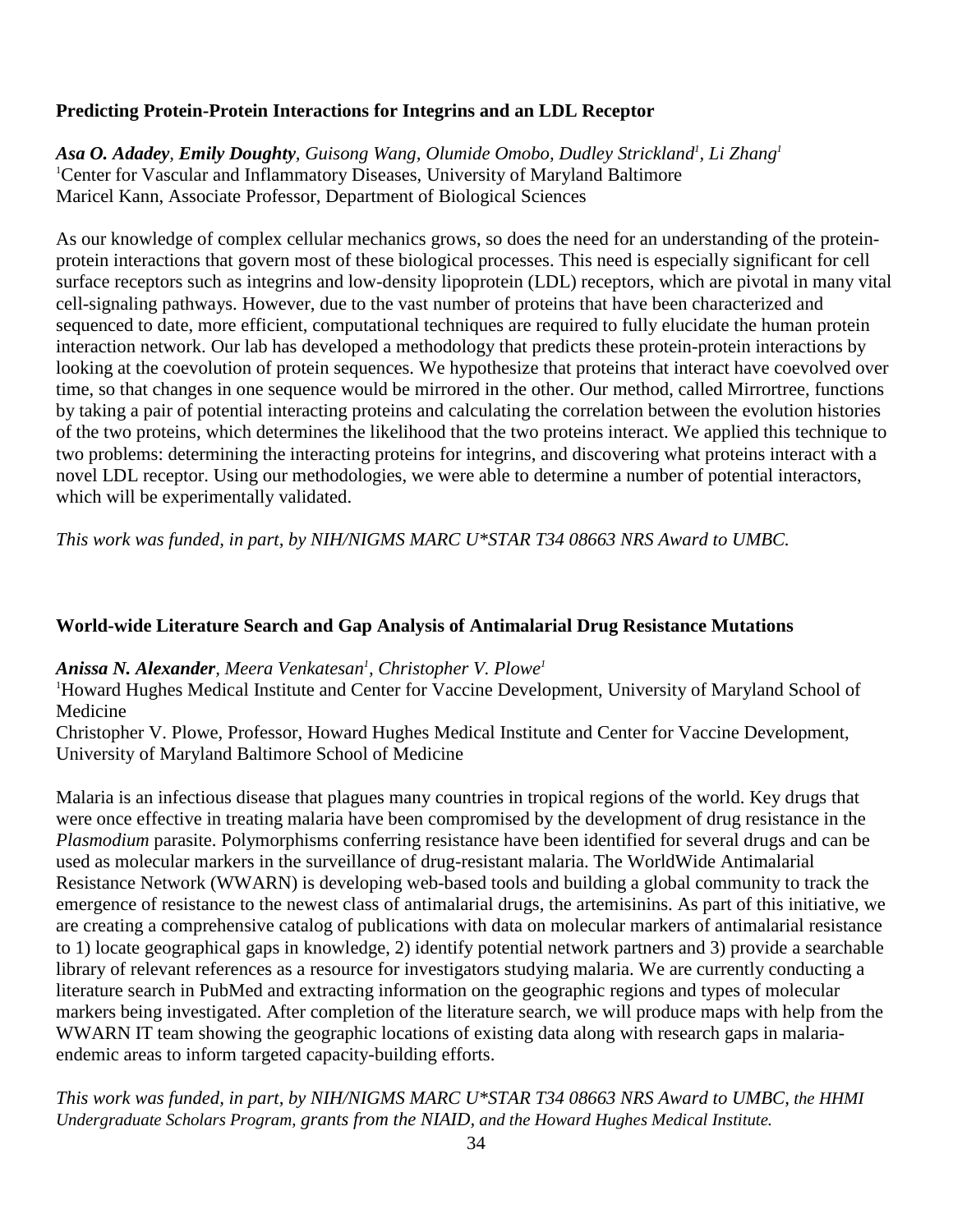### Predicting Protein-Protein Interactions for Integrins and an LDL Receptor

***Asa O. Adadey***, ***Emily Doughty***, *Guisong Wang, Olumide Omobo, Dudley Strickland*[1], *Li Zhang*[1]
[1]Center for Vascular and Inflammatory Diseases, University of Maryland Baltimore
Maricel Kann, Associate Professor, Department of Biological Sciences

As our knowledge of complex cellular mechanics grows, so does the need for an understanding of the protein-protein interactions that govern most of these biological processes. This need is especially significant for cell surface receptors such as integrins and low-density lipoprotein (LDL) receptors, which are pivotal in many vital cell-signaling pathways. However, due to the vast number of proteins that have been characterized and sequenced to date, more efficient, computational techniques are required to fully elucidate the human protein interaction network. Our lab has developed a methodology that predicts these protein-protein interactions by looking at the coevolution of protein sequences. We hypothesize that proteins that interact have coevolved over time, so that changes in one sequence would be mirrored in the other. Our method, called Mirrortree, functions by taking a pair of potential interacting proteins and calculating the correlation between the evolution histories of the two proteins, which determines the likelihood that the two proteins interact. We applied this technique to two problems: determining the interacting proteins for integrins, and discovering what proteins interact with a novel LDL receptor. Using our methodologies, we were able to determine a number of potential interactors, which will be experimentally validated.

*This work was funded, in part, by NIH/NIGMS MARC U*STAR T34 08663 NRS Award to UMBC.*

### World-wide Literature Search and Gap Analysis of Antimalarial Drug Resistance Mutations

***Anissa N. Alexander***, *Meera Venkatesan*[1], *Christopher V. Plowe*[1]
[1]Howard Hughes Medical Institute and Center for Vaccine Development, University of Maryland School of Medicine
Christopher V. Plowe, Professor, Howard Hughes Medical Institute and Center for Vaccine Development, University of Maryland Baltimore School of Medicine

Malaria is an infectious disease that plagues many countries in tropical regions of the world. Key drugs that were once effective in treating malaria have been compromised by the development of drug resistance in the *Plasmodium* parasite. Polymorphisms conferring resistance have been identified for several drugs and can be used as molecular markers in the surveillance of drug-resistant malaria. The WorldWide Antimalarial Resistance Network (WWARN) is developing web-based tools and building a global community to track the emergence of resistance to the newest class of antimalarial drugs, the artemisinins. As part of this initiative, we are creating a comprehensive catalog of publications with data on molecular markers of antimalarial resistance to 1) locate geographical gaps in knowledge, 2) identify potential network partners and 3) provide a searchable library of relevant references as a resource for investigators studying malaria. We are currently conducting a literature search in PubMed and extracting information on the geographic regions and types of molecular markers being investigated. After completion of the literature search, we will produce maps with help from the WWARN IT team showing the geographic locations of existing data along with research gaps in malaria-endemic areas to inform targeted capacity-building efforts.

*This work was funded, in part, by NIH/NIGMS MARC U*STAR T34 08663 NRS Award to UMBC, the HHMI Undergraduate Scholars Program, grants from the NIAID, and the Howard Hughes Medical Institute.*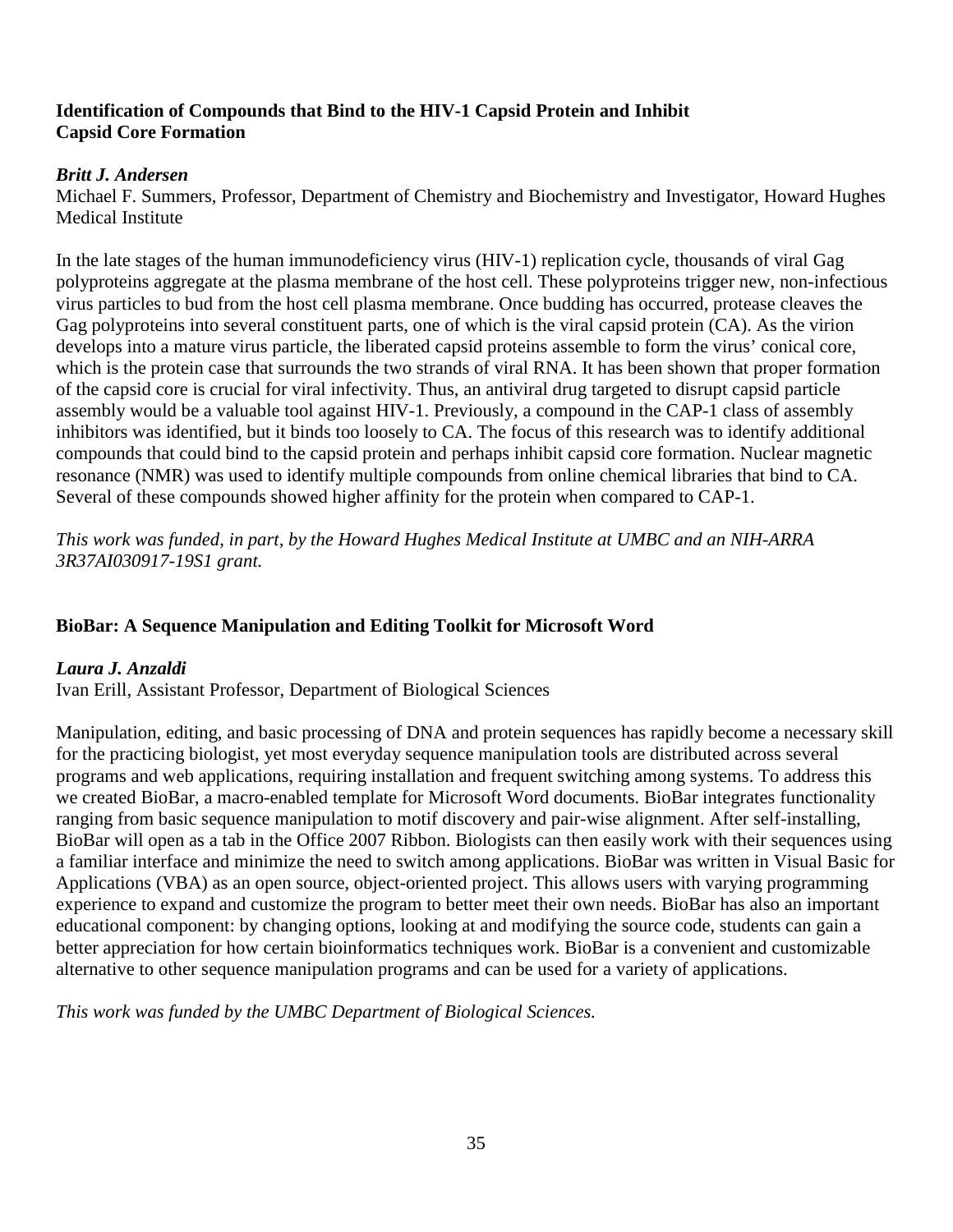### Identification of Compounds that Bind to the HIV-1 Capsid Protein and Inhibit Capsid Core Formation

***Britt J. Andersen***

Michael F. Summers, Professor, Department of Chemistry and Biochemistry and Investigator, Howard Hughes Medical Institute

In the late stages of the human immunodeficiency virus (HIV-1) replication cycle, thousands of viral Gag polyproteins aggregate at the plasma membrane of the host cell. These polyproteins trigger new, non-infectious virus particles to bud from the host cell plasma membrane. Once budding has occurred, protease cleaves the Gag polyproteins into several constituent parts, one of which is the viral capsid protein (CA). As the virion develops into a mature virus particle, the liberated capsid proteins assemble to form the virus' conical core, which is the protein case that surrounds the two strands of viral RNA. It has been shown that proper formation of the capsid core is crucial for viral infectivity. Thus, an antiviral drug targeted to disrupt capsid particle assembly would be a valuable tool against HIV-1. Previously, a compound in the CAP-1 class of assembly inhibitors was identified, but it binds too loosely to CA. The focus of this research was to identify additional compounds that could bind to the capsid protein and perhaps inhibit capsid core formation. Nuclear magnetic resonance (NMR) was used to identify multiple compounds from online chemical libraries that bind to CA. Several of these compounds showed higher affinity for the protein when compared to CAP-1.

*This work was funded, in part, by the Howard Hughes Medical Institute at UMBC and an NIH-ARRA 3R37AI030917-19S1 grant.*

### BioBar: A Sequence Manipulation and Editing Toolkit for Microsoft Word

***Laura J. Anzaldi***

Ivan Erill, Assistant Professor, Department of Biological Sciences

Manipulation, editing, and basic processing of DNA and protein sequences has rapidly become a necessary skill for the practicing biologist, yet most everyday sequence manipulation tools are distributed across several programs and web applications, requiring installation and frequent switching among systems. To address this we created BioBar, a macro-enabled template for Microsoft Word documents. BioBar integrates functionality ranging from basic sequence manipulation to motif discovery and pair-wise alignment. After self-installing, BioBar will open as a tab in the Office 2007 Ribbon. Biologists can then easily work with their sequences using a familiar interface and minimize the need to switch among applications. BioBar was written in Visual Basic for Applications (VBA) as an open source, object-oriented project. This allows users with varying programming experience to expand and customize the program to better meet their own needs. BioBar has also an important educational component: by changing options, looking at and modifying the source code, students can gain a better appreciation for how certain bioinformatics techniques work. BioBar is a convenient and customizable alternative to other sequence manipulation programs and can be used for a variety of applications.

*This work was funded by the UMBC Department of Biological Sciences.*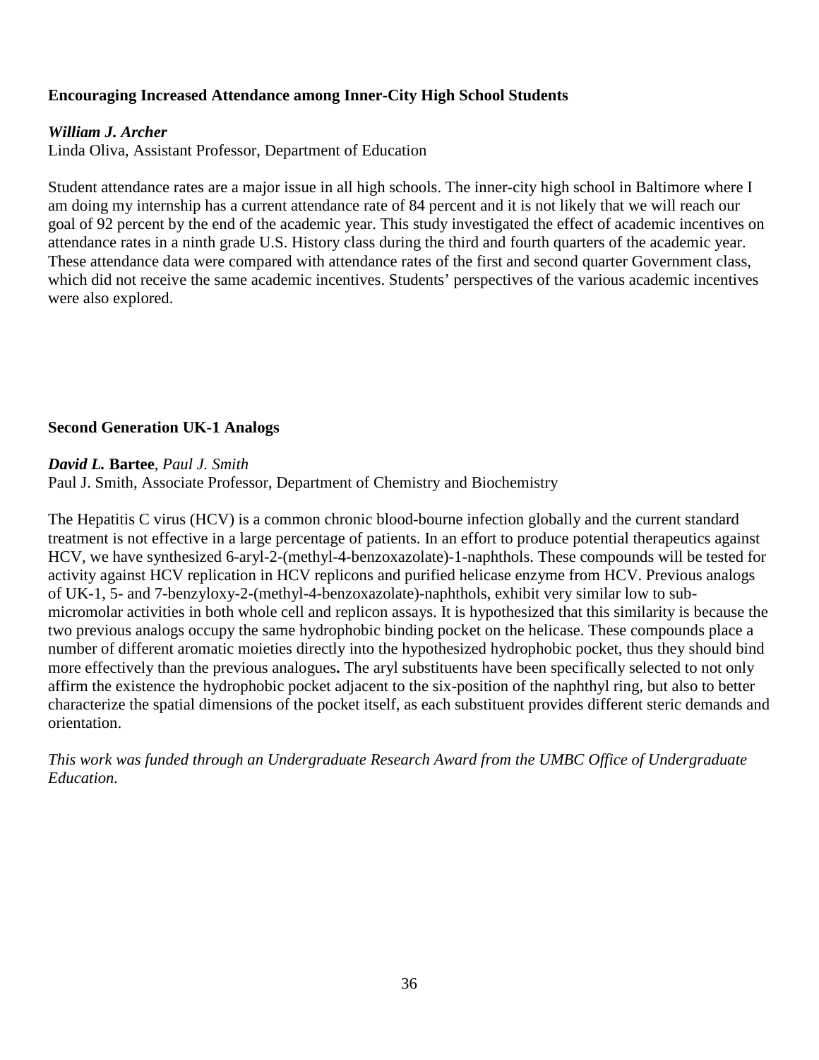**Encouraging Increased Attendance among Inner-City High School Students**

***William J. Archer***
Linda Oliva, Assistant Professor, Department of Education

Student attendance rates are a major issue in all high schools. The inner-city high school in Baltimore where I am doing my internship has a current attendance rate of 84 percent and it is not likely that we will reach our goal of 92 percent by the end of the academic year. This study investigated the effect of academic incentives on attendance rates in a ninth grade U.S. History class during the third and fourth quarters of the academic year. These attendance data were compared with attendance rates of the first and second quarter Government class, which did not receive the same academic incentives. Students' perspectives of the various academic incentives were also explored.

**Second Generation UK-1 Analogs**

***David L.* Bartee**, *Paul J. Smith*
Paul J. Smith, Associate Professor, Department of Chemistry and Biochemistry

The Hepatitis C virus (HCV) is a common chronic blood-bourne infection globally and the current standard treatment is not effective in a large percentage of patients. In an effort to produce potential therapeutics against HCV, we have synthesized 6-aryl-2-(methyl-4-benzoxazolate)-1-naphthols. These compounds will be tested for activity against HCV replication in HCV replicons and purified helicase enzyme from HCV. Previous analogs of UK-1, 5- and 7-benzyloxy-2-(methyl-4-benzoxazolate)-naphthols, exhibit very similar low to sub-micromolar activities in both whole cell and replicon assays. It is hypothesized that this similarity is because the two previous analogs occupy the same hydrophobic binding pocket on the helicase. These compounds place a number of different aromatic moieties directly into the hypothesized hydrophobic pocket, thus they should bind more effectively than the previous analogues**.** The aryl substituents have been specifically selected to not only affirm the existence the hydrophobic pocket adjacent to the six-position of the naphthyl ring, but also to better characterize the spatial dimensions of the pocket itself, as each substituent provides different steric demands and orientation.

*This work was funded through an Undergraduate Research Award from the UMBC Office of Undergraduate Education.*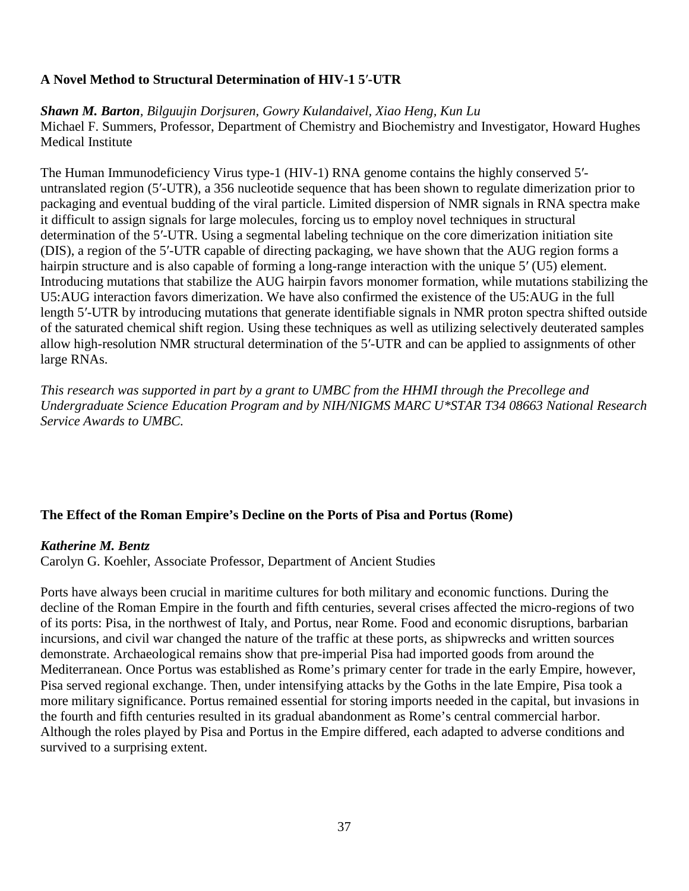### A Novel Method to Structural Determination of HIV-1 5′-UTR

***Shawn M. Barton**, Bilguujin Dorjsuren, Gowry Kulandaivel, Xiao Heng, Kun Lu*
Michael F. Summers, Professor, Department of Chemistry and Biochemistry and Investigator, Howard Hughes Medical Institute

The Human Immunodeficiency Virus type-1 (HIV-1) RNA genome contains the highly conserved 5′-untranslated region (5′-UTR), a 356 nucleotide sequence that has been shown to regulate dimerization prior to packaging and eventual budding of the viral particle. Limited dispersion of NMR signals in RNA spectra make it difficult to assign signals for large molecules, forcing us to employ novel techniques in structural determination of the 5′-UTR. Using a segmental labeling technique on the core dimerization initiation site (DIS), a region of the 5′-UTR capable of directing packaging, we have shown that the AUG region forms a hairpin structure and is also capable of forming a long-range interaction with the unique 5′ (U5) element. Introducing mutations that stabilize the AUG hairpin favors monomer formation, while mutations stabilizing the U5:AUG interaction favors dimerization. We have also confirmed the existence of the U5:AUG in the full length 5′-UTR by introducing mutations that generate identifiable signals in NMR proton spectra shifted outside of the saturated chemical shift region. Using these techniques as well as utilizing selectively deuterated samples allow high-resolution NMR structural determination of the 5′-UTR and can be applied to assignments of other large RNAs.

*This research was supported in part by a grant to UMBC from the HHMI through the Precollege and Undergraduate Science Education Program and by NIH/NIGMS MARC U*STAR T34 08663 National Research Service Awards to UMBC.*

### The Effect of the Roman Empire's Decline on the Ports of Pisa and Portus (Rome)

***Katherine M. Bentz***
Carolyn G. Koehler, Associate Professor, Department of Ancient Studies

Ports have always been crucial in maritime cultures for both military and economic functions. During the decline of the Roman Empire in the fourth and fifth centuries, several crises affected the micro-regions of two of its ports: Pisa, in the northwest of Italy, and Portus, near Rome. Food and economic disruptions, barbarian incursions, and civil war changed the nature of the traffic at these ports, as shipwrecks and written sources demonstrate. Archaeological remains show that pre-imperial Pisa had imported goods from around the Mediterranean. Once Portus was established as Rome's primary center for trade in the early Empire, however, Pisa served regional exchange. Then, under intensifying attacks by the Goths in the late Empire, Pisa took a more military significance. Portus remained essential for storing imports needed in the capital, but invasions in the fourth and fifth centuries resulted in its gradual abandonment as Rome's central commercial harbor. Although the roles played by Pisa and Portus in the Empire differed, each adapted to adverse conditions and survived to a surprising extent.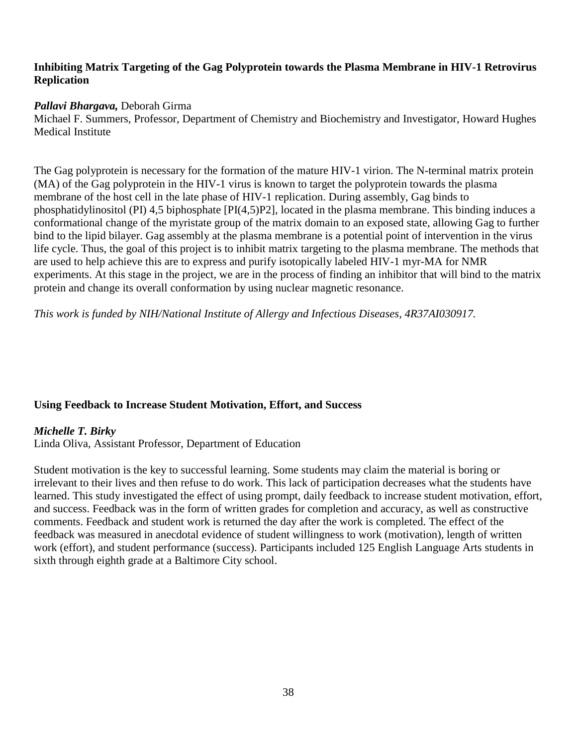### Inhibiting Matrix Targeting of the Gag Polyprotein towards the Plasma Membrane in HIV-1 Retrovirus Replication

***Pallavi Bhargava,*** Deborah Girma
Michael F. Summers, Professor, Department of Chemistry and Biochemistry and Investigator, Howard Hughes Medical Institute

The Gag polyprotein is necessary for the formation of the mature HIV-1 virion. The N-terminal matrix protein (MA) of the Gag polyprotein in the HIV-1 virus is known to target the polyprotein towards the plasma membrane of the host cell in the late phase of HIV-1 replication. During assembly, Gag binds to phosphatidylinositol (PI) 4,5 biphosphate [PI(4,5)P2], located in the plasma membrane. This binding induces a conformational change of the myristate group of the matrix domain to an exposed state, allowing Gag to further bind to the lipid bilayer. Gag assembly at the plasma membrane is a potential point of intervention in the virus life cycle. Thus, the goal of this project is to inhibit matrix targeting to the plasma membrane. The methods that are used to help achieve this are to express and purify isotopically labeled HIV-1 myr-MA for NMR experiments. At this stage in the project, we are in the process of finding an inhibitor that will bind to the matrix protein and change its overall conformation by using nuclear magnetic resonance.

*This work is funded by NIH/National Institute of Allergy and Infectious Diseases, 4R37AI030917.*

### Using Feedback to Increase Student Motivation, Effort, and Success

***Michelle T. Birky***
Linda Oliva, Assistant Professor, Department of Education

Student motivation is the key to successful learning. Some students may claim the material is boring or irrelevant to their lives and then refuse to do work. This lack of participation decreases what the students have learned. This study investigated the effect of using prompt, daily feedback to increase student motivation, effort, and success. Feedback was in the form of written grades for completion and accuracy, as well as constructive comments. Feedback and student work is returned the day after the work is completed. The effect of the feedback was measured in anecdotal evidence of student willingness to work (motivation), length of written work (effort), and student performance (success). Participants included 125 English Language Arts students in sixth through eighth grade at a Baltimore City school.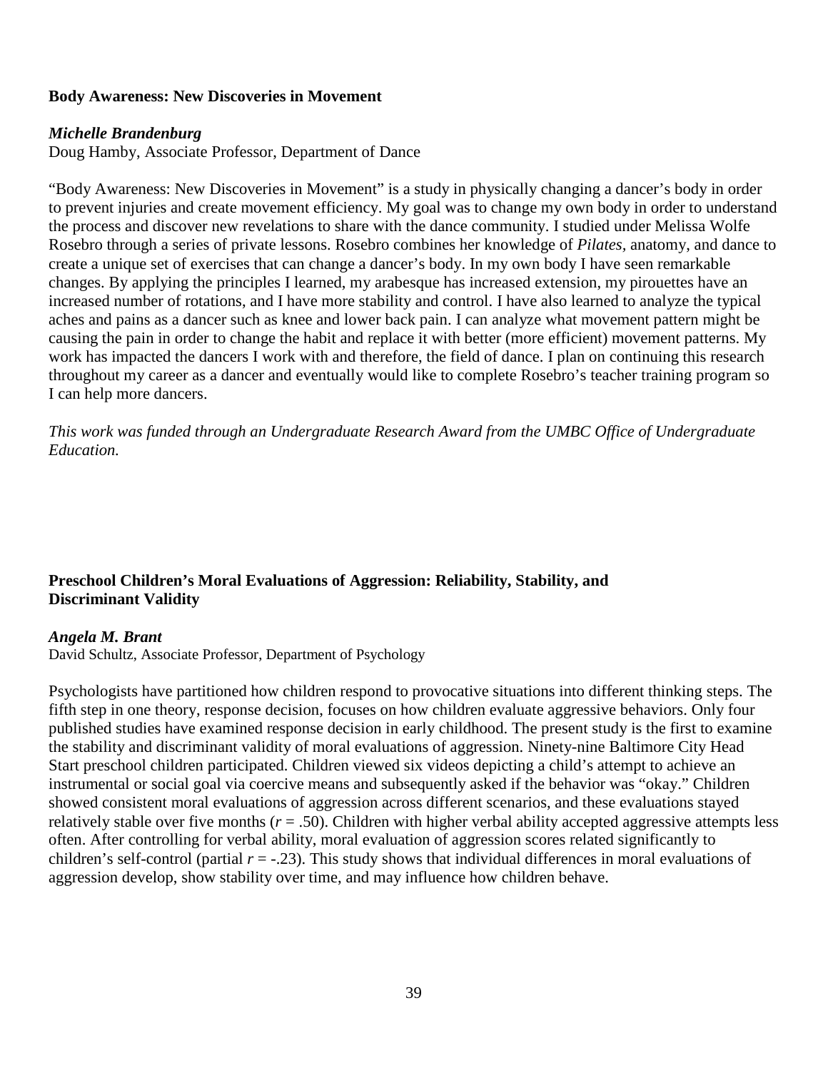### Body Awareness: New Discoveries in Movement

***Michelle Brandenburg***
Doug Hamby, Associate Professor, Department of Dance

"Body Awareness: New Discoveries in Movement" is a study in physically changing a dancer's body in order to prevent injuries and create movement efficiency. My goal was to change my own body in order to understand the process and discover new revelations to share with the dance community. I studied under Melissa Wolfe Rosebro through a series of private lessons. Rosebro combines her knowledge of *Pilates*, anatomy, and dance to create a unique set of exercises that can change a dancer's body. In my own body I have seen remarkable changes. By applying the principles I learned, my arabesque has increased extension, my pirouettes have an increased number of rotations, and I have more stability and control. I have also learned to analyze the typical aches and pains as a dancer such as knee and lower back pain. I can analyze what movement pattern might be causing the pain in order to change the habit and replace it with better (more efficient) movement patterns. My work has impacted the dancers I work with and therefore, the field of dance. I plan on continuing this research throughout my career as a dancer and eventually would like to complete Rosebro's teacher training program so I can help more dancers.

*This work was funded through an Undergraduate Research Award from the UMBC Office of Undergraduate Education.*

### Preschool Children's Moral Evaluations of Aggression: Reliability, Stability, and Discriminant Validity

***Angela M. Brant***
David Schultz, Associate Professor, Department of Psychology

Psychologists have partitioned how children respond to provocative situations into different thinking steps. The fifth step in one theory, response decision, focuses on how children evaluate aggressive behaviors. Only four published studies have examined response decision in early childhood. The present study is the first to examine the stability and discriminant validity of moral evaluations of aggression. Ninety-nine Baltimore City Head Start preschool children participated. Children viewed six videos depicting a child's attempt to achieve an instrumental or social goal via coercive means and subsequently asked if the behavior was "okay." Children showed consistent moral evaluations of aggression across different scenarios, and these evaluations stayed relatively stable over five months ($r = .50$). Children with higher verbal ability accepted aggressive attempts less often. After controlling for verbal ability, moral evaluation of aggression scores related significantly to children's self-control (partial $r = -.23$). This study shows that individual differences in moral evaluations of aggression develop, show stability over time, and may influence how children behave.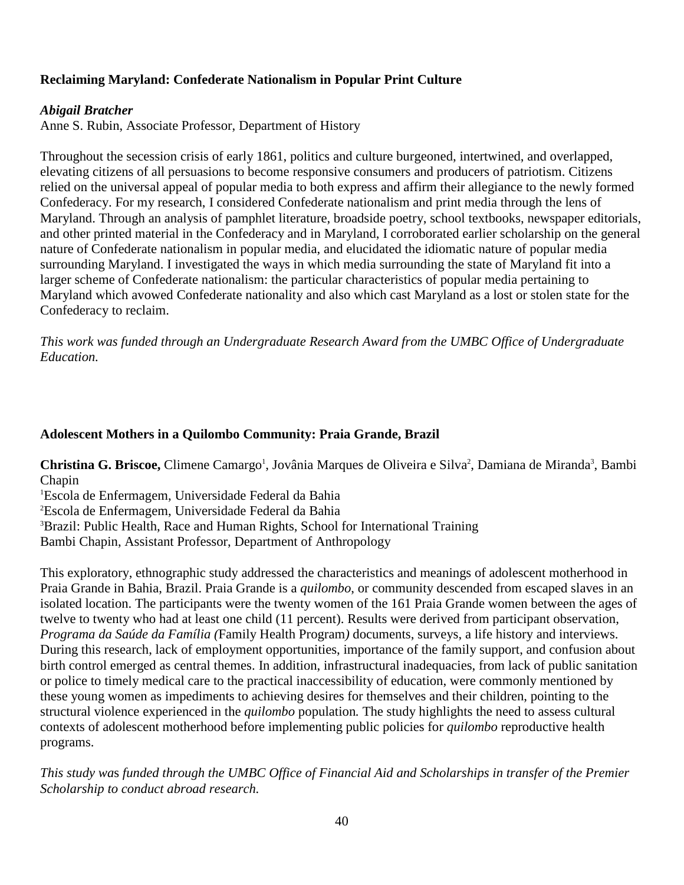### Reclaiming Maryland: Confederate Nationalism in Popular Print Culture

***Abigail Bratcher***
Anne S. Rubin, Associate Professor, Department of History

Throughout the secession crisis of early 1861, politics and culture burgeoned, intertwined, and overlapped, elevating citizens of all persuasions to become responsive consumers and producers of patriotism. Citizens relied on the universal appeal of popular media to both express and affirm their allegiance to the newly formed Confederacy. For my research, I considered Confederate nationalism and print media through the lens of Maryland. Through an analysis of pamphlet literature, broadside poetry, school textbooks, newspaper editorials, and other printed material in the Confederacy and in Maryland, I corroborated earlier scholarship on the general nature of Confederate nationalism in popular media, and elucidated the idiomatic nature of popular media surrounding Maryland. I investigated the ways in which media surrounding the state of Maryland fit into a larger scheme of Confederate nationalism: the particular characteristics of popular media pertaining to Maryland which avowed Confederate nationality and also which cast Maryland as a lost or stolen state for the Confederacy to reclaim.

*This work was funded through an Undergraduate Research Award from the UMBC Office of Undergraduate Education.*

### Adolescent Mothers in a Quilombo Community: Praia Grande, Brazil

**Christina G. Briscoe,** Climene Camargo[1], Jovânia Marques de Oliveira e Silva[2], Damiana de Miranda[3], Bambi Chapin
[1]Escola de Enfermagem, Universidade Federal da Bahia
[2]Escola de Enfermagem, Universidade Federal da Bahia
[3]Brazil: Public Health, Race and Human Rights, School for International Training
Bambi Chapin, Assistant Professor, Department of Anthropology

This exploratory, ethnographic study addressed the characteristics and meanings of adolescent motherhood in Praia Grande in Bahia, Brazil. Praia Grande is a *quilombo,* or community descended from escaped slaves in an isolated location. The participants were the twenty women of the 161 Praia Grande women between the ages of twelve to twenty who had at least one child (11 percent). Results were derived from participant observation, *Programa da Saúde da Família (*Family Health Program*)* documents, surveys, a life history and interviews. During this research, lack of employment opportunities, importance of the family support, and confusion about birth control emerged as central themes. In addition, infrastructural inadequacies, from lack of public sanitation or police to timely medical care to the practical inaccessibility of education, were commonly mentioned by these young women as impediments to achieving desires for themselves and their children, pointing to the structural violence experienced in the *quilombo* population*.* The study highlights the need to assess cultural contexts of adolescent motherhood before implementing public policies for *quilombo* reproductive health programs.

*This study was funded through the UMBC Office of Financial Aid and Scholarships in transfer of the Premier Scholarship to conduct abroad research.*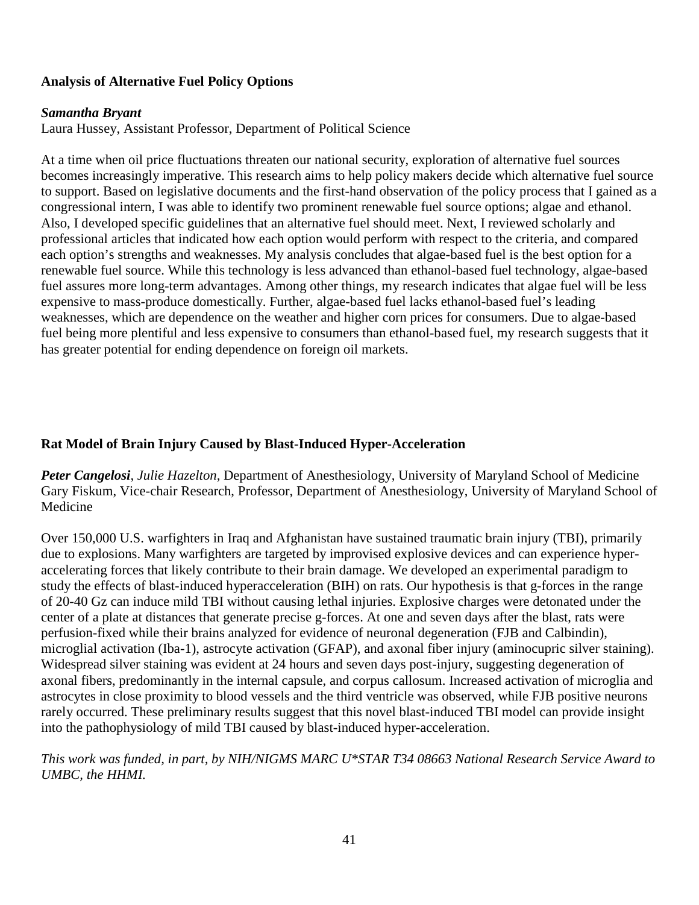**Analysis of Alternative Fuel Policy Options**

***Samantha Bryant***
Laura Hussey, Assistant Professor, Department of Political Science

At a time when oil price fluctuations threaten our national security, exploration of alternative fuel sources becomes increasingly imperative. This research aims to help policy makers decide which alternative fuel source to support. Based on legislative documents and the first-hand observation of the policy process that I gained as a congressional intern, I was able to identify two prominent renewable fuel source options; algae and ethanol. Also, I developed specific guidelines that an alternative fuel should meet. Next, I reviewed scholarly and professional articles that indicated how each option would perform with respect to the criteria, and compared each option's strengths and weaknesses. My analysis concludes that algae-based fuel is the best option for a renewable fuel source. While this technology is less advanced than ethanol-based fuel technology, algae-based fuel assures more long-term advantages. Among other things, my research indicates that algae fuel will be less expensive to mass-produce domestically. Further, algae-based fuel lacks ethanol-based fuel's leading weaknesses, which are dependence on the weather and higher corn prices for consumers. Due to algae-based fuel being more plentiful and less expensive to consumers than ethanol-based fuel, my research suggests that it has greater potential for ending dependence on foreign oil markets.

**Rat Model of Brain Injury Caused by Blast-Induced Hyper-Acceleration**

***Peter Cangelosi***, *Julie Hazelton*, Department of Anesthesiology, University of Maryland School of Medicine
Gary Fiskum, Vice-chair Research, Professor, Department of Anesthesiology, University of Maryland School of Medicine

Over 150,000 U.S. warfighters in Iraq and Afghanistan have sustained traumatic brain injury (TBI), primarily due to explosions. Many warfighters are targeted by improvised explosive devices and can experience hyper-accelerating forces that likely contribute to their brain damage. We developed an experimental paradigm to study the effects of blast-induced hyperacceleration (BIH) on rats. Our hypothesis is that g-forces in the range of 20-40 Gz can induce mild TBI without causing lethal injuries. Explosive charges were detonated under the center of a plate at distances that generate precise g-forces. At one and seven days after the blast, rats were perfusion-fixed while their brains analyzed for evidence of neuronal degeneration (FJB and Calbindin), microglial activation (Iba-1), astrocyte activation (GFAP), and axonal fiber injury (aminocupric silver staining). Widespread silver staining was evident at 24 hours and seven days post-injury, suggesting degeneration of axonal fibers, predominantly in the internal capsule, and corpus callosum. Increased activation of microglia and astrocytes in close proximity to blood vessels and the third ventricle was observed, while FJB positive neurons rarely occurred. These preliminary results suggest that this novel blast-induced TBI model can provide insight into the pathophysiology of mild TBI caused by blast-induced hyper-acceleration.

*This work was funded, in part, by NIH/NIGMS MARC U*STAR T34 08663 National Research Service Award to UMBC, the HHMI.*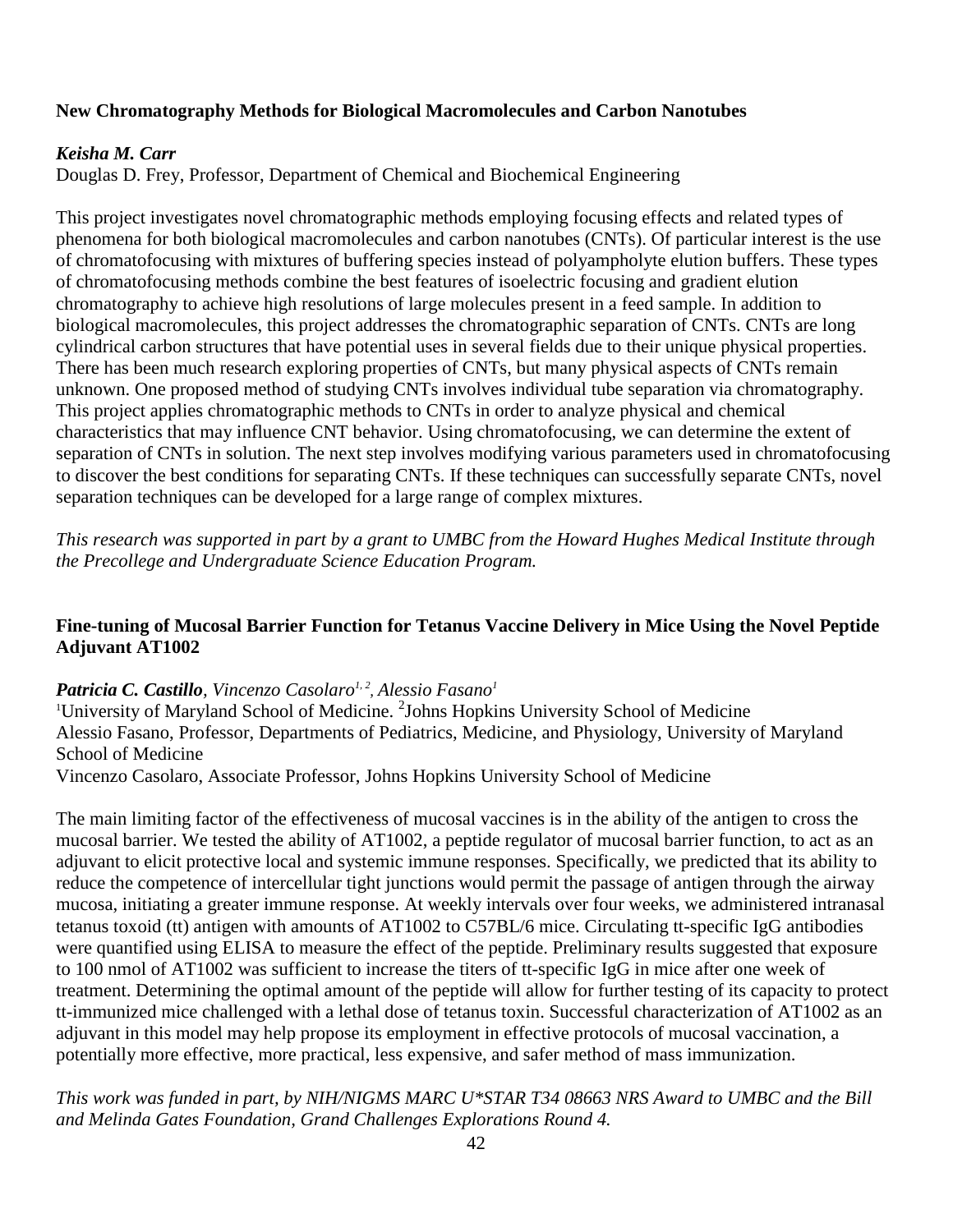### New Chromatography Methods for Biological Macromolecules and Carbon Nanotubes

***Keisha M. Carr***

Douglas D. Frey, Professor, Department of Chemical and Biochemical Engineering

This project investigates novel chromatographic methods employing focusing effects and related types of phenomena for both biological macromolecules and carbon nanotubes (CNTs). Of particular interest is the use of chromatofocusing with mixtures of buffering species instead of polyampholyte elution buffers. These types of chromatofocusing methods combine the best features of isoelectric focusing and gradient elution chromatography to achieve high resolutions of large molecules present in a feed sample. In addition to biological macromolecules, this project addresses the chromatographic separation of CNTs. CNTs are long cylindrical carbon structures that have potential uses in several fields due to their unique physical properties. There has been much research exploring properties of CNTs, but many physical aspects of CNTs remain unknown. One proposed method of studying CNTs involves individual tube separation via chromatography. This project applies chromatographic methods to CNTs in order to analyze physical and chemical characteristics that may influence CNT behavior. Using chromatofocusing, we can determine the extent of separation of CNTs in solution. The next step involves modifying various parameters used in chromatofocusing to discover the best conditions for separating CNTs. If these techniques can successfully separate CNTs, novel separation techniques can be developed for a large range of complex mixtures.

*This research was supported in part by a grant to UMBC from the Howard Hughes Medical Institute through the Precollege and Undergraduate Science Education Program.*

### Fine-tuning of Mucosal Barrier Function for Tetanus Vaccine Delivery in Mice Using the Novel Peptide Adjuvant AT1002

***Patricia C. Castillo****, Vincenzo Casolaro[1, 2], Alessio Fasano[1]*

[1]University of Maryland School of Medicine. [2]Johns Hopkins University School of Medicine

Alessio Fasano, Professor, Departments of Pediatrics, Medicine, and Physiology, University of Maryland School of Medicine

Vincenzo Casolaro, Associate Professor, Johns Hopkins University School of Medicine

The main limiting factor of the effectiveness of mucosal vaccines is in the ability of the antigen to cross the mucosal barrier. We tested the ability of AT1002, a peptide regulator of mucosal barrier function, to act as an adjuvant to elicit protective local and systemic immune responses. Specifically, we predicted that its ability to reduce the competence of intercellular tight junctions would permit the passage of antigen through the airway mucosa, initiating a greater immune response. At weekly intervals over four weeks, we administered intranasal tetanus toxoid (tt) antigen with amounts of AT1002 to C57BL/6 mice. Circulating tt-specific IgG antibodies were quantified using ELISA to measure the effect of the peptide. Preliminary results suggested that exposure to 100 nmol of AT1002 was sufficient to increase the titers of tt-specific IgG in mice after one week of treatment. Determining the optimal amount of the peptide will allow for further testing of its capacity to protect tt-immunized mice challenged with a lethal dose of tetanus toxin. Successful characterization of AT1002 as an adjuvant in this model may help propose its employment in effective protocols of mucosal vaccination, a potentially more effective, more practical, less expensive, and safer method of mass immunization.

*This work was funded in part, by NIH/NIGMS MARC U*STAR T34 08663 NRS Award to UMBC and the Bill and Melinda Gates Foundation, Grand Challenges Explorations Round 4.*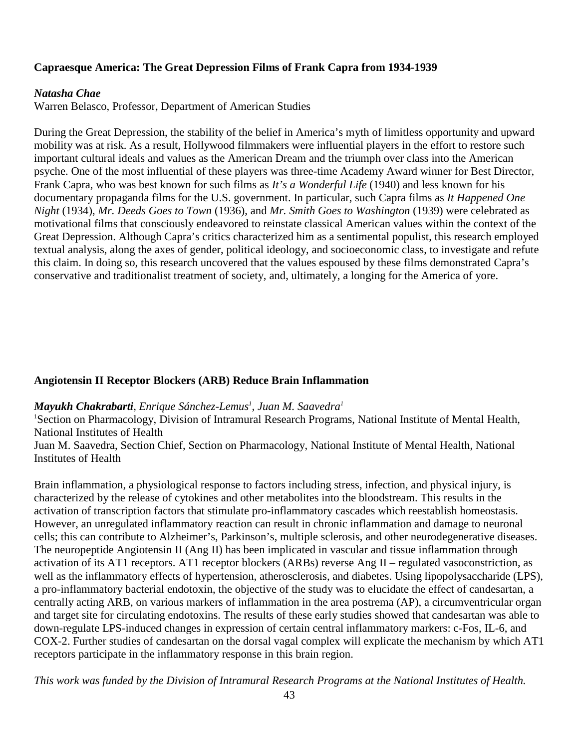**Capraesque America: The Great Depression Films of Frank Capra from 1934-1939**

***Natasha Chae***
Warren Belasco, Professor, Department of American Studies

During the Great Depression, the stability of the belief in America's myth of limitless opportunity and upward mobility was at risk. As a result, Hollywood filmmakers were influential players in the effort to restore such important cultural ideals and values as the American Dream and the triumph over class into the American psyche. One of the most influential of these players was three-time Academy Award winner for Best Director, Frank Capra, who was best known for such films as *It's a Wonderful Life* (1940) and less known for his documentary propaganda films for the U.S. government. In particular, such Capra films as *It Happened One Night* (1934), *Mr. Deeds Goes to Town* (1936), and *Mr. Smith Goes to Washington* (1939) were celebrated as motivational films that consciously endeavored to reinstate classical American values within the context of the Great Depression. Although Capra's critics characterized him as a sentimental populist, this research employed textual analysis, along the axes of gender, political ideology, and socioeconomic class, to investigate and refute this claim. In doing so, this research uncovered that the values espoused by these films demonstrated Capra's conservative and traditionalist treatment of society, and, ultimately, a longing for the America of yore.

**Angiotensin II Receptor Blockers (ARB) Reduce Brain Inflammation**

***Mayukh Chakrabarti**, Enrique Sánchez-Lemus[1], Juan M. Saavedra[1]*
[1]Section on Pharmacology, Division of Intramural Research Programs, National Institute of Mental Health, National Institutes of Health
Juan M. Saavedra, Section Chief, Section on Pharmacology, National Institute of Mental Health, National Institutes of Health

Brain inflammation, a physiological response to factors including stress, infection, and physical injury, is characterized by the release of cytokines and other metabolites into the bloodstream. This results in the activation of transcription factors that stimulate pro-inflammatory cascades which reestablish homeostasis. However, an unregulated inflammatory reaction can result in chronic inflammation and damage to neuronal cells; this can contribute to Alzheimer's, Parkinson's, multiple sclerosis, and other neurodegenerative diseases. The neuropeptide Angiotensin II (Ang II) has been implicated in vascular and tissue inflammation through activation of its AT1 receptors. AT1 receptor blockers (ARBs) reverse Ang II – regulated vasoconstriction, as well as the inflammatory effects of hypertension, atherosclerosis, and diabetes. Using lipopolysaccharide (LPS), a pro-inflammatory bacterial endotoxin, the objective of the study was to elucidate the effect of candesartan, a centrally acting ARB, on various markers of inflammation in the area postrema (AP), a circumventricular organ and target site for circulating endotoxins. The results of these early studies showed that candesartan was able to down-regulate LPS-induced changes in expression of certain central inflammatory markers: c-Fos, IL-6, and COX-2. Further studies of candesartan on the dorsal vagal complex will explicate the mechanism by which AT1 receptors participate in the inflammatory response in this brain region.

*This work was funded by the Division of Intramural Research Programs at the National Institutes of Health.*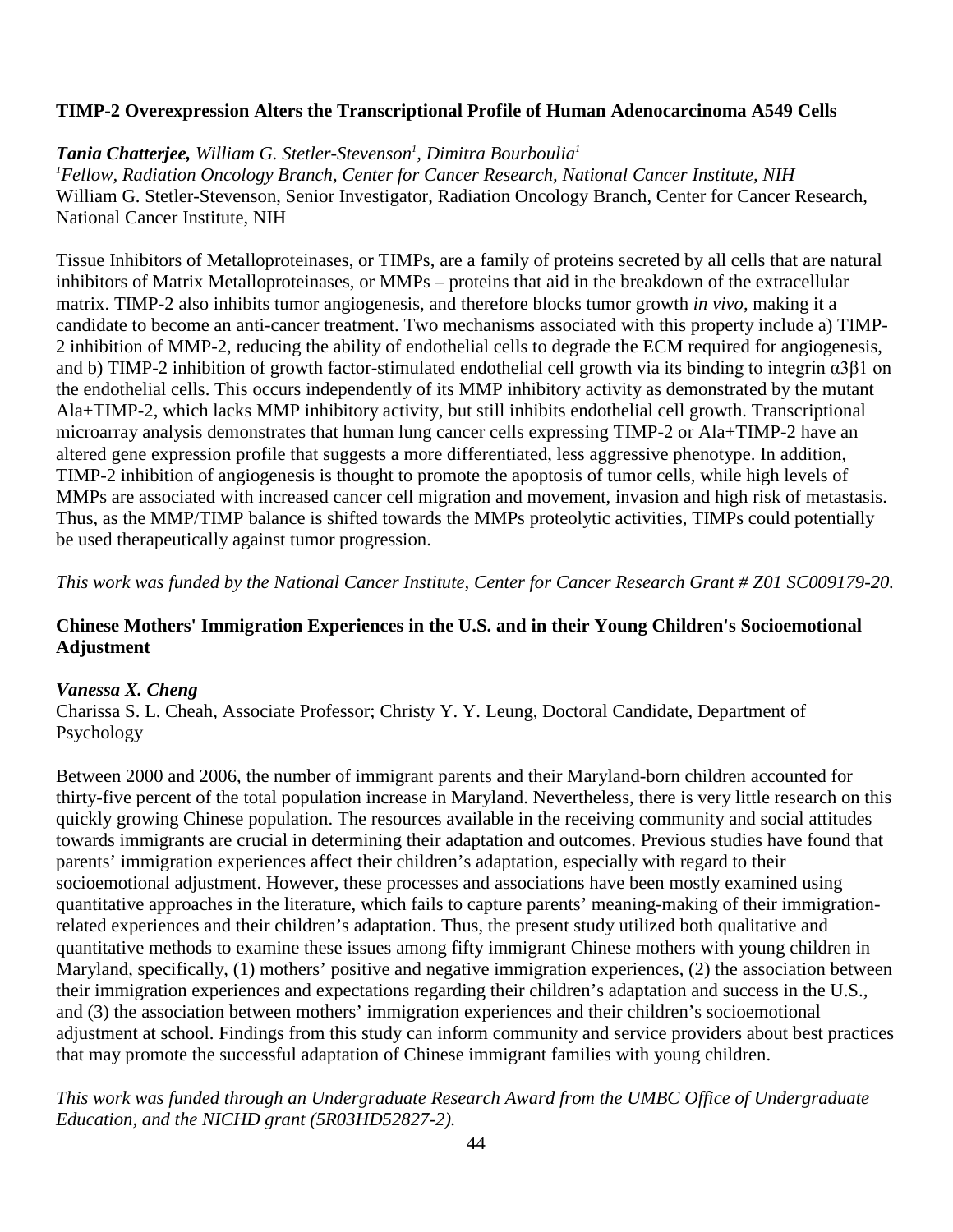**TIMP-2 Overexpression Alters the Transcriptional Profile of Human Adenocarcinoma A549 Cells**

***Tania Chatterjee,*** *William G. Stetler-Stevenson[1], Dimitra Bourboulia[1]*
*[1]Fellow, Radiation Oncology Branch, Center for Cancer Research, National Cancer Institute, NIH*
William G. Stetler-Stevenson, Senior Investigator, Radiation Oncology Branch, Center for Cancer Research, National Cancer Institute, NIH

Tissue Inhibitors of Metalloproteinases, or TIMPs, are a family of proteins secreted by all cells that are natural inhibitors of Matrix Metalloproteinases, or MMPs – proteins that aid in the breakdown of the extracellular matrix. TIMP-2 also inhibits tumor angiogenesis, and therefore blocks tumor growth *in vivo*, making it a candidate to become an anti-cancer treatment. Two mechanisms associated with this property include a) TIMP-2 inhibition of MMP-2, reducing the ability of endothelial cells to degrade the ECM required for angiogenesis, and b) TIMP-2 inhibition of growth factor-stimulated endothelial cell growth via its binding to integrin $\alpha 3\beta 1$ on the endothelial cells. This occurs independently of its MMP inhibitory activity as demonstrated by the mutant Ala+TIMP-2, which lacks MMP inhibitory activity, but still inhibits endothelial cell growth. Transcriptional microarray analysis demonstrates that human lung cancer cells expressing TIMP-2 or Ala+TIMP-2 have an altered gene expression profile that suggests a more differentiated, less aggressive phenotype. In addition, TIMP-2 inhibition of angiogenesis is thought to promote the apoptosis of tumor cells, while high levels of MMPs are associated with increased cancer cell migration and movement, invasion and high risk of metastasis. Thus, as the MMP/TIMP balance is shifted towards the MMPs proteolytic activities, TIMPs could potentially be used therapeutically against tumor progression.

*This work was funded by the National Cancer Institute, Center for Cancer Research Grant # Z01 SC009179-20.*

**Chinese Mothers' Immigration Experiences in the U.S. and in their Young Children's Socioemotional Adjustment**

***Vanessa X. Cheng***
Charissa S. L. Cheah, Associate Professor; Christy Y. Y. Leung, Doctoral Candidate, Department of Psychology

Between 2000 and 2006, the number of immigrant parents and their Maryland-born children accounted for thirty-five percent of the total population increase in Maryland. Nevertheless, there is very little research on this quickly growing Chinese population. The resources available in the receiving community and social attitudes towards immigrants are crucial in determining their adaptation and outcomes. Previous studies have found that parents' immigration experiences affect their children's adaptation, especially with regard to their socioemotional adjustment. However, these processes and associations have been mostly examined using quantitative approaches in the literature, which fails to capture parents' meaning-making of their immigration-related experiences and their children's adaptation. Thus, the present study utilized both qualitative and quantitative methods to examine these issues among fifty immigrant Chinese mothers with young children in Maryland, specifically, (1) mothers' positive and negative immigration experiences, (2) the association between their immigration experiences and expectations regarding their children's adaptation and success in the U.S., and (3) the association between mothers' immigration experiences and their children's socioemotional adjustment at school. Findings from this study can inform community and service providers about best practices that may promote the successful adaptation of Chinese immigrant families with young children.

*This work was funded through an Undergraduate Research Award from the UMBC Office of Undergraduate Education, and the NICHD grant (5R03HD52827-2).*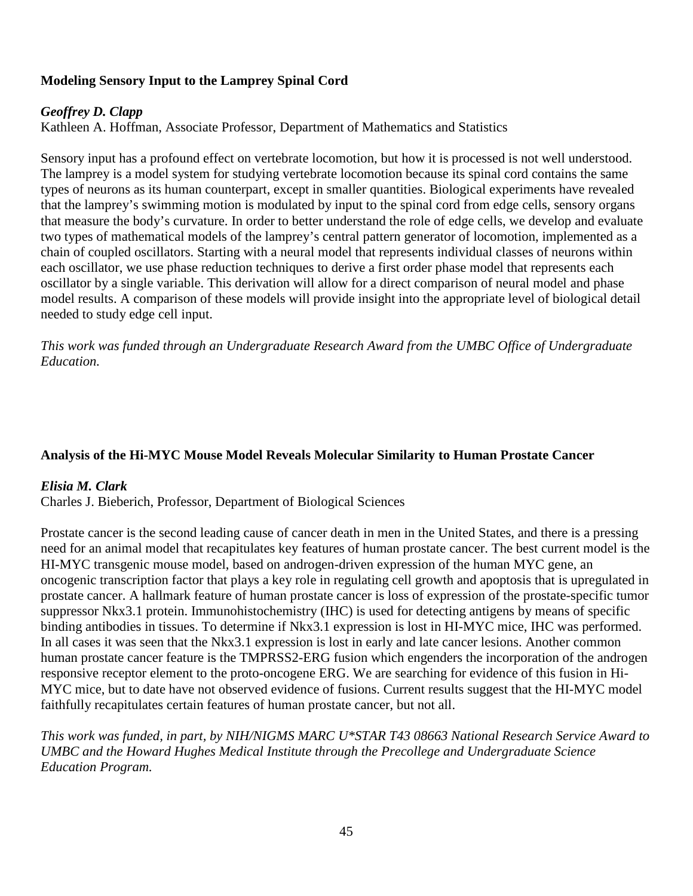### Modeling Sensory Input to the Lamprey Spinal Cord

***Geoffrey D. Clapp***

Kathleen A. Hoffman, Associate Professor, Department of Mathematics and Statistics

Sensory input has a profound effect on vertebrate locomotion, but how it is processed is not well understood. The lamprey is a model system for studying vertebrate locomotion because its spinal cord contains the same types of neurons as its human counterpart, except in smaller quantities. Biological experiments have revealed that the lamprey's swimming motion is modulated by input to the spinal cord from edge cells, sensory organs that measure the body's curvature. In order to better understand the role of edge cells, we develop and evaluate two types of mathematical models of the lamprey's central pattern generator of locomotion, implemented as a chain of coupled oscillators. Starting with a neural model that represents individual classes of neurons within each oscillator, we use phase reduction techniques to derive a first order phase model that represents each oscillator by a single variable. This derivation will allow for a direct comparison of neural model and phase model results. A comparison of these models will provide insight into the appropriate level of biological detail needed to study edge cell input.

*This work was funded through an Undergraduate Research Award from the UMBC Office of Undergraduate Education.*

### Analysis of the Hi-MYC Mouse Model Reveals Molecular Similarity to Human Prostate Cancer

***Elisia M. Clark***

Charles J. Bieberich, Professor, Department of Biological Sciences

Prostate cancer is the second leading cause of cancer death in men in the United States, and there is a pressing need for an animal model that recapitulates key features of human prostate cancer. The best current model is the HI-MYC transgenic mouse model, based on androgen-driven expression of the human MYC gene, an oncogenic transcription factor that plays a key role in regulating cell growth and apoptosis that is upregulated in prostate cancer. A hallmark feature of human prostate cancer is loss of expression of the prostate-specific tumor suppressor Nkx3.1 protein. Immunohistochemistry (IHC) is used for detecting antigens by means of specific binding antibodies in tissues. To determine if Nkx3.1 expression is lost in HI-MYC mice, IHC was performed. In all cases it was seen that the Nkx3.1 expression is lost in early and late cancer lesions. Another common human prostate cancer feature is the TMPRSS2-ERG fusion which engenders the incorporation of the androgen responsive receptor element to the proto-oncogene ERG. We are searching for evidence of this fusion in Hi-MYC mice, but to date have not observed evidence of fusions. Current results suggest that the HI-MYC model faithfully recapitulates certain features of human prostate cancer, but not all.

*This work was funded, in part, by NIH/NIGMS MARC U*STAR T43 08663 National Research Service Award to UMBC and the Howard Hughes Medical Institute through the Precollege and Undergraduate Science Education Program.*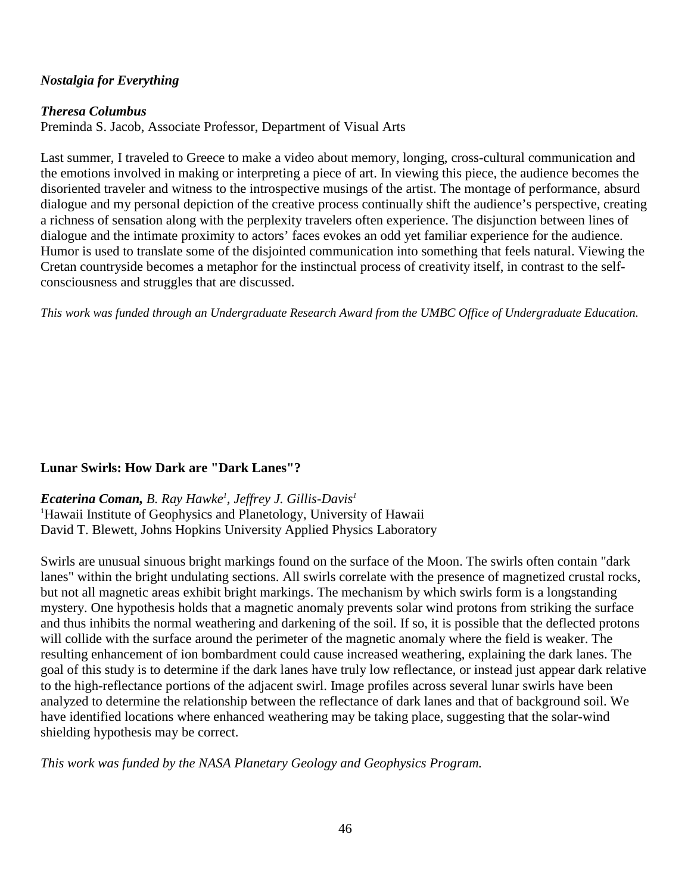***Nostalgia for Everything***

***Theresa Columbus***
Preminda S. Jacob, Associate Professor, Department of Visual Arts

Last summer, I traveled to Greece to make a video about memory, longing, cross-cultural communication and the emotions involved in making or interpreting a piece of art. In viewing this piece, the audience becomes the disoriented traveler and witness to the introspective musings of the artist. The montage of performance, absurd dialogue and my personal depiction of the creative process continually shift the audience's perspective, creating a richness of sensation along with the perplexity travelers often experience. The disjunction between lines of dialogue and the intimate proximity to actors' faces evokes an odd yet familiar experience for the audience. Humor is used to translate some of the disjointed communication into something that feels natural. Viewing the Cretan countryside becomes a metaphor for the instinctual process of creativity itself, in contrast to the self-consciousness and struggles that are discussed.

*This work was funded through an Undergraduate Research Award from the UMBC Office of Undergraduate Education.*

**Lunar Swirls: How Dark are "Dark Lanes"?**

***Ecaterina Coman,*** *B. Ray Hawke[1], Jeffrey J. Gillis-Davis[1]*
[1]Hawaii Institute of Geophysics and Planetology, University of Hawaii
David T. Blewett, Johns Hopkins University Applied Physics Laboratory

Swirls are unusual sinuous bright markings found on the surface of the Moon. The swirls often contain "dark lanes" within the bright undulating sections. All swirls correlate with the presence of magnetized crustal rocks, but not all magnetic areas exhibit bright markings. The mechanism by which swirls form is a longstanding mystery. One hypothesis holds that a magnetic anomaly prevents solar wind protons from striking the surface and thus inhibits the normal weathering and darkening of the soil. If so, it is possible that the deflected protons will collide with the surface around the perimeter of the magnetic anomaly where the field is weaker. The resulting enhancement of ion bombardment could cause increased weathering, explaining the dark lanes. The goal of this study is to determine if the dark lanes have truly low reflectance, or instead just appear dark relative to the high-reflectance portions of the adjacent swirl. Image profiles across several lunar swirls have been analyzed to determine the relationship between the reflectance of dark lanes and that of background soil. We have identified locations where enhanced weathering may be taking place, suggesting that the solar-wind shielding hypothesis may be correct.

*This work was funded by the NASA Planetary Geology and Geophysics Program.*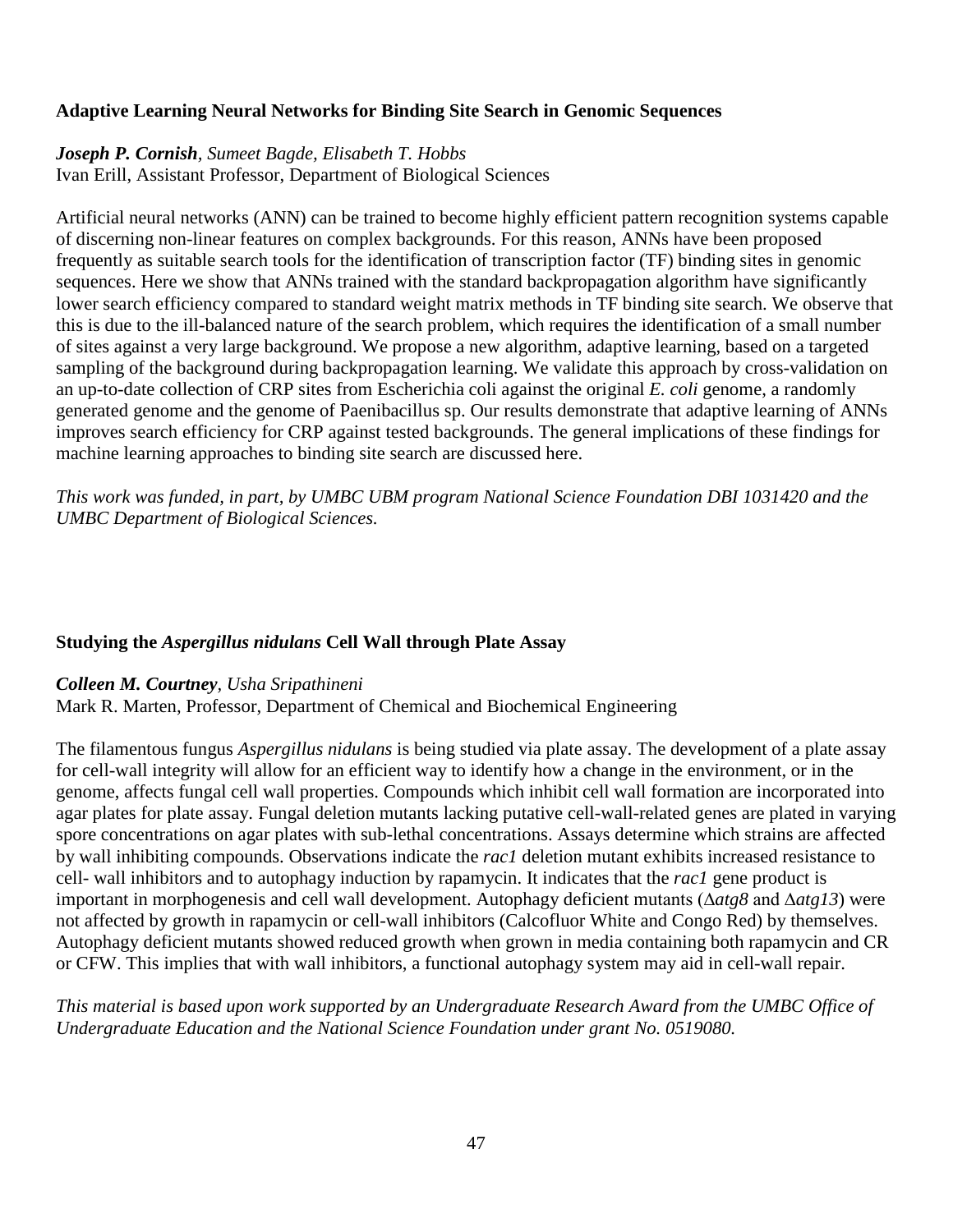### Adaptive Learning Neural Networks for Binding Site Search in Genomic Sequences

***Joseph P. Cornish**, Sumeet Bagde, Elisabeth T. Hobbs*
Ivan Erill, Assistant Professor, Department of Biological Sciences

Artificial neural networks (ANN) can be trained to become highly efficient pattern recognition systems capable of discerning non-linear features on complex backgrounds. For this reason, ANNs have been proposed frequently as suitable search tools for the identification of transcription factor (TF) binding sites in genomic sequences. Here we show that ANNs trained with the standard backpropagation algorithm have significantly lower search efficiency compared to standard weight matrix methods in TF binding site search. We observe that this is due to the ill-balanced nature of the search problem, which requires the identification of a small number of sites against a very large background. We propose a new algorithm, adaptive learning, based on a targeted sampling of the background during backpropagation learning. We validate this approach by cross-validation on an up-to-date collection of CRP sites from Escherichia coli against the original *E. coli* genome, a randomly generated genome and the genome of Paenibacillus sp. Our results demonstrate that adaptive learning of ANNs improves search efficiency for CRP against tested backgrounds. The general implications of these findings for machine learning approaches to binding site search are discussed here.

*This work was funded, in part, by UMBC UBM program National Science Foundation DBI 1031420 and the UMBC Department of Biological Sciences.*

### Studying the *Aspergillus nidulans* Cell Wall through Plate Assay

***Colleen M. Courtney**, Usha Sripathineni*
Mark R. Marten, Professor, Department of Chemical and Biochemical Engineering

The filamentous fungus *Aspergillus nidulans* is being studied via plate assay. The development of a plate assay for cell-wall integrity will allow for an efficient way to identify how a change in the environment, or in the genome, affects fungal cell wall properties. Compounds which inhibit cell wall formation are incorporated into agar plates for plate assay. Fungal deletion mutants lacking putative cell-wall-related genes are plated in varying spore concentrations on agar plates with sub-lethal concentrations. Assays determine which strains are affected by wall inhibiting compounds. Observations indicate the *rac1* deletion mutant exhibits increased resistance to cell- wall inhibitors and to autophagy induction by rapamycin. It indicates that the *rac1* gene product is important in morphogenesis and cell wall development. Autophagy deficient mutants (Δ*atg8* and Δ*atg13*) were not affected by growth in rapamycin or cell-wall inhibitors (Calcofluor White and Congo Red) by themselves. Autophagy deficient mutants showed reduced growth when grown in media containing both rapamycin and CR or CFW. This implies that with wall inhibitors, a functional autophagy system may aid in cell-wall repair.

*This material is based upon work supported by an Undergraduate Research Award from the UMBC Office of Undergraduate Education and the National Science Foundation under grant No. 0519080.*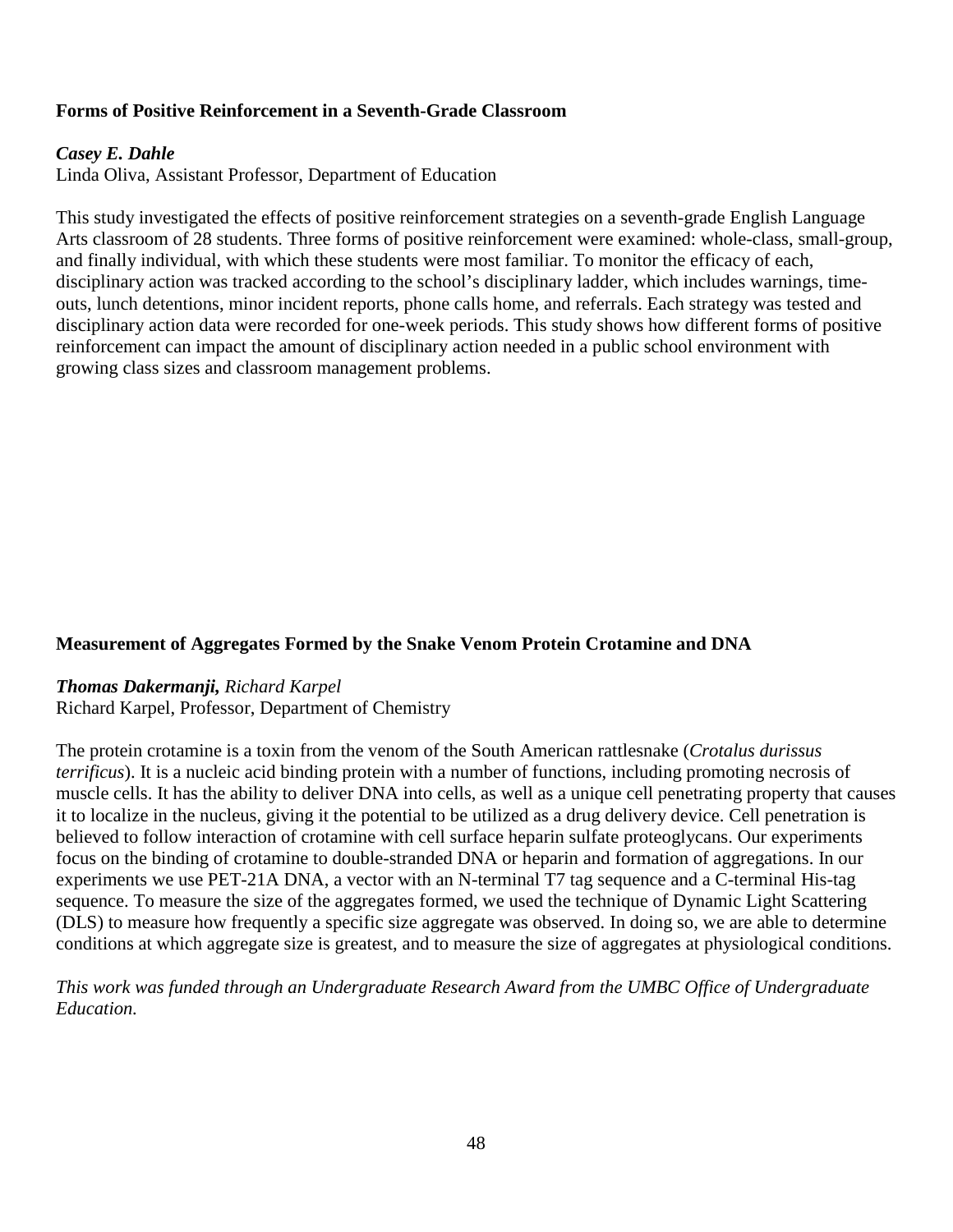### Forms of Positive Reinforcement in a Seventh-Grade Classroom

***Casey E. Dahle***
Linda Oliva, Assistant Professor, Department of Education

This study investigated the effects of positive reinforcement strategies on a seventh-grade English Language Arts classroom of 28 students. Three forms of positive reinforcement were examined: whole-class, small-group, and finally individual, with which these students were most familiar. To monitor the efficacy of each, disciplinary action was tracked according to the school's disciplinary ladder, which includes warnings, time-outs, lunch detentions, minor incident reports, phone calls home, and referrals. Each strategy was tested and disciplinary action data were recorded for one-week periods. This study shows how different forms of positive reinforcement can impact the amount of disciplinary action needed in a public school environment with growing class sizes and classroom management problems.

### Measurement of Aggregates Formed by the Snake Venom Protein Crotamine and DNA

***Thomas Dakermanji,*** *Richard Karpel*
Richard Karpel, Professor, Department of Chemistry

The protein crotamine is a toxin from the venom of the South American rattlesnake (*Crotalus durissus terrificus*). It is a nucleic acid binding protein with a number of functions, including promoting necrosis of muscle cells. It has the ability to deliver DNA into cells, as well as a unique cell penetrating property that causes it to localize in the nucleus, giving it the potential to be utilized as a drug delivery device. Cell penetration is believed to follow interaction of crotamine with cell surface heparin sulfate proteoglycans. Our experiments focus on the binding of crotamine to double-stranded DNA or heparin and formation of aggregations. In our experiments we use PET-21A DNA, a vector with an N-terminal T7 tag sequence and a C-terminal His-tag sequence. To measure the size of the aggregates formed, we used the technique of Dynamic Light Scattering (DLS) to measure how frequently a specific size aggregate was observed. In doing so, we are able to determine conditions at which aggregate size is greatest, and to measure the size of aggregates at physiological conditions.

*This work was funded through an Undergraduate Research Award from the UMBC Office of Undergraduate Education.*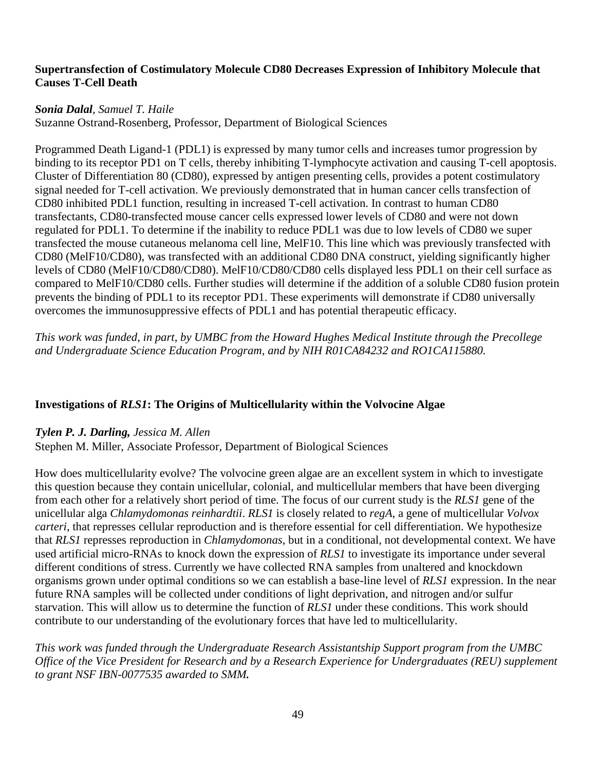### Supertransfection of Costimulatory Molecule CD80 Decreases Expression of Inhibitory Molecule that Causes T-Cell Death

***Sonia Dalal**, Samuel T. Haile*
Suzanne Ostrand-Rosenberg, Professor, Department of Biological Sciences

Programmed Death Ligand-1 (PDL1) is expressed by many tumor cells and increases tumor progression by binding to its receptor PD1 on T cells, thereby inhibiting T-lymphocyte activation and causing T-cell apoptosis. Cluster of Differentiation 80 (CD80), expressed by antigen presenting cells, provides a potent costimulatory signal needed for T-cell activation. We previously demonstrated that in human cancer cells transfection of CD80 inhibited PDL1 function, resulting in increased T-cell activation. In contrast to human CD80 transfectants, CD80-transfected mouse cancer cells expressed lower levels of CD80 and were not down regulated for PDL1. To determine if the inability to reduce PDL1 was due to low levels of CD80 we super transfected the mouse cutaneous melanoma cell line, MelF10. This line which was previously transfected with CD80 (MelF10/CD80), was transfected with an additional CD80 DNA construct, yielding significantly higher levels of CD80 (MelF10/CD80/CD80). MelF10/CD80/CD80 cells displayed less PDL1 on their cell surface as compared to MelF10/CD80 cells. Further studies will determine if the addition of a soluble CD80 fusion protein prevents the binding of PDL1 to its receptor PD1. These experiments will demonstrate if CD80 universally overcomes the immunosuppressive effects of PDL1 and has potential therapeutic efficacy.

*This work was funded, in part, by UMBC from the Howard Hughes Medical Institute through the Precollege and Undergraduate Science Education Program, and by NIH R01CA84232 and RO1CA115880.*

### Investigations of *RLS1*: The Origins of Multicellularity within the Volvocine Algae

***Tylen P. J. Darling,** Jessica M. Allen*
Stephen M. Miller, Associate Professor, Department of Biological Sciences

How does multicellularity evolve? The volvocine green algae are an excellent system in which to investigate this question because they contain unicellular, colonial, and multicellular members that have been diverging from each other for a relatively short period of time. The focus of our current study is the *RLS1* gene of the unicellular alga *Chlamydomonas reinhardtii*. *RLS1* is closely related to *regA*, a gene of multicellular *Volvox carteri*, that represses cellular reproduction and is therefore essential for cell differentiation. We hypothesize that *RLS1* represses reproduction in *Chlamydomonas*, but in a conditional, not developmental context. We have used artificial micro-RNAs to knock down the expression of *RLS1* to investigate its importance under several different conditions of stress. Currently we have collected RNA samples from unaltered and knockdown organisms grown under optimal conditions so we can establish a base-line level of *RLS1* expression. In the near future RNA samples will be collected under conditions of light deprivation, and nitrogen and/or sulfur starvation. This will allow us to determine the function of *RLS1* under these conditions. This work should contribute to our understanding of the evolutionary forces that have led to multicellularity.

*This work was funded through the Undergraduate Research Assistantship Support program from the UMBC Office of the Vice President for Research and by a Research Experience for Undergraduates (REU) supplement to grant NSF IBN-0077535 awarded to SMM.*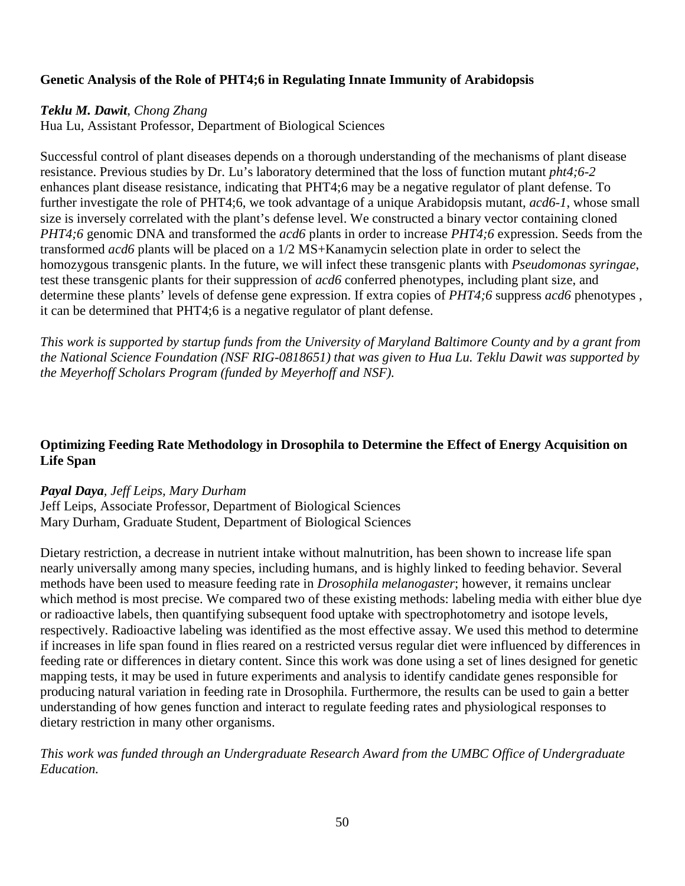**Genetic Analysis of the Role of PHT4;6 in Regulating Innate Immunity of Arabidopsis**

***Teklu M. Dawit***, *Chong Zhang*
Hua Lu, Assistant Professor, Department of Biological Sciences

Successful control of plant diseases depends on a thorough understanding of the mechanisms of plant disease resistance. Previous studies by Dr. Lu's laboratory determined that the loss of function mutant *pht4;6-2* enhances plant disease resistance, indicating that PHT4;6 may be a negative regulator of plant defense. To further investigate the role of PHT4;6, we took advantage of a unique Arabidopsis mutant, *acd6-1*, whose small size is inversely correlated with the plant's defense level. We constructed a binary vector containing cloned *PHT4;6* genomic DNA and transformed the *acd6* plants in order to increase *PHT4;6* expression. Seeds from the transformed *acd6* plants will be placed on a 1/2 MS+Kanamycin selection plate in order to select the homozygous transgenic plants. In the future, we will infect these transgenic plants with *Pseudomonas syringae*, test these transgenic plants for their suppression of *acd6* conferred phenotypes, including plant size, and determine these plants' levels of defense gene expression. If extra copies of *PHT4;6* suppress *acd6* phenotypes , it can be determined that PHT4;6 is a negative regulator of plant defense.

*This work is supported by startup funds from the University of Maryland Baltimore County and by a grant from the National Science Foundation (NSF RIG-0818651) that was given to Hua Lu. Teklu Dawit was supported by the Meyerhoff Scholars Program (funded by Meyerhoff and NSF).*

**Optimizing Feeding Rate Methodology in Drosophila to Determine the Effect of Energy Acquisition on Life Span**

***Payal Daya***, *Jeff Leips, Mary Durham*
Jeff Leips, Associate Professor, Department of Biological Sciences
Mary Durham, Graduate Student, Department of Biological Sciences

Dietary restriction, a decrease in nutrient intake without malnutrition, has been shown to increase life span nearly universally among many species, including humans, and is highly linked to feeding behavior. Several methods have been used to measure feeding rate in *Drosophila melanogaster*; however, it remains unclear which method is most precise. We compared two of these existing methods: labeling media with either blue dye or radioactive labels, then quantifying subsequent food uptake with spectrophotometry and isotope levels, respectively. Radioactive labeling was identified as the most effective assay. We used this method to determine if increases in life span found in flies reared on a restricted versus regular diet were influenced by differences in feeding rate or differences in dietary content. Since this work was done using a set of lines designed for genetic mapping tests, it may be used in future experiments and analysis to identify candidate genes responsible for producing natural variation in feeding rate in Drosophila. Furthermore, the results can be used to gain a better understanding of how genes function and interact to regulate feeding rates and physiological responses to dietary restriction in many other organisms.

*This work was funded through an Undergraduate Research Award from the UMBC Office of Undergraduate Education.*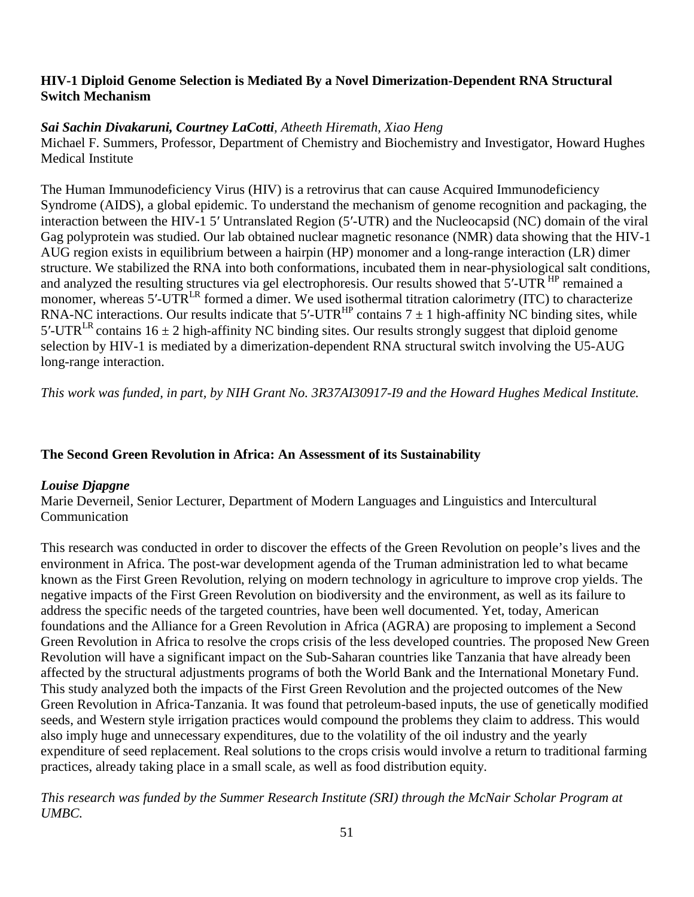### HIV-1 Diploid Genome Selection is Mediated By a Novel Dimerization-Dependent RNA Structural Switch Mechanism

***Sai Sachin Divakaruni, Courtney LaCotti**, Atheeth Hiremath, Xiao Heng*

Michael F. Summers, Professor, Department of Chemistry and Biochemistry and Investigator, Howard Hughes Medical Institute

The Human Immunodeficiency Virus (HIV) is a retrovirus that can cause Acquired Immunodeficiency Syndrome (AIDS), a global epidemic. To understand the mechanism of genome recognition and packaging, the interaction between the HIV-1 5′ Untranslated Region (5′-UTR) and the Nucleocapsid (NC) domain of the viral Gag polyprotein was studied. Our lab obtained nuclear magnetic resonance (NMR) data showing that the HIV-1 AUG region exists in equilibrium between a hairpin (HP) monomer and a long-range interaction (LR) dimer structure. We stabilized the RNA into both conformations, incubated them in near-physiological salt conditions, and analyzed the resulting structures via gel electrophoresis. Our results showed that $5'\text{-UTR}^{HP}$ remained a monomer, whereas $5'\text{-UTR}^{LR}$ formed a dimer. We used isothermal titration calorimetry (ITC) to characterize RNA-NC interactions. Our results indicate that $5'\text{-UTR}^{HP}$ contains $7 \pm 1$ high-affinity NC binding sites, while $5'\text{-UTR}^{LR}$ contains $16 \pm 2$ high-affinity NC binding sites. Our results strongly suggest that diploid genome selection by HIV-1 is mediated by a dimerization-dependent RNA structural switch involving the U5-AUG long-range interaction.

*This work was funded, in part, by NIH Grant No. 3R37AI30917-I9 and the Howard Hughes Medical Institute.*

### The Second Green Revolution in Africa: An Assessment of its Sustainability

***Louise Djapgne***

Marie Deverneil, Senior Lecturer, Department of Modern Languages and Linguistics and Intercultural Communication

This research was conducted in order to discover the effects of the Green Revolution on people's lives and the environment in Africa. The post-war development agenda of the Truman administration led to what became known as the First Green Revolution, relying on modern technology in agriculture to improve crop yields. The negative impacts of the First Green Revolution on biodiversity and the environment, as well as its failure to address the specific needs of the targeted countries, have been well documented. Yet, today, American foundations and the Alliance for a Green Revolution in Africa (AGRA) are proposing to implement a Second Green Revolution in Africa to resolve the crops crisis of the less developed countries. The proposed New Green Revolution will have a significant impact on the Sub-Saharan countries like Tanzania that have already been affected by the structural adjustments programs of both the World Bank and the International Monetary Fund. This study analyzed both the impacts of the First Green Revolution and the projected outcomes of the New Green Revolution in Africa-Tanzania. It was found that petroleum-based inputs, the use of genetically modified seeds, and Western style irrigation practices would compound the problems they claim to address. This would also imply huge and unnecessary expenditures, due to the volatility of the oil industry and the yearly expenditure of seed replacement. Real solutions to the crops crisis would involve a return to traditional farming practices, already taking place in a small scale, as well as food distribution equity.

*This research was funded by the Summer Research Institute (SRI) through the McNair Scholar Program at UMBC.*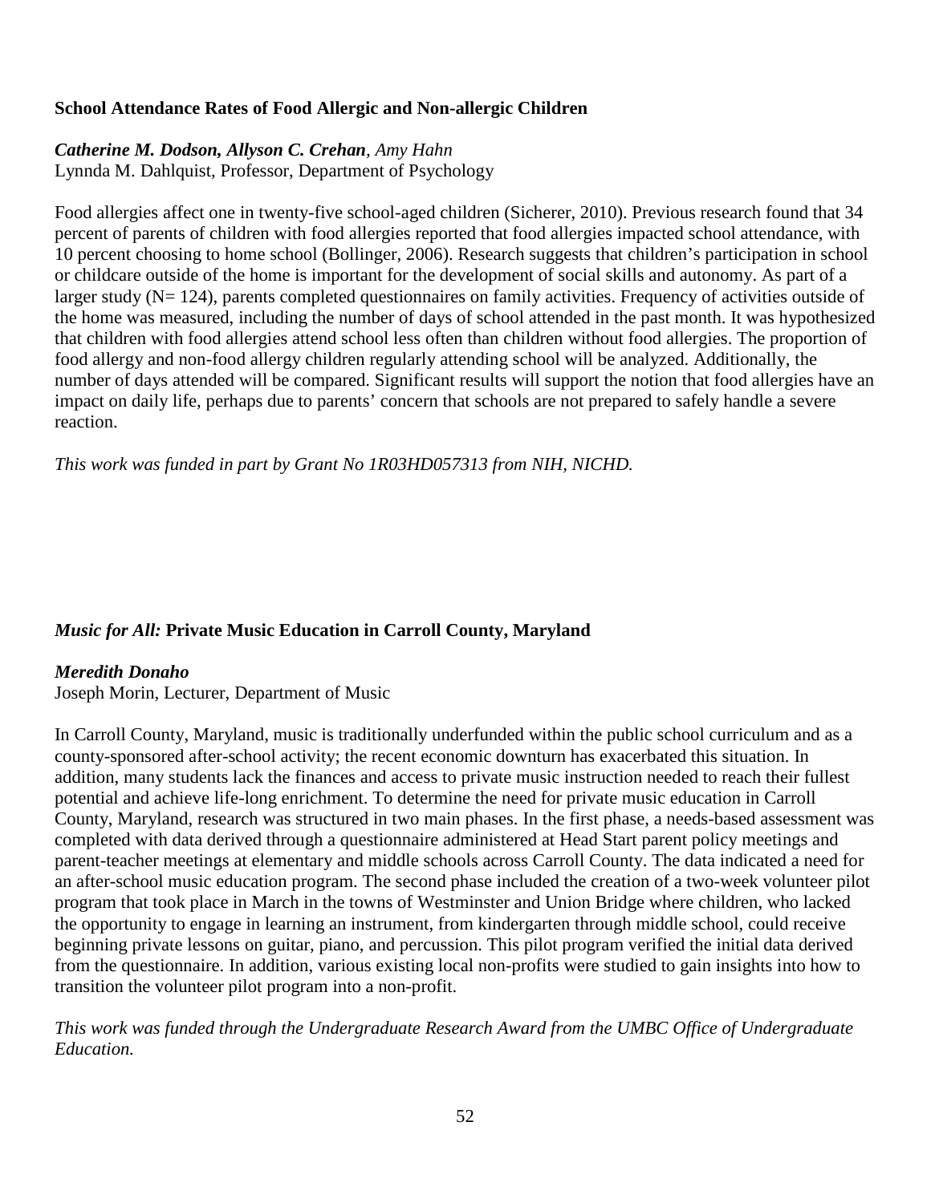### School Attendance Rates of Food Allergic and Non-allergic Children

***Catherine M. Dodson, Allyson C. Crehan**, Amy Hahn*
Lynnda M. Dahlquist, Professor, Department of Psychology

Food allergies affect one in twenty-five school-aged children (Sicherer, 2010). Previous research found that 34 percent of parents of children with food allergies reported that food allergies impacted school attendance, with 10 percent choosing to home school (Bollinger, 2006). Research suggests that children's participation in school or childcare outside of the home is important for the development of social skills and autonomy. As part of a larger study (N= 124), parents completed questionnaires on family activities. Frequency of activities outside of the home was measured, including the number of days of school attended in the past month. It was hypothesized that children with food allergies attend school less often than children without food allergies. The proportion of food allergy and non-food allergy children regularly attending school will be analyzed. Additionally, the number of days attended will be compared. Significant results will support the notion that food allergies have an impact on daily life, perhaps due to parents' concern that schools are not prepared to safely handle a severe reaction.

*This work was funded in part by Grant No 1R03HD057313 from NIH, NICHD.*

### *Music for All:* Private Music Education in Carroll County, Maryland

***Meredith Donaho***
Joseph Morin, Lecturer, Department of Music

In Carroll County, Maryland, music is traditionally underfunded within the public school curriculum and as a county-sponsored after-school activity; the recent economic downturn has exacerbated this situation. In addition, many students lack the finances and access to private music instruction needed to reach their fullest potential and achieve life-long enrichment. To determine the need for private music education in Carroll County, Maryland, research was structured in two main phases. In the first phase, a needs-based assessment was completed with data derived through a questionnaire administered at Head Start parent policy meetings and parent-teacher meetings at elementary and middle schools across Carroll County. The data indicated a need for an after-school music education program. The second phase included the creation of a two-week volunteer pilot program that took place in March in the towns of Westminster and Union Bridge where children, who lacked the opportunity to engage in learning an instrument, from kindergarten through middle school, could receive beginning private lessons on guitar, piano, and percussion. This pilot program verified the initial data derived from the questionnaire. In addition, various existing local non-profits were studied to gain insights into how to transition the volunteer pilot program into a non-profit.

*This work was funded through the Undergraduate Research Award from the UMBC Office of Undergraduate Education.*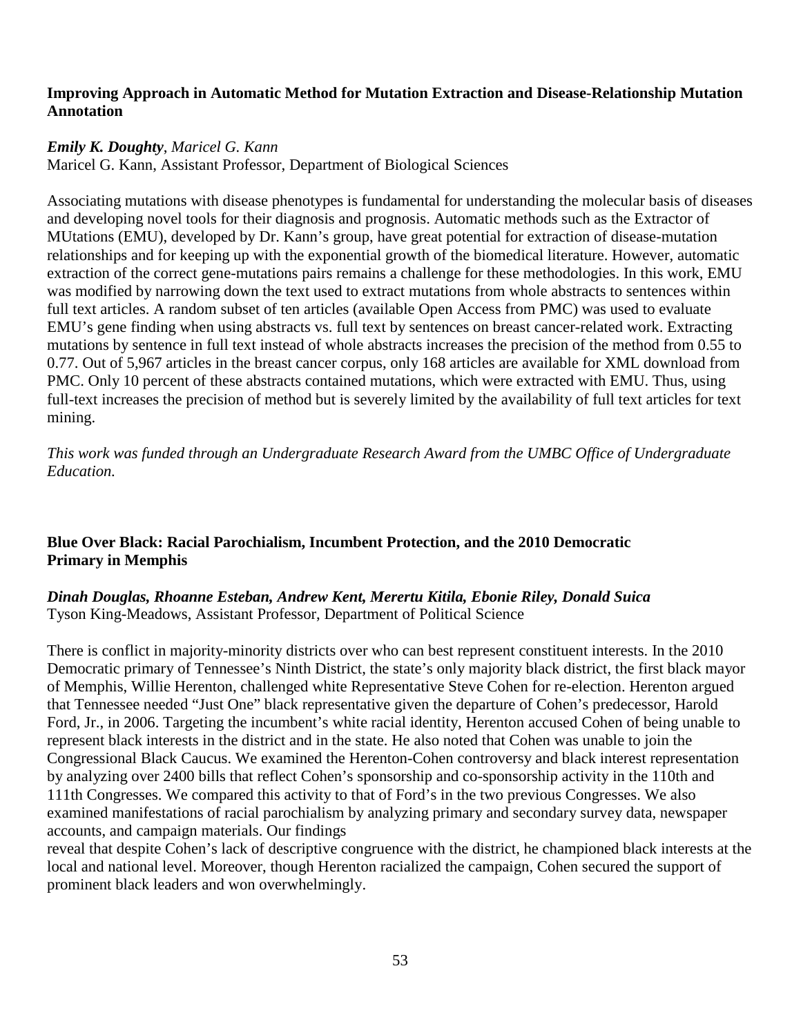**Improving Approach in Automatic Method for Mutation Extraction and Disease-Relationship Mutation Annotation**

***Emily K. Doughty***, *Maricel G. Kann*
Maricel G. Kann, Assistant Professor, Department of Biological Sciences

Associating mutations with disease phenotypes is fundamental for understanding the molecular basis of diseases and developing novel tools for their diagnosis and prognosis. Automatic methods such as the Extractor of MUtations (EMU), developed by Dr. Kann's group, have great potential for extraction of disease-mutation relationships and for keeping up with the exponential growth of the biomedical literature. However, automatic extraction of the correct gene-mutations pairs remains a challenge for these methodologies. In this work, EMU was modified by narrowing down the text used to extract mutations from whole abstracts to sentences within full text articles. A random subset of ten articles (available Open Access from PMC) was used to evaluate EMU's gene finding when using abstracts vs. full text by sentences on breast cancer-related work. Extracting mutations by sentence in full text instead of whole abstracts increases the precision of the method from 0.55 to 0.77. Out of 5,967 articles in the breast cancer corpus, only 168 articles are available for XML download from PMC. Only 10 percent of these abstracts contained mutations, which were extracted with EMU. Thus, using full-text increases the precision of method but is severely limited by the availability of full text articles for text mining.

*This work was funded through an Undergraduate Research Award from the UMBC Office of Undergraduate Education.*

**Blue Over Black: Racial Parochialism, Incumbent Protection, and the 2010 Democratic Primary in Memphis**

***Dinah Douglas, Rhoanne Esteban, Andrew Kent, Merertu Kitila, Ebonie Riley, Donald Suica***
Tyson King-Meadows, Assistant Professor, Department of Political Science

There is conflict in majority-minority districts over who can best represent constituent interests. In the 2010 Democratic primary of Tennessee's Ninth District, the state's only majority black district, the first black mayor of Memphis, Willie Herenton, challenged white Representative Steve Cohen for re-election. Herenton argued that Tennessee needed "Just One" black representative given the departure of Cohen's predecessor, Harold Ford, Jr., in 2006. Targeting the incumbent's white racial identity, Herenton accused Cohen of being unable to represent black interests in the district and in the state. He also noted that Cohen was unable to join the Congressional Black Caucus. We examined the Herenton-Cohen controversy and black interest representation by analyzing over 2400 bills that reflect Cohen's sponsorship and co-sponsorship activity in the 110th and 111th Congresses. We compared this activity to that of Ford's in the two previous Congresses. We also examined manifestations of racial parochialism by analyzing primary and secondary survey data, newspaper accounts, and campaign materials. Our findings reveal that despite Cohen's lack of descriptive congruence with the district, he championed black interests at the local and national level. Moreover, though Herenton racialized the campaign, Cohen secured the support of prominent black leaders and won overwhelmingly.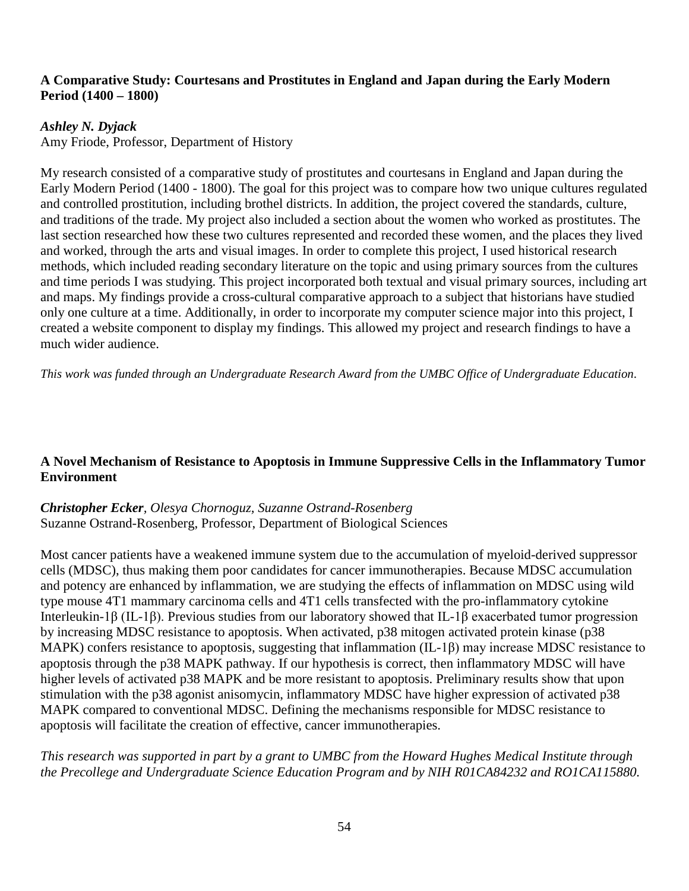### A Comparative Study: Courtesans and Prostitutes in England and Japan during the Early Modern Period (1400 – 1800)

***Ashley N. Dyjack***
Amy Friode, Professor, Department of History

My research consisted of a comparative study of prostitutes and courtesans in England and Japan during the Early Modern Period (1400 - 1800). The goal for this project was to compare how two unique cultures regulated and controlled prostitution, including brothel districts. In addition, the project covered the standards, culture, and traditions of the trade. My project also included a section about the women who worked as prostitutes. The last section researched how these two cultures represented and recorded these women, and the places they lived and worked, through the arts and visual images. In order to complete this project, I used historical research methods, which included reading secondary literature on the topic and using primary sources from the cultures and time periods I was studying. This project incorporated both textual and visual primary sources, including art and maps. My findings provide a cross-cultural comparative approach to a subject that historians have studied only one culture at a time. Additionally, in order to incorporate my computer science major into this project, I created a website component to display my findings. This allowed my project and research findings to have a much wider audience.

*This work was funded through an Undergraduate Research Award from the UMBC Office of Undergraduate Education.*

### A Novel Mechanism of Resistance to Apoptosis in Immune Suppressive Cells in the Inflammatory Tumor Environment

***Christopher Ecker***, *Olesya Chornoguz, Suzanne Ostrand-Rosenberg*
Suzanne Ostrand-Rosenberg, Professor, Department of Biological Sciences

Most cancer patients have a weakened immune system due to the accumulation of myeloid-derived suppressor cells (MDSC), thus making them poor candidates for cancer immunotherapies. Because MDSC accumulation and potency are enhanced by inflammation, we are studying the effects of inflammation on MDSC using wild type mouse 4T1 mammary carcinoma cells and 4T1 cells transfected with the pro-inflammatory cytokine Interleukin-1β (IL-1β). Previous studies from our laboratory showed that IL-1β exacerbated tumor progression by increasing MDSC resistance to apoptosis. When activated, p38 mitogen activated protein kinase (p38 MAPK) confers resistance to apoptosis, suggesting that inflammation (IL-1β) may increase MDSC resistance to apoptosis through the p38 MAPK pathway. If our hypothesis is correct, then inflammatory MDSC will have higher levels of activated p38 MAPK and be more resistant to apoptosis. Preliminary results show that upon stimulation with the p38 agonist anisomycin, inflammatory MDSC have higher expression of activated p38 MAPK compared to conventional MDSC. Defining the mechanisms responsible for MDSC resistance to apoptosis will facilitate the creation of effective, cancer immunotherapies.

*This research was supported in part by a grant to UMBC from the Howard Hughes Medical Institute through the Precollege and Undergraduate Science Education Program and by NIH R01CA84232 and RO1CA115880.*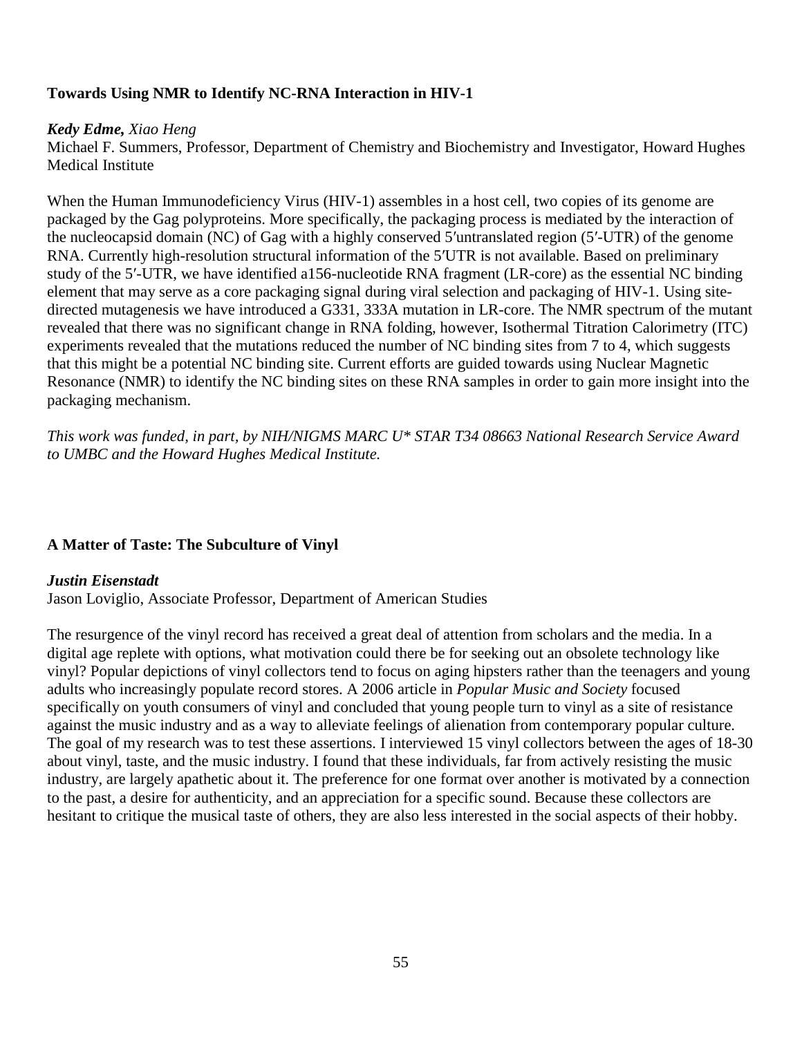### Towards Using NMR to Identify NC-RNA Interaction in HIV-1

***Kedy Edme,*** *Xiao Heng*
Michael F. Summers, Professor, Department of Chemistry and Biochemistry and Investigator, Howard Hughes Medical Institute

When the Human Immunodeficiency Virus (HIV-1) assembles in a host cell, two copies of its genome are packaged by the Gag polyproteins. More specifically, the packaging process is mediated by the interaction of the nucleocapsid domain (NC) of Gag with a highly conserved 5′untranslated region (5′-UTR) of the genome RNA. Currently high-resolution structural information of the 5′UTR is not available. Based on preliminary study of the 5′-UTR, we have identified a156-nucleotide RNA fragment (LR-core) as the essential NC binding element that may serve as a core packaging signal during viral selection and packaging of HIV-1. Using site-directed mutagenesis we have introduced a G331, 333A mutation in LR-core. The NMR spectrum of the mutant revealed that there was no significant change in RNA folding, however, Isothermal Titration Calorimetry (ITC) experiments revealed that the mutations reduced the number of NC binding sites from 7 to 4, which suggests that this might be a potential NC binding site. Current efforts are guided towards using Nuclear Magnetic Resonance (NMR) to identify the NC binding sites on these RNA samples in order to gain more insight into the packaging mechanism.

*This work was funded, in part, by NIH/NIGMS MARC U* STAR T34 08663 National Research Service Award to UMBC and the Howard Hughes Medical Institute.*

### A Matter of Taste: The Subculture of Vinyl

***Justin Eisenstadt***
Jason Loviglio, Associate Professor, Department of American Studies

The resurgence of the vinyl record has received a great deal of attention from scholars and the media. In a digital age replete with options, what motivation could there be for seeking out an obsolete technology like vinyl? Popular depictions of vinyl collectors tend to focus on aging hipsters rather than the teenagers and young adults who increasingly populate record stores. A 2006 article in *Popular Music and Society* focused specifically on youth consumers of vinyl and concluded that young people turn to vinyl as a site of resistance against the music industry and as a way to alleviate feelings of alienation from contemporary popular culture. The goal of my research was to test these assertions. I interviewed 15 vinyl collectors between the ages of 18-30 about vinyl, taste, and the music industry. I found that these individuals, far from actively resisting the music industry, are largely apathetic about it. The preference for one format over another is motivated by a connection to the past, a desire for authenticity, and an appreciation for a specific sound. Because these collectors are hesitant to critique the musical taste of others, they are also less interested in the social aspects of their hobby.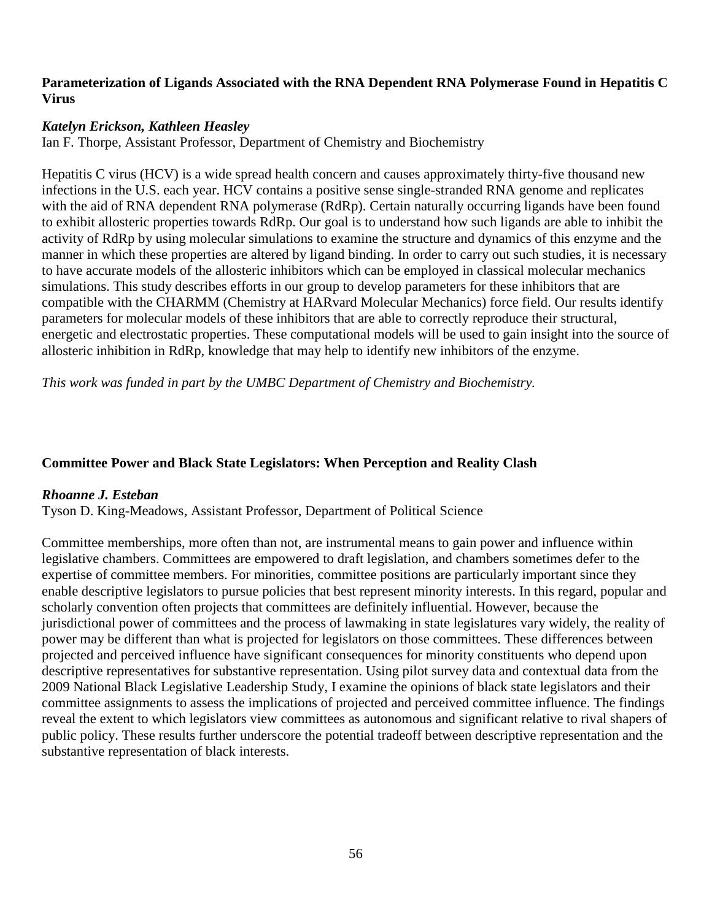**Parameterization of Ligands Associated with the RNA Dependent RNA Polymerase Found in Hepatitis C Virus**

***Katelyn Erickson, Kathleen Heasley***
Ian F. Thorpe, Assistant Professor, Department of Chemistry and Biochemistry

Hepatitis C virus (HCV) is a wide spread health concern and causes approximately thirty-five thousand new infections in the U.S. each year. HCV contains a positive sense single-stranded RNA genome and replicates with the aid of RNA dependent RNA polymerase (RdRp). Certain naturally occurring ligands have been found to exhibit allosteric properties towards RdRp. Our goal is to understand how such ligands are able to inhibit the activity of RdRp by using molecular simulations to examine the structure and dynamics of this enzyme and the manner in which these properties are altered by ligand binding. In order to carry out such studies, it is necessary to have accurate models of the allosteric inhibitors which can be employed in classical molecular mechanics simulations. This study describes efforts in our group to develop parameters for these inhibitors that are compatible with the CHARMM (Chemistry at HARvard Molecular Mechanics) force field. Our results identify parameters for molecular models of these inhibitors that are able to correctly reproduce their structural, energetic and electrostatic properties. These computational models will be used to gain insight into the source of allosteric inhibition in RdRp, knowledge that may help to identify new inhibitors of the enzyme.

*This work was funded in part by the UMBC Department of Chemistry and Biochemistry.*

**Committee Power and Black State Legislators: When Perception and Reality Clash**

***Rhoanne J. Esteban***
Tyson D. King-Meadows, Assistant Professor, Department of Political Science

Committee memberships, more often than not, are instrumental means to gain power and influence within legislative chambers. Committees are empowered to draft legislation, and chambers sometimes defer to the expertise of committee members. For minorities, committee positions are particularly important since they enable descriptive legislators to pursue policies that best represent minority interests. In this regard, popular and scholarly convention often projects that committees are definitely influential. However, because the jurisdictional power of committees and the process of lawmaking in state legislatures vary widely, the reality of power may be different than what is projected for legislators on those committees. These differences between projected and perceived influence have significant consequences for minority constituents who depend upon descriptive representatives for substantive representation. Using pilot survey data and contextual data from the 2009 National Black Legislative Leadership Study, I examine the opinions of black state legislators and their committee assignments to assess the implications of projected and perceived committee influence. The findings reveal the extent to which legislators view committees as autonomous and significant relative to rival shapers of public policy. These results further underscore the potential tradeoff between descriptive representation and the substantive representation of black interests.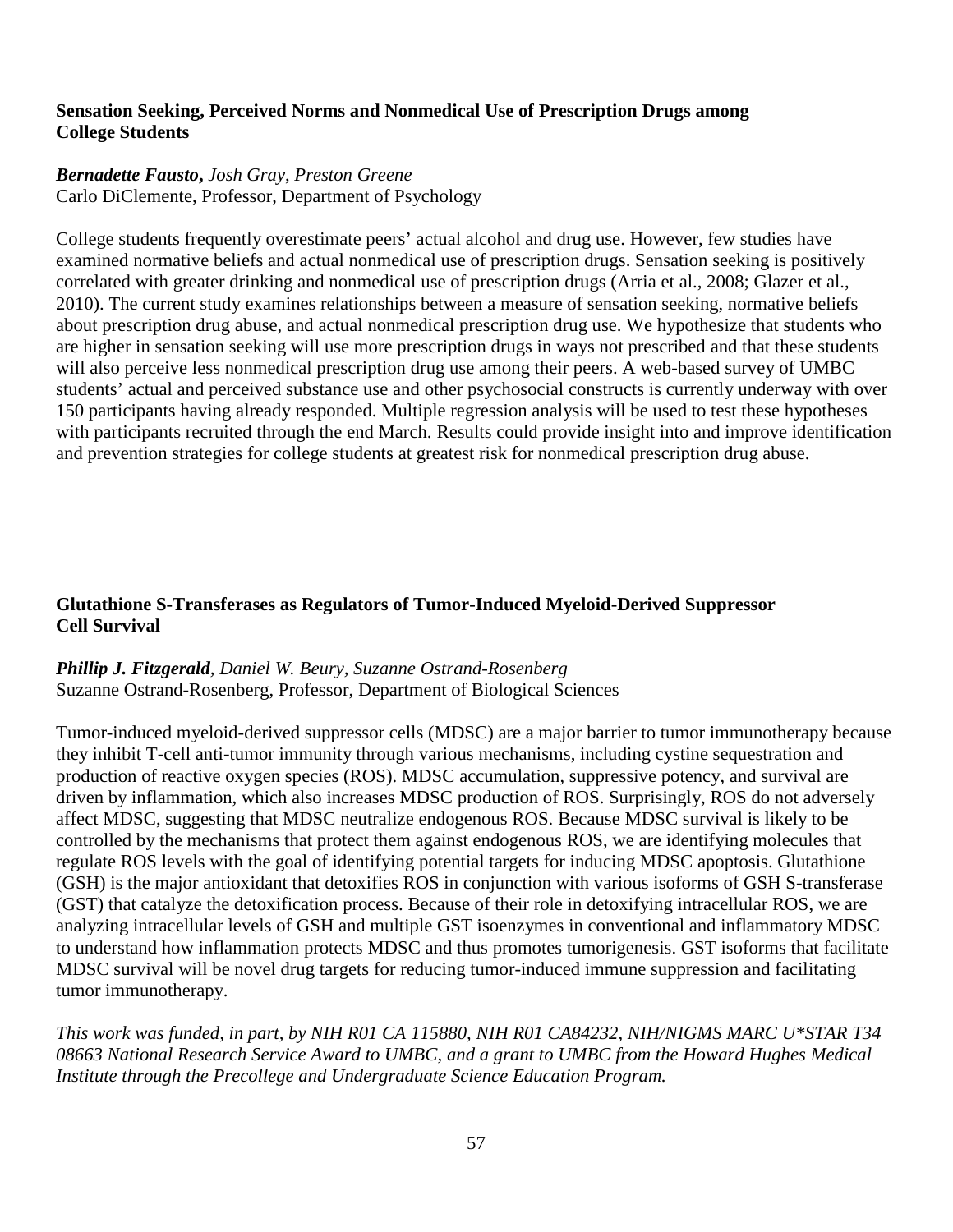### Sensation Seeking, Perceived Norms and Nonmedical Use of Prescription Drugs among College Students

***Bernadette Fausto****, Josh Gray, Preston Greene*

Carlo DiClemente, Professor, Department of Psychology

College students frequently overestimate peers' actual alcohol and drug use. However, few studies have examined normative beliefs and actual nonmedical use of prescription drugs. Sensation seeking is positively correlated with greater drinking and nonmedical use of prescription drugs (Arria et al., 2008; Glazer et al., 2010). The current study examines relationships between a measure of sensation seeking, normative beliefs about prescription drug abuse, and actual nonmedical prescription drug use. We hypothesize that students who are higher in sensation seeking will use more prescription drugs in ways not prescribed and that these students will also perceive less nonmedical prescription drug use among their peers. A web-based survey of UMBC students' actual and perceived substance use and other psychosocial constructs is currently underway with over 150 participants having already responded. Multiple regression analysis will be used to test these hypotheses with participants recruited through the end March. Results could provide insight into and improve identification and prevention strategies for college students at greatest risk for nonmedical prescription drug abuse.

### Glutathione S-Transferases as Regulators of Tumor-Induced Myeloid-Derived Suppressor Cell Survival

***Phillip J. Fitzgerald****, Daniel W. Beury, Suzanne Ostrand-Rosenberg*

Suzanne Ostrand-Rosenberg, Professor, Department of Biological Sciences

Tumor-induced myeloid-derived suppressor cells (MDSC) are a major barrier to tumor immunotherapy because they inhibit T-cell anti-tumor immunity through various mechanisms, including cystine sequestration and production of reactive oxygen species (ROS). MDSC accumulation, suppressive potency, and survival are driven by inflammation, which also increases MDSC production of ROS. Surprisingly, ROS do not adversely affect MDSC, suggesting that MDSC neutralize endogenous ROS. Because MDSC survival is likely to be controlled by the mechanisms that protect them against endogenous ROS, we are identifying molecules that regulate ROS levels with the goal of identifying potential targets for inducing MDSC apoptosis. Glutathione (GSH) is the major antioxidant that detoxifies ROS in conjunction with various isoforms of GSH S-transferase (GST) that catalyze the detoxification process. Because of their role in detoxifying intracellular ROS, we are analyzing intracellular levels of GSH and multiple GST isoenzymes in conventional and inflammatory MDSC to understand how inflammation protects MDSC and thus promotes tumorigenesis. GST isoforms that facilitate MDSC survival will be novel drug targets for reducing tumor-induced immune suppression and facilitating tumor immunotherapy.

*This work was funded, in part, by NIH R01 CA 115880, NIH R01 CA84232, NIH/NIGMS MARC U*STAR T34 08663 National Research Service Award to UMBC, and a grant to UMBC from the Howard Hughes Medical Institute through the Precollege and Undergraduate Science Education Program.*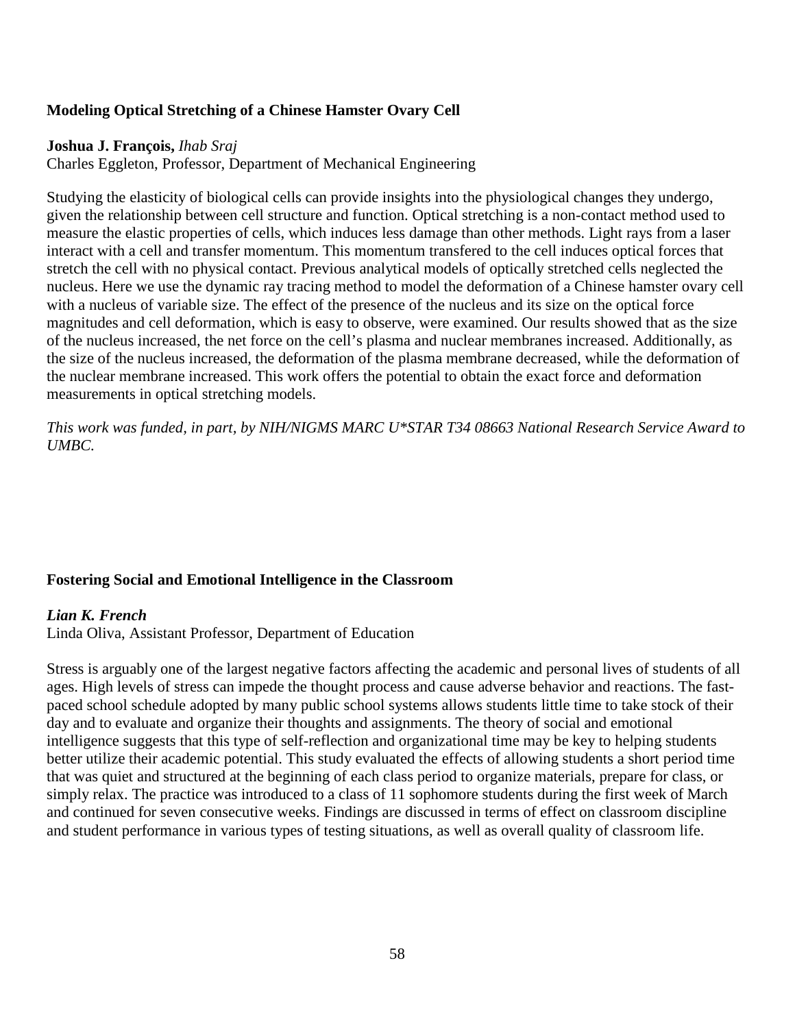### Modeling Optical Stretching of a Chinese Hamster Ovary Cell

**Joshua J. François,** *Ihab Sraj*
Charles Eggleton, Professor, Department of Mechanical Engineering

Studying the elasticity of biological cells can provide insights into the physiological changes they undergo, given the relationship between cell structure and function. Optical stretching is a non-contact method used to measure the elastic properties of cells, which induces less damage than other methods. Light rays from a laser interact with a cell and transfer momentum. This momentum transfered to the cell induces optical forces that stretch the cell with no physical contact. Previous analytical models of optically stretched cells neglected the nucleus. Here we use the dynamic ray tracing method to model the deformation of a Chinese hamster ovary cell with a nucleus of variable size. The effect of the presence of the nucleus and its size on the optical force magnitudes and cell deformation, which is easy to observe, were examined. Our results showed that as the size of the nucleus increased, the net force on the cell's plasma and nuclear membranes increased. Additionally, as the size of the nucleus increased, the deformation of the plasma membrane decreased, while the deformation of the nuclear membrane increased. This work offers the potential to obtain the exact force and deformation measurements in optical stretching models.

*This work was funded, in part, by NIH/NIGMS MARC U*STAR T34 08663 National Research Service Award to UMBC.*

### Fostering Social and Emotional Intelligence in the Classroom

***Lian K. French***
Linda Oliva, Assistant Professor, Department of Education

Stress is arguably one of the largest negative factors affecting the academic and personal lives of students of all ages. High levels of stress can impede the thought process and cause adverse behavior and reactions. The fast-paced school schedule adopted by many public school systems allows students little time to take stock of their day and to evaluate and organize their thoughts and assignments. The theory of social and emotional intelligence suggests that this type of self-reflection and organizational time may be key to helping students better utilize their academic potential. This study evaluated the effects of allowing students a short period time that was quiet and structured at the beginning of each class period to organize materials, prepare for class, or simply relax. The practice was introduced to a class of 11 sophomore students during the first week of March and continued for seven consecutive weeks. Findings are discussed in terms of effect on classroom discipline and student performance in various types of testing situations, as well as overall quality of classroom life.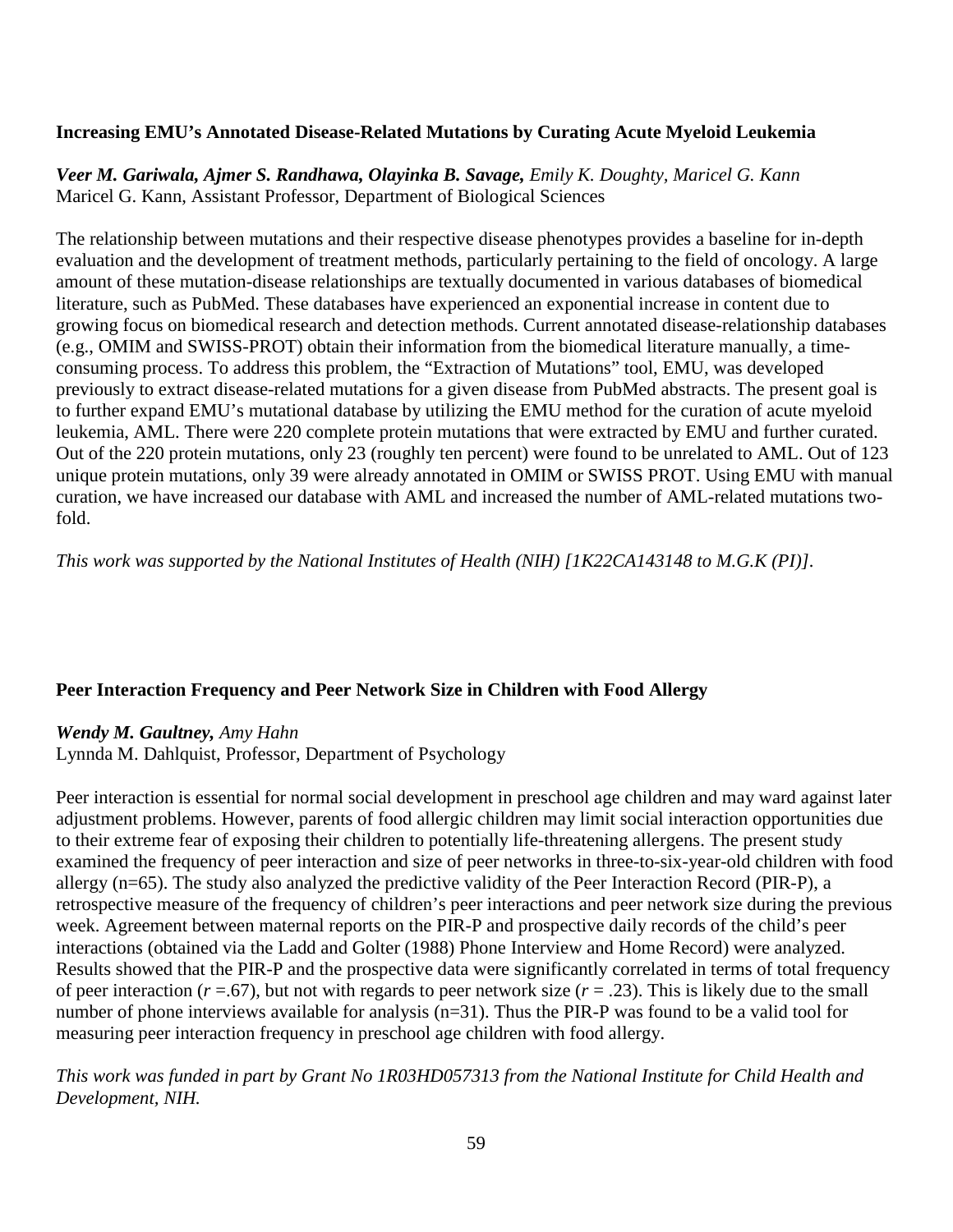### Increasing EMU's Annotated Disease-Related Mutations by Curating Acute Myeloid Leukemia

***Veer M. Gariwala, Ajmer S. Randhawa, Olayinka B. Savage,*** *Emily K. Doughty, Maricel G. Kann*
Maricel G. Kann, Assistant Professor, Department of Biological Sciences

The relationship between mutations and their respective disease phenotypes provides a baseline for in-depth evaluation and the development of treatment methods, particularly pertaining to the field of oncology. A large amount of these mutation-disease relationships are textually documented in various databases of biomedical literature, such as PubMed. These databases have experienced an exponential increase in content due to growing focus on biomedical research and detection methods. Current annotated disease-relationship databases (e.g., OMIM and SWISS-PROT) obtain their information from the biomedical literature manually, a time-consuming process. To address this problem, the "Extraction of Mutations" tool, EMU, was developed previously to extract disease-related mutations for a given disease from PubMed abstracts. The present goal is to further expand EMU's mutational database by utilizing the EMU method for the curation of acute myeloid leukemia, AML. There were 220 complete protein mutations that were extracted by EMU and further curated. Out of the 220 protein mutations, only 23 (roughly ten percent) were found to be unrelated to AML. Out of 123 unique protein mutations, only 39 were already annotated in OMIM or SWISS PROT. Using EMU with manual curation, we have increased our database with AML and increased the number of AML-related mutations two-fold.

*This work was supported by the National Institutes of Health (NIH) [1K22CA143148 to M.G.K (PI)].*

### Peer Interaction Frequency and Peer Network Size in Children with Food Allergy

***Wendy M. Gaultney,*** *Amy Hahn*
Lynnda M. Dahlquist, Professor, Department of Psychology

Peer interaction is essential for normal social development in preschool age children and may ward against later adjustment problems. However, parents of food allergic children may limit social interaction opportunities due to their extreme fear of exposing their children to potentially life-threatening allergens. The present study examined the frequency of peer interaction and size of peer networks in three-to-six-year-old children with food allergy (n=65). The study also analyzed the predictive validity of the Peer Interaction Record (PIR-P), a retrospective measure of the frequency of children's peer interactions and peer network size during the previous week. Agreement between maternal reports on the PIR-P and prospective daily records of the child's peer interactions (obtained via the Ladd and Golter (1988) Phone Interview and Home Record) were analyzed. Results showed that the PIR-P and the prospective data were significantly correlated in terms of total frequency of peer interaction ($r$ =.67), but not with regards to peer network size ($r$ = .23). This is likely due to the small number of phone interviews available for analysis (n=31). Thus the PIR-P was found to be a valid tool for measuring peer interaction frequency in preschool age children with food allergy.

*This work was funded in part by Grant No 1R03HD057313 from the National Institute for Child Health and Development, NIH.*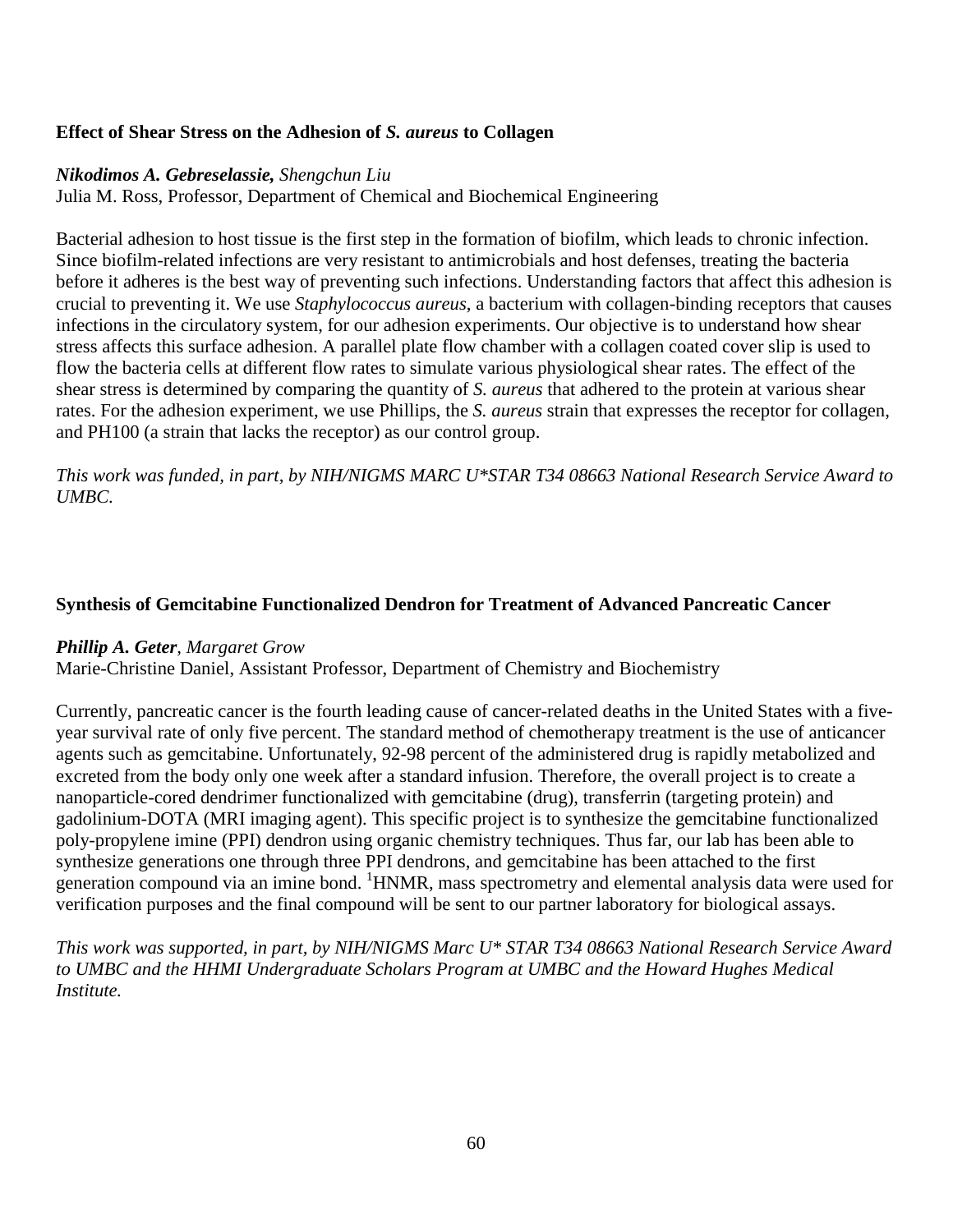### Effect of Shear Stress on the Adhesion of *S. aureus* to Collagen

***Nikodimos A. Gebreselassie,*** *Shengchun Liu*
Julia M. Ross, Professor, Department of Chemical and Biochemical Engineering

Bacterial adhesion to host tissue is the first step in the formation of biofilm, which leads to chronic infection. Since biofilm-related infections are very resistant to antimicrobials and host defenses, treating the bacteria before it adheres is the best way of preventing such infections. Understanding factors that affect this adhesion is crucial to preventing it. We use *Staphylococcus aureus*, a bacterium with collagen-binding receptors that causes infections in the circulatory system, for our adhesion experiments. Our objective is to understand how shear stress affects this surface adhesion. A parallel plate flow chamber with a collagen coated cover slip is used to flow the bacteria cells at different flow rates to simulate various physiological shear rates. The effect of the shear stress is determined by comparing the quantity of *S. aureus* that adhered to the protein at various shear rates. For the adhesion experiment, we use Phillips, the *S. aureus* strain that expresses the receptor for collagen, and PH100 (a strain that lacks the receptor) as our control group.

*This work was funded, in part, by NIH/NIGMS MARC U*STAR T34 08663 National Research Service Award to UMBC.*

### Synthesis of Gemcitabine Functionalized Dendron for Treatment of Advanced Pancreatic Cancer

***Phillip A. Geter***, *Margaret Grow*
Marie-Christine Daniel, Assistant Professor, Department of Chemistry and Biochemistry

Currently, pancreatic cancer is the fourth leading cause of cancer-related deaths in the United States with a five-year survival rate of only five percent. The standard method of chemotherapy treatment is the use of anticancer agents such as gemcitabine. Unfortunately, 92-98 percent of the administered drug is rapidly metabolized and excreted from the body only one week after a standard infusion. Therefore, the overall project is to create a nanoparticle-cored dendrimer functionalized with gemcitabine (drug), transferrin (targeting protein) and gadolinium-DOTA (MRI imaging agent). This specific project is to synthesize the gemcitabine functionalized poly-propylene imine (PPI) dendron using organic chemistry techniques. Thus far, our lab has been able to synthesize generations one through three PPI dendrons, and gemcitabine has been attached to the first generation compound via an imine bond. $^{1}$HNMR, mass spectrometry and elemental analysis data were used for verification purposes and the final compound will be sent to our partner laboratory for biological assays.

*This work was supported, in part, by NIH/NIGMS Marc U* STAR T34 08663 National Research Service Award to UMBC and the HHMI Undergraduate Scholars Program at UMBC and the Howard Hughes Medical Institute.*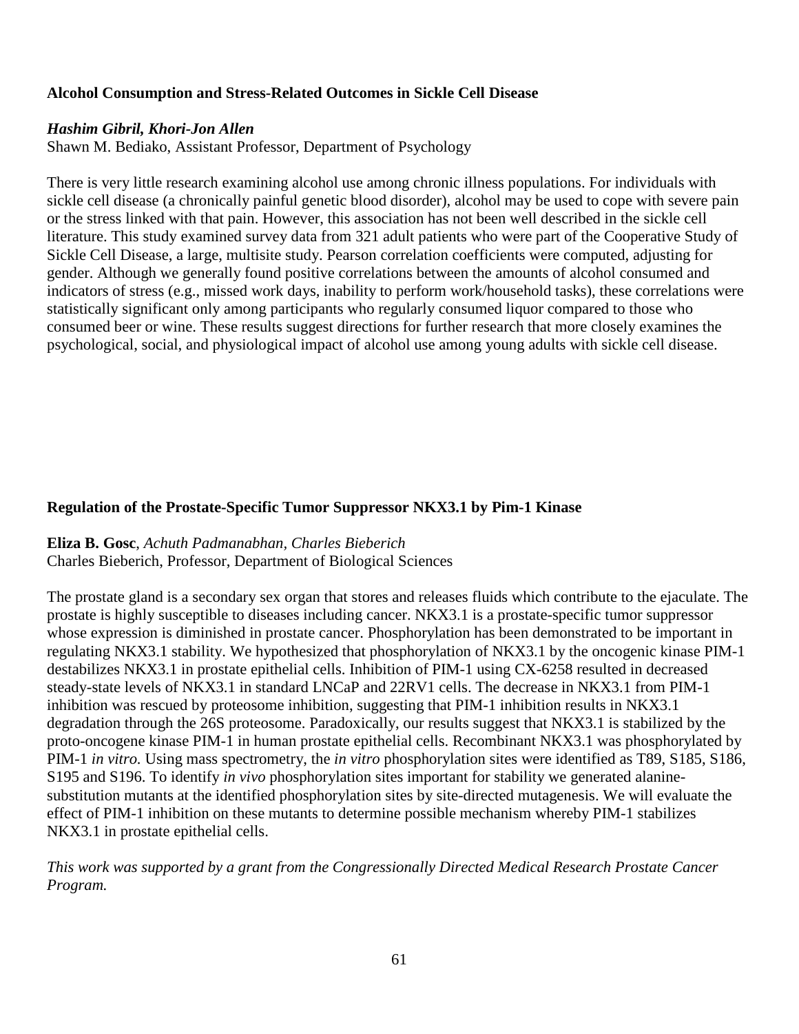**Alcohol Consumption and Stress-Related Outcomes in Sickle Cell Disease**

***Hashim Gibril, Khori-Jon Allen***
Shawn M. Bediako, Assistant Professor, Department of Psychology

There is very little research examining alcohol use among chronic illness populations. For individuals with sickle cell disease (a chronically painful genetic blood disorder), alcohol may be used to cope with severe pain or the stress linked with that pain. However, this association has not been well described in the sickle cell literature. This study examined survey data from 321 adult patients who were part of the Cooperative Study of Sickle Cell Disease, a large, multisite study. Pearson correlation coefficients were computed, adjusting for gender. Although we generally found positive correlations between the amounts of alcohol consumed and indicators of stress (e.g., missed work days, inability to perform work/household tasks), these correlations were statistically significant only among participants who regularly consumed liquor compared to those who consumed beer or wine. These results suggest directions for further research that more closely examines the psychological, social, and physiological impact of alcohol use among young adults with sickle cell disease.

**Regulation of the Prostate-Specific Tumor Suppressor NKX3.1 by Pim-1 Kinase**

**Eliza B. Gosc**, *Achuth Padmanabhan, Charles Bieberich*
Charles Bieberich, Professor, Department of Biological Sciences

The prostate gland is a secondary sex organ that stores and releases fluids which contribute to the ejaculate. The prostate is highly susceptible to diseases including cancer. NKX3.1 is a prostate-specific tumor suppressor whose expression is diminished in prostate cancer. Phosphorylation has been demonstrated to be important in regulating NKX3.1 stability. We hypothesized that phosphorylation of NKX3.1 by the oncogenic kinase PIM-1 destabilizes NKX3.1 in prostate epithelial cells. Inhibition of PIM-1 using CX-6258 resulted in decreased steady-state levels of NKX3.1 in standard LNCaP and 22RV1 cells. The decrease in NKX3.1 from PIM-1 inhibition was rescued by proteosome inhibition, suggesting that PIM-1 inhibition results in NKX3.1 degradation through the 26S proteosome. Paradoxically, our results suggest that NKX3.1 is stabilized by the proto-oncogene kinase PIM-1 in human prostate epithelial cells. Recombinant NKX3.1 was phosphorylated by PIM-1 *in vitro.* Using mass spectrometry, the *in vitro* phosphorylation sites were identified as T89, S185, S186, S195 and S196. To identify *in vivo* phosphorylation sites important for stability we generated alanine-substitution mutants at the identified phosphorylation sites by site-directed mutagenesis. We will evaluate the effect of PIM-1 inhibition on these mutants to determine possible mechanism whereby PIM-1 stabilizes NKX3.1 in prostate epithelial cells.

*This work was supported by a grant from the Congressionally Directed Medical Research Prostate Cancer Program.*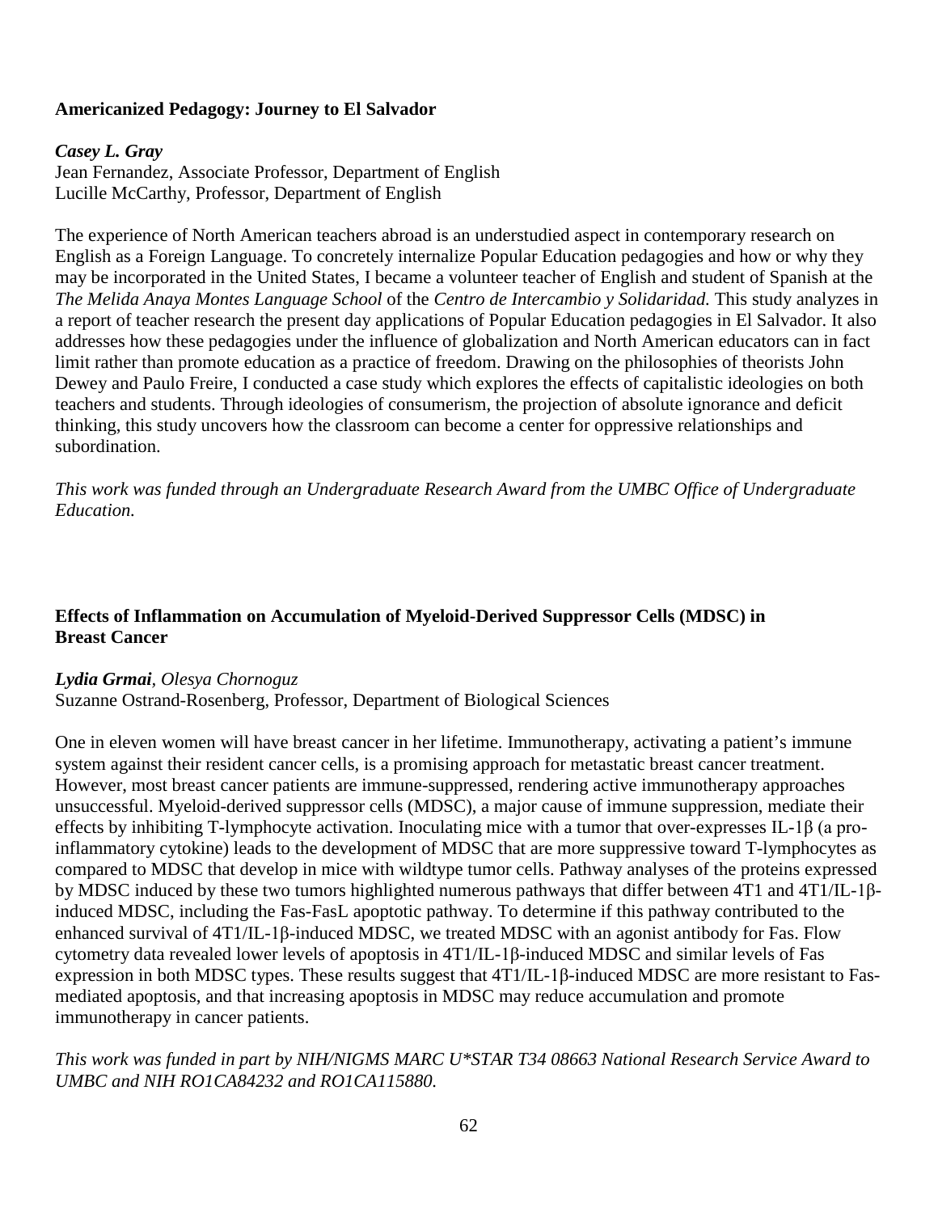### Americanized Pedagogy: Journey to El Salvador

***Casey L. Gray***
Jean Fernandez, Associate Professor, Department of English
Lucille McCarthy, Professor, Department of English

The experience of North American teachers abroad is an understudied aspect in contemporary research on English as a Foreign Language. To concretely internalize Popular Education pedagogies and how or why they may be incorporated in the United States, I became a volunteer teacher of English and student of Spanish at the *The Melida Anaya Montes Language School* of the *Centro de Intercambio y Solidaridad.* This study analyzes in a report of teacher research the present day applications of Popular Education pedagogies in El Salvador. It also addresses how these pedagogies under the influence of globalization and North American educators can in fact limit rather than promote education as a practice of freedom. Drawing on the philosophies of theorists John Dewey and Paulo Freire, I conducted a case study which explores the effects of capitalistic ideologies on both teachers and students. Through ideologies of consumerism, the projection of absolute ignorance and deficit thinking, this study uncovers how the classroom can become a center for oppressive relationships and subordination.

*This work was funded through an Undergraduate Research Award from the UMBC Office of Undergraduate Education.*

### Effects of Inflammation on Accumulation of Myeloid-Derived Suppressor Cells (MDSC) in Breast Cancer

***Lydia Grmai**, Olesya Chornoguz*
Suzanne Ostrand-Rosenberg, Professor, Department of Biological Sciences

One in eleven women will have breast cancer in her lifetime. Immunotherapy, activating a patient's immune system against their resident cancer cells, is a promising approach for metastatic breast cancer treatment. However, most breast cancer patients are immune-suppressed, rendering active immunotherapy approaches unsuccessful. Myeloid-derived suppressor cells (MDSC), a major cause of immune suppression, mediate their effects by inhibiting T-lymphocyte activation. Inoculating mice with a tumor that over-expresses IL-1β (a pro-inflammatory cytokine) leads to the development of MDSC that are more suppressive toward T-lymphocytes as compared to MDSC that develop in mice with wildtype tumor cells. Pathway analyses of the proteins expressed by MDSC induced by these two tumors highlighted numerous pathways that differ between 4T1 and 4T1/IL-1β-induced MDSC, including the Fas-FasL apoptotic pathway. To determine if this pathway contributed to the enhanced survival of 4T1/IL-1β-induced MDSC, we treated MDSC with an agonist antibody for Fas. Flow cytometry data revealed lower levels of apoptosis in 4T1/IL-1β-induced MDSC and similar levels of Fas expression in both MDSC types. These results suggest that 4T1/IL-1β-induced MDSC are more resistant to Fas-mediated apoptosis, and that increasing apoptosis in MDSC may reduce accumulation and promote immunotherapy in cancer patients.

*This work was funded in part by NIH/NIGMS MARC U*STAR T34 08663 National Research Service Award to UMBC and NIH RO1CA84232 and RO1CA115880.*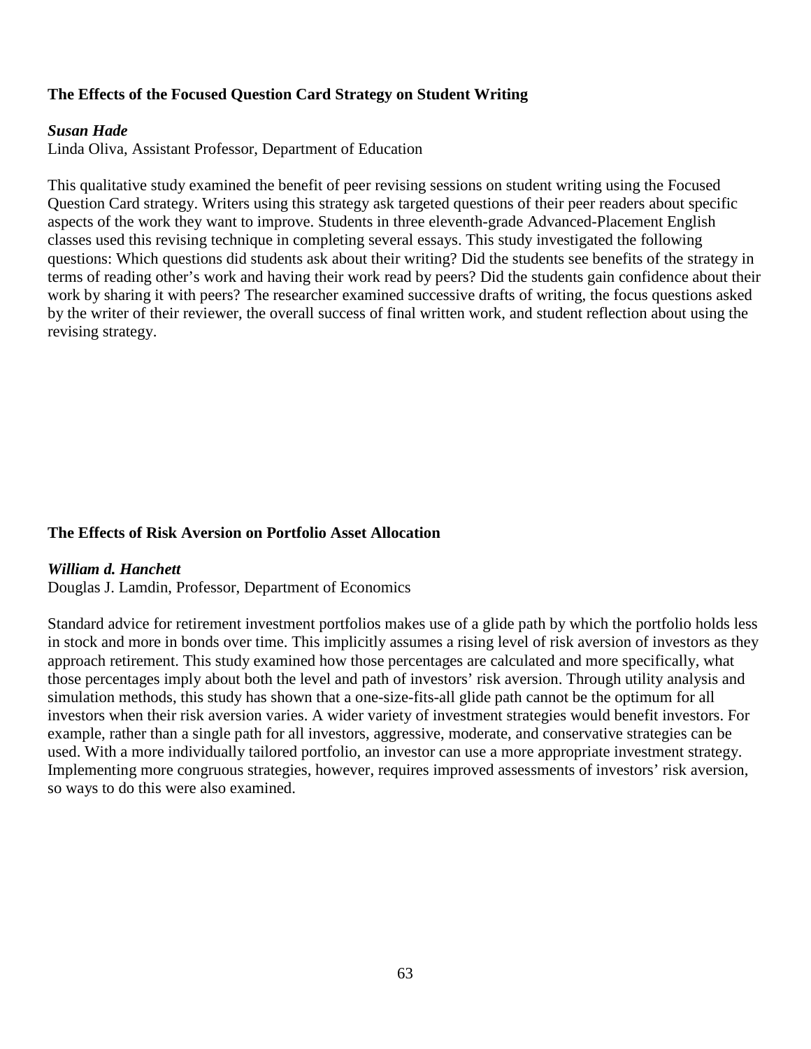### The Effects of the Focused Question Card Strategy on Student Writing

***Susan Hade***
Linda Oliva, Assistant Professor, Department of Education

This qualitative study examined the benefit of peer revising sessions on student writing using the Focused Question Card strategy. Writers using this strategy ask targeted questions of their peer readers about specific aspects of the work they want to improve. Students in three eleventh-grade Advanced-Placement English classes used this revising technique in completing several essays. This study investigated the following questions: Which questions did students ask about their writing? Did the students see benefits of the strategy in terms of reading other's work and having their work read by peers? Did the students gain confidence about their work by sharing it with peers? The researcher examined successive drafts of writing, the focus questions asked by the writer of their reviewer, the overall success of final written work, and student reflection about using the revising strategy.

### The Effects of Risk Aversion on Portfolio Asset Allocation

***William d. Hanchett***
Douglas J. Lamdin, Professor, Department of Economics

Standard advice for retirement investment portfolios makes use of a glide path by which the portfolio holds less in stock and more in bonds over time. This implicitly assumes a rising level of risk aversion of investors as they approach retirement. This study examined how those percentages are calculated and more specifically, what those percentages imply about both the level and path of investors' risk aversion. Through utility analysis and simulation methods, this study has shown that a one-size-fits-all glide path cannot be the optimum for all investors when their risk aversion varies. A wider variety of investment strategies would benefit investors. For example, rather than a single path for all investors, aggressive, moderate, and conservative strategies can be used. With a more individually tailored portfolio, an investor can use a more appropriate investment strategy. Implementing more congruous strategies, however, requires improved assessments of investors' risk aversion, so ways to do this were also examined.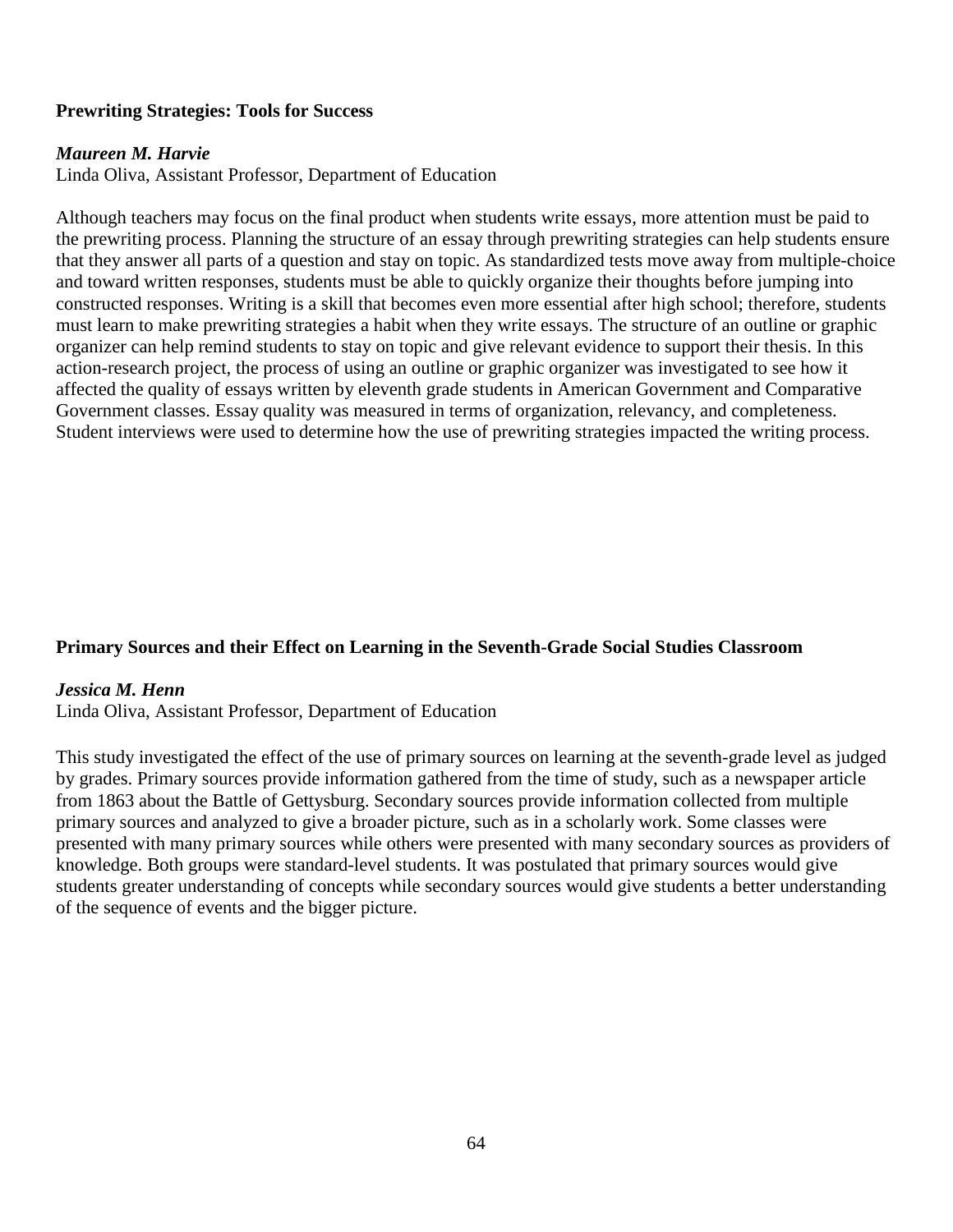**Prewriting Strategies: Tools for Success**

***Maureen M. Harvie***
Linda Oliva, Assistant Professor, Department of Education

Although teachers may focus on the final product when students write essays, more attention must be paid to the prewriting process. Planning the structure of an essay through prewriting strategies can help students ensure that they answer all parts of a question and stay on topic. As standardized tests move away from multiple-choice and toward written responses, students must be able to quickly organize their thoughts before jumping into constructed responses. Writing is a skill that becomes even more essential after high school; therefore, students must learn to make prewriting strategies a habit when they write essays. The structure of an outline or graphic organizer can help remind students to stay on topic and give relevant evidence to support their thesis. In this action-research project, the process of using an outline or graphic organizer was investigated to see how it affected the quality of essays written by eleventh grade students in American Government and Comparative Government classes. Essay quality was measured in terms of organization, relevancy, and completeness. Student interviews were used to determine how the use of prewriting strategies impacted the writing process.

**Primary Sources and their Effect on Learning in the Seventh-Grade Social Studies Classroom**

***Jessica M. Henn***
Linda Oliva, Assistant Professor, Department of Education

This study investigated the effect of the use of primary sources on learning at the seventh-grade level as judged by grades. Primary sources provide information gathered from the time of study, such as a newspaper article from 1863 about the Battle of Gettysburg. Secondary sources provide information collected from multiple primary sources and analyzed to give a broader picture, such as in a scholarly work. Some classes were presented with many primary sources while others were presented with many secondary sources as providers of knowledge. Both groups were standard-level students. It was postulated that primary sources would give students greater understanding of concepts while secondary sources would give students a better understanding of the sequence of events and the bigger picture.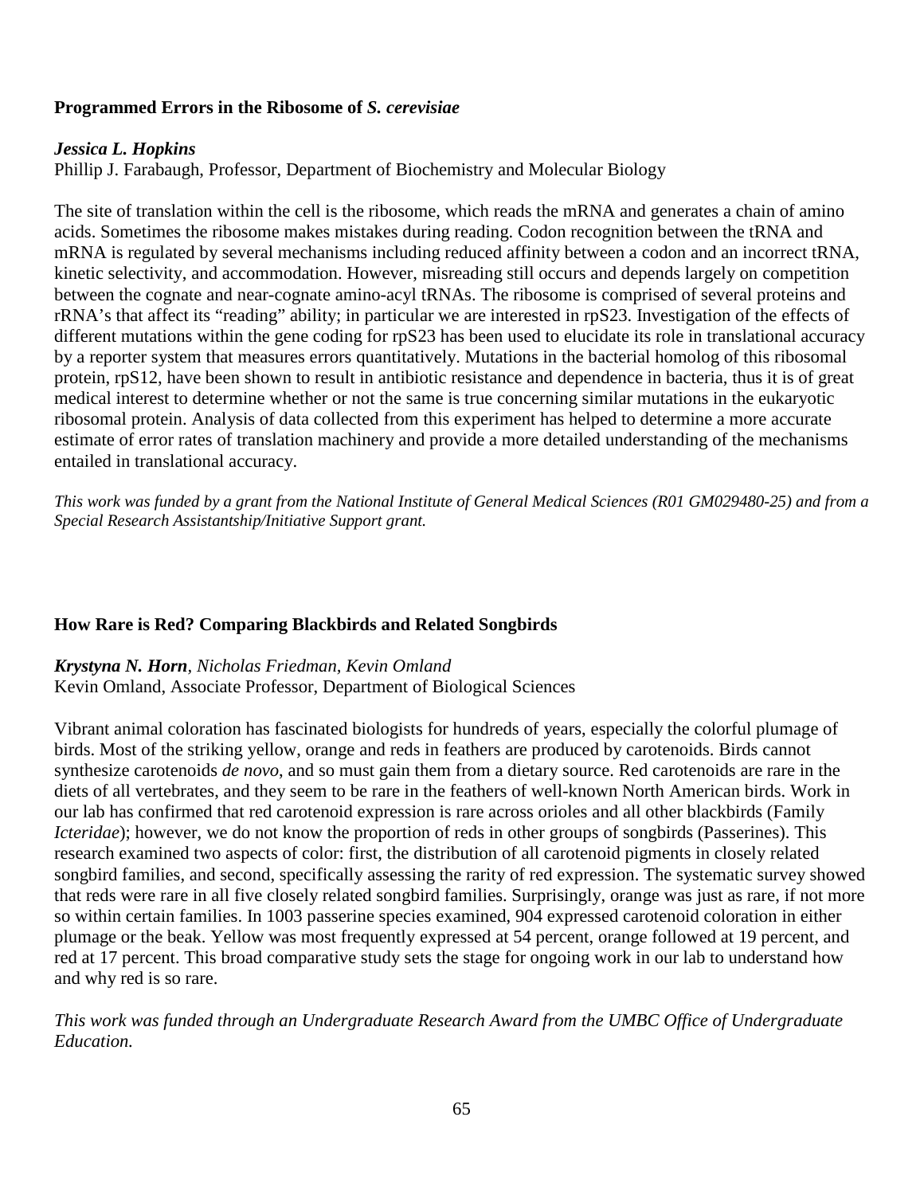### **Programmed Errors in the Ribosome of *S. cerevisiae***

***Jessica L. Hopkins***
Phillip J. Farabaugh, Professor, Department of Biochemistry and Molecular Biology

The site of translation within the cell is the ribosome, which reads the mRNA and generates a chain of amino acids. Sometimes the ribosome makes mistakes during reading. Codon recognition between the tRNA and mRNA is regulated by several mechanisms including reduced affinity between a codon and an incorrect tRNA, kinetic selectivity, and accommodation. However, misreading still occurs and depends largely on competition between the cognate and near-cognate amino-acyl tRNAs. The ribosome is comprised of several proteins and rRNA's that affect its "reading" ability; in particular we are interested in rpS23. Investigation of the effects of different mutations within the gene coding for rpS23 has been used to elucidate its role in translational accuracy by a reporter system that measures errors quantitatively. Mutations in the bacterial homolog of this ribosomal protein, rpS12, have been shown to result in antibiotic resistance and dependence in bacteria, thus it is of great medical interest to determine whether or not the same is true concerning similar mutations in the eukaryotic ribosomal protein. Analysis of data collected from this experiment has helped to determine a more accurate estimate of error rates of translation machinery and provide a more detailed understanding of the mechanisms entailed in translational accuracy.

*This work was funded by a grant from the National Institute of General Medical Sciences (R01 GM029480-25) and from a Special Research Assistantship/Initiative Support grant.*

### **How Rare is Red? Comparing Blackbirds and Related Songbirds**

***Krystyna N. Horn**, Nicholas Friedman, Kevin Omland*
Kevin Omland, Associate Professor, Department of Biological Sciences

Vibrant animal coloration has fascinated biologists for hundreds of years, especially the colorful plumage of birds. Most of the striking yellow, orange and reds in feathers are produced by carotenoids. Birds cannot synthesize carotenoids *de novo*, and so must gain them from a dietary source. Red carotenoids are rare in the diets of all vertebrates, and they seem to be rare in the feathers of well-known North American birds. Work in our lab has confirmed that red carotenoid expression is rare across orioles and all other blackbirds (Family *Icteridae*); however, we do not know the proportion of reds in other groups of songbirds (Passerines). This research examined two aspects of color: first, the distribution of all carotenoid pigments in closely related songbird families, and second, specifically assessing the rarity of red expression. The systematic survey showed that reds were rare in all five closely related songbird families. Surprisingly, orange was just as rare, if not more so within certain families. In 1003 passerine species examined, 904 expressed carotenoid coloration in either plumage or the beak. Yellow was most frequently expressed at 54 percent, orange followed at 19 percent, and red at 17 percent. This broad comparative study sets the stage for ongoing work in our lab to understand how and why red is so rare.

*This work was funded through an Undergraduate Research Award from the UMBC Office of Undergraduate Education.*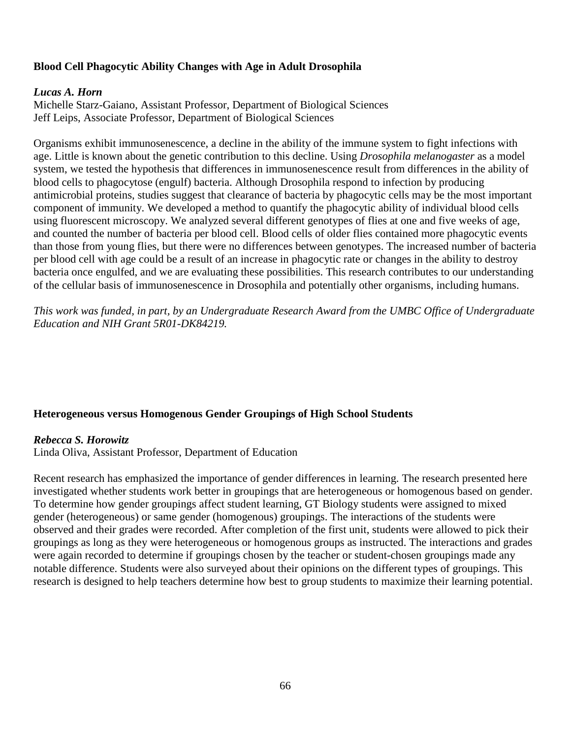**Blood Cell Phagocytic Ability Changes with Age in Adult Drosophila**

***Lucas A. Horn***
Michelle Starz-Gaiano, Assistant Professor, Department of Biological Sciences
Jeff Leips, Associate Professor, Department of Biological Sciences

Organisms exhibit immunosenescence, a decline in the ability of the immune system to fight infections with age. Little is known about the genetic contribution to this decline. Using *Drosophila melanogaster* as a model system, we tested the hypothesis that differences in immunosenescence result from differences in the ability of blood cells to phagocytose (engulf) bacteria. Although Drosophila respond to infection by producing antimicrobial proteins, studies suggest that clearance of bacteria by phagocytic cells may be the most important component of immunity. We developed a method to quantify the phagocytic ability of individual blood cells using fluorescent microscopy. We analyzed several different genotypes of flies at one and five weeks of age, and counted the number of bacteria per blood cell. Blood cells of older flies contained more phagocytic events than those from young flies, but there were no differences between genotypes. The increased number of bacteria per blood cell with age could be a result of an increase in phagocytic rate or changes in the ability to destroy bacteria once engulfed, and we are evaluating these possibilities. This research contributes to our understanding of the cellular basis of immunosenescence in Drosophila and potentially other organisms, including humans.

*This work was funded, in part, by an Undergraduate Research Award from the UMBC Office of Undergraduate Education and NIH Grant 5R01-DK84219.*

**Heterogeneous versus Homogenous Gender Groupings of High School Students**

***Rebecca S. Horowitz***
Linda Oliva, Assistant Professor, Department of Education

Recent research has emphasized the importance of gender differences in learning. The research presented here investigated whether students work better in groupings that are heterogeneous or homogenous based on gender. To determine how gender groupings affect student learning, GT Biology students were assigned to mixed gender (heterogeneous) or same gender (homogenous) groupings. The interactions of the students were observed and their grades were recorded. After completion of the first unit, students were allowed to pick their groupings as long as they were heterogeneous or homogenous groups as instructed. The interactions and grades were again recorded to determine if groupings chosen by the teacher or student-chosen groupings made any notable difference. Students were also surveyed about their opinions on the different types of groupings. This research is designed to help teachers determine how best to group students to maximize their learning potential.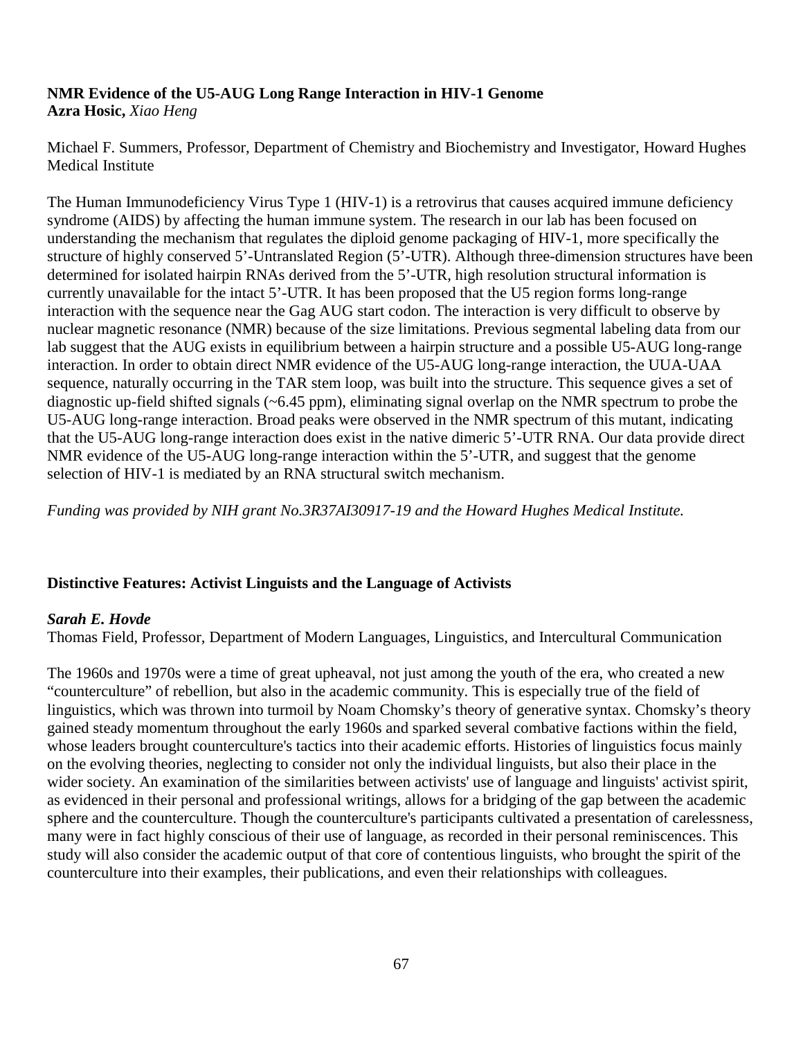**NMR Evidence of the U5-AUG Long Range Interaction in HIV-1 Genome**
**Azra Hosic,** *Xiao Heng*

Michael F. Summers, Professor, Department of Chemistry and Biochemistry and Investigator, Howard Hughes Medical Institute

The Human Immunodeficiency Virus Type 1 (HIV-1) is a retrovirus that causes acquired immune deficiency syndrome (AIDS) by affecting the human immune system. The research in our lab has been focused on understanding the mechanism that regulates the diploid genome packaging of HIV-1, more specifically the structure of highly conserved 5'-Untranslated Region (5'-UTR). Although three-dimension structures have been determined for isolated hairpin RNAs derived from the 5'-UTR, high resolution structural information is currently unavailable for the intact 5'-UTR. It has been proposed that the U5 region forms long-range interaction with the sequence near the Gag AUG start codon. The interaction is very difficult to observe by nuclear magnetic resonance (NMR) because of the size limitations. Previous segmental labeling data from our lab suggest that the AUG exists in equilibrium between a hairpin structure and a possible U5-AUG long-range interaction. In order to obtain direct NMR evidence of the U5-AUG long-range interaction, the UUA-UAA sequence, naturally occurring in the TAR stem loop, was built into the structure. This sequence gives a set of diagnostic up-field shifted signals (~6.45 ppm), eliminating signal overlap on the NMR spectrum to probe the U5-AUG long-range interaction. Broad peaks were observed in the NMR spectrum of this mutant, indicating that the U5-AUG long-range interaction does exist in the native dimeric 5'-UTR RNA. Our data provide direct NMR evidence of the U5-AUG long-range interaction within the 5'-UTR, and suggest that the genome selection of HIV-1 is mediated by an RNA structural switch mechanism.

*Funding was provided by NIH grant No.3R37AI30917-19 and the Howard Hughes Medical Institute.*

**Distinctive Features: Activist Linguists and the Language of Activists**

***Sarah E. Hovde***
Thomas Field, Professor, Department of Modern Languages, Linguistics, and Intercultural Communication

The 1960s and 1970s were a time of great upheaval, not just among the youth of the era, who created a new "counterculture" of rebellion, but also in the academic community. This is especially true of the field of linguistics, which was thrown into turmoil by Noam Chomsky's theory of generative syntax. Chomsky's theory gained steady momentum throughout the early 1960s and sparked several combative factions within the field, whose leaders brought counterculture's tactics into their academic efforts. Histories of linguistics focus mainly on the evolving theories, neglecting to consider not only the individual linguists, but also their place in the wider society. An examination of the similarities between activists' use of language and linguists' activist spirit, as evidenced in their personal and professional writings, allows for a bridging of the gap between the academic sphere and the counterculture. Though the counterculture's participants cultivated a presentation of carelessness, many were in fact highly conscious of their use of language, as recorded in their personal reminiscences. This study will also consider the academic output of that core of contentious linguists, who brought the spirit of the counterculture into their examples, their publications, and even their relationships with colleagues.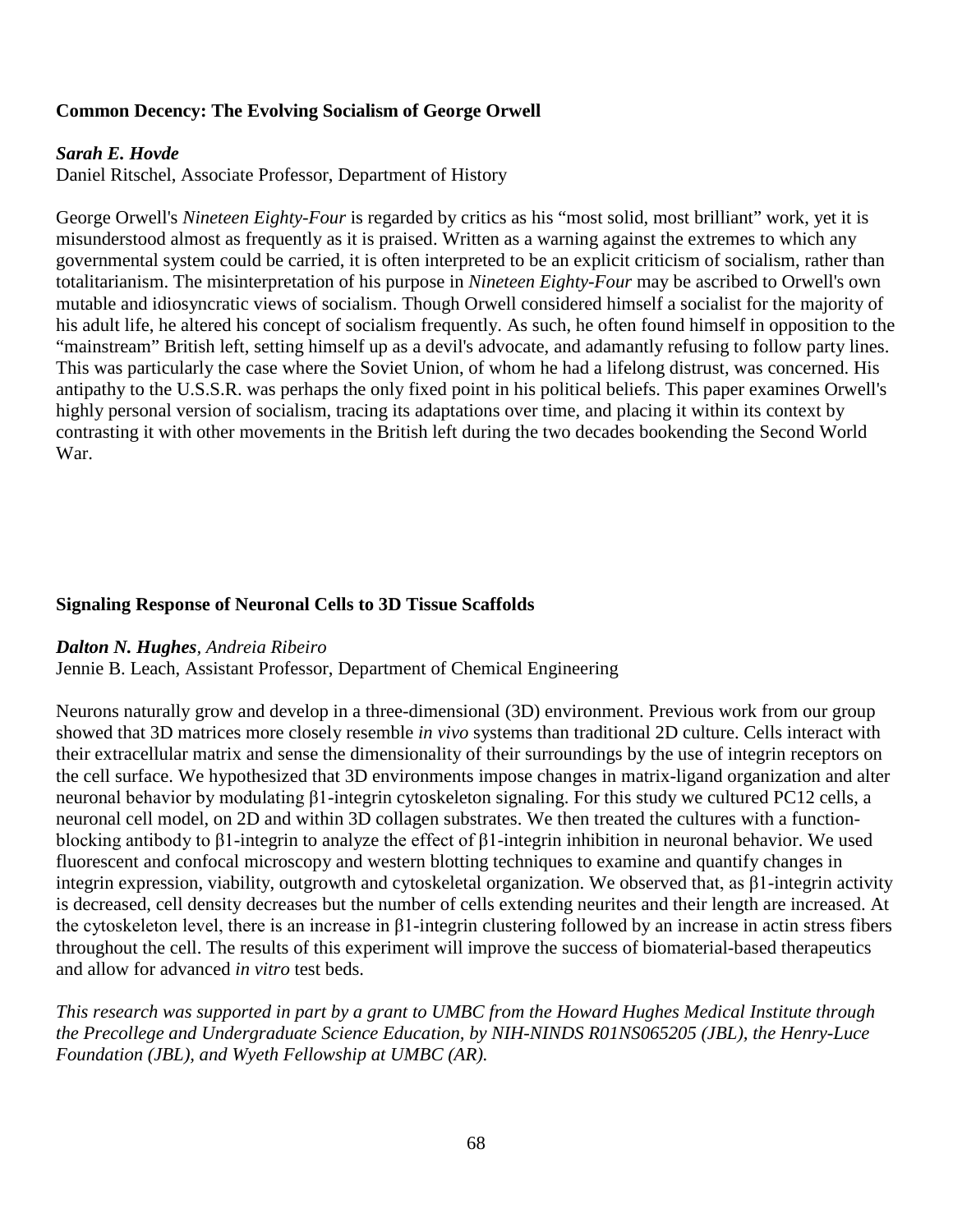**Common Decency: The Evolving Socialism of George Orwell**

***Sarah E. Hovde***
Daniel Ritschel, Associate Professor, Department of History

George Orwell's *Nineteen Eighty-Four* is regarded by critics as his "most solid, most brilliant" work, yet it is misunderstood almost as frequently as it is praised. Written as a warning against the extremes to which any governmental system could be carried, it is often interpreted to be an explicit criticism of socialism, rather than totalitarianism. The misinterpretation of his purpose in *Nineteen Eighty-Four* may be ascribed to Orwell's own mutable and idiosyncratic views of socialism. Though Orwell considered himself a socialist for the majority of his adult life, he altered his concept of socialism frequently. As such, he often found himself in opposition to the "mainstream" British left, setting himself up as a devil's advocate, and adamantly refusing to follow party lines. This was particularly the case where the Soviet Union, of whom he had a lifelong distrust, was concerned. His antipathy to the U.S.S.R. was perhaps the only fixed point in his political beliefs. This paper examines Orwell's highly personal version of socialism, tracing its adaptations over time, and placing it within its context by contrasting it with other movements in the British left during the two decades bookending the Second World War.

**Signaling Response of Neuronal Cells to 3D Tissue Scaffolds**

***Dalton N. Hughes**, Andreia Ribeiro*
Jennie B. Leach, Assistant Professor, Department of Chemical Engineering

Neurons naturally grow and develop in a three-dimensional (3D) environment. Previous work from our group showed that 3D matrices more closely resemble *in vivo* systems than traditional 2D culture. Cells interact with their extracellular matrix and sense the dimensionality of their surroundings by the use of integrin receptors on the cell surface. We hypothesized that 3D environments impose changes in matrix-ligand organization and alter neuronal behavior by modulating β1-integrin cytoskeleton signaling. For this study we cultured PC12 cells, a neuronal cell model, on 2D and within 3D collagen substrates. We then treated the cultures with a function-blocking antibody to β1-integrin to analyze the effect of β1-integrin inhibition in neuronal behavior. We used fluorescent and confocal microscopy and western blotting techniques to examine and quantify changes in integrin expression, viability, outgrowth and cytoskeletal organization. We observed that, as β1-integrin activity is decreased, cell density decreases but the number of cells extending neurites and their length are increased. At the cytoskeleton level, there is an increase in β1-integrin clustering followed by an increase in actin stress fibers throughout the cell. The results of this experiment will improve the success of biomaterial-based therapeutics and allow for advanced *in vitro* test beds.

*This research was supported in part by a grant to UMBC from the Howard Hughes Medical Institute through the Precollege and Undergraduate Science Education, by NIH-NINDS R01NS065205 (JBL), the Henry-Luce Foundation (JBL), and Wyeth Fellowship at UMBC (AR).*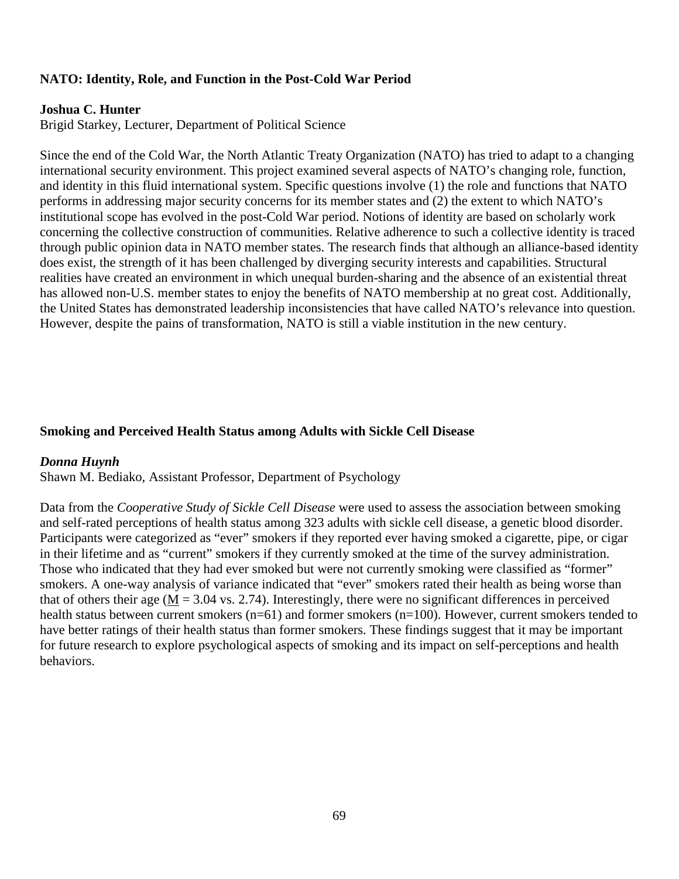### NATO: Identity, Role, and Function in the Post-Cold War Period

**Joshua C. Hunter**
Brigid Starkey, Lecturer, Department of Political Science

Since the end of the Cold War, the North Atlantic Treaty Organization (NATO) has tried to adapt to a changing international security environment. This project examined several aspects of NATO's changing role, function, and identity in this fluid international system. Specific questions involve (1) the role and functions that NATO performs in addressing major security concerns for its member states and (2) the extent to which NATO's institutional scope has evolved in the post-Cold War period. Notions of identity are based on scholarly work concerning the collective construction of communities. Relative adherence to such a collective identity is traced through public opinion data in NATO member states. The research finds that although an alliance-based identity does exist, the strength of it has been challenged by diverging security interests and capabilities. Structural realities have created an environment in which unequal burden-sharing and the absence of an existential threat has allowed non-U.S. member states to enjoy the benefits of NATO membership at no great cost. Additionally, the United States has demonstrated leadership inconsistencies that have called NATO's relevance into question. However, despite the pains of transformation, NATO is still a viable institution in the new century.

### Smoking and Perceived Health Status among Adults with Sickle Cell Disease

***Donna Huynh***
Shawn M. Bediako, Assistant Professor, Department of Psychology

Data from the *Cooperative Study of Sickle Cell Disease* were used to assess the association between smoking and self-rated perceptions of health status among 323 adults with sickle cell disease, a genetic blood disorder. Participants were categorized as "ever" smokers if they reported ever having smoked a cigarette, pipe, or cigar in their lifetime and as "current" smokers if they currently smoked at the time of the survey administration. Those who indicated that they had ever smoked but were not currently smoking were classified as "former" smokers. A one-way analysis of variance indicated that "ever" smokers rated their health as being worse than that of others their age ($\underline{M} = 3.04$ vs. 2.74). Interestingly, there were no significant differences in perceived health status between current smokers ($n=61$) and former smokers ($n=100$). However, current smokers tended to have better ratings of their health status than former smokers. These findings suggest that it may be important for future research to explore psychological aspects of smoking and its impact on self-perceptions and health behaviors.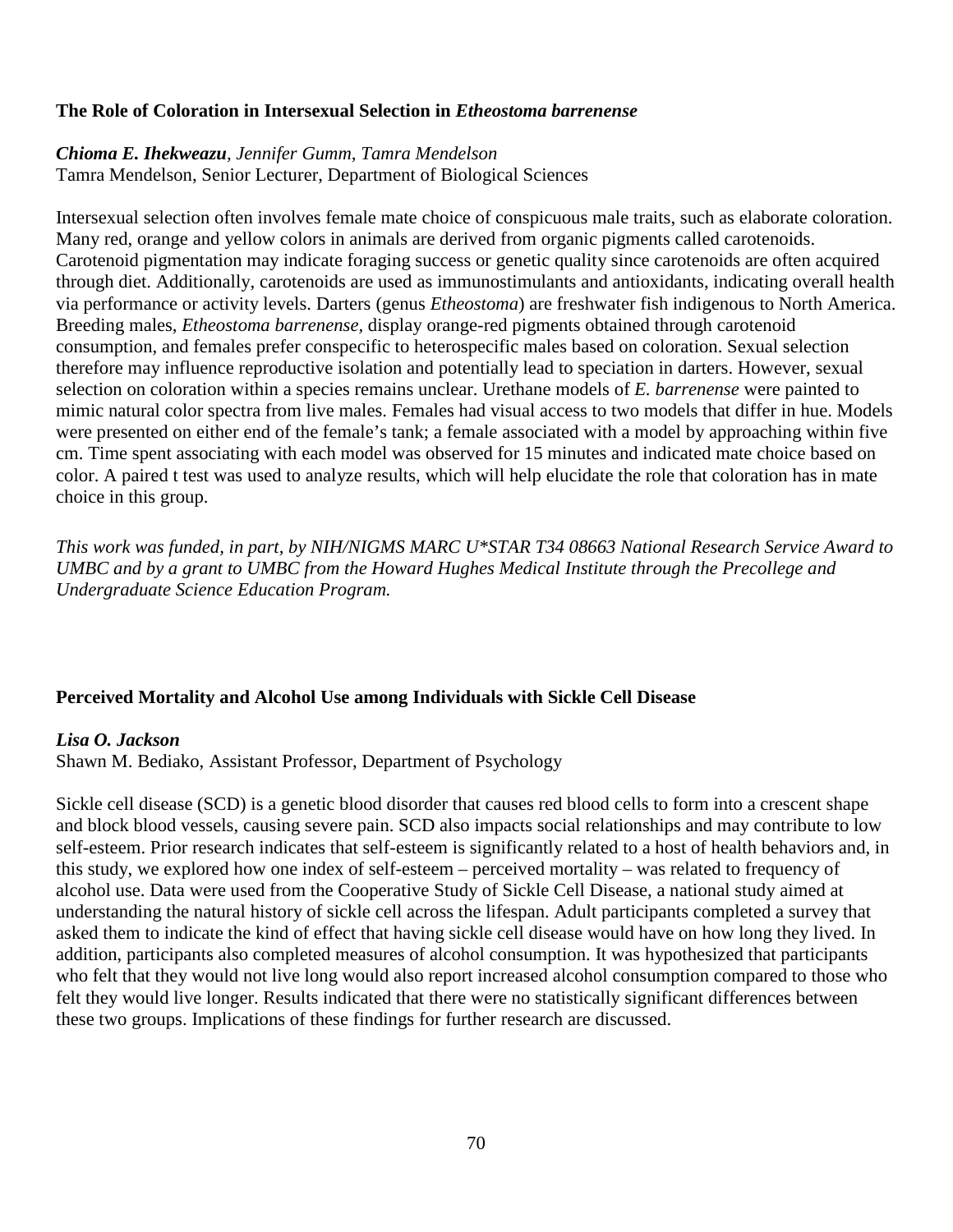### The Role of Coloration in Intersexual Selection in *Etheostoma barrenense*

***Chioma E. Ihekweazu**, Jennifer Gumm, Tamra Mendelson*
Tamra Mendelson, Senior Lecturer, Department of Biological Sciences

Intersexual selection often involves female mate choice of conspicuous male traits, such as elaborate coloration. Many red, orange and yellow colors in animals are derived from organic pigments called carotenoids. Carotenoid pigmentation may indicate foraging success or genetic quality since carotenoids are often acquired through diet. Additionally, carotenoids are used as immunostimulants and antioxidants, indicating overall health via performance or activity levels. Darters (genus *Etheostoma*) are freshwater fish indigenous to North America. Breeding males, *Etheostoma barrenense*, display orange-red pigments obtained through carotenoid consumption, and females prefer conspecific to heterospecific males based on coloration. Sexual selection therefore may influence reproductive isolation and potentially lead to speciation in darters. However, sexual selection on coloration within a species remains unclear. Urethane models of *E. barrenense* were painted to mimic natural color spectra from live males. Females had visual access to two models that differ in hue. Models were presented on either end of the female's tank; a female associated with a model by approaching within five cm. Time spent associating with each model was observed for 15 minutes and indicated mate choice based on color. A paired t test was used to analyze results, which will help elucidate the role that coloration has in mate choice in this group.

*This work was funded, in part, by NIH/NIGMS MARC U*STAR T34 08663 National Research Service Award to UMBC and by a grant to UMBC from the Howard Hughes Medical Institute through the Precollege and Undergraduate Science Education Program.*

### Perceived Mortality and Alcohol Use among Individuals with Sickle Cell Disease

***Lisa O. Jackson***
Shawn M. Bediako, Assistant Professor, Department of Psychology

Sickle cell disease (SCD) is a genetic blood disorder that causes red blood cells to form into a crescent shape and block blood vessels, causing severe pain. SCD also impacts social relationships and may contribute to low self-esteem. Prior research indicates that self-esteem is significantly related to a host of health behaviors and, in this study, we explored how one index of self-esteem – perceived mortality – was related to frequency of alcohol use. Data were used from the Cooperative Study of Sickle Cell Disease, a national study aimed at understanding the natural history of sickle cell across the lifespan. Adult participants completed a survey that asked them to indicate the kind of effect that having sickle cell disease would have on how long they lived. In addition, participants also completed measures of alcohol consumption. It was hypothesized that participants who felt that they would not live long would also report increased alcohol consumption compared to those who felt they would live longer. Results indicated that there were no statistically significant differences between these two groups. Implications of these findings for further research are discussed.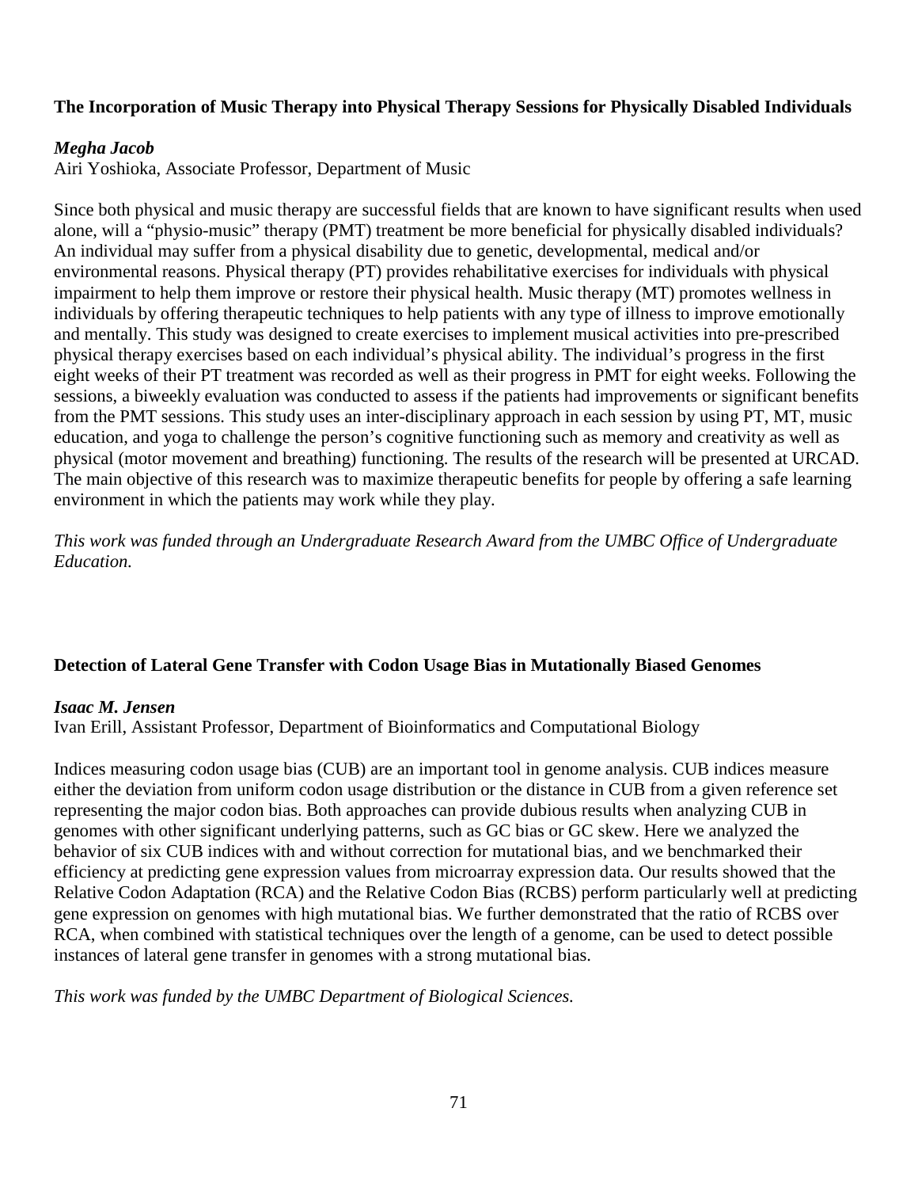### The Incorporation of Music Therapy into Physical Therapy Sessions for Physically Disabled Individuals

***Megha Jacob***

Airi Yoshioka, Associate Professor, Department of Music

Since both physical and music therapy are successful fields that are known to have significant results when used alone, will a "physio-music" therapy (PMT) treatment be more beneficial for physically disabled individuals? An individual may suffer from a physical disability due to genetic, developmental, medical and/or environmental reasons. Physical therapy (PT) provides rehabilitative exercises for individuals with physical impairment to help them improve or restore their physical health. Music therapy (MT) promotes wellness in individuals by offering therapeutic techniques to help patients with any type of illness to improve emotionally and mentally. This study was designed to create exercises to implement musical activities into pre-prescribed physical therapy exercises based on each individual's physical ability. The individual's progress in the first eight weeks of their PT treatment was recorded as well as their progress in PMT for eight weeks. Following the sessions, a biweekly evaluation was conducted to assess if the patients had improvements or significant benefits from the PMT sessions. This study uses an inter-disciplinary approach in each session by using PT, MT, music education, and yoga to challenge the person's cognitive functioning such as memory and creativity as well as physical (motor movement and breathing) functioning. The results of the research will be presented at URCAD. The main objective of this research was to maximize therapeutic benefits for people by offering a safe learning environment in which the patients may work while they play.

*This work was funded through an Undergraduate Research Award from the UMBC Office of Undergraduate Education.*

### Detection of Lateral Gene Transfer with Codon Usage Bias in Mutationally Biased Genomes

***Isaac M. Jensen***

Ivan Erill, Assistant Professor, Department of Bioinformatics and Computational Biology

Indices measuring codon usage bias (CUB) are an important tool in genome analysis. CUB indices measure either the deviation from uniform codon usage distribution or the distance in CUB from a given reference set representing the major codon bias. Both approaches can provide dubious results when analyzing CUB in genomes with other significant underlying patterns, such as GC bias or GC skew. Here we analyzed the behavior of six CUB indices with and without correction for mutational bias, and we benchmarked their efficiency at predicting gene expression values from microarray expression data. Our results showed that the Relative Codon Adaptation (RCA) and the Relative Codon Bias (RCBS) perform particularly well at predicting gene expression on genomes with high mutational bias. We further demonstrated that the ratio of RCBS over RCA, when combined with statistical techniques over the length of a genome, can be used to detect possible instances of lateral gene transfer in genomes with a strong mutational bias.

*This work was funded by the UMBC Department of Biological Sciences.*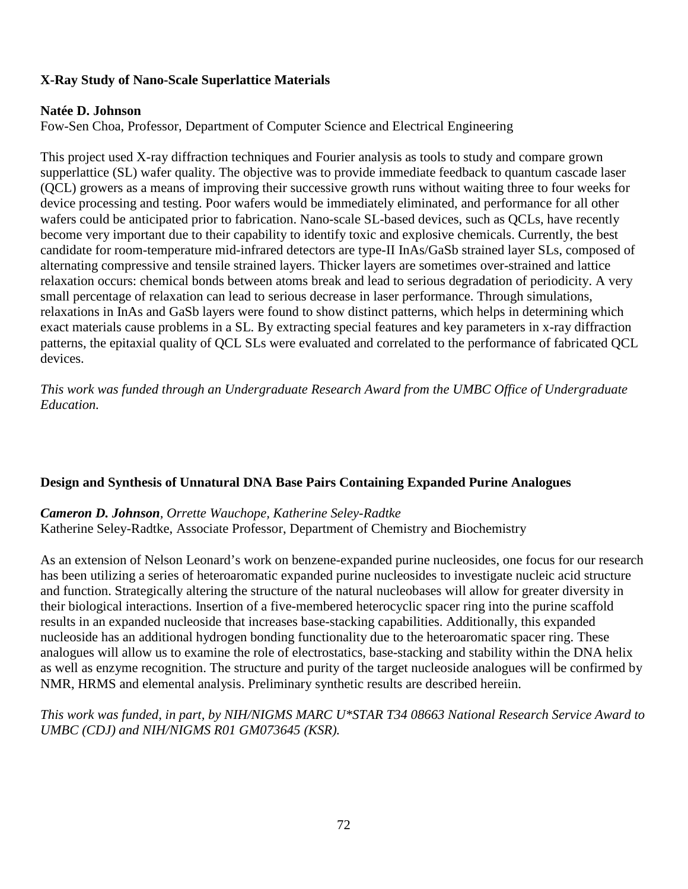### X-Ray Study of Nano-Scale Superlattice Materials

**Natée D. Johnson**
Fow-Sen Choa, Professor, Department of Computer Science and Electrical Engineering

This project used X-ray diffraction techniques and Fourier analysis as tools to study and compare grown supperlattice (SL) wafer quality. The objective was to provide immediate feedback to quantum cascade laser (QCL) growers as a means of improving their successive growth runs without waiting three to four weeks for device processing and testing. Poor wafers would be immediately eliminated, and performance for all other wafers could be anticipated prior to fabrication. Nano-scale SL-based devices, such as QCLs, have recently become very important due to their capability to identify toxic and explosive chemicals. Currently, the best candidate for room-temperature mid-infrared detectors are type-II InAs/GaSb strained layer SLs, composed of alternating compressive and tensile strained layers. Thicker layers are sometimes over-strained and lattice relaxation occurs: chemical bonds between atoms break and lead to serious degradation of periodicity. A very small percentage of relaxation can lead to serious decrease in laser performance. Through simulations, relaxations in InAs and GaSb layers were found to show distinct patterns, which helps in determining which exact materials cause problems in a SL. By extracting special features and key parameters in x-ray diffraction patterns, the epitaxial quality of QCL SLs were evaluated and correlated to the performance of fabricated QCL devices.

*This work was funded through an Undergraduate Research Award from the UMBC Office of Undergraduate Education.*

### Design and Synthesis of Unnatural DNA Base Pairs Containing Expanded Purine Analogues

***Cameron D. Johnson****, Orrette Wauchope, Katherine Seley-Radtke*
Katherine Seley-Radtke, Associate Professor, Department of Chemistry and Biochemistry

As an extension of Nelson Leonard's work on benzene-expanded purine nucleosides, one focus for our research has been utilizing a series of heteroaromatic expanded purine nucleosides to investigate nucleic acid structure and function. Strategically altering the structure of the natural nucleobases will allow for greater diversity in their biological interactions. Insertion of a five-membered heterocyclic spacer ring into the purine scaffold results in an expanded nucleoside that increases base-stacking capabilities. Additionally, this expanded nucleoside has an additional hydrogen bonding functionality due to the heteroaromatic spacer ring. These analogues will allow us to examine the role of electrostatics, base-stacking and stability within the DNA helix as well as enzyme recognition. The structure and purity of the target nucleoside analogues will be confirmed by NMR, HRMS and elemental analysis. Preliminary synthetic results are described hereiin.

*This work was funded, in part, by NIH/NIGMS MARC U*STAR T34 08663 National Research Service Award to UMBC (CDJ) and NIH/NIGMS R01 GM073645 (KSR).*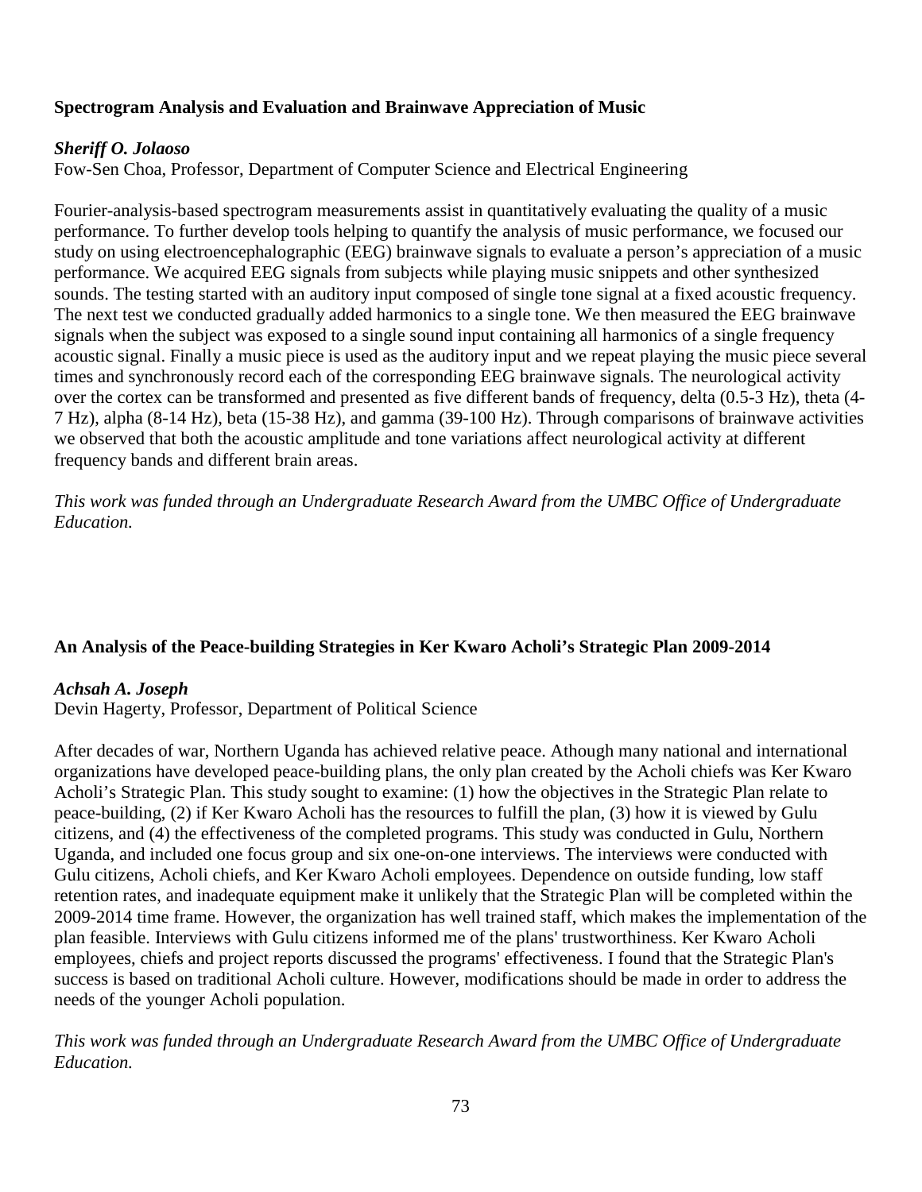**Spectrogram Analysis and Evaluation and Brainwave Appreciation of Music**

***Sheriff O. Jolaoso***
Fow-Sen Choa, Professor, Department of Computer Science and Electrical Engineering

Fourier-analysis-based spectrogram measurements assist in quantitatively evaluating the quality of a music performance. To further develop tools helping to quantify the analysis of music performance, we focused our study on using electroencephalographic (EEG) brainwave signals to evaluate a person's appreciation of a music performance. We acquired EEG signals from subjects while playing music snippets and other synthesized sounds. The testing started with an auditory input composed of single tone signal at a fixed acoustic frequency. The next test we conducted gradually added harmonics to a single tone. We then measured the EEG brainwave signals when the subject was exposed to a single sound input containing all harmonics of a single frequency acoustic signal. Finally a music piece is used as the auditory input and we repeat playing the music piece several times and synchronously record each of the corresponding EEG brainwave signals. The neurological activity over the cortex can be transformed and presented as five different bands of frequency, delta (0.5-3 Hz), theta (4-7 Hz), alpha (8-14 Hz), beta (15-38 Hz), and gamma (39-100 Hz). Through comparisons of brainwave activities we observed that both the acoustic amplitude and tone variations affect neurological activity at different frequency bands and different brain areas.

*This work was funded through an Undergraduate Research Award from the UMBC Office of Undergraduate Education.*

**An Analysis of the Peace-building Strategies in Ker Kwaro Acholi's Strategic Plan 2009-2014**

***Achsah A. Joseph***
Devin Hagerty, Professor, Department of Political Science

After decades of war, Northern Uganda has achieved relative peace. Athough many national and international organizations have developed peace-building plans, the only plan created by the Acholi chiefs was Ker Kwaro Acholi's Strategic Plan. This study sought to examine: (1) how the objectives in the Strategic Plan relate to peace-building, (2) if Ker Kwaro Acholi has the resources to fulfill the plan, (3) how it is viewed by Gulu citizens, and (4) the effectiveness of the completed programs. This study was conducted in Gulu, Northern Uganda, and included one focus group and six one-on-one interviews. The interviews were conducted with Gulu citizens, Acholi chiefs, and Ker Kwaro Acholi employees. Dependence on outside funding, low staff retention rates, and inadequate equipment make it unlikely that the Strategic Plan will be completed within the 2009-2014 time frame. However, the organization has well trained staff, which makes the implementation of the plan feasible. Interviews with Gulu citizens informed me of the plans' trustworthiness. Ker Kwaro Acholi employees, chiefs and project reports discussed the programs' effectiveness. I found that the Strategic Plan's success is based on traditional Acholi culture. However, modifications should be made in order to address the needs of the younger Acholi population.

*This work was funded through an Undergraduate Research Award from the UMBC Office of Undergraduate Education.*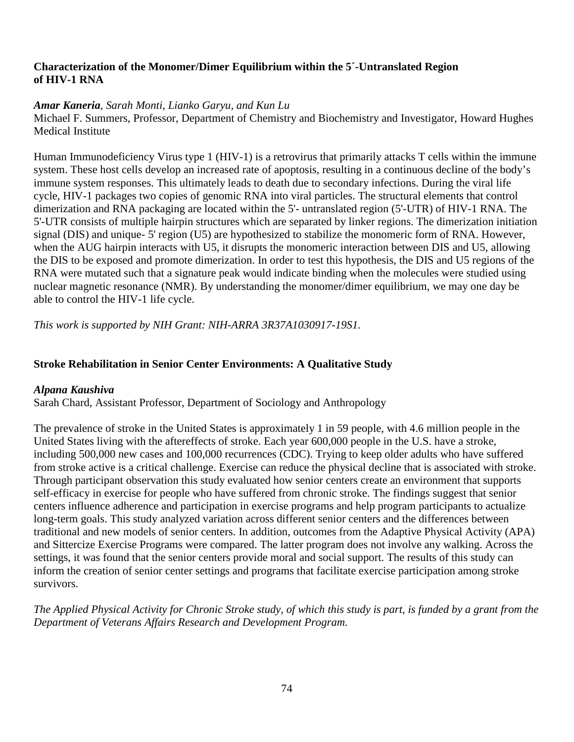**Characterization of the Monomer/Dimer Equilibrium within the 5´-Untranslated Region of HIV-1 RNA**

***Amar Kaneria**, Sarah Monti, Lianko Garyu, and Kun Lu*

Michael F. Summers, Professor, Department of Chemistry and Biochemistry and Investigator, Howard Hughes Medical Institute

Human Immunodeficiency Virus type 1 (HIV-1) is a retrovirus that primarily attacks T cells within the immune system. These host cells develop an increased rate of apoptosis, resulting in a continuous decline of the body's immune system responses. This ultimately leads to death due to secondary infections. During the viral life cycle, HIV-1 packages two copies of genomic RNA into viral particles. The structural elements that control dimerization and RNA packaging are located within the 5'- untranslated region (5'-UTR) of HIV-1 RNA. The 5'-UTR consists of multiple hairpin structures which are separated by linker regions. The dimerization initiation signal (DIS) and unique- 5' region (U5) are hypothesized to stabilize the monomeric form of RNA. However, when the AUG hairpin interacts with U5, it disrupts the monomeric interaction between DIS and U5, allowing the DIS to be exposed and promote dimerization. In order to test this hypothesis, the DIS and U5 regions of the RNA were mutated such that a signature peak would indicate binding when the molecules were studied using nuclear magnetic resonance (NMR). By understanding the monomer/dimer equilibrium, we may one day be able to control the HIV-1 life cycle.

*This work is supported by NIH Grant: NIH-ARRA 3R37A1030917-19S1.*

**Stroke Rehabilitation in Senior Center Environments: A Qualitative Study**

***Alpana Kaushiva***

Sarah Chard, Assistant Professor, Department of Sociology and Anthropology

The prevalence of stroke in the United States is approximately 1 in 59 people, with 4.6 million people in the United States living with the aftereffects of stroke. Each year 600,000 people in the U.S. have a stroke, including 500,000 new cases and 100,000 recurrences (CDC). Trying to keep older adults who have suffered from stroke active is a critical challenge. Exercise can reduce the physical decline that is associated with stroke. Through participant observation this study evaluated how senior centers create an environment that supports self-efficacy in exercise for people who have suffered from chronic stroke. The findings suggest that senior centers influence adherence and participation in exercise programs and help program participants to actualize long-term goals. This study analyzed variation across different senior centers and the differences between traditional and new models of senior centers. In addition, outcomes from the Adaptive Physical Activity (APA) and Sittercize Exercise Programs were compared. The latter program does not involve any walking. Across the settings, it was found that the senior centers provide moral and social support. The results of this study can inform the creation of senior center settings and programs that facilitate exercise participation among stroke survivors.

*The Applied Physical Activity for Chronic Stroke study, of which this study is part, is funded by a grant from the Department of Veterans Affairs Research and Development Program.*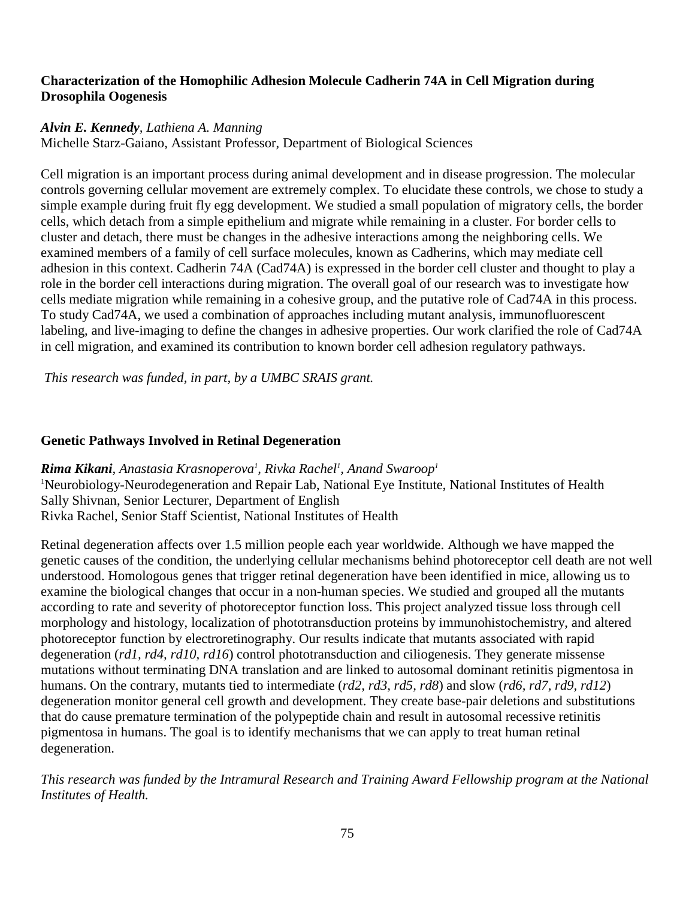### Characterization of the Homophilic Adhesion Molecule Cadherin 74A in Cell Migration during Drosophila Oogenesis

***Alvin E. Kennedy**, Lathiena A. Manning*
Michelle Starz-Gaiano, Assistant Professor, Department of Biological Sciences

Cell migration is an important process during animal development and in disease progression. The molecular controls governing cellular movement are extremely complex. To elucidate these controls, we chose to study a simple example during fruit fly egg development. We studied a small population of migratory cells, the border cells, which detach from a simple epithelium and migrate while remaining in a cluster. For border cells to cluster and detach, there must be changes in the adhesive interactions among the neighboring cells. We examined members of a family of cell surface molecules, known as Cadherins, which may mediate cell adhesion in this context. Cadherin 74A (Cad74A) is expressed in the border cell cluster and thought to play a role in the border cell interactions during migration. The overall goal of our research was to investigate how cells mediate migration while remaining in a cohesive group, and the putative role of Cad74A in this process. To study Cad74A, we used a combination of approaches including mutant analysis, immunofluorescent labeling, and live-imaging to define the changes in adhesive properties. Our work clarified the role of Cad74A in cell migration, and examined its contribution to known border cell adhesion regulatory pathways.

*This research was funded, in part, by a UMBC SRAIS grant.*

### Genetic Pathways Involved in Retinal Degeneration

***Rima Kikani**, Anastasia Krasnoperova[1], Rivka Rachel[1], Anand Swaroop[1]*
[1]Neurobiology-Neurodegeneration and Repair Lab, National Eye Institute, National Institutes of Health
Sally Shivnan, Senior Lecturer, Department of English
Rivka Rachel, Senior Staff Scientist, National Institutes of Health

Retinal degeneration affects over 1.5 million people each year worldwide. Although we have mapped the genetic causes of the condition, the underlying cellular mechanisms behind photoreceptor cell death are not well understood. Homologous genes that trigger retinal degeneration have been identified in mice, allowing us to examine the biological changes that occur in a non-human species. We studied and grouped all the mutants according to rate and severity of photoreceptor function loss. This project analyzed tissue loss through cell morphology and histology, localization of phototransduction proteins by immunohistochemistry, and altered photoreceptor function by electroretinography. Our results indicate that mutants associated with rapid degeneration (*rd1, rd4, rd10, rd16*) control phototransduction and ciliogenesis. They generate missense mutations without terminating DNA translation and are linked to autosomal dominant retinitis pigmentosa in humans. On the contrary, mutants tied to intermediate (*rd2, rd3, rd5, rd8*) and slow (*rd6, rd7, rd9, rd12*) degeneration monitor general cell growth and development. They create base-pair deletions and substitutions that do cause premature termination of the polypeptide chain and result in autosomal recessive retinitis pigmentosa in humans. The goal is to identify mechanisms that we can apply to treat human retinal degeneration.

*This research was funded by the Intramural Research and Training Award Fellowship program at the National Institutes of Health.*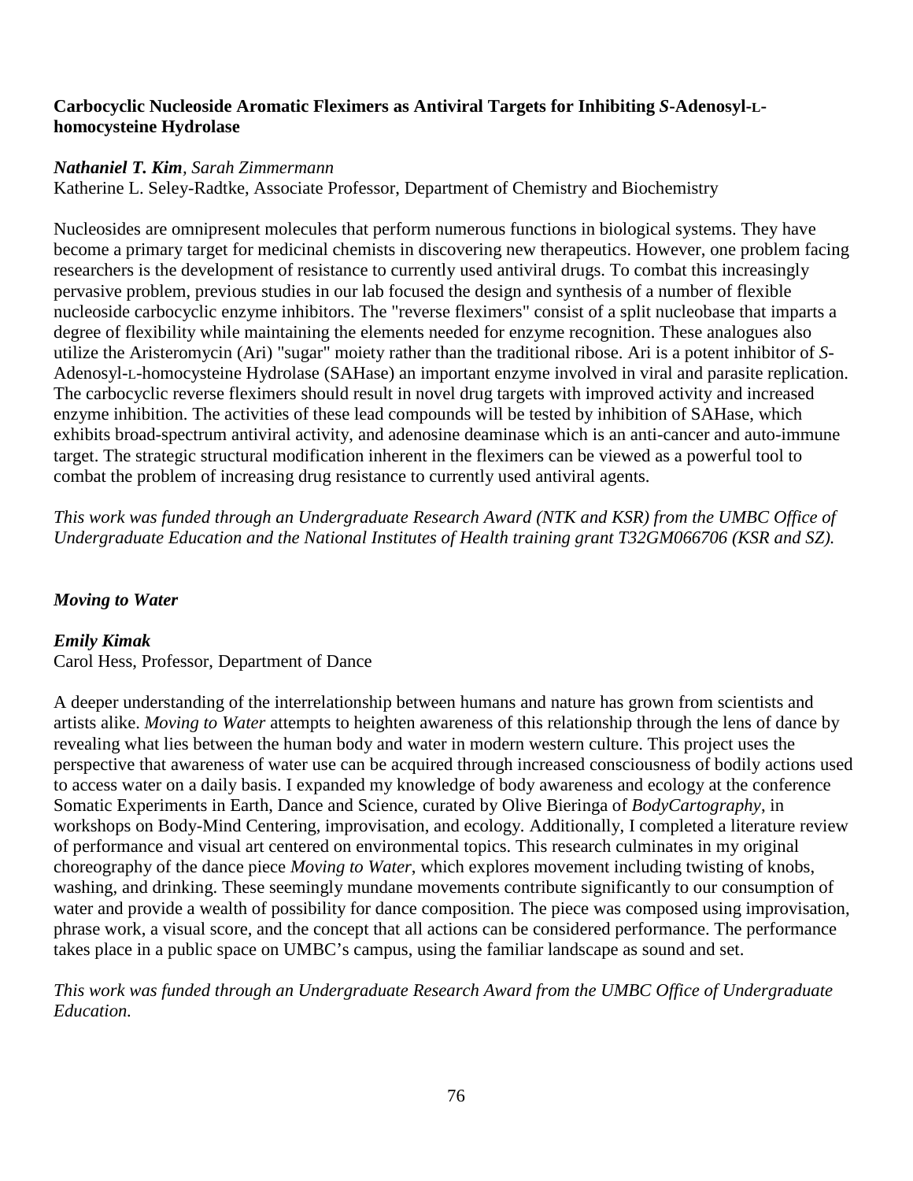**Carbocyclic Nucleoside Aromatic Fleximers as Antiviral Targets for Inhibiting *S*-Adenosyl-L-homocysteine Hydrolase**

***Nathaniel T. Kim**, Sarah Zimmermann*
Katherine L. Seley-Radtke, Associate Professor, Department of Chemistry and Biochemistry

Nucleosides are omnipresent molecules that perform numerous functions in biological systems. They have become a primary target for medicinal chemists in discovering new therapeutics. However, one problem facing researchers is the development of resistance to currently used antiviral drugs. To combat this increasingly pervasive problem, previous studies in our lab focused the design and synthesis of a number of flexible nucleoside carbocyclic enzyme inhibitors. The "reverse fleximers" consist of a split nucleobase that imparts a degree of flexibility while maintaining the elements needed for enzyme recognition. These analogues also utilize the Aristeromycin (Ari) "sugar" moiety rather than the traditional ribose. Ari is a potent inhibitor of *S*-Adenosyl-L-homocysteine Hydrolase (SAHase) an important enzyme involved in viral and parasite replication. The carbocyclic reverse fleximers should result in novel drug targets with improved activity and increased enzyme inhibition. The activities of these lead compounds will be tested by inhibition of SAHase, which exhibits broad-spectrum antiviral activity, and adenosine deaminase which is an anti-cancer and auto-immune target. The strategic structural modification inherent in the fleximers can be viewed as a powerful tool to combat the problem of increasing drug resistance to currently used antiviral agents.

*This work was funded through an Undergraduate Research Award (NTK and KSR) from the UMBC Office of Undergraduate Education and the National Institutes of Health training grant T32GM066706 (KSR and SZ).*

***Moving to Water***

***Emily Kimak***
Carol Hess, Professor, Department of Dance

A deeper understanding of the interrelationship between humans and nature has grown from scientists and artists alike. *Moving to Water* attempts to heighten awareness of this relationship through the lens of dance by revealing what lies between the human body and water in modern western culture. This project uses the perspective that awareness of water use can be acquired through increased consciousness of bodily actions used to access water on a daily basis. I expanded my knowledge of body awareness and ecology at the conference Somatic Experiments in Earth, Dance and Science, curated by Olive Bieringa of *BodyCartography*, in workshops on Body-Mind Centering, improvisation, and ecology. Additionally, I completed a literature review of performance and visual art centered on environmental topics. This research culminates in my original choreography of the dance piece *Moving to Water*, which explores movement including twisting of knobs, washing, and drinking. These seemingly mundane movements contribute significantly to our consumption of water and provide a wealth of possibility for dance composition. The piece was composed using improvisation, phrase work, a visual score, and the concept that all actions can be considered performance. The performance takes place in a public space on UMBC's campus, using the familiar landscape as sound and set.

*This work was funded through an Undergraduate Research Award from the UMBC Office of Undergraduate Education.*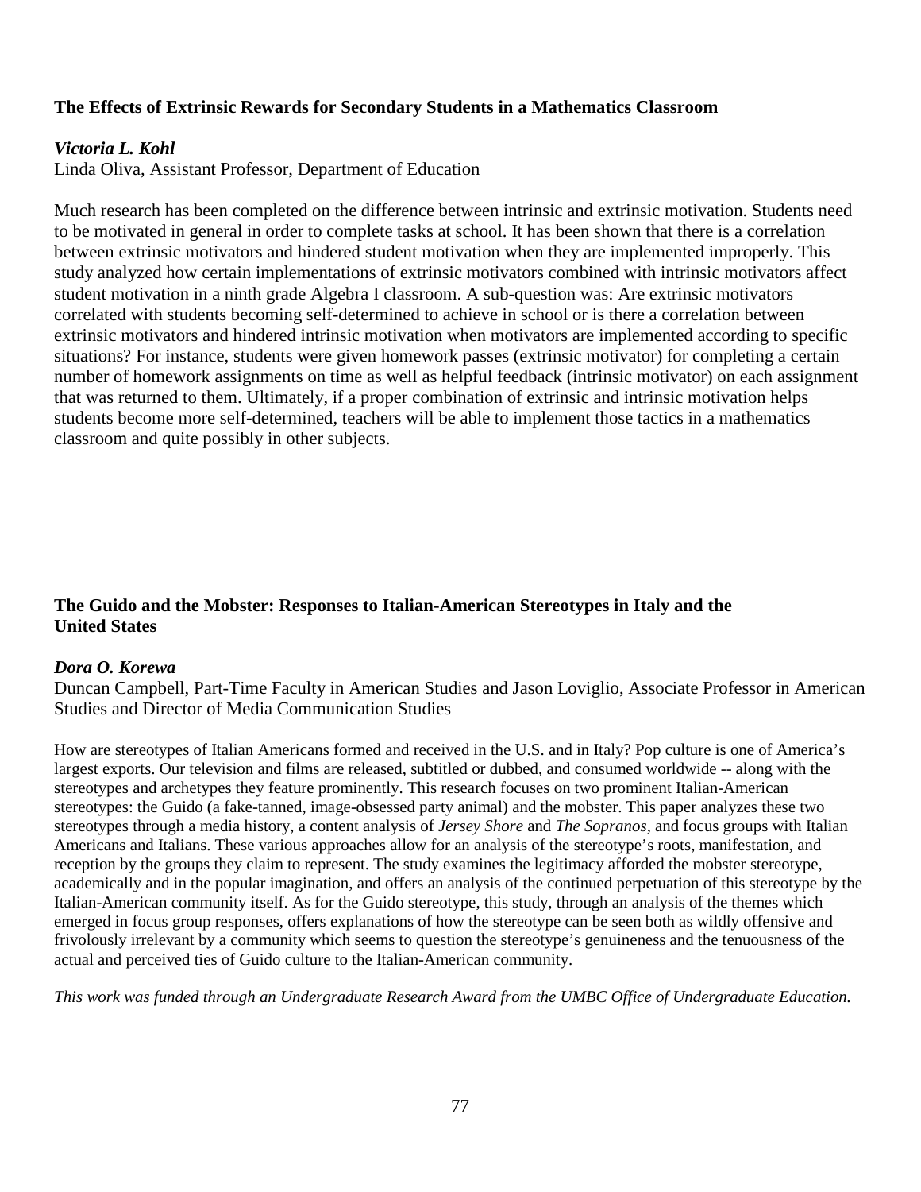### The Effects of Extrinsic Rewards for Secondary Students in a Mathematics Classroom

***Victoria L. Kohl***

Linda Oliva, Assistant Professor, Department of Education

Much research has been completed on the difference between intrinsic and extrinsic motivation. Students need to be motivated in general in order to complete tasks at school. It has been shown that there is a correlation between extrinsic motivators and hindered student motivation when they are implemented improperly. This study analyzed how certain implementations of extrinsic motivators combined with intrinsic motivators affect student motivation in a ninth grade Algebra I classroom. A sub-question was: Are extrinsic motivators correlated with students becoming self-determined to achieve in school or is there a correlation between extrinsic motivators and hindered intrinsic motivation when motivators are implemented according to specific situations? For instance, students were given homework passes (extrinsic motivator) for completing a certain number of homework assignments on time as well as helpful feedback (intrinsic motivator) on each assignment that was returned to them. Ultimately, if a proper combination of extrinsic and intrinsic motivation helps students become more self-determined, teachers will be able to implement those tactics in a mathematics classroom and quite possibly in other subjects.

### The Guido and the Mobster: Responses to Italian-American Stereotypes in Italy and the United States

***Dora O. Korewa***

Duncan Campbell, Part-Time Faculty in American Studies and Jason Loviglio, Associate Professor in American Studies and Director of Media Communication Studies

How are stereotypes of Italian Americans formed and received in the U.S. and in Italy? Pop culture is one of America's largest exports. Our television and films are released, subtitled or dubbed, and consumed worldwide -- along with the stereotypes and archetypes they feature prominently. This research focuses on two prominent Italian-American stereotypes: the Guido (a fake-tanned, image-obsessed party animal) and the mobster. This paper analyzes these two stereotypes through a media history, a content analysis of *Jersey Shore* and *The Sopranos*, and focus groups with Italian Americans and Italians. These various approaches allow for an analysis of the stereotype's roots, manifestation, and reception by the groups they claim to represent. The study examines the legitimacy afforded the mobster stereotype, academically and in the popular imagination, and offers an analysis of the continued perpetuation of this stereotype by the Italian-American community itself. As for the Guido stereotype, this study, through an analysis of the themes which emerged in focus group responses, offers explanations of how the stereotype can be seen both as wildly offensive and frivolously irrelevant by a community which seems to question the stereotype's genuineness and the tenuousness of the actual and perceived ties of Guido culture to the Italian-American community.

*This work was funded through an Undergraduate Research Award from the UMBC Office of Undergraduate Education.*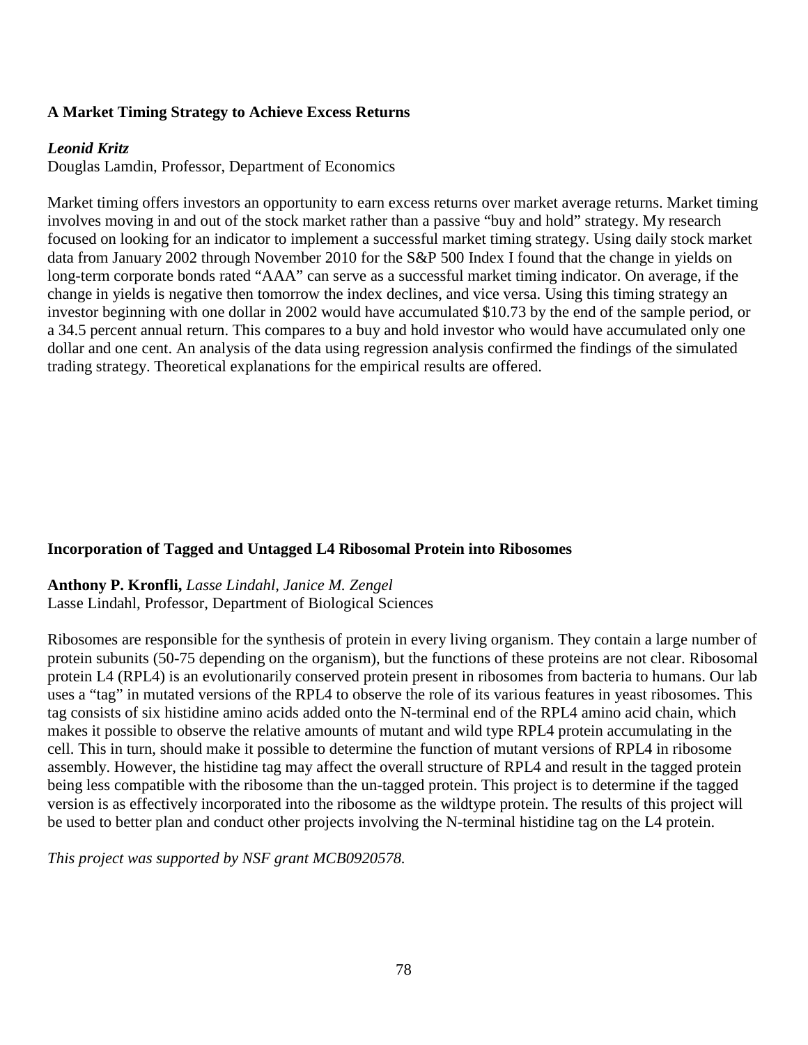### A Market Timing Strategy to Achieve Excess Returns

***Leonid Kritz***
Douglas Lamdin, Professor, Department of Economics

Market timing offers investors an opportunity to earn excess returns over market average returns. Market timing involves moving in and out of the stock market rather than a passive "buy and hold" strategy. My research focused on looking for an indicator to implement a successful market timing strategy. Using daily stock market data from January 2002 through November 2010 for the S&P 500 Index I found that the change in yields on long-term corporate bonds rated "AAA" can serve as a successful market timing indicator. On average, if the change in yields is negative then tomorrow the index declines, and vice versa. Using this timing strategy an investor beginning with one dollar in 2002 would have accumulated $10.73 by the end of the sample period, or a 34.5 percent annual return. This compares to a buy and hold investor who would have accumulated only one dollar and one cent. An analysis of the data using regression analysis confirmed the findings of the simulated trading strategy. Theoretical explanations for the empirical results are offered.

### Incorporation of Tagged and Untagged L4 Ribosomal Protein into Ribosomes

**Anthony P. Kronfli,** *Lasse Lindahl, Janice M. Zengel*
Lasse Lindahl, Professor, Department of Biological Sciences

Ribosomes are responsible for the synthesis of protein in every living organism. They contain a large number of protein subunits (50-75 depending on the organism), but the functions of these proteins are not clear. Ribosomal protein L4 (RPL4) is an evolutionarily conserved protein present in ribosomes from bacteria to humans. Our lab uses a "tag" in mutated versions of the RPL4 to observe the role of its various features in yeast ribosomes. This tag consists of six histidine amino acids added onto the N-terminal end of the RPL4 amino acid chain, which makes it possible to observe the relative amounts of mutant and wild type RPL4 protein accumulating in the cell. This in turn, should make it possible to determine the function of mutant versions of RPL4 in ribosome assembly. However, the histidine tag may affect the overall structure of RPL4 and result in the tagged protein being less compatible with the ribosome than the un-tagged protein. This project is to determine if the tagged version is as effectively incorporated into the ribosome as the wildtype protein. The results of this project will be used to better plan and conduct other projects involving the N-terminal histidine tag on the L4 protein.

*This project was supported by NSF grant MCB0920578.*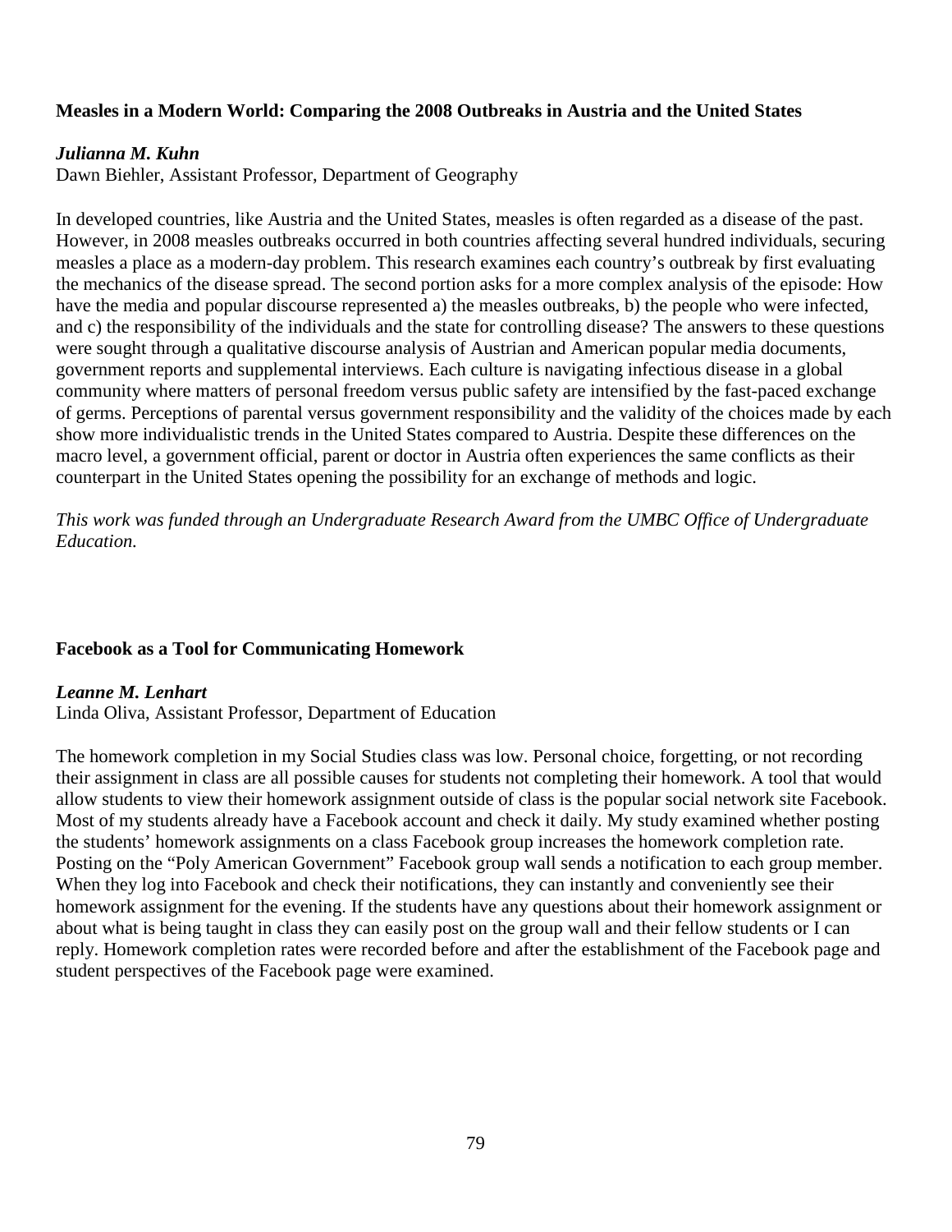### Measles in a Modern World: Comparing the 2008 Outbreaks in Austria and the United States

***Julianna M. Kuhn***
Dawn Biehler, Assistant Professor, Department of Geography

In developed countries, like Austria and the United States, measles is often regarded as a disease of the past. However, in 2008 measles outbreaks occurred in both countries affecting several hundred individuals, securing measles a place as a modern-day problem. This research examines each country's outbreak by first evaluating the mechanics of the disease spread. The second portion asks for a more complex analysis of the episode: How have the media and popular discourse represented a) the measles outbreaks, b) the people who were infected, and c) the responsibility of the individuals and the state for controlling disease? The answers to these questions were sought through a qualitative discourse analysis of Austrian and American popular media documents, government reports and supplemental interviews. Each culture is navigating infectious disease in a global community where matters of personal freedom versus public safety are intensified by the fast-paced exchange of germs. Perceptions of parental versus government responsibility and the validity of the choices made by each show more individualistic trends in the United States compared to Austria. Despite these differences on the macro level, a government official, parent or doctor in Austria often experiences the same conflicts as their counterpart in the United States opening the possibility for an exchange of methods and logic.

*This work was funded through an Undergraduate Research Award from the UMBC Office of Undergraduate Education.*

### Facebook as a Tool for Communicating Homework

***Leanne M. Lenhart***
Linda Oliva, Assistant Professor, Department of Education

The homework completion in my Social Studies class was low. Personal choice, forgetting, or not recording their assignment in class are all possible causes for students not completing their homework. A tool that would allow students to view their homework assignment outside of class is the popular social network site Facebook. Most of my students already have a Facebook account and check it daily. My study examined whether posting the students' homework assignments on a class Facebook group increases the homework completion rate. Posting on the "Poly American Government" Facebook group wall sends a notification to each group member. When they log into Facebook and check their notifications, they can instantly and conveniently see their homework assignment for the evening. If the students have any questions about their homework assignment or about what is being taught in class they can easily post on the group wall and their fellow students or I can reply. Homework completion rates were recorded before and after the establishment of the Facebook page and student perspectives of the Facebook page were examined.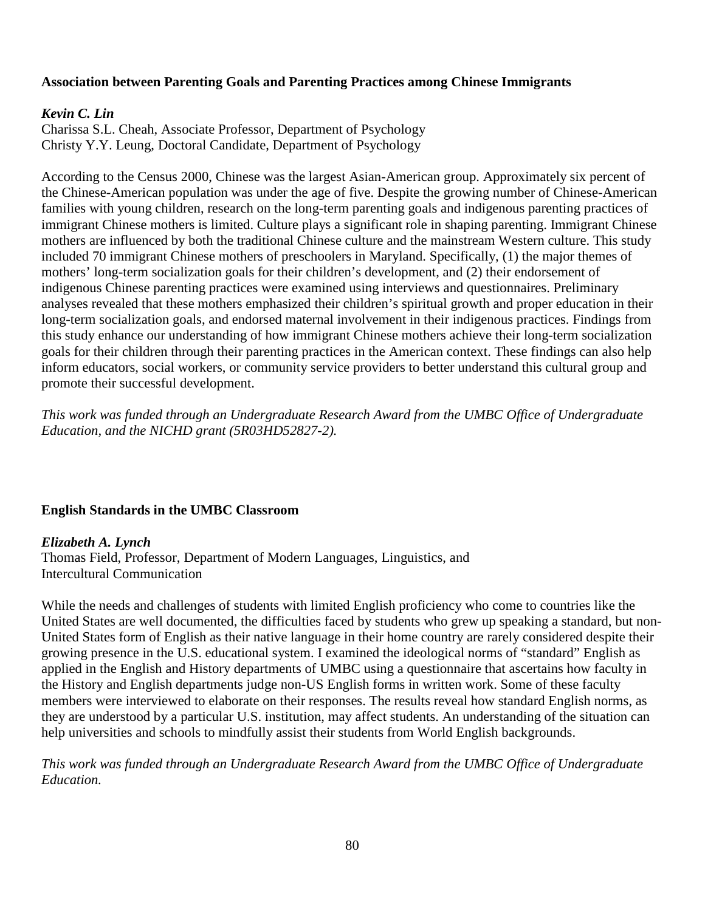**Association between Parenting Goals and Parenting Practices among Chinese Immigrants**

***Kevin C. Lin***
Charissa S.L. Cheah, Associate Professor, Department of Psychology
Christy Y.Y. Leung, Doctoral Candidate, Department of Psychology

According to the Census 2000, Chinese was the largest Asian-American group. Approximately six percent of the Chinese-American population was under the age of five. Despite the growing number of Chinese-American families with young children, research on the long-term parenting goals and indigenous parenting practices of immigrant Chinese mothers is limited. Culture plays a significant role in shaping parenting. Immigrant Chinese mothers are influenced by both the traditional Chinese culture and the mainstream Western culture. This study included 70 immigrant Chinese mothers of preschoolers in Maryland. Specifically, (1) the major themes of mothers' long-term socialization goals for their children's development, and (2) their endorsement of indigenous Chinese parenting practices were examined using interviews and questionnaires. Preliminary analyses revealed that these mothers emphasized their children's spiritual growth and proper education in their long-term socialization goals, and endorsed maternal involvement in their indigenous practices. Findings from this study enhance our understanding of how immigrant Chinese mothers achieve their long-term socialization goals for their children through their parenting practices in the American context. These findings can also help inform educators, social workers, or community service providers to better understand this cultural group and promote their successful development.

*This work was funded through an Undergraduate Research Award from the UMBC Office of Undergraduate Education, and the NICHD grant (5R03HD52827-2).*

**English Standards in the UMBC Classroom**

***Elizabeth A. Lynch***
Thomas Field, Professor, Department of Modern Languages, Linguistics, and Intercultural Communication

While the needs and challenges of students with limited English proficiency who come to countries like the United States are well documented, the difficulties faced by students who grew up speaking a standard, but non-United States form of English as their native language in their home country are rarely considered despite their growing presence in the U.S. educational system. I examined the ideological norms of "standard" English as applied in the English and History departments of UMBC using a questionnaire that ascertains how faculty in the History and English departments judge non-US English forms in written work. Some of these faculty members were interviewed to elaborate on their responses. The results reveal how standard English norms, as they are understood by a particular U.S. institution, may affect students. An understanding of the situation can help universities and schools to mindfully assist their students from World English backgrounds.

*This work was funded through an Undergraduate Research Award from the UMBC Office of Undergraduate Education.*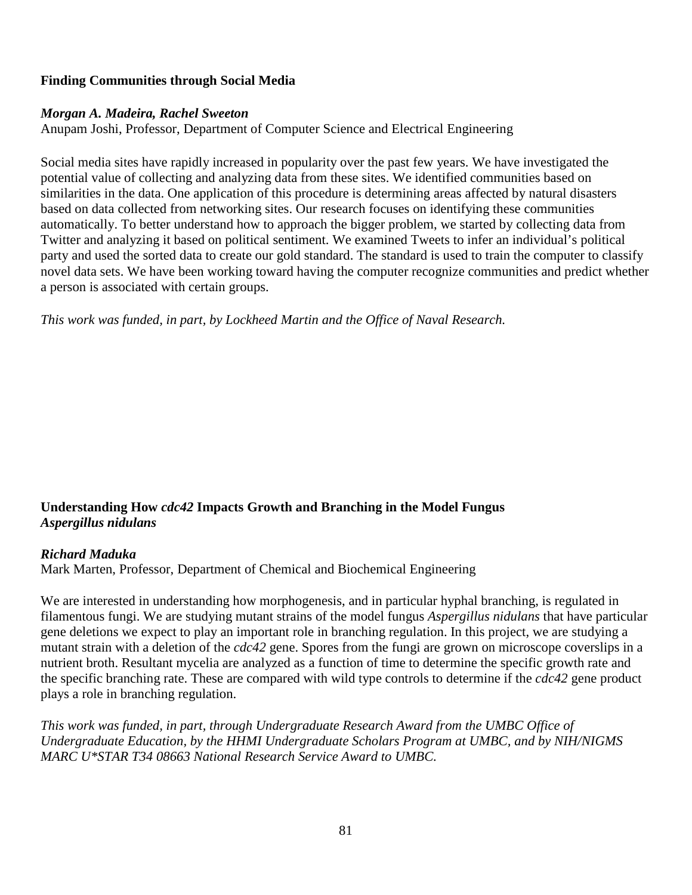**Finding Communities through Social Media**

***Morgan A. Madeira, Rachel Sweeton***
Anupam Joshi, Professor, Department of Computer Science and Electrical Engineering

Social media sites have rapidly increased in popularity over the past few years. We have investigated the potential value of collecting and analyzing data from these sites. We identified communities based on similarities in the data. One application of this procedure is determining areas affected by natural disasters based on data collected from networking sites. Our research focuses on identifying these communities automatically. To better understand how to approach the bigger problem, we started by collecting data from Twitter and analyzing it based on political sentiment. We examined Tweets to infer an individual's political party and used the sorted data to create our gold standard. The standard is used to train the computer to classify novel data sets. We have been working toward having the computer recognize communities and predict whether a person is associated with certain groups.

*This work was funded, in part, by Lockheed Martin and the Office of Naval Research.*

**Understanding How *cdc42* Impacts Growth and Branching in the Model Fungus *Aspergillus nidulans***

***Richard Maduka***
Mark Marten, Professor, Department of Chemical and Biochemical Engineering

We are interested in understanding how morphogenesis, and in particular hyphal branching, is regulated in filamentous fungi. We are studying mutant strains of the model fungus *Aspergillus nidulans* that have particular gene deletions we expect to play an important role in branching regulation. In this project, we are studying a mutant strain with a deletion of the *cdc42* gene. Spores from the fungi are grown on microscope coverslips in a nutrient broth. Resultant mycelia are analyzed as a function of time to determine the specific growth rate and the specific branching rate. These are compared with wild type controls to determine if the *cdc42* gene product plays a role in branching regulation.

*This work was funded, in part, through Undergraduate Research Award from the UMBC Office of Undergraduate Education, by the HHMI Undergraduate Scholars Program at UMBC, and by NIH/NIGMS MARC U*STAR T34 08663 National Research Service Award to UMBC.*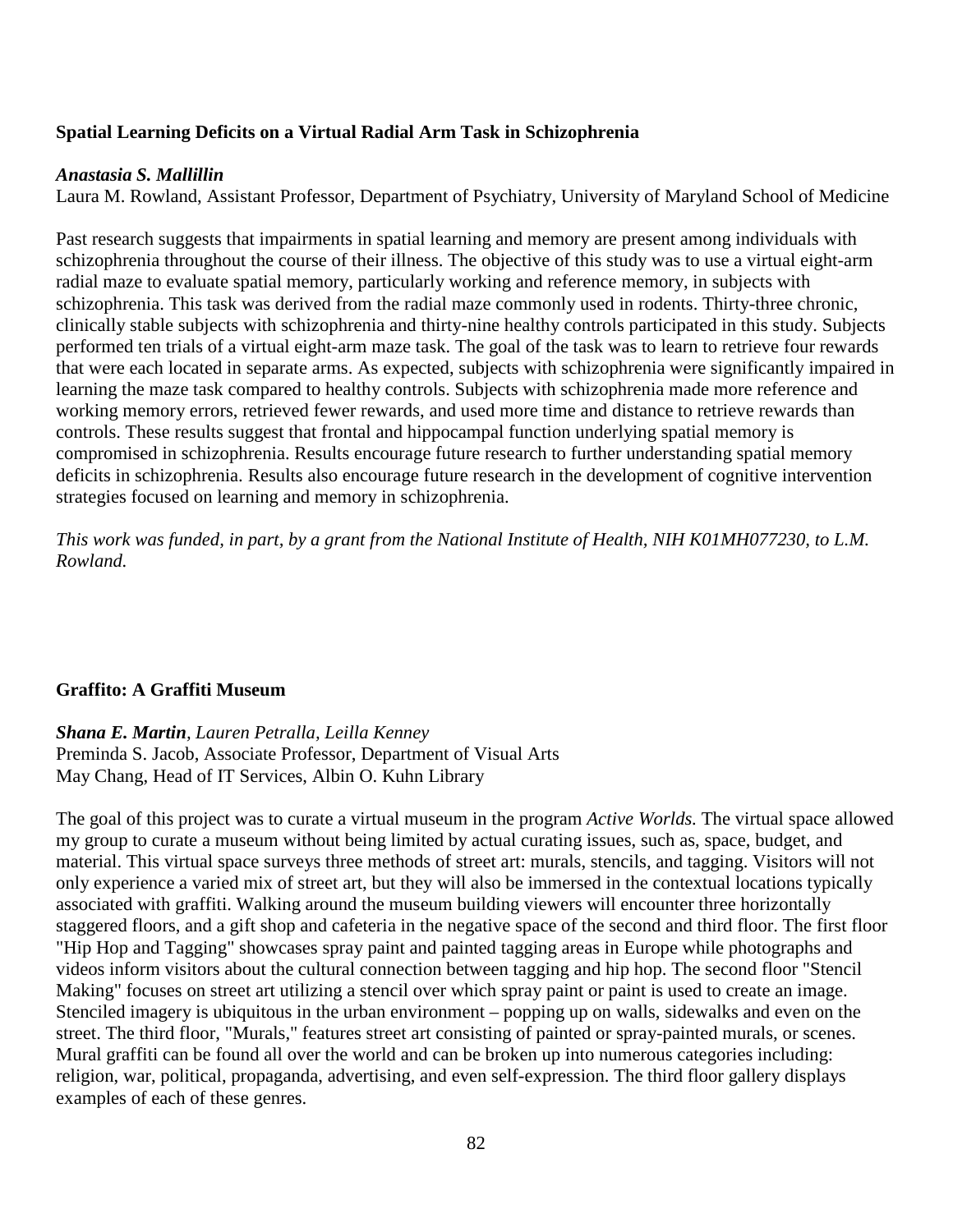**Spatial Learning Deficits on a Virtual Radial Arm Task in Schizophrenia**

***Anastasia S. Mallillin***
Laura M. Rowland, Assistant Professor, Department of Psychiatry, University of Maryland School of Medicine

Past research suggests that impairments in spatial learning and memory are present among individuals with schizophrenia throughout the course of their illness. The objective of this study was to use a virtual eight-arm radial maze to evaluate spatial memory, particularly working and reference memory, in subjects with schizophrenia. This task was derived from the radial maze commonly used in rodents. Thirty-three chronic, clinically stable subjects with schizophrenia and thirty-nine healthy controls participated in this study. Subjects performed ten trials of a virtual eight-arm maze task. The goal of the task was to learn to retrieve four rewards that were each located in separate arms. As expected, subjects with schizophrenia were significantly impaired in learning the maze task compared to healthy controls. Subjects with schizophrenia made more reference and working memory errors, retrieved fewer rewards, and used more time and distance to retrieve rewards than controls. These results suggest that frontal and hippocampal function underlying spatial memory is compromised in schizophrenia. Results encourage future research to further understanding spatial memory deficits in schizophrenia. Results also encourage future research in the development of cognitive intervention strategies focused on learning and memory in schizophrenia.

*This work was funded, in part, by a grant from the National Institute of Health, NIH K01MH077230, to L.M. Rowland.*

**Graffito: A Graffiti Museum**

***Shana E. Martin**, Lauren Petralla, Leilla Kenney*
Preminda S. Jacob, Associate Professor, Department of Visual Arts
May Chang, Head of IT Services, Albin O. Kuhn Library

The goal of this project was to curate a virtual museum in the program *Active Worlds.* The virtual space allowed my group to curate a museum without being limited by actual curating issues, such as, space, budget, and material. This virtual space surveys three methods of street art: murals, stencils, and tagging. Visitors will not only experience a varied mix of street art, but they will also be immersed in the contextual locations typically associated with graffiti. Walking around the museum building viewers will encounter three horizontally staggered floors, and a gift shop and cafeteria in the negative space of the second and third floor. The first floor "Hip Hop and Tagging" showcases spray paint and painted tagging areas in Europe while photographs and videos inform visitors about the cultural connection between tagging and hip hop. The second floor "Stencil Making" focuses on street art utilizing a stencil over which spray paint or paint is used to create an image. Stenciled imagery is ubiquitous in the urban environment – popping up on walls, sidewalks and even on the street. The third floor, "Murals," features street art consisting of painted or spray-painted murals, or scenes. Mural graffiti can be found all over the world and can be broken up into numerous categories including: religion, war, political, propaganda, advertising, and even self-expression. The third floor gallery displays examples of each of these genres.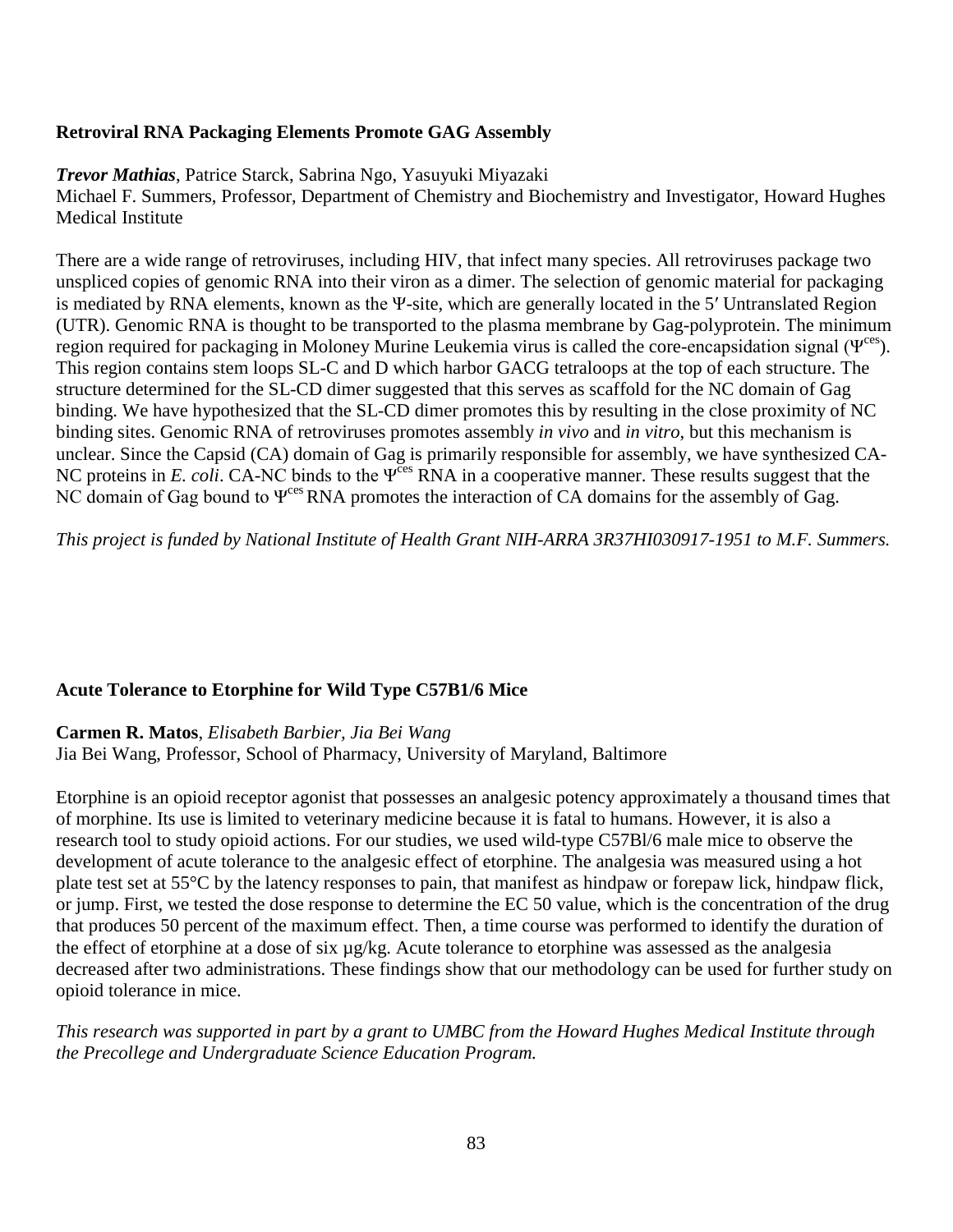**Retroviral RNA Packaging Elements Promote GAG Assembly**

***Trevor Mathias***, Patrice Starck, Sabrina Ngo, Yasuyuki Miyazaki
Michael F. Summers, Professor, Department of Chemistry and Biochemistry and Investigator, Howard Hughes Medical Institute

There are a wide range of retroviruses, including HIV, that infect many species. All retroviruses package two unspliced copies of genomic RNA into their viron as a dimer. The selection of genomic material for packaging is mediated by RNA elements, known as the Ψ-site, which are generally located in the 5′ Untranslated Region (UTR). Genomic RNA is thought to be transported to the plasma membrane by Gag-polyprotein. The minimum region required for packaging in Moloney Murine Leukemia virus is called the core-encapsidation signal ($\Psi^{ces}$). This region contains stem loops SL-C and D which harbor GACG tetraloops at the top of each structure. The structure determined for the SL-CD dimer suggested that this serves as scaffold for the NC domain of Gag binding. We have hypothesized that the SL-CD dimer promotes this by resulting in the close proximity of NC binding sites. Genomic RNA of retroviruses promotes assembly *in vivo* and *in vitro*, but this mechanism is unclear. Since the Capsid (CA) domain of Gag is primarily responsible for assembly, we have synthesized CA-NC proteins in *E. coli*. CA-NC binds to the $\Psi^{ces}$ RNA in a cooperative manner. These results suggest that the NC domain of Gag bound to $\Psi^{ces}$ RNA promotes the interaction of CA domains for the assembly of Gag.

*This project is funded by National Institute of Health Grant NIH-ARRA 3R37HI030917-1951 to M.F. Summers.*

**Acute Tolerance to Etorphine for Wild Type C57B1/6 Mice**

**Carmen R. Matos**, *Elisabeth Barbier, Jia Bei Wang*
Jia Bei Wang, Professor, School of Pharmacy, University of Maryland, Baltimore

Etorphine is an opioid receptor agonist that possesses an analgesic potency approximately a thousand times that of morphine. Its use is limited to veterinary medicine because it is fatal to humans. However, it is also a research tool to study opioid actions. For our studies, we used wild-type C57Bl/6 male mice to observe the development of acute tolerance to the analgesic effect of etorphine. The analgesia was measured using a hot plate test set at 55°C by the latency responses to pain, that manifest as hindpaw or forepaw lick, hindpaw flick, or jump. First, we tested the dose response to determine the EC 50 value, which is the concentration of the drug that produces 50 percent of the maximum effect. Then, a time course was performed to identify the duration of the effect of etorphine at a dose of six µg/kg. Acute tolerance to etorphine was assessed as the analgesia decreased after two administrations. These findings show that our methodology can be used for further study on opioid tolerance in mice.

*This research was supported in part by a grant to UMBC from the Howard Hughes Medical Institute through the Precollege and Undergraduate Science Education Program.*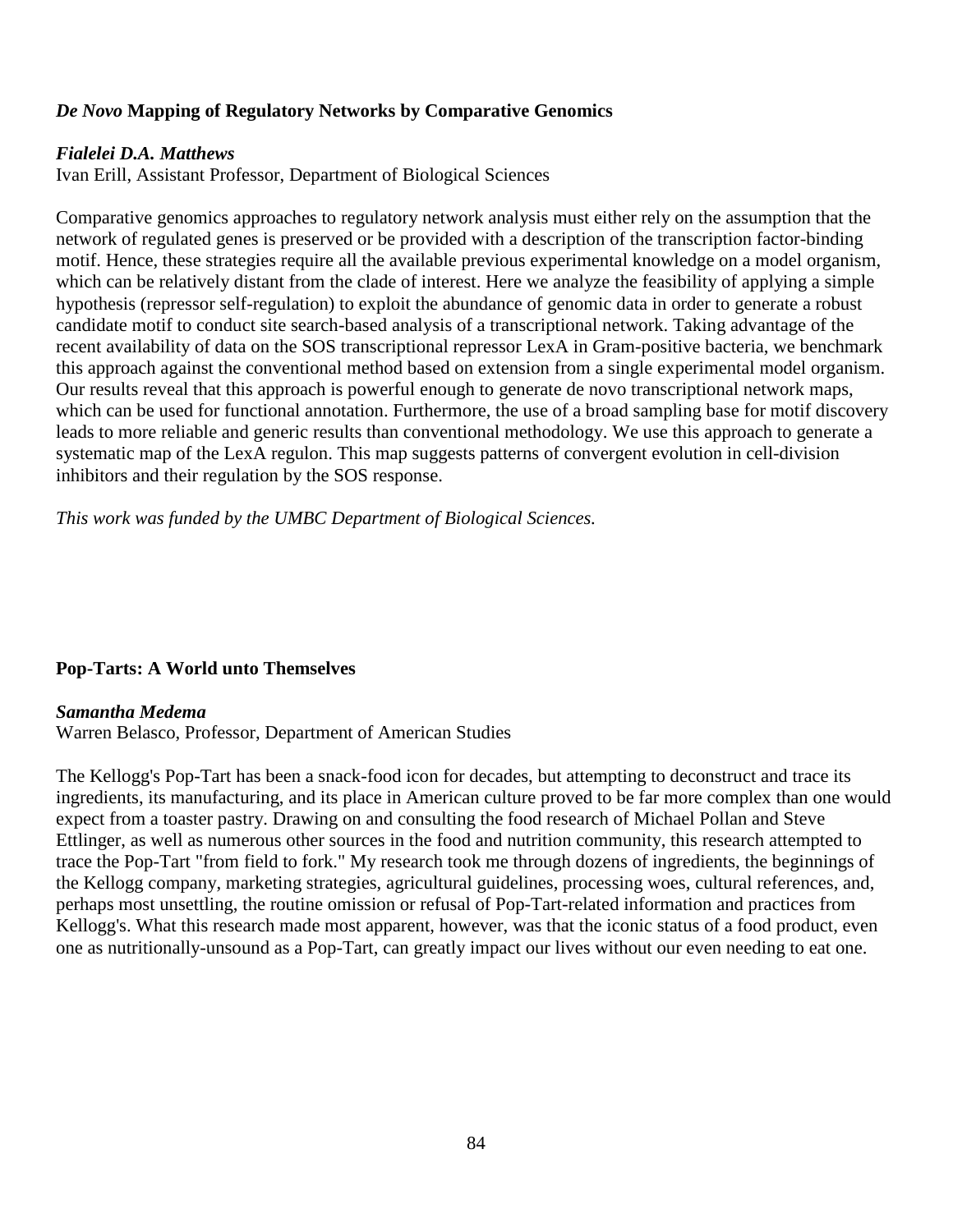### *De Novo* Mapping of Regulatory Networks by Comparative Genomics

***Fialelei D.A. Matthews***
Ivan Erill, Assistant Professor, Department of Biological Sciences

Comparative genomics approaches to regulatory network analysis must either rely on the assumption that the network of regulated genes is preserved or be provided with a description of the transcription factor-binding motif. Hence, these strategies require all the available previous experimental knowledge on a model organism, which can be relatively distant from the clade of interest. Here we analyze the feasibility of applying a simple hypothesis (repressor self-regulation) to exploit the abundance of genomic data in order to generate a robust candidate motif to conduct site search-based analysis of a transcriptional network. Taking advantage of the recent availability of data on the SOS transcriptional repressor LexA in Gram-positive bacteria, we benchmark this approach against the conventional method based on extension from a single experimental model organism. Our results reveal that this approach is powerful enough to generate de novo transcriptional network maps, which can be used for functional annotation. Furthermore, the use of a broad sampling base for motif discovery leads to more reliable and generic results than conventional methodology. We use this approach to generate a systematic map of the LexA regulon. This map suggests patterns of convergent evolution in cell-division inhibitors and their regulation by the SOS response.

*This work was funded by the UMBC Department of Biological Sciences.*

### Pop-Tarts: A World unto Themselves

***Samantha Medema***
Warren Belasco, Professor, Department of American Studies

The Kellogg's Pop-Tart has been a snack-food icon for decades, but attempting to deconstruct and trace its ingredients, its manufacturing, and its place in American culture proved to be far more complex than one would expect from a toaster pastry. Drawing on and consulting the food research of Michael Pollan and Steve Ettlinger, as well as numerous other sources in the food and nutrition community, this research attempted to trace the Pop-Tart "from field to fork." My research took me through dozens of ingredients, the beginnings of the Kellogg company, marketing strategies, agricultural guidelines, processing woes, cultural references, and, perhaps most unsettling, the routine omission or refusal of Pop-Tart-related information and practices from Kellogg's. What this research made most apparent, however, was that the iconic status of a food product, even one as nutritionally-unsound as a Pop-Tart, can greatly impact our lives without our even needing to eat one.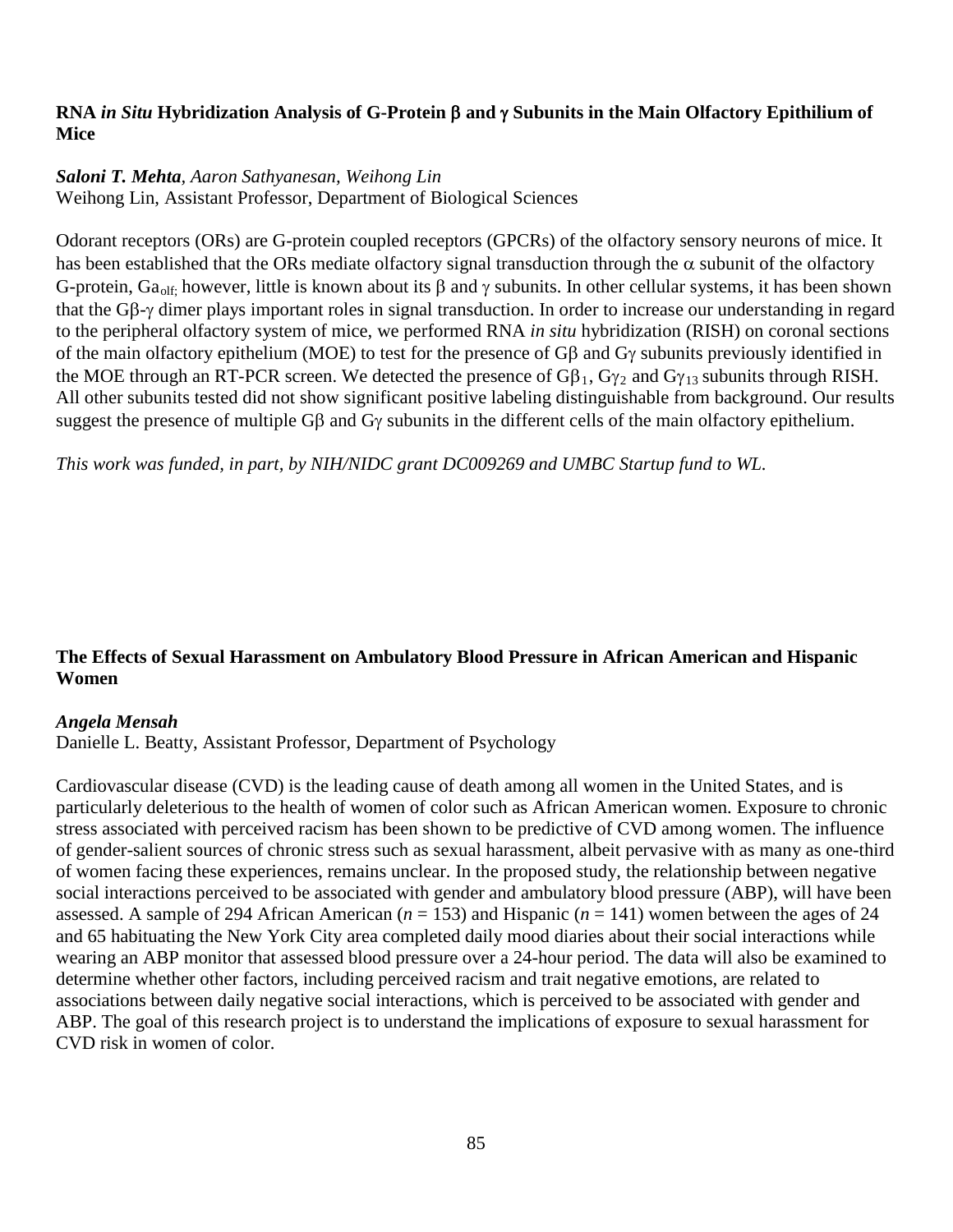### **RNA *in Situ* Hybridization Analysis of G-Protein β and γ Subunits in the Main Olfactory Epithilium of Mice**

***Saloni T. Mehta***, *Aaron Sathyanesan, Weihong Lin*
Weihong Lin, Assistant Professor, Department of Biological Sciences

Odorant receptors (ORs) are G-protein coupled receptors (GPCRs) of the olfactory sensory neurons of mice. It has been established that the ORs mediate olfactory signal transduction through the α subunit of the olfactory G-protein, $Ga_{olf;}$ however, little is known about its β and γ subunits. In other cellular systems, it has been shown that the Gβ-γ dimer plays important roles in signal transduction. In order to increase our understanding in regard to the peripheral olfactory system of mice, we performed RNA *in situ* hybridization (RISH) on coronal sections of the main olfactory epithelium (MOE) to test for the presence of Gβ and Gγ subunits previously identified in the MOE through an RT-PCR screen. We detected the presence of $G\beta_1$, $G\gamma_2$ and $G\gamma_{13}$ subunits through RISH. All other subunits tested did not show significant positive labeling distinguishable from background. Our results suggest the presence of multiple Gβ and Gγ subunits in the different cells of the main olfactory epithelium.

*This work was funded, in part, by NIH/NIDC grant DC009269 and UMBC Startup fund to WL.*

### **The Effects of Sexual Harassment on Ambulatory Blood Pressure in African American and Hispanic Women**

***Angela Mensah***
Danielle L. Beatty, Assistant Professor, Department of Psychology

Cardiovascular disease (CVD) is the leading cause of death among all women in the United States, and is particularly deleterious to the health of women of color such as African American women. Exposure to chronic stress associated with perceived racism has been shown to be predictive of CVD among women. The influence of gender-salient sources of chronic stress such as sexual harassment, albeit pervasive with as many as one-third of women facing these experiences, remains unclear. In the proposed study, the relationship between negative social interactions perceived to be associated with gender and ambulatory blood pressure (ABP), will have been assessed. A sample of 294 African American ($n = 153$) and Hispanic ($n = 141$) women between the ages of 24 and 65 habituating the New York City area completed daily mood diaries about their social interactions while wearing an ABP monitor that assessed blood pressure over a 24-hour period. The data will also be examined to determine whether other factors, including perceived racism and trait negative emotions, are related to associations between daily negative social interactions, which is perceived to be associated with gender and ABP. The goal of this research project is to understand the implications of exposure to sexual harassment for CVD risk in women of color.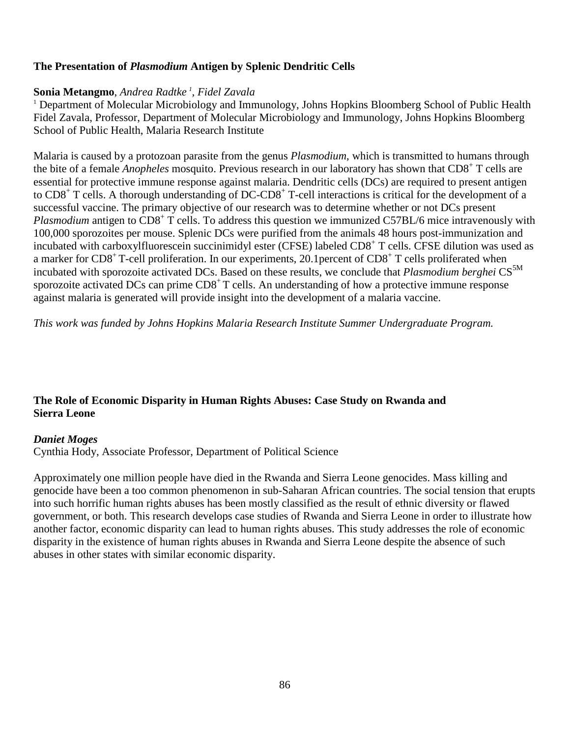**The Presentation of *Plasmodium* Antigen by Splenic Dendritic Cells**

**Sonia Metangmo**, *Andrea Radtke* [1], *Fidel Zavala*

[1] Department of Molecular Microbiology and Immunology, Johns Hopkins Bloomberg School of Public Health
Fidel Zavala, Professor, Department of Molecular Microbiology and Immunology, Johns Hopkins Bloomberg School of Public Health, Malaria Research Institute

Malaria is caused by a protozoan parasite from the genus *Plasmodium*, which is transmitted to humans through the bite of a female *Anopheles* mosquito. Previous research in our laboratory has shown that $CD8^+$ T cells are essential for protective immune response against malaria. Dendritic cells (DCs) are required to present antigen to $CD8^+$ T cells. A thorough understanding of DC-$CD8^+$ T-cell interactions is critical for the development of a successful vaccine. The primary objective of our research was to determine whether or not DCs present *Plasmodium* antigen to $CD8^+$ T cells. To address this question we immunized C57BL/6 mice intravenously with 100,000 sporozoites per mouse. Splenic DCs were purified from the animals 48 hours post-immunization and incubated with carboxylfluorescein succinimidyl ester (CFSE) labeled $CD8^+$ T cells. CFSE dilution was used as a marker for $CD8^+$ T-cell proliferation. In our experiments, 20.1percent of $CD8^+$ T cells proliferated when incubated with sporozoite activated DCs. Based on these results, we conclude that *Plasmodium berghei* $CS^{5M}$ sporozoite activated DCs can prime $CD8^+$ T cells. An understanding of how a protective immune response against malaria is generated will provide insight into the development of a malaria vaccine.

*This work was funded by Johns Hopkins Malaria Research Institute Summer Undergraduate Program.*

**The Role of Economic Disparity in Human Rights Abuses: Case Study on Rwanda and Sierra Leone**

***Daniet Moges***

Cynthia Hody, Associate Professor, Department of Political Science

Approximately one million people have died in the Rwanda and Sierra Leone genocides. Mass killing and genocide have been a too common phenomenon in sub-Saharan African countries. The social tension that erupts into such horrific human rights abuses has been mostly classified as the result of ethnic diversity or flawed government, or both. This research develops case studies of Rwanda and Sierra Leone in order to illustrate how another factor, economic disparity can lead to human rights abuses. This study addresses the role of economic disparity in the existence of human rights abuses in Rwanda and Sierra Leone despite the absence of such abuses in other states with similar economic disparity.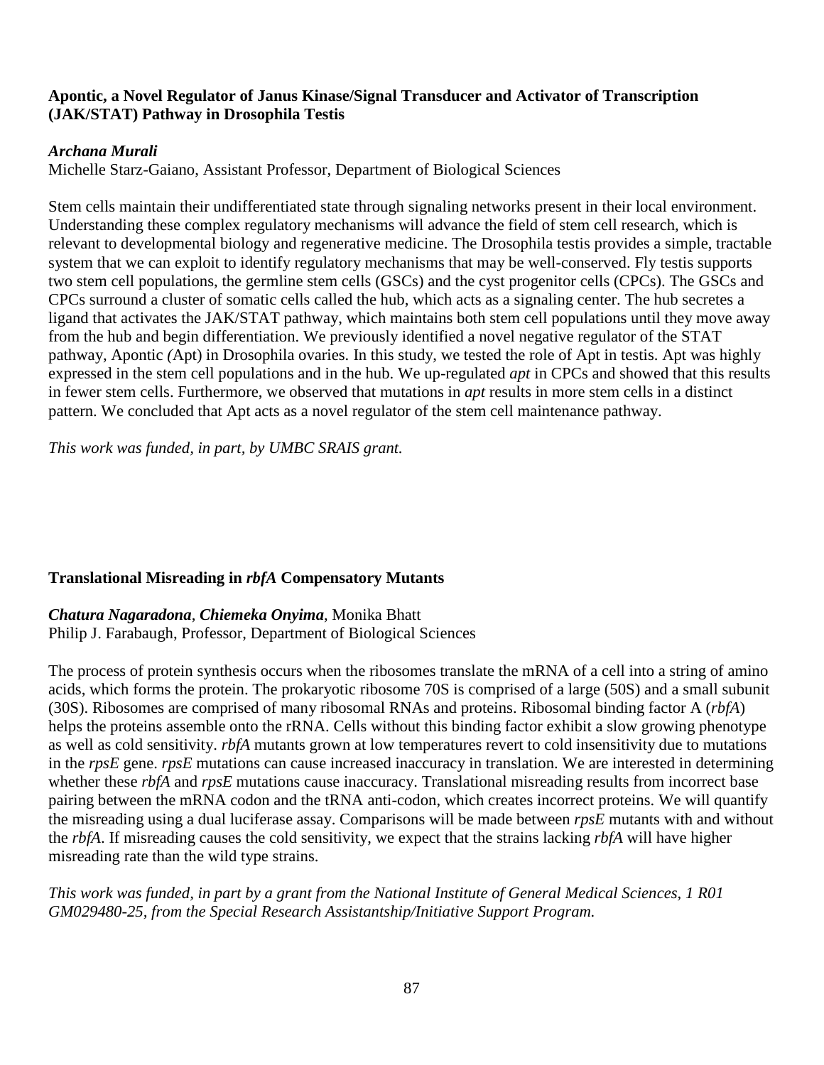### Apontic, a Novel Regulator of Janus Kinase/Signal Transducer and Activator of Transcription (JAK/STAT) Pathway in Drosophila Testis

***Archana Murali***
Michelle Starz-Gaiano, Assistant Professor, Department of Biological Sciences

Stem cells maintain their undifferentiated state through signaling networks present in their local environment. Understanding these complex regulatory mechanisms will advance the field of stem cell research, which is relevant to developmental biology and regenerative medicine. The Drosophila testis provides a simple, tractable system that we can exploit to identify regulatory mechanisms that may be well-conserved. Fly testis supports two stem cell populations, the germline stem cells (GSCs) and the cyst progenitor cells (CPCs). The GSCs and CPCs surround a cluster of somatic cells called the hub, which acts as a signaling center. The hub secretes a ligand that activates the JAK/STAT pathway, which maintains both stem cell populations until they move away from the hub and begin differentiation. We previously identified a novel negative regulator of the STAT pathway, Apontic *(*Apt) in Drosophila ovaries. In this study, we tested the role of Apt in testis. Apt was highly expressed in the stem cell populations and in the hub. We up-regulated *apt* in CPCs and showed that this results in fewer stem cells. Furthermore, we observed that mutations in *apt* results in more stem cells in a distinct pattern. We concluded that Apt acts as a novel regulator of the stem cell maintenance pathway.

*This work was funded, in part, by UMBC SRAIS grant.*

### Translational Misreading in *rbfA* Compensatory Mutants

***Chatura Nagaradona***, ***Chiemeka Onyima***, Monika Bhatt
Philip J. Farabaugh, Professor, Department of Biological Sciences

The process of protein synthesis occurs when the ribosomes translate the mRNA of a cell into a string of amino acids, which forms the protein. The prokaryotic ribosome 70S is comprised of a large (50S) and a small subunit (30S). Ribosomes are comprised of many ribosomal RNAs and proteins. Ribosomal binding factor A (*rbfA*) helps the proteins assemble onto the rRNA. Cells without this binding factor exhibit a slow growing phenotype as well as cold sensitivity. *rbfA* mutants grown at low temperatures revert to cold insensitivity due to mutations in the *rpsE* gene. *rpsE* mutations can cause increased inaccuracy in translation. We are interested in determining whether these *rbfA* and *rpsE* mutations cause inaccuracy. Translational misreading results from incorrect base pairing between the mRNA codon and the tRNA anti-codon, which creates incorrect proteins. We will quantify the misreading using a dual luciferase assay. Comparisons will be made between *rpsE* mutants with and without the *rbfA*. If misreading causes the cold sensitivity, we expect that the strains lacking *rbfA* will have higher misreading rate than the wild type strains.

*This work was funded, in part by a grant from the National Institute of General Medical Sciences, 1 R01 GM029480-25, from the Special Research Assistantship/Initiative Support Program.*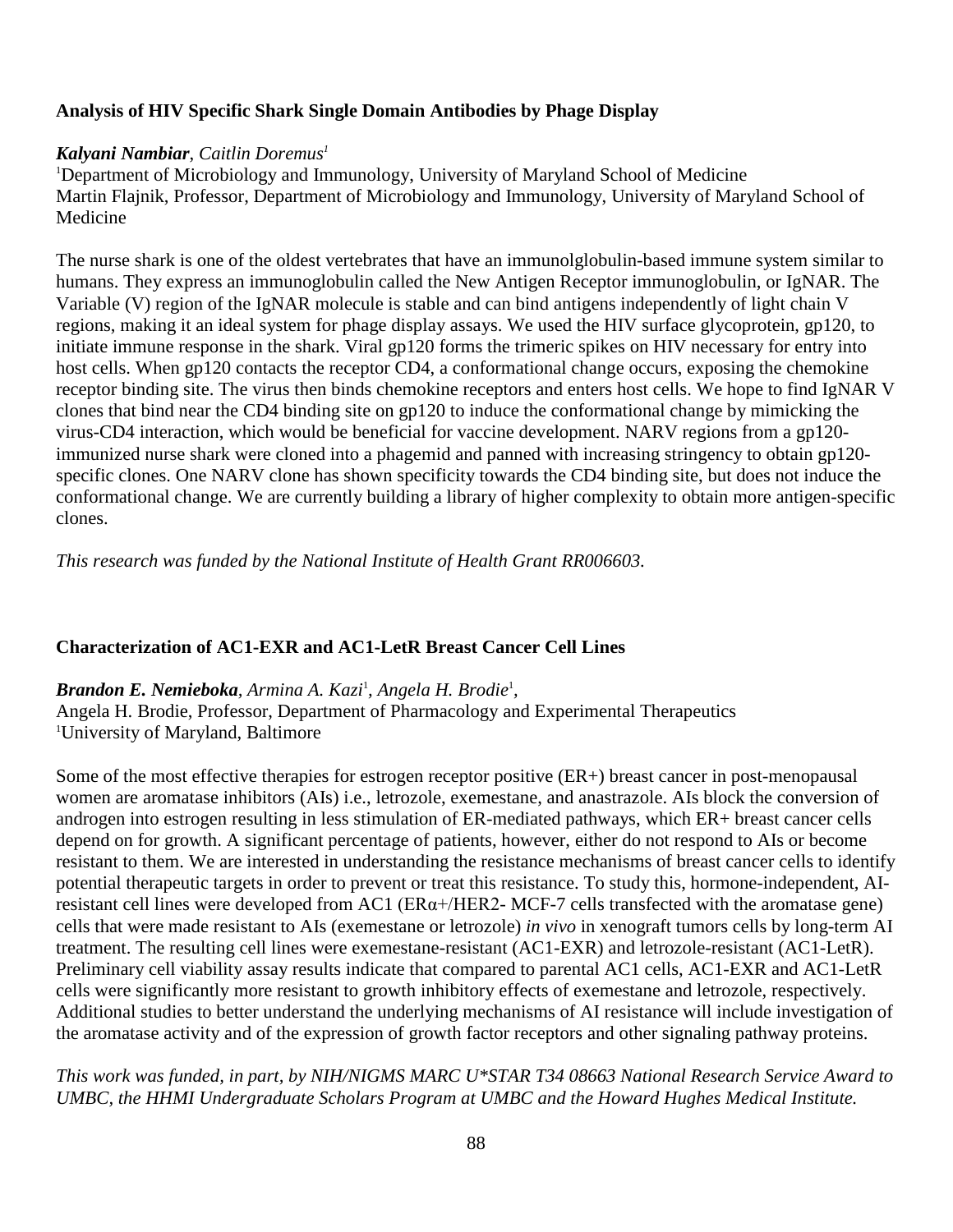**Analysis of HIV Specific Shark Single Domain Antibodies by Phage Display**

***Kalyani Nambiar***, *Caitlin Doremus*[1]
[1]Department of Microbiology and Immunology, University of Maryland School of Medicine
Martin Flajnik, Professor, Department of Microbiology and Immunology, University of Maryland School of Medicine

The nurse shark is one of the oldest vertebrates that have an immunolglobulin-based immune system similar to humans. They express an immunoglobulin called the New Antigen Receptor immunoglobulin, or IgNAR. The Variable (V) region of the IgNAR molecule is stable and can bind antigens independently of light chain V regions, making it an ideal system for phage display assays. We used the HIV surface glycoprotein, gp120, to initiate immune response in the shark. Viral gp120 forms the trimeric spikes on HIV necessary for entry into host cells. When gp120 contacts the receptor CD4, a conformational change occurs, exposing the chemokine receptor binding site. The virus then binds chemokine receptors and enters host cells. We hope to find IgNAR V clones that bind near the CD4 binding site on gp120 to induce the conformational change by mimicking the virus-CD4 interaction, which would be beneficial for vaccine development. NARV regions from a gp120-immunized nurse shark were cloned into a phagemid and panned with increasing stringency to obtain gp120-specific clones. One NARV clone has shown specificity towards the CD4 binding site, but does not induce the conformational change. We are currently building a library of higher complexity to obtain more antigen-specific clones.

*This research was funded by the National Institute of Health Grant RR006603.*

**Characterization of AC1-EXR and AC1-LetR Breast Cancer Cell Lines**

***Brandon E. Nemieboka***, *Armina A. Kazi*[1], *Angela H. Brodie*[1],
Angela H. Brodie, Professor, Department of Pharmacology and Experimental Therapeutics
[1]University of Maryland, Baltimore

Some of the most effective therapies for estrogen receptor positive (ER+) breast cancer in post-menopausal women are aromatase inhibitors (AIs) i.e., letrozole, exemestane, and anastrazole. AIs block the conversion of androgen into estrogen resulting in less stimulation of ER-mediated pathways, which ER+ breast cancer cells depend on for growth. A significant percentage of patients, however, either do not respond to AIs or become resistant to them. We are interested in understanding the resistance mechanisms of breast cancer cells to identify potential therapeutic targets in order to prevent or treat this resistance. To study this, hormone-independent, AI-resistant cell lines were developed from AC1 (ERα+/HER2- MCF-7 cells transfected with the aromatase gene) cells that were made resistant to AIs (exemestane or letrozole) *in vivo* in xenograft tumors cells by long-term AI treatment. The resulting cell lines were exemestane-resistant (AC1-EXR) and letrozole-resistant (AC1-LetR). Preliminary cell viability assay results indicate that compared to parental AC1 cells, AC1-EXR and AC1-LetR cells were significantly more resistant to growth inhibitory effects of exemestane and letrozole, respectively. Additional studies to better understand the underlying mechanisms of AI resistance will include investigation of the aromatase activity and of the expression of growth factor receptors and other signaling pathway proteins.

*This work was funded, in part, by NIH/NIGMS MARC U*STAR T34 08663 National Research Service Award to UMBC, the HHMI Undergraduate Scholars Program at UMBC and the Howard Hughes Medical Institute.*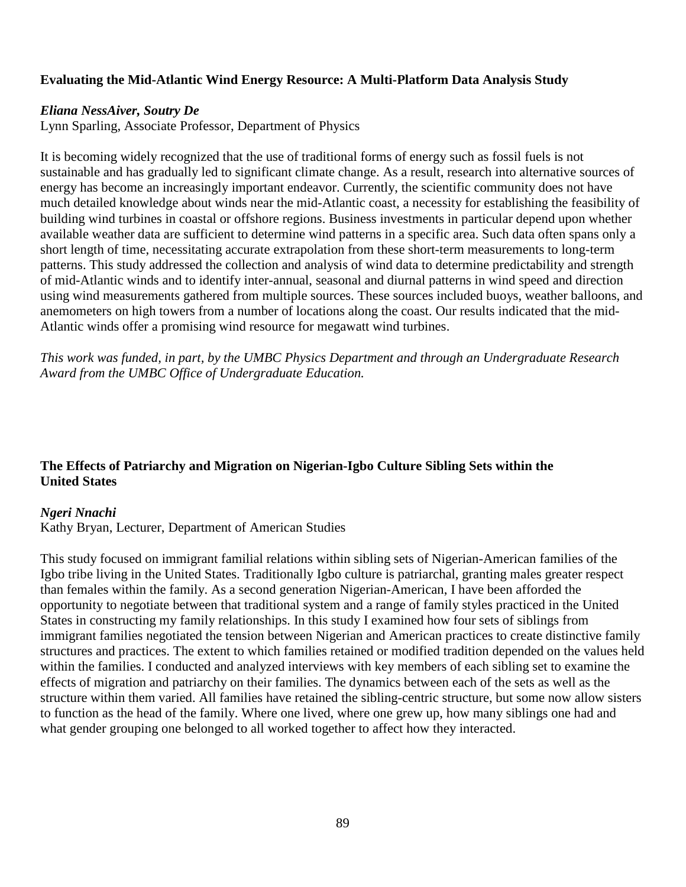**Evaluating the Mid-Atlantic Wind Energy Resource: A Multi-Platform Data Analysis Study**

***Eliana NessAiver, Soutry De***
Lynn Sparling, Associate Professor, Department of Physics

It is becoming widely recognized that the use of traditional forms of energy such as fossil fuels is not sustainable and has gradually led to significant climate change. As a result, research into alternative sources of energy has become an increasingly important endeavor. Currently, the scientific community does not have much detailed knowledge about winds near the mid-Atlantic coast, a necessity for establishing the feasibility of building wind turbines in coastal or offshore regions. Business investments in particular depend upon whether available weather data are sufficient to determine wind patterns in a specific area. Such data often spans only a short length of time, necessitating accurate extrapolation from these short-term measurements to long-term patterns. This study addressed the collection and analysis of wind data to determine predictability and strength of mid-Atlantic winds and to identify inter-annual, seasonal and diurnal patterns in wind speed and direction using wind measurements gathered from multiple sources. These sources included buoys, weather balloons, and anemometers on high towers from a number of locations along the coast. Our results indicated that the mid-Atlantic winds offer a promising wind resource for megawatt wind turbines.

*This work was funded, in part, by the UMBC Physics Department and through an Undergraduate Research Award from the UMBC Office of Undergraduate Education.*

**The Effects of Patriarchy and Migration on Nigerian-Igbo Culture Sibling Sets within the United States**

***Ngeri Nnachi***
Kathy Bryan, Lecturer, Department of American Studies

This study focused on immigrant familial relations within sibling sets of Nigerian-American families of the Igbo tribe living in the United States. Traditionally Igbo culture is patriarchal, granting males greater respect than females within the family. As a second generation Nigerian-American, I have been afforded the opportunity to negotiate between that traditional system and a range of family styles practiced in the United States in constructing my family relationships. In this study I examined how four sets of siblings from immigrant families negotiated the tension between Nigerian and American practices to create distinctive family structures and practices. The extent to which families retained or modified tradition depended on the values held within the families. I conducted and analyzed interviews with key members of each sibling set to examine the effects of migration and patriarchy on their families. The dynamics between each of the sets as well as the structure within them varied. All families have retained the sibling-centric structure, but some now allow sisters to function as the head of the family. Where one lived, where one grew up, how many siblings one had and what gender grouping one belonged to all worked together to affect how they interacted.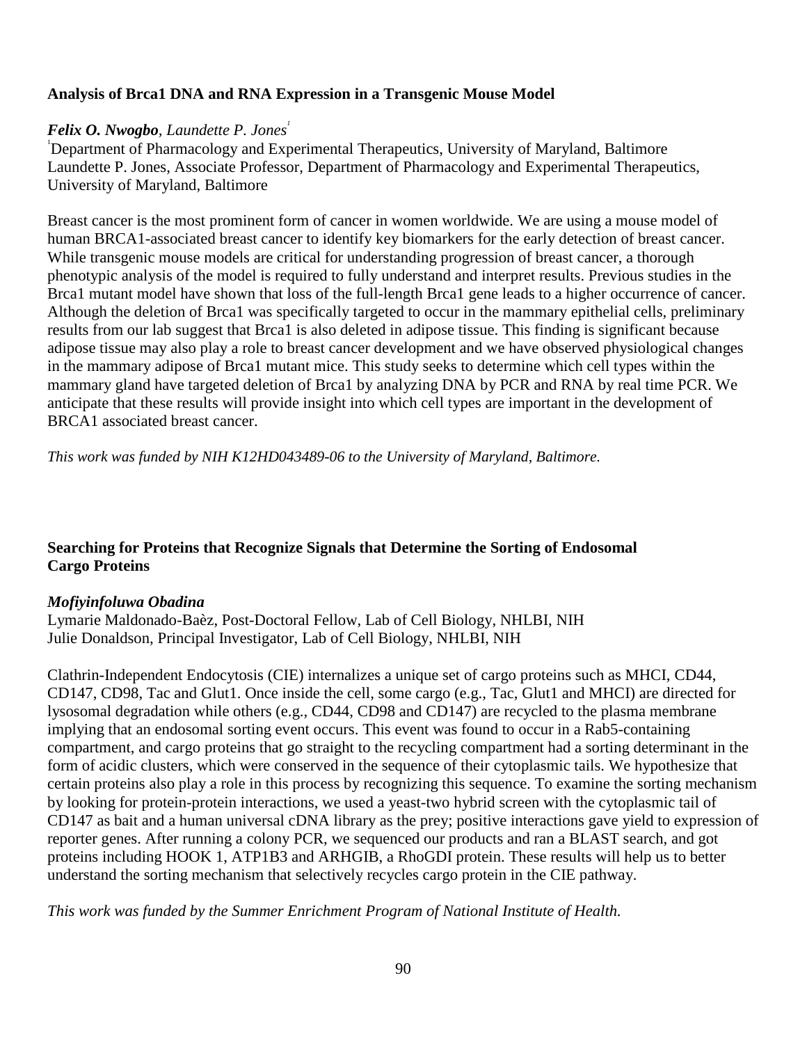### Analysis of Brca1 DNA and RNA Expression in a Transgenic Mouse Model

***Felix O. Nwogbo***, *Laundette P. Jones*[1]

[1]Department of Pharmacology and Experimental Therapeutics, University of Maryland, Baltimore
Laundette P. Jones, Associate Professor, Department of Pharmacology and Experimental Therapeutics, University of Maryland, Baltimore

Breast cancer is the most prominent form of cancer in women worldwide. We are using a mouse model of human BRCA1-associated breast cancer to identify key biomarkers for the early detection of breast cancer. While transgenic mouse models are critical for understanding progression of breast cancer, a thorough phenotypic analysis of the model is required to fully understand and interpret results. Previous studies in the Brca1 mutant model have shown that loss of the full-length Brca1 gene leads to a higher occurrence of cancer. Although the deletion of Brca1 was specifically targeted to occur in the mammary epithelial cells, preliminary results from our lab suggest that Brca1 is also deleted in adipose tissue. This finding is significant because adipose tissue may also play a role to breast cancer development and we have observed physiological changes in the mammary adipose of Brca1 mutant mice. This study seeks to determine which cell types within the mammary gland have targeted deletion of Brca1 by analyzing DNA by PCR and RNA by real time PCR. We anticipate that these results will provide insight into which cell types are important in the development of BRCA1 associated breast cancer.

*This work was funded by NIH K12HD043489-06 to the University of Maryland, Baltimore.*

### Searching for Proteins that Recognize Signals that Determine the Sorting of Endosomal Cargo Proteins

***Mofiyinfoluwa Obadina***

Lymarie Maldonado-Baèz, Post-Doctoral Fellow, Lab of Cell Biology, NHLBI, NIH
Julie Donaldson, Principal Investigator, Lab of Cell Biology, NHLBI, NIH

Clathrin-Independent Endocytosis (CIE) internalizes a unique set of cargo proteins such as MHCI, CD44, CD147, CD98, Tac and Glut1. Once inside the cell, some cargo (e.g., Tac, Glut1 and MHCI) are directed for lysosomal degradation while others (e.g., CD44, CD98 and CD147) are recycled to the plasma membrane implying that an endosomal sorting event occurs. This event was found to occur in a Rab5-containing compartment, and cargo proteins that go straight to the recycling compartment had a sorting determinant in the form of acidic clusters, which were conserved in the sequence of their cytoplasmic tails. We hypothesize that certain proteins also play a role in this process by recognizing this sequence. To examine the sorting mechanism by looking for protein-protein interactions, we used a yeast-two hybrid screen with the cytoplasmic tail of CD147 as bait and a human universal cDNA library as the prey; positive interactions gave yield to expression of reporter genes. After running a colony PCR, we sequenced our products and ran a BLAST search, and got proteins including HOOK 1, ATP1B3 and ARHGIB, a RhoGDI protein. These results will help us to better understand the sorting mechanism that selectively recycles cargo protein in the CIE pathway.

*This work was funded by the Summer Enrichment Program of National Institute of Health.*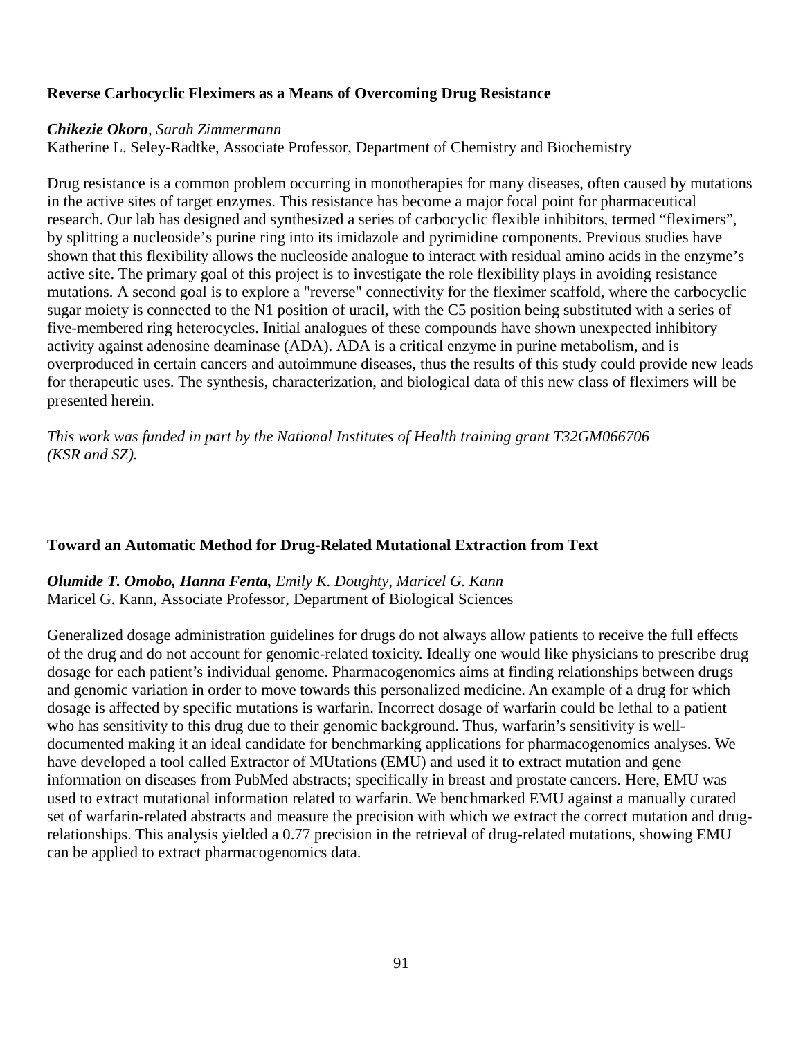**Reverse Carbocyclic Fleximers as a Means of Overcoming Drug Resistance**

***Chikezie Okoro***, *Sarah Zimmermann*
Katherine L. Seley-Radtke, Associate Professor, Department of Chemistry and Biochemistry

Drug resistance is a common problem occurring in monotherapies for many diseases, often caused by mutations in the active sites of target enzymes. This resistance has become a major focal point for pharmaceutical research. Our lab has designed and synthesized a series of carbocyclic flexible inhibitors, termed "fleximers", by splitting a nucleoside's purine ring into its imidazole and pyrimidine components. Previous studies have shown that this flexibility allows the nucleoside analogue to interact with residual amino acids in the enzyme's active site. The primary goal of this project is to investigate the role flexibility plays in avoiding resistance mutations. A second goal is to explore a "reverse" connectivity for the fleximer scaffold, where the carbocyclic sugar moiety is connected to the N1 position of uracil, with the C5 position being substituted with a series of five-membered ring heterocycles. Initial analogues of these compounds have shown unexpected inhibitory activity against adenosine deaminase (ADA). ADA is a critical enzyme in purine metabolism, and is overproduced in certain cancers and autoimmune diseases, thus the results of this study could provide new leads for therapeutic uses. The synthesis, characterization, and biological data of this new class of fleximers will be presented herein.

*This work was funded in part by the National Institutes of Health training grant T32GM066706 (KSR and SZ).*

**Toward an Automatic Method for Drug-Related Mutational Extraction from Text**

***Olumide T. Omobo, Hanna Fenta,*** *Emily K. Doughty, Maricel G. Kann*
Maricel G. Kann, Associate Professor, Department of Biological Sciences

Generalized dosage administration guidelines for drugs do not always allow patients to receive the full effects of the drug and do not account for genomic-related toxicity. Ideally one would like physicians to prescribe drug dosage for each patient's individual genome. Pharmacogenomics aims at finding relationships between drugs and genomic variation in order to move towards this personalized medicine. An example of a drug for which dosage is affected by specific mutations is warfarin. Incorrect dosage of warfarin could be lethal to a patient who has sensitivity to this drug due to their genomic background. Thus, warfarin's sensitivity is well-documented making it an ideal candidate for benchmarking applications for pharmacogenomics analyses. We have developed a tool called Extractor of MUtations (EMU) and used it to extract mutation and gene information on diseases from PubMed abstracts; specifically in breast and prostate cancers. Here, EMU was used to extract mutational information related to warfarin. We benchmarked EMU against a manually curated set of warfarin-related abstracts and measure the precision with which we extract the correct mutation and drug-relationships. This analysis yielded a 0.77 precision in the retrieval of drug-related mutations, showing EMU can be applied to extract pharmacogenomics data.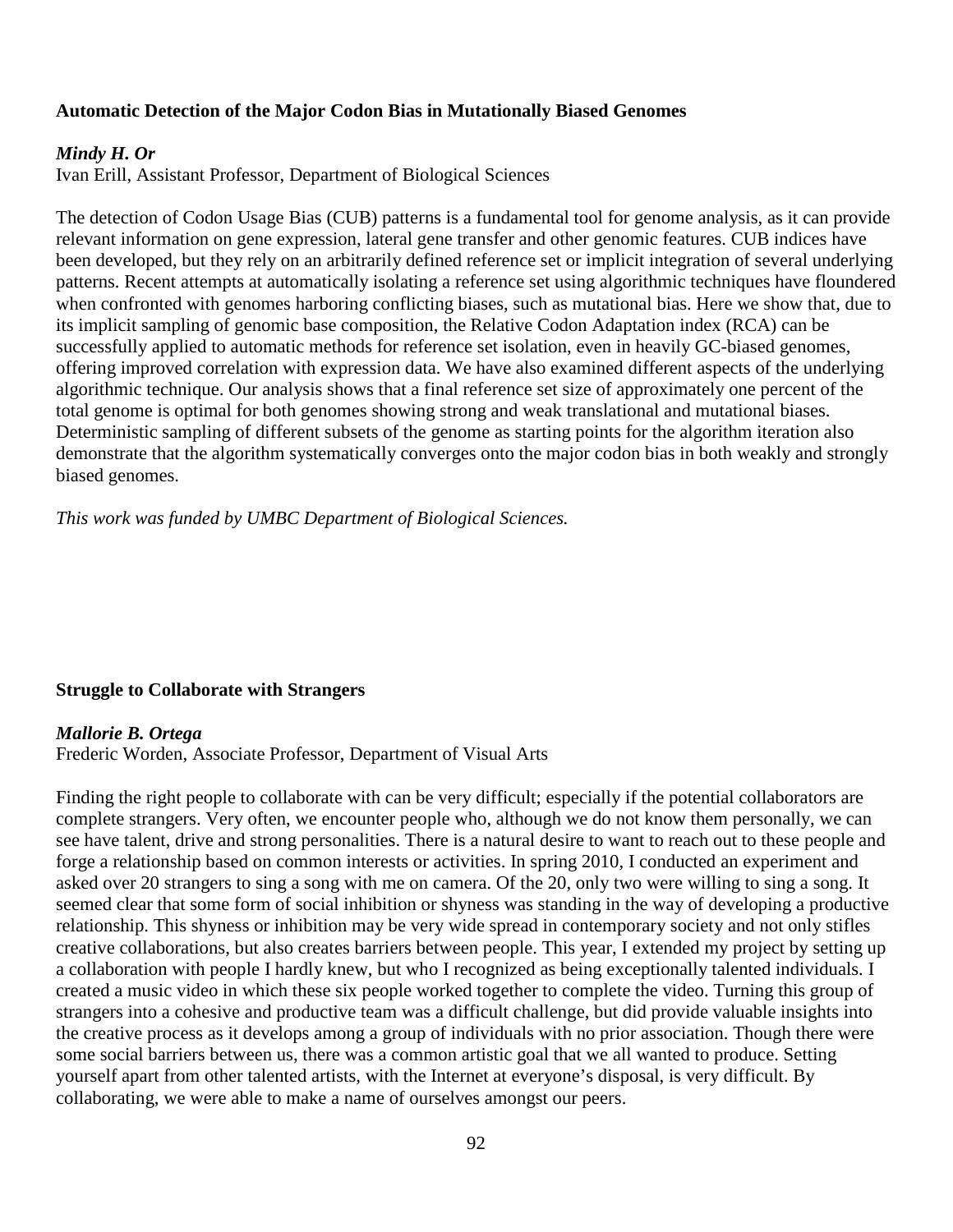### Automatic Detection of the Major Codon Bias in Mutationally Biased Genomes

***Mindy H. Or***
Ivan Erill, Assistant Professor, Department of Biological Sciences

The detection of Codon Usage Bias (CUB) patterns is a fundamental tool for genome analysis, as it can provide relevant information on gene expression, lateral gene transfer and other genomic features. CUB indices have been developed, but they rely on an arbitrarily defined reference set or implicit integration of several underlying patterns. Recent attempts at automatically isolating a reference set using algorithmic techniques have floundered when confronted with genomes harboring conflicting biases, such as mutational bias. Here we show that, due to its implicit sampling of genomic base composition, the Relative Codon Adaptation index (RCA) can be successfully applied to automatic methods for reference set isolation, even in heavily GC-biased genomes, offering improved correlation with expression data. We have also examined different aspects of the underlying algorithmic technique. Our analysis shows that a final reference set size of approximately one percent of the total genome is optimal for both genomes showing strong and weak translational and mutational biases. Deterministic sampling of different subsets of the genome as starting points for the algorithm iteration also demonstrate that the algorithm systematically converges onto the major codon bias in both weakly and strongly biased genomes.

*This work was funded by UMBC Department of Biological Sciences.*

### Struggle to Collaborate with Strangers

***Mallorie B. Ortega***
Frederic Worden, Associate Professor, Department of Visual Arts

Finding the right people to collaborate with can be very difficult; especially if the potential collaborators are complete strangers. Very often, we encounter people who, although we do not know them personally, we can see have talent, drive and strong personalities. There is a natural desire to want to reach out to these people and forge a relationship based on common interests or activities. In spring 2010, I conducted an experiment and asked over 20 strangers to sing a song with me on camera. Of the 20, only two were willing to sing a song. It seemed clear that some form of social inhibition or shyness was standing in the way of developing a productive relationship. This shyness or inhibition may be very wide spread in contemporary society and not only stifles creative collaborations, but also creates barriers between people. This year, I extended my project by setting up a collaboration with people I hardly knew, but who I recognized as being exceptionally talented individuals. I created a music video in which these six people worked together to complete the video. Turning this group of strangers into a cohesive and productive team was a difficult challenge, but did provide valuable insights into the creative process as it develops among a group of individuals with no prior association. Though there were some social barriers between us, there was a common artistic goal that we all wanted to produce. Setting yourself apart from other talented artists, with the Internet at everyone's disposal, is very difficult. By collaborating, we were able to make a name of ourselves amongst our peers.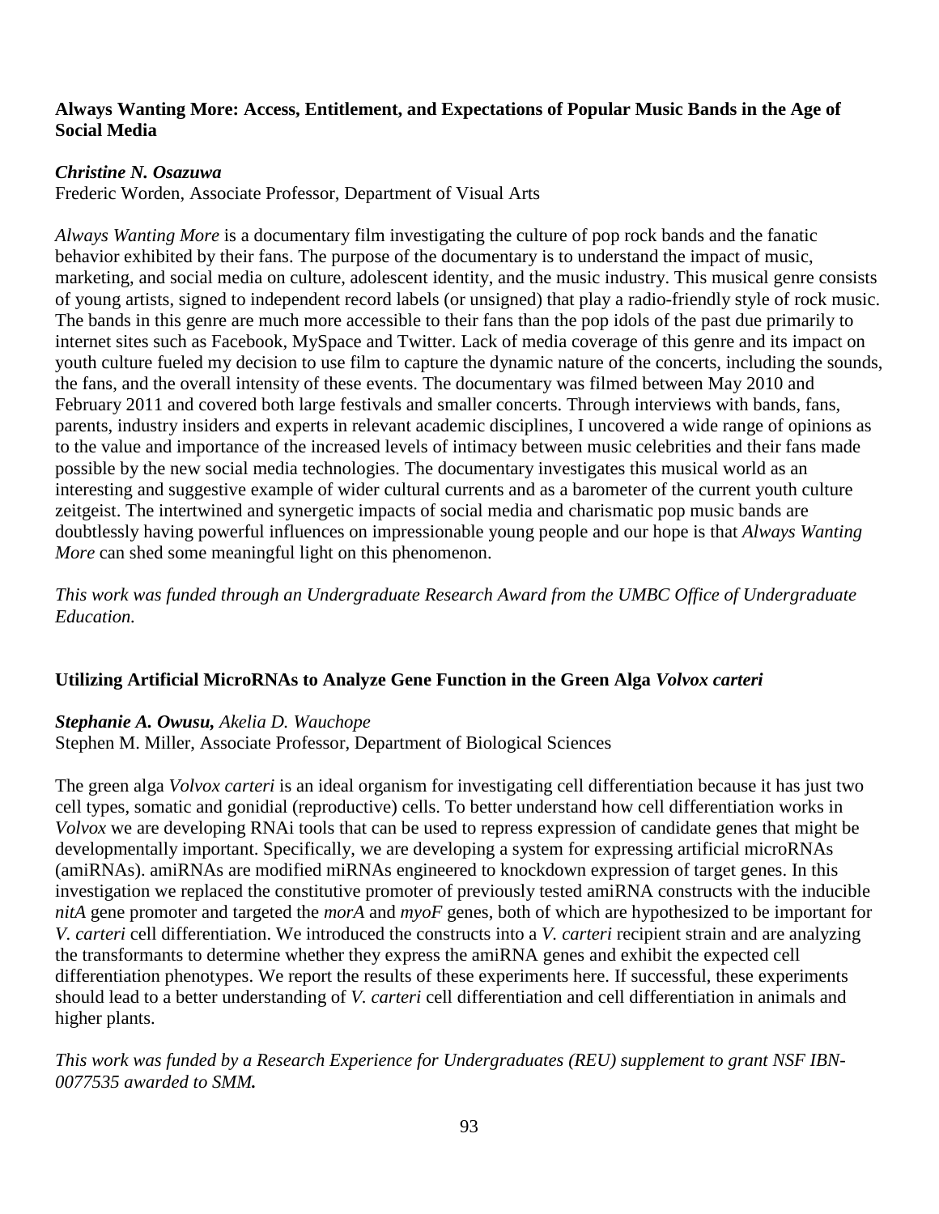**Always Wanting More: Access, Entitlement, and Expectations of Popular Music Bands in the Age of Social Media**

***Christine N. Osazuwa***
Frederic Worden, Associate Professor, Department of Visual Arts

*Always Wanting More* is a documentary film investigating the culture of pop rock bands and the fanatic behavior exhibited by their fans. The purpose of the documentary is to understand the impact of music, marketing, and social media on culture, adolescent identity, and the music industry. This musical genre consists of young artists, signed to independent record labels (or unsigned) that play a radio-friendly style of rock music. The bands in this genre are much more accessible to their fans than the pop idols of the past due primarily to internet sites such as Facebook, MySpace and Twitter. Lack of media coverage of this genre and its impact on youth culture fueled my decision to use film to capture the dynamic nature of the concerts, including the sounds, the fans, and the overall intensity of these events. The documentary was filmed between May 2010 and February 2011 and covered both large festivals and smaller concerts. Through interviews with bands, fans, parents, industry insiders and experts in relevant academic disciplines, I uncovered a wide range of opinions as to the value and importance of the increased levels of intimacy between music celebrities and their fans made possible by the new social media technologies. The documentary investigates this musical world as an interesting and suggestive example of wider cultural currents and as a barometer of the current youth culture zeitgeist. The intertwined and synergetic impacts of social media and charismatic pop music bands are doubtlessly having powerful influences on impressionable young people and our hope is that *Always Wanting More* can shed some meaningful light on this phenomenon.

*This work was funded through an Undergraduate Research Award from the UMBC Office of Undergraduate Education.*

**Utilizing Artificial MicroRNAs to Analyze Gene Function in the Green Alga *Volvox carteri***

***Stephanie A. Owusu,*** *Akelia D. Wauchope*
Stephen M. Miller, Associate Professor, Department of Biological Sciences

The green alga *Volvox carteri* is an ideal organism for investigating cell differentiation because it has just two cell types, somatic and gonidial (reproductive) cells. To better understand how cell differentiation works in *Volvox* we are developing RNAi tools that can be used to repress expression of candidate genes that might be developmentally important. Specifically, we are developing a system for expressing artificial microRNAs (amiRNAs). amiRNAs are modified miRNAs engineered to knockdown expression of target genes. In this investigation we replaced the constitutive promoter of previously tested amiRNA constructs with the inducible *nitA* gene promoter and targeted the *morA* and *myoF* genes, both of which are hypothesized to be important for *V. carteri* cell differentiation. We introduced the constructs into a *V. carteri* recipient strain and are analyzing the transformants to determine whether they express the amiRNA genes and exhibit the expected cell differentiation phenotypes. We report the results of these experiments here. If successful, these experiments should lead to a better understanding of *V. carteri* cell differentiation and cell differentiation in animals and higher plants.

*This work was funded by a Research Experience for Undergraduates (REU) supplement to grant NSF IBN-0077535 awarded to SMM.*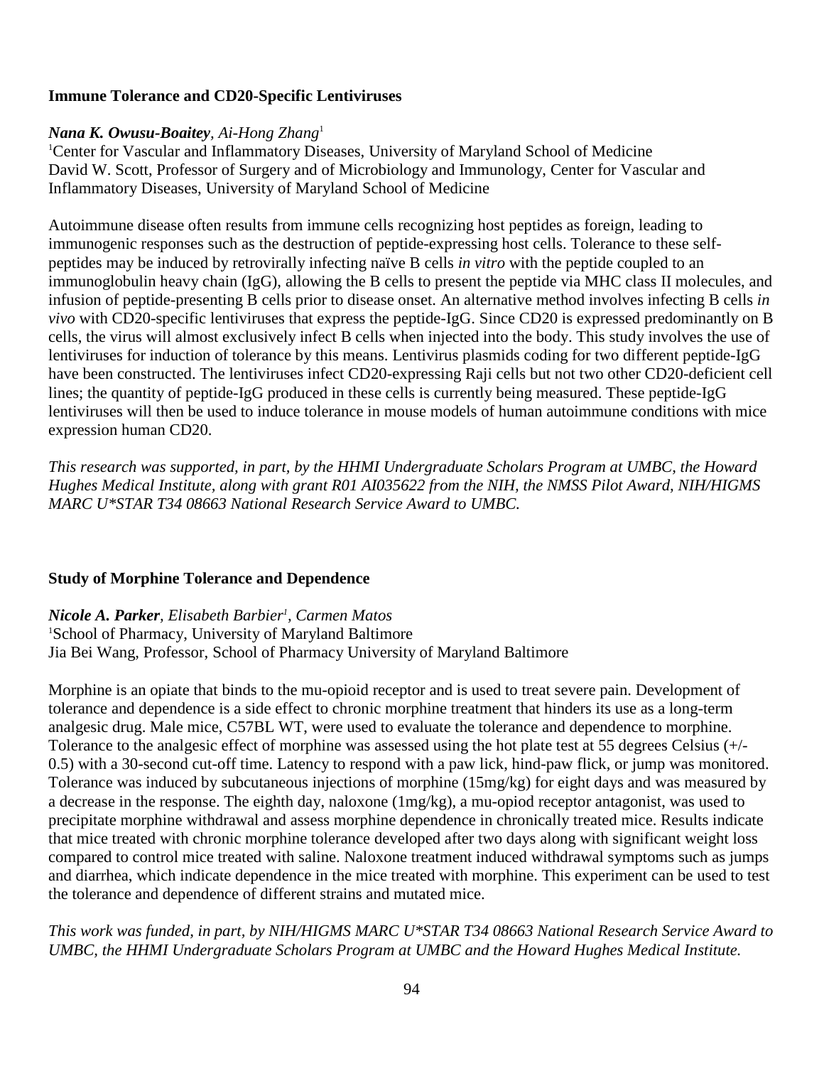### Immune Tolerance and CD20-Specific Lentiviruses

***Nana K. Owusu-Boaitey**, Ai-Hong Zhang*[1]

[1]Center for Vascular and Inflammatory Diseases, University of Maryland School of Medicine
David W. Scott, Professor of Surgery and of Microbiology and Immunology, Center for Vascular and Inflammatory Diseases, University of Maryland School of Medicine

Autoimmune disease often results from immune cells recognizing host peptides as foreign, leading to immunogenic responses such as the destruction of peptide-expressing host cells. Tolerance to these self-peptides may be induced by retrovirally infecting naïve B cells *in vitro* with the peptide coupled to an immunoglobulin heavy chain (IgG), allowing the B cells to present the peptide via MHC class II molecules, and infusion of peptide-presenting B cells prior to disease onset. An alternative method involves infecting B cells *in vivo* with CD20-specific lentiviruses that express the peptide-IgG. Since CD20 is expressed predominantly on B cells, the virus will almost exclusively infect B cells when injected into the body. This study involves the use of lentiviruses for induction of tolerance by this means. Lentivirus plasmids coding for two different peptide-IgG have been constructed. The lentiviruses infect CD20-expressing Raji cells but not two other CD20-deficient cell lines; the quantity of peptide-IgG produced in these cells is currently being measured. These peptide-IgG lentiviruses will then be used to induce tolerance in mouse models of human autoimmune conditions with mice expression human CD20.

*This research was supported, in part, by the HHMI Undergraduate Scholars Program at UMBC, the Howard Hughes Medical Institute, along with grant R01 AI035622 from the NIH, the NMSS Pilot Award, NIH/HIGMS MARC U*STAR T34 08663 National Research Service Award to UMBC.*

### Study of Morphine Tolerance and Dependence

***Nicole A. Parker**, Elisabeth Barbier[1], Carmen Matos*

[1]School of Pharmacy, University of Maryland Baltimore
Jia Bei Wang, Professor, School of Pharmacy University of Maryland Baltimore

Morphine is an opiate that binds to the mu-opioid receptor and is used to treat severe pain. Development of tolerance and dependence is a side effect to chronic morphine treatment that hinders its use as a long-term analgesic drug. Male mice, C57BL WT, were used to evaluate the tolerance and dependence to morphine. Tolerance to the analgesic effect of morphine was assessed using the hot plate test at 55 degrees Celsius (+/- 0.5) with a 30-second cut-off time. Latency to respond with a paw lick, hind-paw flick, or jump was monitored. Tolerance was induced by subcutaneous injections of morphine (15mg/kg) for eight days and was measured by a decrease in the response. The eighth day, naloxone (1mg/kg), a mu-opiod receptor antagonist, was used to precipitate morphine withdrawal and assess morphine dependence in chronically treated mice. Results indicate that mice treated with chronic morphine tolerance developed after two days along with significant weight loss compared to control mice treated with saline. Naloxone treatment induced withdrawal symptoms such as jumps and diarrhea, which indicate dependence in the mice treated with morphine. This experiment can be used to test the tolerance and dependence of different strains and mutated mice.

*This work was funded, in part, by NIH/HIGMS MARC U*STAR T34 08663 National Research Service Award to UMBC, the HHMI Undergraduate Scholars Program at UMBC and the Howard Hughes Medical Institute.*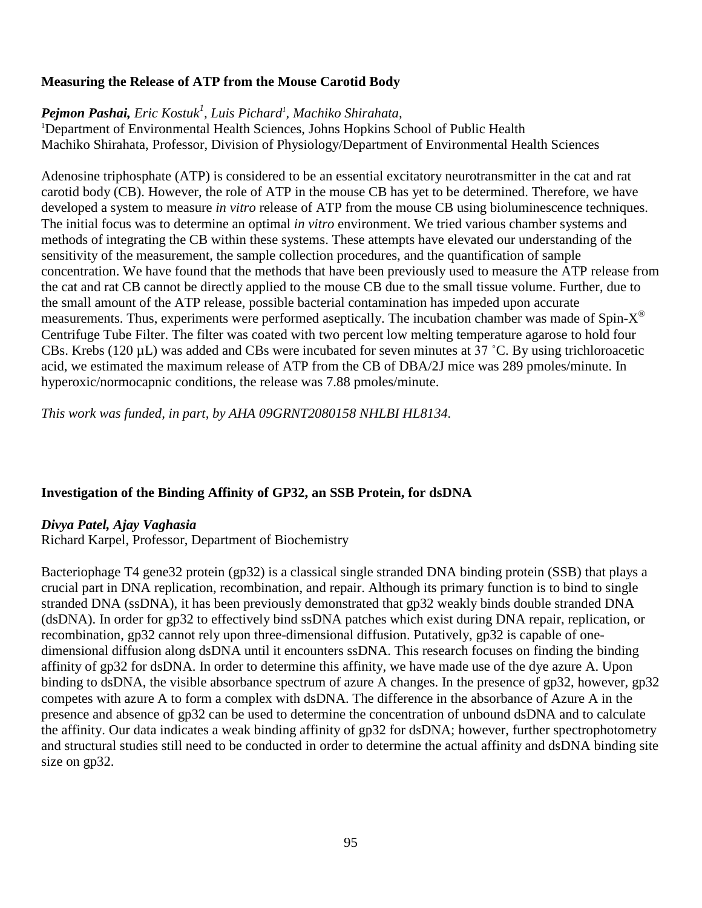### Measuring the Release of ATP from the Mouse Carotid Body

***Pejmon Pashai,*** *Eric Kostuk[1], Luis Pichard[1], Machiko Shirahata,*
[1]Department of Environmental Health Sciences, Johns Hopkins School of Public Health
Machiko Shirahata, Professor, Division of Physiology/Department of Environmental Health Sciences

Adenosine triphosphate (ATP) is considered to be an essential excitatory neurotransmitter in the cat and rat carotid body (CB). However, the role of ATP in the mouse CB has yet to be determined. Therefore, we have developed a system to measure *in vitro* release of ATP from the mouse CB using bioluminescence techniques. The initial focus was to determine an optimal *in vitro* environment. We tried various chamber systems and methods of integrating the CB within these systems. These attempts have elevated our understanding of the sensitivity of the measurement, the sample collection procedures, and the quantification of sample concentration. We have found that the methods that have been previously used to measure the ATP release from the cat and rat CB cannot be directly applied to the mouse CB due to the small tissue volume. Further, due to the small amount of the ATP release, possible bacterial contamination has impeded upon accurate measurements. Thus, experiments were performed aseptically. The incubation chamber was made of Spin-X® Centrifuge Tube Filter. The filter was coated with two percent low melting temperature agarose to hold four CBs. Krebs (120 µL) was added and CBs were incubated for seven minutes at 37 ˚C. By using trichloroacetic acid, we estimated the maximum release of ATP from the CB of DBA/2J mice was 289 pmoles/minute. In hyperoxic/normocapnic conditions, the release was 7.88 pmoles/minute.

*This work was funded, in part, by AHA 09GRNT2080158 NHLBI HL8134.*

### Investigation of the Binding Affinity of GP32, an SSB Protein, for dsDNA

***Divya Patel, Ajay Vaghasia***
Richard Karpel, Professor, Department of Biochemistry

Bacteriophage T4 gene32 protein (gp32) is a classical single stranded DNA binding protein (SSB) that plays a crucial part in DNA replication, recombination, and repair. Although its primary function is to bind to single stranded DNA (ssDNA), it has been previously demonstrated that gp32 weakly binds double stranded DNA (dsDNA). In order for gp32 to effectively bind ssDNA patches which exist during DNA repair, replication, or recombination, gp32 cannot rely upon three-dimensional diffusion. Putatively, gp32 is capable of one-dimensional diffusion along dsDNA until it encounters ssDNA. This research focuses on finding the binding affinity of gp32 for dsDNA. In order to determine this affinity, we have made use of the dye azure A. Upon binding to dsDNA, the visible absorbance spectrum of azure A changes. In the presence of gp32, however, gp32 competes with azure A to form a complex with dsDNA. The difference in the absorbance of Azure A in the presence and absence of gp32 can be used to determine the concentration of unbound dsDNA and to calculate the affinity. Our data indicates a weak binding affinity of gp32 for dsDNA; however, further spectrophotometry and structural studies still need to be conducted in order to determine the actual affinity and dsDNA binding site size on gp32.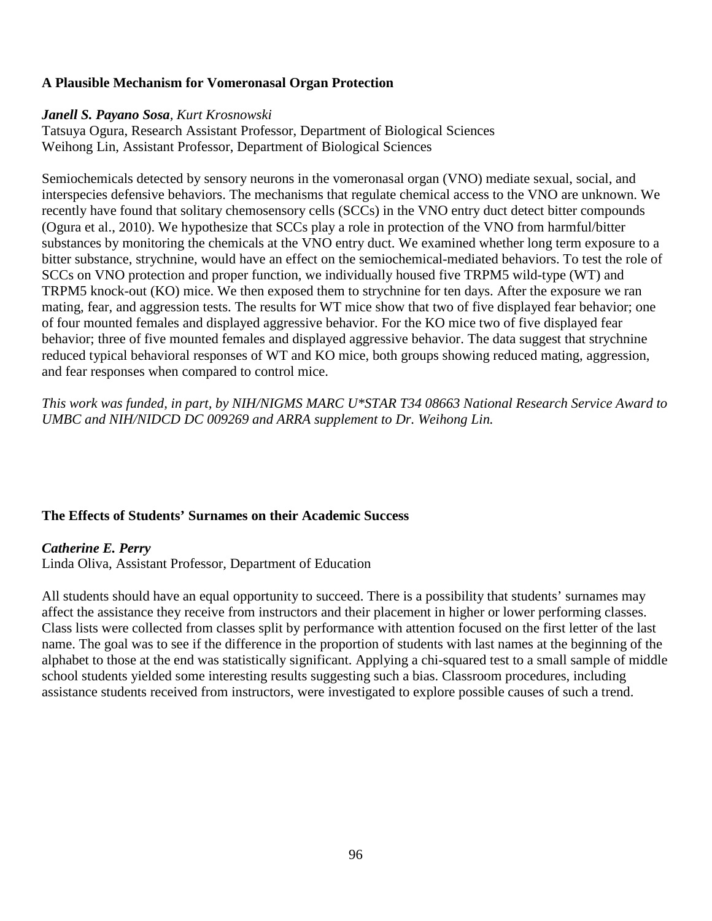### A Plausible Mechanism for Vomeronasal Organ Protection

***Janell S. Payano Sosa**, Kurt Krosnowski*
Tatsuya Ogura, Research Assistant Professor, Department of Biological Sciences
Weihong Lin, Assistant Professor, Department of Biological Sciences

Semiochemicals detected by sensory neurons in the vomeronasal organ (VNO) mediate sexual, social, and interspecies defensive behaviors. The mechanisms that regulate chemical access to the VNO are unknown. We recently have found that solitary chemosensory cells (SCCs) in the VNO entry duct detect bitter compounds (Ogura et al., 2010). We hypothesize that SCCs play a role in protection of the VNO from harmful/bitter substances by monitoring the chemicals at the VNO entry duct. We examined whether long term exposure to a bitter substance, strychnine, would have an effect on the semiochemical-mediated behaviors. To test the role of SCCs on VNO protection and proper function, we individually housed five TRPM5 wild-type (WT) and TRPM5 knock-out (KO) mice. We then exposed them to strychnine for ten days. After the exposure we ran mating, fear, and aggression tests. The results for WT mice show that two of five displayed fear behavior; one of four mounted females and displayed aggressive behavior. For the KO mice two of five displayed fear behavior; three of five mounted females and displayed aggressive behavior. The data suggest that strychnine reduced typical behavioral responses of WT and KO mice, both groups showing reduced mating, aggression, and fear responses when compared to control mice.

*This work was funded, in part, by NIH/NIGMS MARC U*STAR T34 08663 National Research Service Award to UMBC and NIH/NIDCD DC 009269 and ARRA supplement to Dr. Weihong Lin.*

### The Effects of Students' Surnames on their Academic Success

***Catherine E. Perry***
Linda Oliva, Assistant Professor, Department of Education

All students should have an equal opportunity to succeed. There is a possibility that students' surnames may affect the assistance they receive from instructors and their placement in higher or lower performing classes. Class lists were collected from classes split by performance with attention focused on the first letter of the last name. The goal was to see if the difference in the proportion of students with last names at the beginning of the alphabet to those at the end was statistically significant. Applying a chi-squared test to a small sample of middle school students yielded some interesting results suggesting such a bias. Classroom procedures, including assistance students received from instructors, were investigated to explore possible causes of such a trend.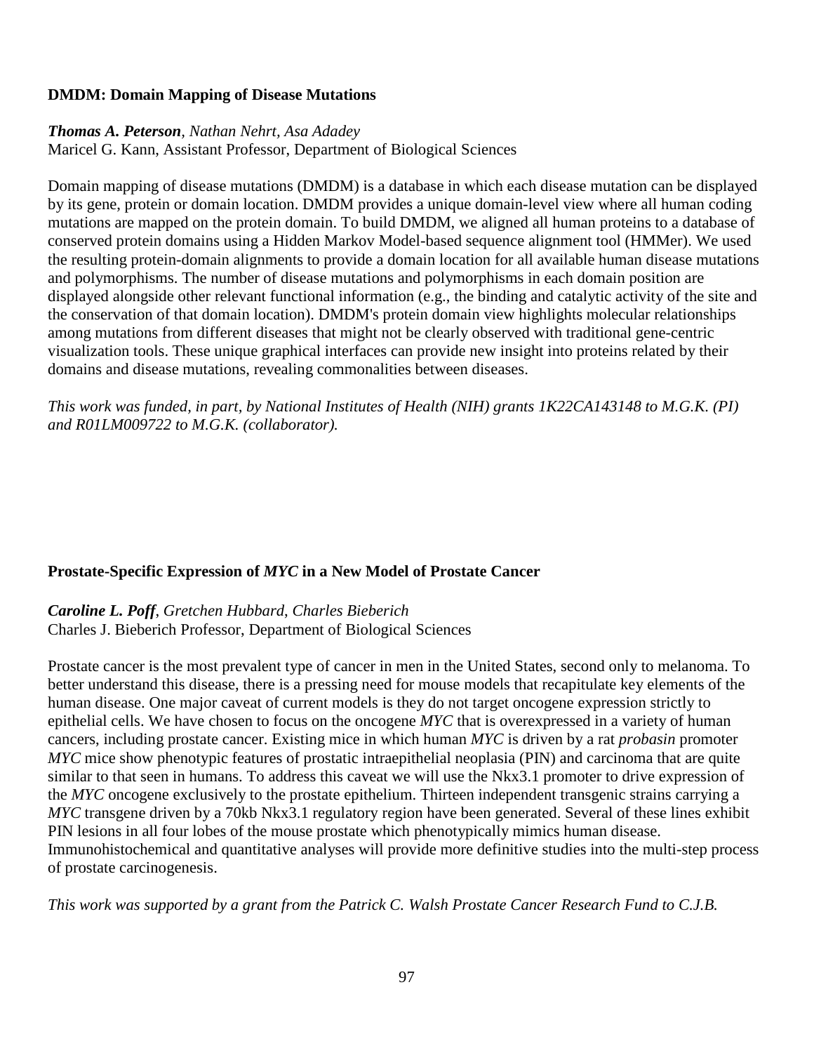**DMDM: Domain Mapping of Disease Mutations**

***Thomas A. Peterson****, Nathan Nehrt, Asa Adadey*
Maricel G. Kann, Assistant Professor, Department of Biological Sciences

Domain mapping of disease mutations (DMDM) is a database in which each disease mutation can be displayed by its gene, protein or domain location. DMDM provides a unique domain-level view where all human coding mutations are mapped on the protein domain. To build DMDM, we aligned all human proteins to a database of conserved protein domains using a Hidden Markov Model-based sequence alignment tool (HMMer). We used the resulting protein-domain alignments to provide a domain location for all available human disease mutations and polymorphisms. The number of disease mutations and polymorphisms in each domain position are displayed alongside other relevant functional information (e.g., the binding and catalytic activity of the site and the conservation of that domain location). DMDM's protein domain view highlights molecular relationships among mutations from different diseases that might not be clearly observed with traditional gene-centric visualization tools. These unique graphical interfaces can provide new insight into proteins related by their domains and disease mutations, revealing commonalities between diseases.

*This work was funded, in part, by National Institutes of Health (NIH) grants 1K22CA143148 to M.G.K. (PI) and R01LM009722 to M.G.K. (collaborator).*

**Prostate-Specific Expression of *MYC* in a New Model of Prostate Cancer**

***Caroline L. Poff****, Gretchen Hubbard, Charles Bieberich*
Charles J. Bieberich Professor, Department of Biological Sciences

Prostate cancer is the most prevalent type of cancer in men in the United States, second only to melanoma. To better understand this disease, there is a pressing need for mouse models that recapitulate key elements of the human disease. One major caveat of current models is they do not target oncogene expression strictly to epithelial cells. We have chosen to focus on the oncogene *MYC* that is overexpressed in a variety of human cancers, including prostate cancer. Existing mice in which human *MYC* is driven by a rat *probasin* promoter *MYC* mice show phenotypic features of prostatic intraepithelial neoplasia (PIN) and carcinoma that are quite similar to that seen in humans. To address this caveat we will use the Nkx3.1 promoter to drive expression of the *MYC* oncogene exclusively to the prostate epithelium. Thirteen independent transgenic strains carrying a *MYC* transgene driven by a 70kb Nkx3.1 regulatory region have been generated. Several of these lines exhibit PIN lesions in all four lobes of the mouse prostate which phenotypically mimics human disease. Immunohistochemical and quantitative analyses will provide more definitive studies into the multi-step process of prostate carcinogenesis.

*This work was supported by a grant from the Patrick C. Walsh Prostate Cancer Research Fund to C.J.B.*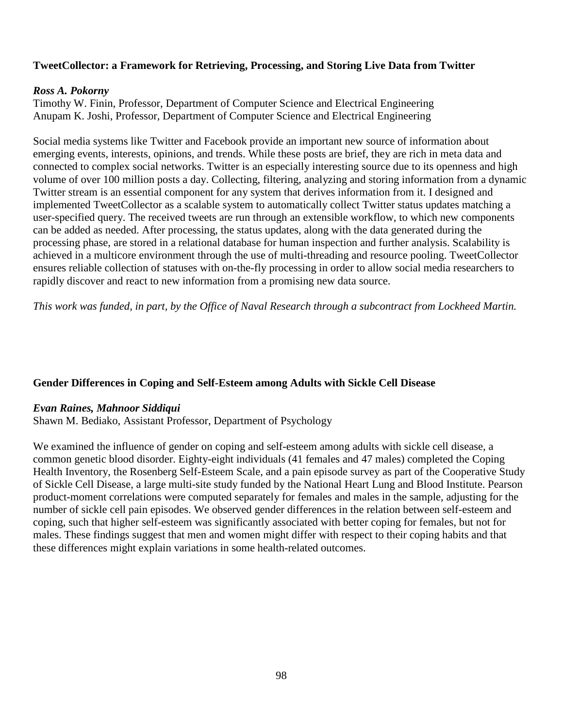### TweetCollector: a Framework for Retrieving, Processing, and Storing Live Data from Twitter

***Ross A. Pokorny***
Timothy W. Finin, Professor, Department of Computer Science and Electrical Engineering
Anupam K. Joshi, Professor, Department of Computer Science and Electrical Engineering

Social media systems like Twitter and Facebook provide an important new source of information about emerging events, interests, opinions, and trends. While these posts are brief, they are rich in meta data and connected to complex social networks. Twitter is an especially interesting source due to its openness and high volume of over 100 million posts a day. Collecting, filtering, analyzing and storing information from a dynamic Twitter stream is an essential component for any system that derives information from it. I designed and implemented TweetCollector as a scalable system to automatically collect Twitter status updates matching a user-specified query. The received tweets are run through an extensible workflow, to which new components can be added as needed. After processing, the status updates, along with the data generated during the processing phase, are stored in a relational database for human inspection and further analysis. Scalability is achieved in a multicore environment through the use of multi-threading and resource pooling. TweetCollector ensures reliable collection of statuses with on-the-fly processing in order to allow social media researchers to rapidly discover and react to new information from a promising new data source.

*This work was funded, in part, by the Office of Naval Research through a subcontract from Lockheed Martin.*

### Gender Differences in Coping and Self-Esteem among Adults with Sickle Cell Disease

***Evan Raines, Mahnoor Siddiqui***
Shawn M. Bediako, Assistant Professor, Department of Psychology

We examined the influence of gender on coping and self-esteem among adults with sickle cell disease, a common genetic blood disorder. Eighty-eight individuals (41 females and 47 males) completed the Coping Health Inventory, the Rosenberg Self-Esteem Scale, and a pain episode survey as part of the Cooperative Study of Sickle Cell Disease, a large multi-site study funded by the National Heart Lung and Blood Institute. Pearson product-moment correlations were computed separately for females and males in the sample, adjusting for the number of sickle cell pain episodes. We observed gender differences in the relation between self-esteem and coping, such that higher self-esteem was significantly associated with better coping for females, but not for males. These findings suggest that men and women might differ with respect to their coping habits and that these differences might explain variations in some health-related outcomes.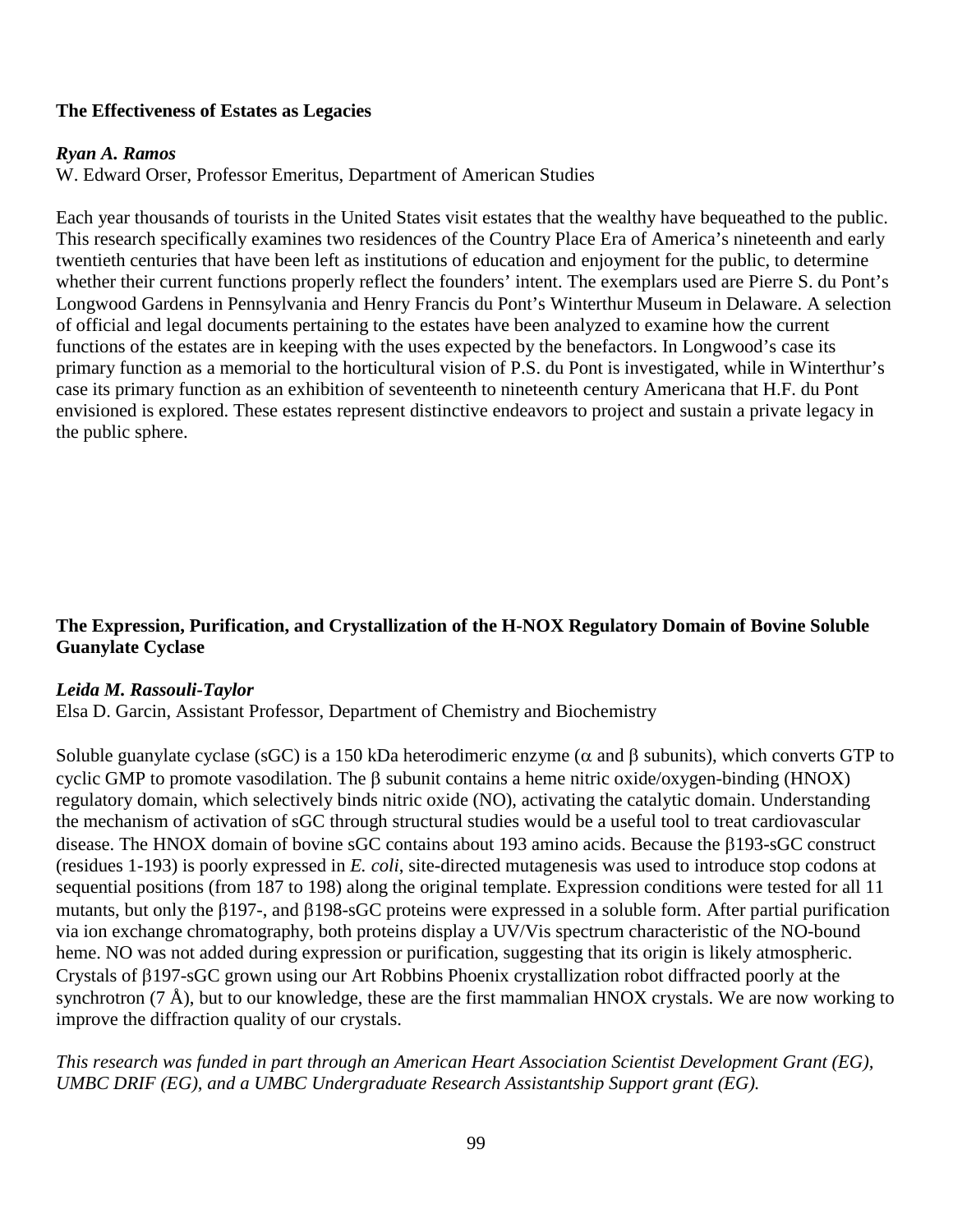**The Effectiveness of Estates as Legacies**

***Ryan A. Ramos***
W. Edward Orser, Professor Emeritus, Department of American Studies

Each year thousands of tourists in the United States visit estates that the wealthy have bequeathed to the public. This research specifically examines two residences of the Country Place Era of America's nineteenth and early twentieth centuries that have been left as institutions of education and enjoyment for the public, to determine whether their current functions properly reflect the founders' intent. The exemplars used are Pierre S. du Pont's Longwood Gardens in Pennsylvania and Henry Francis du Pont's Winterthur Museum in Delaware. A selection of official and legal documents pertaining to the estates have been analyzed to examine how the current functions of the estates are in keeping with the uses expected by the benefactors. In Longwood's case its primary function as a memorial to the horticultural vision of P.S. du Pont is investigated, while in Winterthur's case its primary function as an exhibition of seventeenth to nineteenth century Americana that H.F. du Pont envisioned is explored. These estates represent distinctive endeavors to project and sustain a private legacy in the public sphere.

**The Expression, Purification, and Crystallization of the H-NOX Regulatory Domain of Bovine Soluble Guanylate Cyclase**

***Leida M. Rassouli-Taylor***
Elsa D. Garcin, Assistant Professor, Department of Chemistry and Biochemistry

Soluble guanylate cyclase (sGC) is a 150 kDa heterodimeric enzyme ($\alpha$ and $\beta$ subunits), which converts GTP to cyclic GMP to promote vasodilation. The $\beta$ subunit contains a heme nitric oxide/oxygen-binding (HNOX) regulatory domain, which selectively binds nitric oxide (NO), activating the catalytic domain. Understanding the mechanism of activation of sGC through structural studies would be a useful tool to treat cardiovascular disease. The HNOX domain of bovine sGC contains about 193 amino acids. Because the $\beta$193-sGC construct (residues 1-193) is poorly expressed in *E. coli*, site-directed mutagenesis was used to introduce stop codons at sequential positions (from 187 to 198) along the original template. Expression conditions were tested for all 11 mutants, but only the $\beta$197-, and $\beta$198-sGC proteins were expressed in a soluble form. After partial purification via ion exchange chromatography, both proteins display a UV/Vis spectrum characteristic of the NO-bound heme. NO was not added during expression or purification, suggesting that its origin is likely atmospheric. Crystals of $\beta$197-sGC grown using our Art Robbins Phoenix crystallization robot diffracted poorly at the synchrotron (7 Å), but to our knowledge, these are the first mammalian HNOX crystals. We are now working to improve the diffraction quality of our crystals.

*This research was funded in part through an American Heart Association Scientist Development Grant (EG), UMBC DRIF (EG), and a UMBC Undergraduate Research Assistantship Support grant (EG).*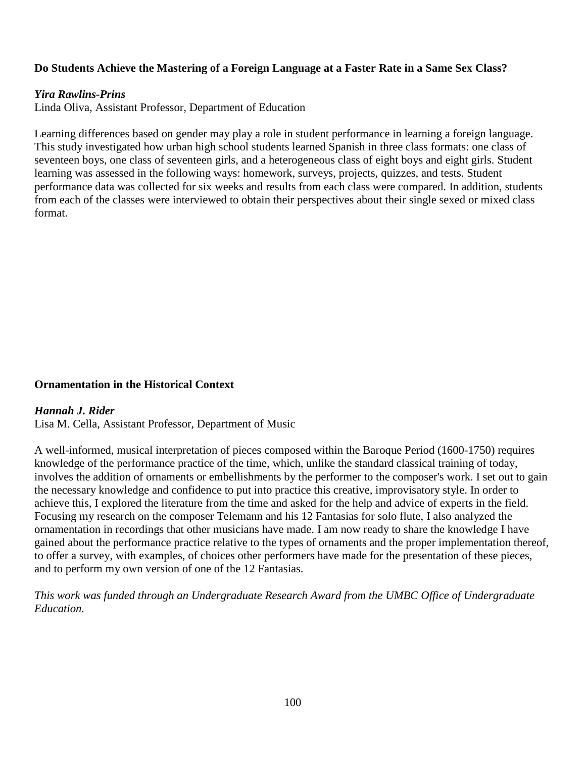**Do Students Achieve the Mastering of a Foreign Language at a Faster Rate in a Same Sex Class?**

***Yira Rawlins-Prins***
Linda Oliva, Assistant Professor, Department of Education

Learning differences based on gender may play a role in student performance in learning a foreign language. This study investigated how urban high school students learned Spanish in three class formats: one class of seventeen boys, one class of seventeen girls, and a heterogeneous class of eight boys and eight girls. Student learning was assessed in the following ways: homework, surveys, projects, quizzes, and tests. Student performance data was collected for six weeks and results from each class were compared. In addition, students from each of the classes were interviewed to obtain their perspectives about their single sexed or mixed class format.

**Ornamentation in the Historical Context**

***Hannah J. Rider***
Lisa M. Cella, Assistant Professor, Department of Music

A well-informed, musical interpretation of pieces composed within the Baroque Period (1600-1750) requires knowledge of the performance practice of the time, which, unlike the standard classical training of today, involves the addition of ornaments or embellishments by the performer to the composer's work. I set out to gain the necessary knowledge and confidence to put into practice this creative, improvisatory style. In order to achieve this, I explored the literature from the time and asked for the help and advice of experts in the field. Focusing my research on the composer Telemann and his 12 Fantasias for solo flute, I also analyzed the ornamentation in recordings that other musicians have made. I am now ready to share the knowledge I have gained about the performance practice relative to the types of ornaments and the proper implementation thereof, to offer a survey, with examples, of choices other performers have made for the presentation of these pieces, and to perform my own version of one of the 12 Fantasias.

*This work was funded through an Undergraduate Research Award from the UMBC Office of Undergraduate Education.*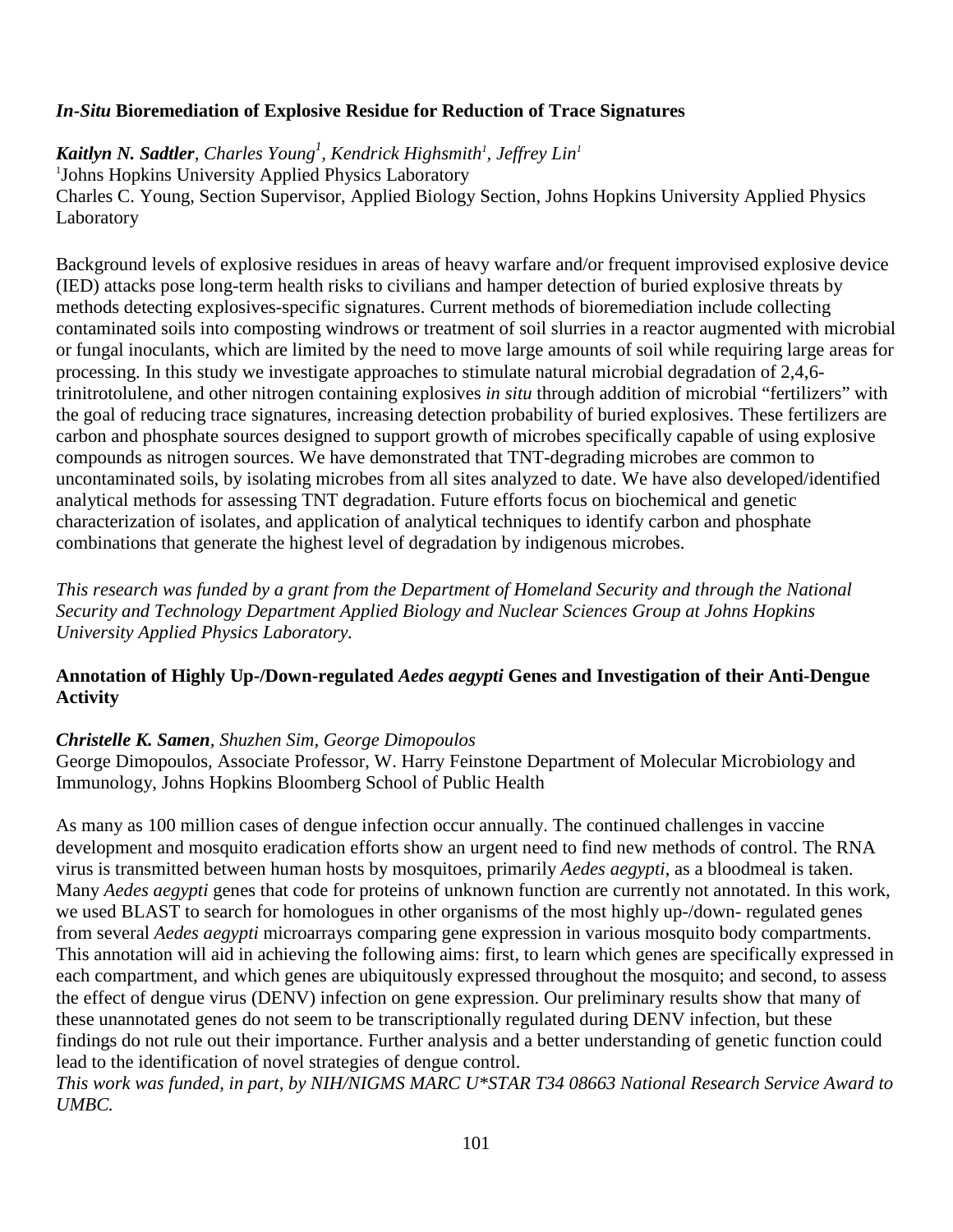### ***In-Situ*** **Bioremediation of Explosive Residue for Reduction of Trace Signatures**

***Kaitlyn N. Sadtler****, Charles Young*[1]*, Kendrick Highsmith*[1]*, Jeffrey Lin*[1]

[1]Johns Hopkins University Applied Physics Laboratory

Charles C. Young, Section Supervisor, Applied Biology Section, Johns Hopkins University Applied Physics Laboratory

Background levels of explosive residues in areas of heavy warfare and/or frequent improvised explosive device (IED) attacks pose long-term health risks to civilians and hamper detection of buried explosive threats by methods detecting explosives-specific signatures. Current methods of bioremediation include collecting contaminated soils into composting windrows or treatment of soil slurries in a reactor augmented with microbial or fungal inoculants, which are limited by the need to move large amounts of soil while requiring large areas for processing. In this study we investigate approaches to stimulate natural microbial degradation of 2,4,6-trinitrotolulene, and other nitrogen containing explosives *in situ* through addition of microbial "fertilizers" with the goal of reducing trace signatures, increasing detection probability of buried explosives. These fertilizers are carbon and phosphate sources designed to support growth of microbes specifically capable of using explosive compounds as nitrogen sources. We have demonstrated that TNT-degrading microbes are common to uncontaminated soils, by isolating microbes from all sites analyzed to date. We have also developed/identified analytical methods for assessing TNT degradation. Future efforts focus on biochemical and genetic characterization of isolates, and application of analytical techniques to identify carbon and phosphate combinations that generate the highest level of degradation by indigenous microbes.

*This research was funded by a grant from the Department of Homeland Security and through the National Security and Technology Department Applied Biology and Nuclear Sciences Group at Johns Hopkins University Applied Physics Laboratory.*

### **Annotation of Highly Up-/Down-regulated *Aedes aegypti* Genes and Investigation of their Anti-Dengue Activity**

***Christelle K. Samen****, Shuzhen Sim, George Dimopoulos*

George Dimopoulos, Associate Professor, W. Harry Feinstone Department of Molecular Microbiology and Immunology, Johns Hopkins Bloomberg School of Public Health

As many as 100 million cases of dengue infection occur annually. The continued challenges in vaccine development and mosquito eradication efforts show an urgent need to find new methods of control. The RNA virus is transmitted between human hosts by mosquitoes, primarily *Aedes aegypti*, as a bloodmeal is taken. Many *Aedes aegypti* genes that code for proteins of unknown function are currently not annotated. In this work, we used BLAST to search for homologues in other organisms of the most highly up-/down- regulated genes from several *Aedes aegypti* microarrays comparing gene expression in various mosquito body compartments. This annotation will aid in achieving the following aims: first, to learn which genes are specifically expressed in each compartment, and which genes are ubiquitously expressed throughout the mosquito; and second, to assess the effect of dengue virus (DENV) infection on gene expression. Our preliminary results show that many of these unannotated genes do not seem to be transcriptionally regulated during DENV infection, but these findings do not rule out their importance. Further analysis and a better understanding of genetic function could lead to the identification of novel strategies of dengue control.

*This work was funded, in part, by NIH/NIGMS MARC U*STAR T34 08663 National Research Service Award to UMBC.*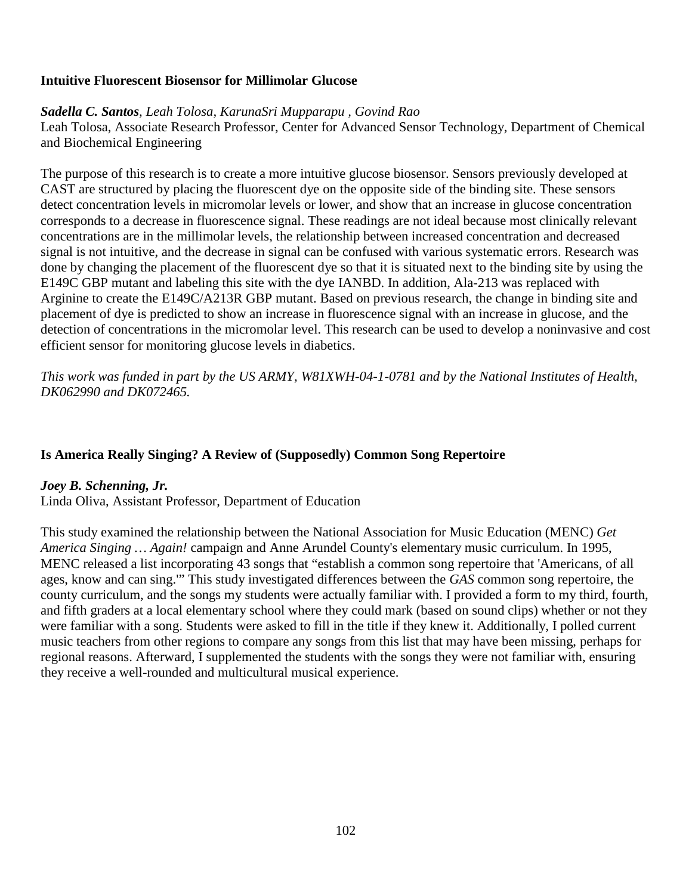### Intuitive Fluorescent Biosensor for Millimolar Glucose

***Sadella C. Santos****, Leah Tolosa, KarunaSri Mupparapu , Govind Rao*
Leah Tolosa, Associate Research Professor, Center for Advanced Sensor Technology, Department of Chemical and Biochemical Engineering

The purpose of this research is to create a more intuitive glucose biosensor. Sensors previously developed at CAST are structured by placing the fluorescent dye on the opposite side of the binding site. These sensors detect concentration levels in micromolar levels or lower, and show that an increase in glucose concentration corresponds to a decrease in fluorescence signal. These readings are not ideal because most clinically relevant concentrations are in the millimolar levels, the relationship between increased concentration and decreased signal is not intuitive, and the decrease in signal can be confused with various systematic errors. Research was done by changing the placement of the fluorescent dye so that it is situated next to the binding site by using the E149C GBP mutant and labeling this site with the dye IANBD. In addition, Ala-213 was replaced with Arginine to create the E149C/A213R GBP mutant. Based on previous research, the change in binding site and placement of dye is predicted to show an increase in fluorescence signal with an increase in glucose, and the detection of concentrations in the micromolar level. This research can be used to develop a noninvasive and cost efficient sensor for monitoring glucose levels in diabetics.

*This work was funded in part by the US ARMY, W81XWH-04-1-0781 and by the National Institutes of Health, DK062990 and DK072465.*

### Is America Really Singing? A Review of (Supposedly) Common Song Repertoire

***Joey B. Schenning, Jr.***
Linda Oliva, Assistant Professor, Department of Education

This study examined the relationship between the National Association for Music Education (MENC) *Get America Singing … Again!* campaign and Anne Arundel County's elementary music curriculum. In 1995, MENC released a list incorporating 43 songs that "establish a common song repertoire that 'Americans, of all ages, know and can sing.'" This study investigated differences between the *GAS* common song repertoire, the county curriculum, and the songs my students were actually familiar with. I provided a form to my third, fourth, and fifth graders at a local elementary school where they could mark (based on sound clips) whether or not they were familiar with a song. Students were asked to fill in the title if they knew it. Additionally, I polled current music teachers from other regions to compare any songs from this list that may have been missing, perhaps for regional reasons. Afterward, I supplemented the students with the songs they were not familiar with, ensuring they receive a well-rounded and multicultural musical experience.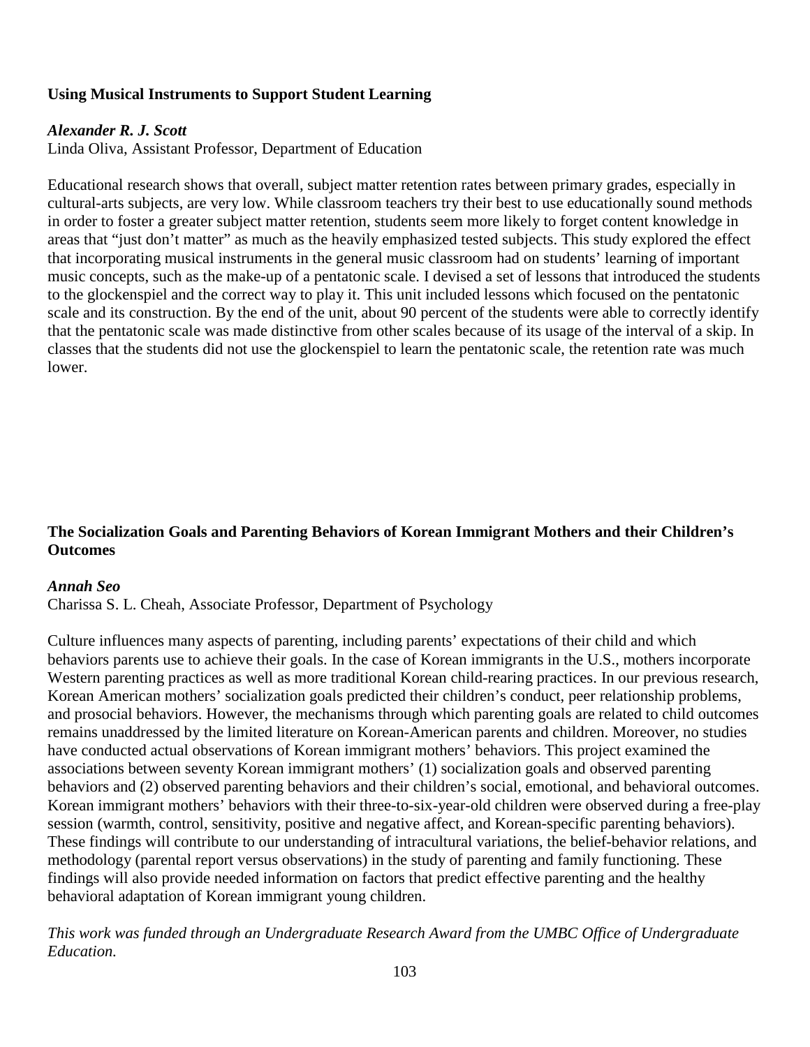**Using Musical Instruments to Support Student Learning**

***Alexander R. J. Scott***
Linda Oliva, Assistant Professor, Department of Education

Educational research shows that overall, subject matter retention rates between primary grades, especially in cultural-arts subjects, are very low. While classroom teachers try their best to use educationally sound methods in order to foster a greater subject matter retention, students seem more likely to forget content knowledge in areas that "just don't matter" as much as the heavily emphasized tested subjects. This study explored the effect that incorporating musical instruments in the general music classroom had on students' learning of important music concepts, such as the make-up of a pentatonic scale. I devised a set of lessons that introduced the students to the glockenspiel and the correct way to play it. This unit included lessons which focused on the pentatonic scale and its construction. By the end of the unit, about 90 percent of the students were able to correctly identify that the pentatonic scale was made distinctive from other scales because of its usage of the interval of a skip. In classes that the students did not use the glockenspiel to learn the pentatonic scale, the retention rate was much lower.

**The Socialization Goals and Parenting Behaviors of Korean Immigrant Mothers and their Children's Outcomes**

***Annah Seo***
Charissa S. L. Cheah, Associate Professor, Department of Psychology

Culture influences many aspects of parenting, including parents' expectations of their child and which behaviors parents use to achieve their goals. In the case of Korean immigrants in the U.S., mothers incorporate Western parenting practices as well as more traditional Korean child-rearing practices. In our previous research, Korean American mothers' socialization goals predicted their children's conduct, peer relationship problems, and prosocial behaviors. However, the mechanisms through which parenting goals are related to child outcomes remains unaddressed by the limited literature on Korean-American parents and children. Moreover, no studies have conducted actual observations of Korean immigrant mothers' behaviors. This project examined the associations between seventy Korean immigrant mothers' (1) socialization goals and observed parenting behaviors and (2) observed parenting behaviors and their children's social, emotional, and behavioral outcomes. Korean immigrant mothers' behaviors with their three-to-six-year-old children were observed during a free-play session (warmth, control, sensitivity, positive and negative affect, and Korean-specific parenting behaviors). These findings will contribute to our understanding of intracultural variations, the belief-behavior relations, and methodology (parental report versus observations) in the study of parenting and family functioning. These findings will also provide needed information on factors that predict effective parenting and the healthy behavioral adaptation of Korean immigrant young children.

*This work was funded through an Undergraduate Research Award from the UMBC Office of Undergraduate Education.*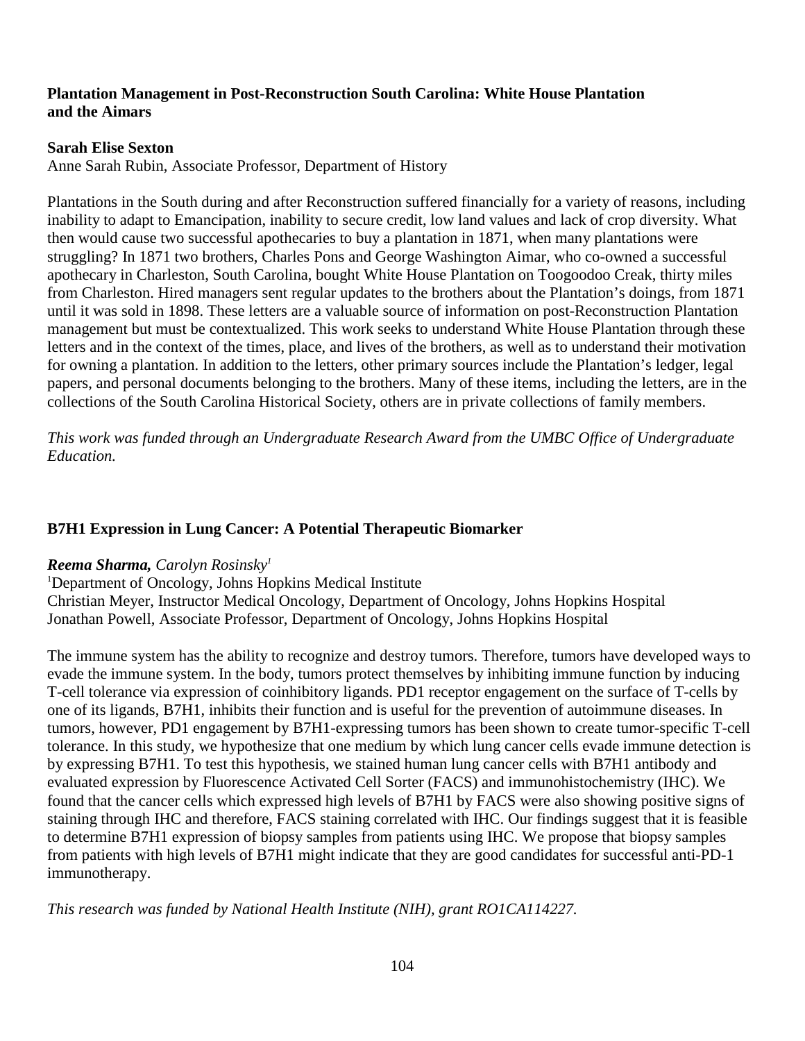**Plantation Management in Post-Reconstruction South Carolina: White House Plantation and the Aimars**

**Sarah Elise Sexton**
Anne Sarah Rubin, Associate Professor, Department of History

Plantations in the South during and after Reconstruction suffered financially for a variety of reasons, including inability to adapt to Emancipation, inability to secure credit, low land values and lack of crop diversity. What then would cause two successful apothecaries to buy a plantation in 1871, when many plantations were struggling? In 1871 two brothers, Charles Pons and George Washington Aimar, who co-owned a successful apothecary in Charleston, South Carolina, bought White House Plantation on Toogoodoo Creak, thirty miles from Charleston. Hired managers sent regular updates to the brothers about the Plantation's doings, from 1871 until it was sold in 1898. These letters are a valuable source of information on post-Reconstruction Plantation management but must be contextualized. This work seeks to understand White House Plantation through these letters and in the context of the times, place, and lives of the brothers, as well as to understand their motivation for owning a plantation. In addition to the letters, other primary sources include the Plantation's ledger, legal papers, and personal documents belonging to the brothers. Many of these items, including the letters, are in the collections of the South Carolina Historical Society, others are in private collections of family members.

*This work was funded through an Undergraduate Research Award from the UMBC Office of Undergraduate Education.*

**B7H1 Expression in Lung Cancer: A Potential Therapeutic Biomarker**

***Reema Sharma,*** *Carolyn Rosinsky*[1]
[1]Department of Oncology, Johns Hopkins Medical Institute
Christian Meyer, Instructor Medical Oncology, Department of Oncology, Johns Hopkins Hospital
Jonathan Powell, Associate Professor, Department of Oncology, Johns Hopkins Hospital

The immune system has the ability to recognize and destroy tumors. Therefore, tumors have developed ways to evade the immune system. In the body, tumors protect themselves by inhibiting immune function by inducing T-cell tolerance via expression of coinhibitory ligands. PD1 receptor engagement on the surface of T-cells by one of its ligands, B7H1, inhibits their function and is useful for the prevention of autoimmune diseases. In tumors, however, PD1 engagement by B7H1-expressing tumors has been shown to create tumor-specific T-cell tolerance. In this study, we hypothesize that one medium by which lung cancer cells evade immune detection is by expressing B7H1. To test this hypothesis, we stained human lung cancer cells with B7H1 antibody and evaluated expression by Fluorescence Activated Cell Sorter (FACS) and immunohistochemistry (IHC). We found that the cancer cells which expressed high levels of B7H1 by FACS were also showing positive signs of staining through IHC and therefore, FACS staining correlated with IHC. Our findings suggest that it is feasible to determine B7H1 expression of biopsy samples from patients using IHC. We propose that biopsy samples from patients with high levels of B7H1 might indicate that they are good candidates for successful anti-PD-1 immunotherapy.

*This research was funded by National Health Institute (NIH), grant RO1CA114227.*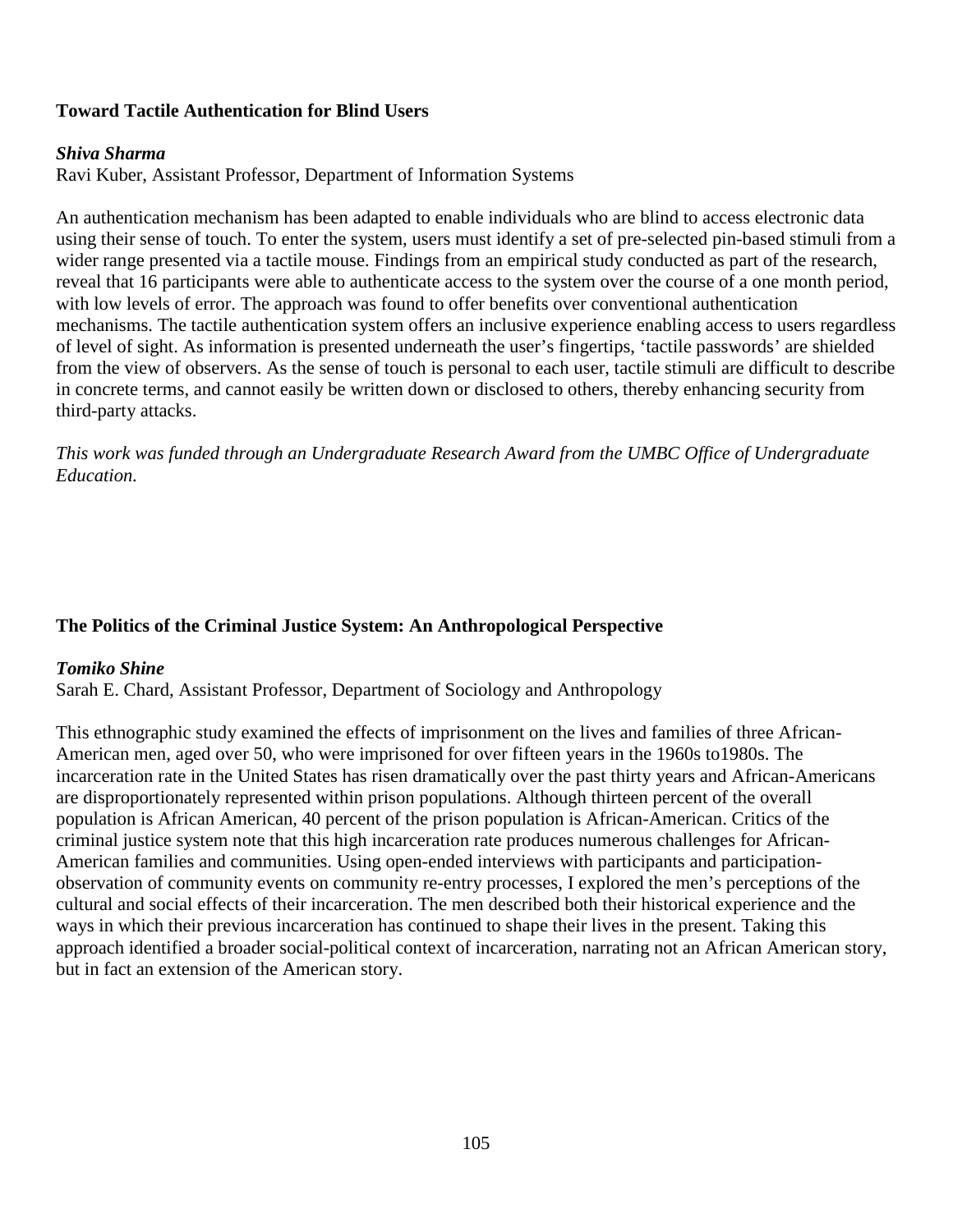**Toward Tactile Authentication for Blind Users**

***Shiva Sharma***
Ravi Kuber, Assistant Professor, Department of Information Systems

An authentication mechanism has been adapted to enable individuals who are blind to access electronic data using their sense of touch. To enter the system, users must identify a set of pre-selected pin-based stimuli from a wider range presented via a tactile mouse. Findings from an empirical study conducted as part of the research, reveal that 16 participants were able to authenticate access to the system over the course of a one month period, with low levels of error. The approach was found to offer benefits over conventional authentication mechanisms. The tactile authentication system offers an inclusive experience enabling access to users regardless of level of sight. As information is presented underneath the user's fingertips, 'tactile passwords' are shielded from the view of observers. As the sense of touch is personal to each user, tactile stimuli are difficult to describe in concrete terms, and cannot easily be written down or disclosed to others, thereby enhancing security from third-party attacks.

*This work was funded through an Undergraduate Research Award from the UMBC Office of Undergraduate Education.*

**The Politics of the Criminal Justice System: An Anthropological Perspective**

***Tomiko Shine***
Sarah E. Chard, Assistant Professor, Department of Sociology and Anthropology

This ethnographic study examined the effects of imprisonment on the lives and families of three African-American men, aged over 50, who were imprisoned for over fifteen years in the 1960s to1980s. The incarceration rate in the United States has risen dramatically over the past thirty years and African-Americans are disproportionately represented within prison populations. Although thirteen percent of the overall population is African American, 40 percent of the prison population is African-American. Critics of the criminal justice system note that this high incarceration rate produces numerous challenges for African-American families and communities. Using open-ended interviews with participants and participation-observation of community events on community re-entry processes, I explored the men's perceptions of the cultural and social effects of their incarceration. The men described both their historical experience and the ways in which their previous incarceration has continued to shape their lives in the present. Taking this approach identified a broader social-political context of incarceration, narrating not an African American story, but in fact an extension of the American story.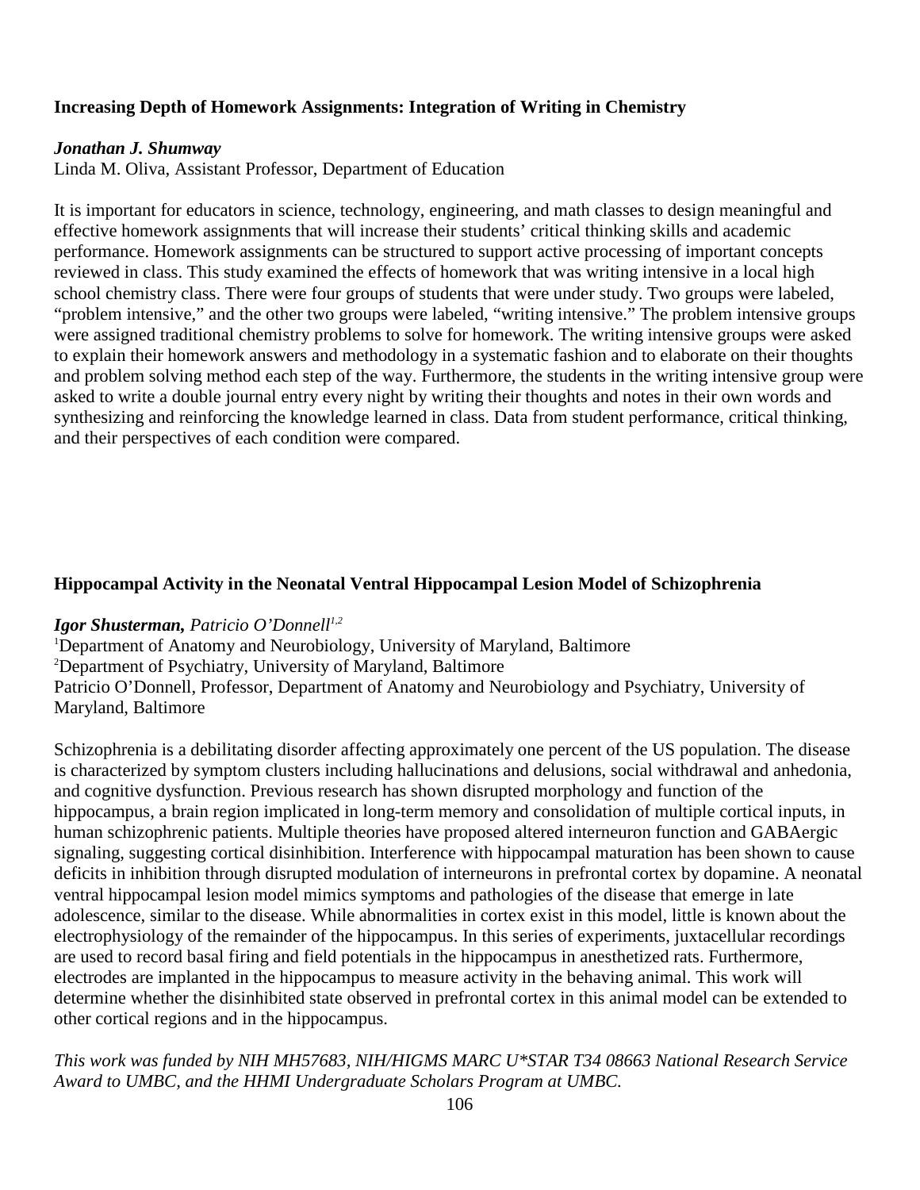**Increasing Depth of Homework Assignments: Integration of Writing in Chemistry**

***Jonathan J. Shumway***
Linda M. Oliva, Assistant Professor, Department of Education

It is important for educators in science, technology, engineering, and math classes to design meaningful and effective homework assignments that will increase their students' critical thinking skills and academic performance. Homework assignments can be structured to support active processing of important concepts reviewed in class. This study examined the effects of homework that was writing intensive in a local high school chemistry class. There were four groups of students that were under study. Two groups were labeled, "problem intensive," and the other two groups were labeled, "writing intensive." The problem intensive groups were assigned traditional chemistry problems to solve for homework. The writing intensive groups were asked to explain their homework answers and methodology in a systematic fashion and to elaborate on their thoughts and problem solving method each step of the way. Furthermore, the students in the writing intensive group were asked to write a double journal entry every night by writing their thoughts and notes in their own words and synthesizing and reinforcing the knowledge learned in class. Data from student performance, critical thinking, and their perspectives of each condition were compared.

**Hippocampal Activity in the Neonatal Ventral Hippocampal Lesion Model of Schizophrenia**

***Igor Shusterman,*** *Patricio O'Donnell*[1,2]
[1]Department of Anatomy and Neurobiology, University of Maryland, Baltimore
[2]Department of Psychiatry, University of Maryland, Baltimore
Patricio O'Donnell, Professor, Department of Anatomy and Neurobiology and Psychiatry, University of Maryland, Baltimore

Schizophrenia is a debilitating disorder affecting approximately one percent of the US population. The disease is characterized by symptom clusters including hallucinations and delusions, social withdrawal and anhedonia, and cognitive dysfunction. Previous research has shown disrupted morphology and function of the hippocampus, a brain region implicated in long-term memory and consolidation of multiple cortical inputs, in human schizophrenic patients. Multiple theories have proposed altered interneuron function and GABAergic signaling, suggesting cortical disinhibition. Interference with hippocampal maturation has been shown to cause deficits in inhibition through disrupted modulation of interneurons in prefrontal cortex by dopamine. A neonatal ventral hippocampal lesion model mimics symptoms and pathologies of the disease that emerge in late adolescence, similar to the disease. While abnormalities in cortex exist in this model, little is known about the electrophysiology of the remainder of the hippocampus. In this series of experiments, juxtacellular recordings are used to record basal firing and field potentials in the hippocampus in anesthetized rats. Furthermore, electrodes are implanted in the hippocampus to measure activity in the behaving animal. This work will determine whether the disinhibited state observed in prefrontal cortex in this animal model can be extended to other cortical regions and in the hippocampus.

*This work was funded by NIH MH57683, NIH/HIGMS MARC U*STAR T34 08663 National Research Service Award to UMBC, and the HHMI Undergraduate Scholars Program at UMBC.*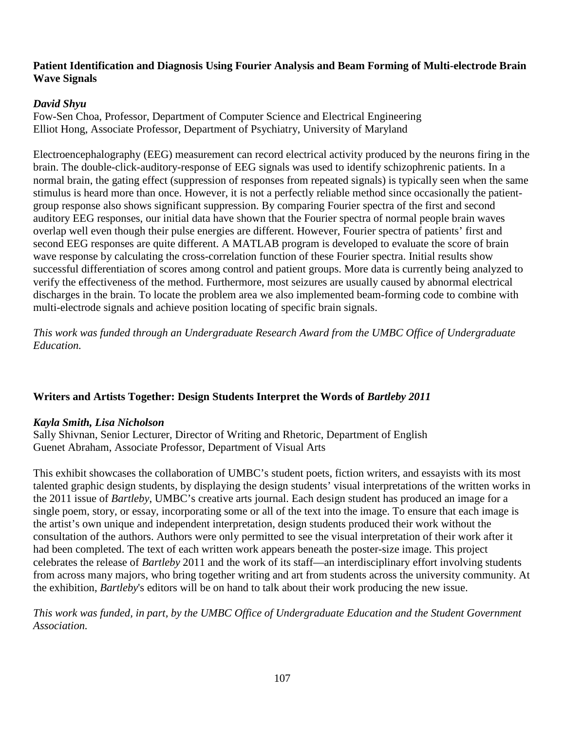**Patient Identification and Diagnosis Using Fourier Analysis and Beam Forming of Multi-electrode Brain Wave Signals**

***David Shyu***

Fow-Sen Choa, Professor, Department of Computer Science and Electrical Engineering
Elliot Hong, Associate Professor, Department of Psychiatry, University of Maryland

Electroencephalography (EEG) measurement can record electrical activity produced by the neurons firing in the brain. The double-click-auditory-response of EEG signals was used to identify schizophrenic patients. In a normal brain, the gating effect (suppression of responses from repeated signals) is typically seen when the same stimulus is heard more than once. However, it is not a perfectly reliable method since occasionally the patient-group response also shows significant suppression. By comparing Fourier spectra of the first and second auditory EEG responses, our initial data have shown that the Fourier spectra of normal people brain waves overlap well even though their pulse energies are different. However, Fourier spectra of patients' first and second EEG responses are quite different. A MATLAB program is developed to evaluate the score of brain wave response by calculating the cross-correlation function of these Fourier spectra. Initial results show successful differentiation of scores among control and patient groups. More data is currently being analyzed to verify the effectiveness of the method. Furthermore, most seizures are usually caused by abnormal electrical discharges in the brain. To locate the problem area we also implemented beam-forming code to combine with multi-electrode signals and achieve position locating of specific brain signals.

*This work was funded through an Undergraduate Research Award from the UMBC Office of Undergraduate Education.*

**Writers and Artists Together: Design Students Interpret the Words of *Bartleby 2011***

***Kayla Smith, Lisa Nicholson***

Sally Shivnan, Senior Lecturer, Director of Writing and Rhetoric, Department of English
Guenet Abraham, Associate Professor, Department of Visual Arts

This exhibit showcases the collaboration of UMBC's student poets, fiction writers, and essayists with its most talented graphic design students, by displaying the design students' visual interpretations of the written works in the 2011 issue of *Bartleby*, UMBC's creative arts journal. Each design student has produced an image for a single poem, story, or essay, incorporating some or all of the text into the image. To ensure that each image is the artist's own unique and independent interpretation, design students produced their work without the consultation of the authors. Authors were only permitted to see the visual interpretation of their work after it had been completed. The text of each written work appears beneath the poster-size image. This project celebrates the release of *Bartleby* 2011 and the work of its staff—an interdisciplinary effort involving students from across many majors, who bring together writing and art from students across the university community. At the exhibition, *Bartleby*'s editors will be on hand to talk about their work producing the new issue.

*This work was funded, in part, by the UMBC Office of Undergraduate Education and the Student Government Association.*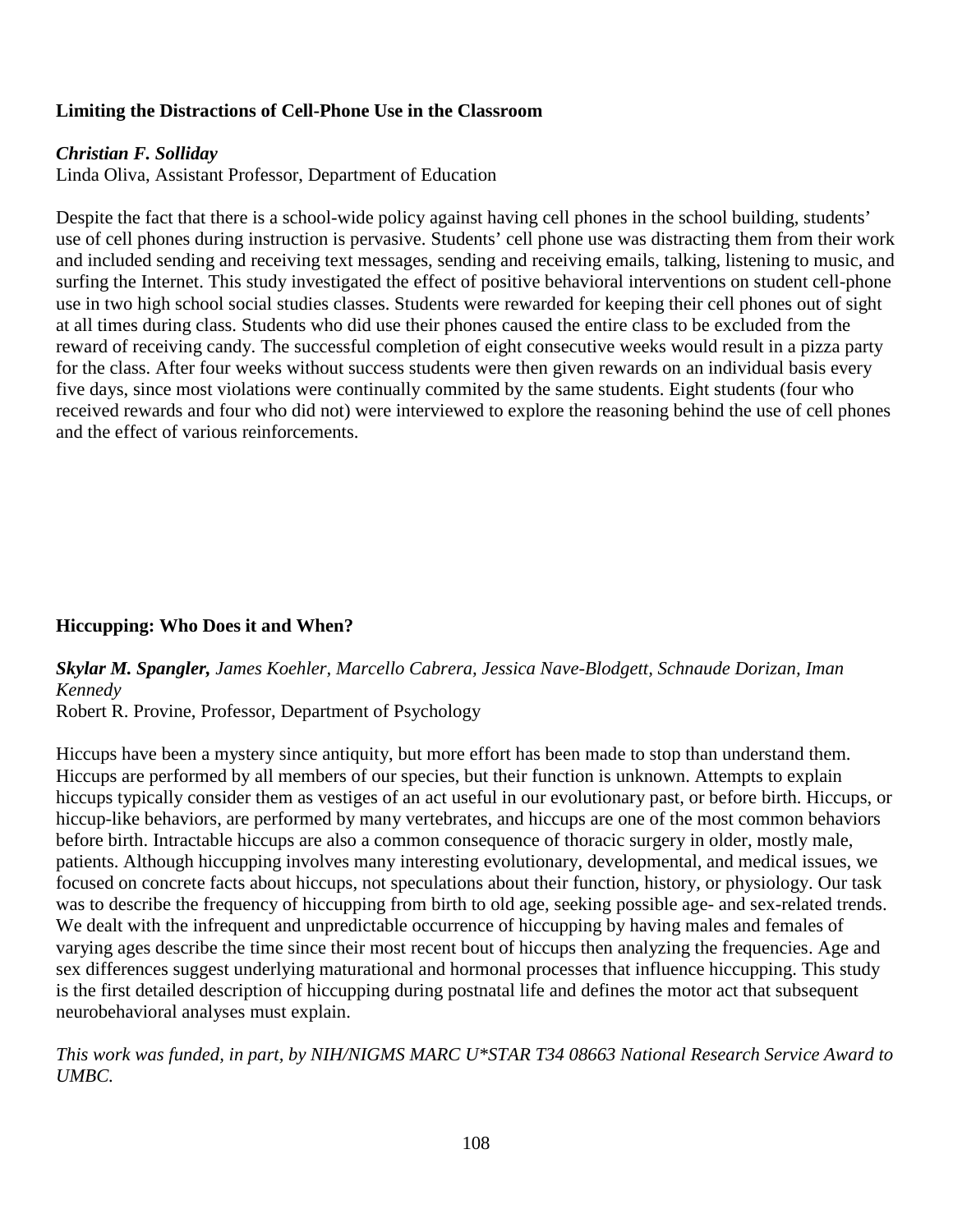**Limiting the Distractions of Cell-Phone Use in the Classroom**

***Christian F. Solliday***
Linda Oliva, Assistant Professor, Department of Education

Despite the fact that there is a school-wide policy against having cell phones in the school building, students' use of cell phones during instruction is pervasive. Students' cell phone use was distracting them from their work and included sending and receiving text messages, sending and receiving emails, talking, listening to music, and surfing the Internet. This study investigated the effect of positive behavioral interventions on student cell-phone use in two high school social studies classes. Students were rewarded for keeping their cell phones out of sight at all times during class. Students who did use their phones caused the entire class to be excluded from the reward of receiving candy. The successful completion of eight consecutive weeks would result in a pizza party for the class. After four weeks without success students were then given rewards on an individual basis every five days, since most violations were continually commited by the same students. Eight students (four who received rewards and four who did not) were interviewed to explore the reasoning behind the use of cell phones and the effect of various reinforcements.

**Hiccupping: Who Does it and When?**

***Skylar M. Spangler,*** *James Koehler, Marcello Cabrera, Jessica Nave-Blodgett, Schnaude Dorizan, Iman Kennedy*
Robert R. Provine, Professor, Department of Psychology

Hiccups have been a mystery since antiquity, but more effort has been made to stop than understand them. Hiccups are performed by all members of our species, but their function is unknown. Attempts to explain hiccups typically consider them as vestiges of an act useful in our evolutionary past, or before birth. Hiccups, or hiccup-like behaviors, are performed by many vertebrates, and hiccups are one of the most common behaviors before birth. Intractable hiccups are also a common consequence of thoracic surgery in older, mostly male, patients. Although hiccupping involves many interesting evolutionary, developmental, and medical issues, we focused on concrete facts about hiccups, not speculations about their function, history, or physiology. Our task was to describe the frequency of hiccupping from birth to old age, seeking possible age- and sex-related trends. We dealt with the infrequent and unpredictable occurrence of hiccupping by having males and females of varying ages describe the time since their most recent bout of hiccups then analyzing the frequencies. Age and sex differences suggest underlying maturational and hormonal processes that influence hiccupping. This study is the first detailed description of hiccupping during postnatal life and defines the motor act that subsequent neurobehavioral analyses must explain.

*This work was funded, in part, by NIH/NIGMS MARC U*STAR T34 08663 National Research Service Award to UMBC.*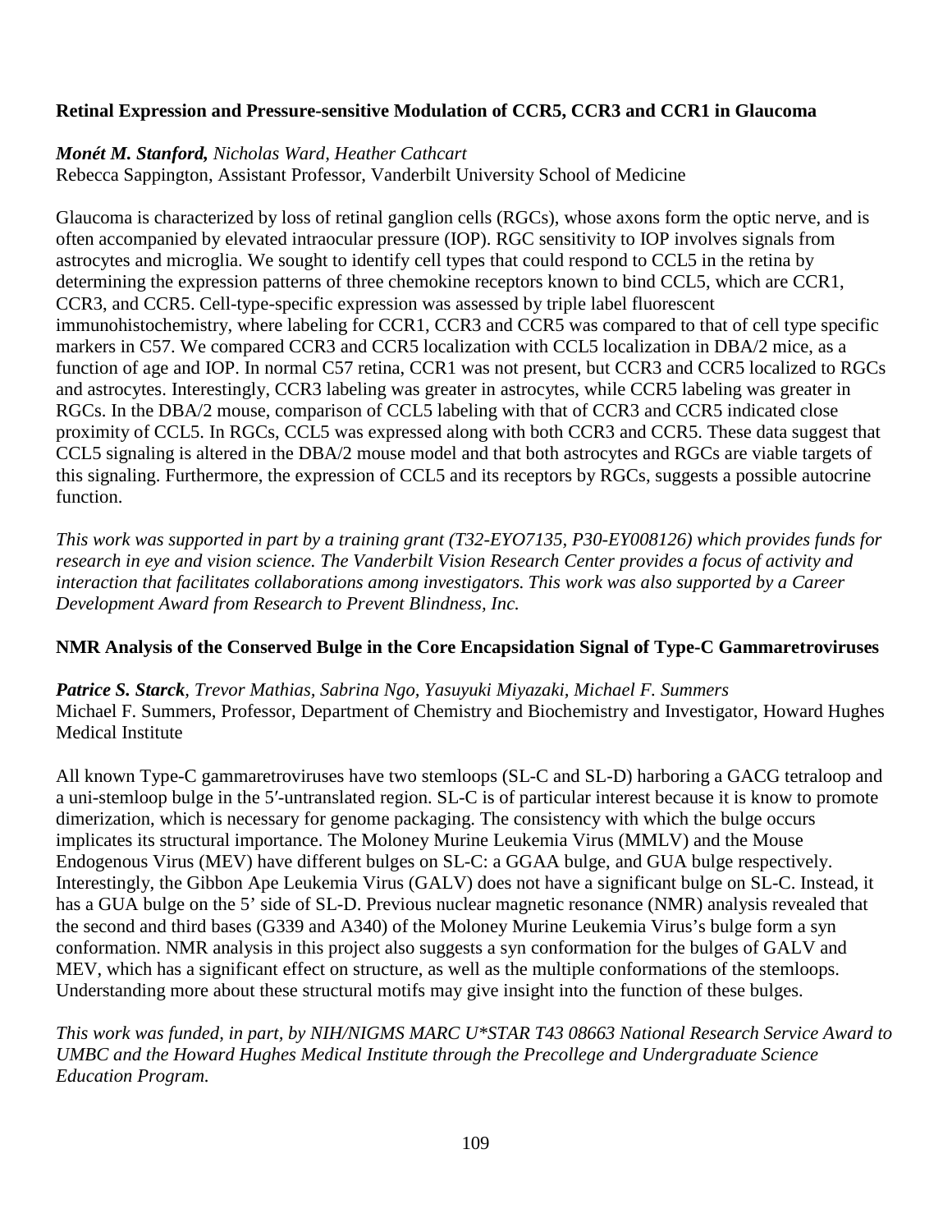**Retinal Expression and Pressure-sensitive Modulation of CCR5, CCR3 and CCR1 in Glaucoma**

***Monét M. Stanford,*** *Nicholas Ward, Heather Cathcart*
Rebecca Sappington, Assistant Professor, Vanderbilt University School of Medicine

Glaucoma is characterized by loss of retinal ganglion cells (RGCs), whose axons form the optic nerve, and is often accompanied by elevated intraocular pressure (IOP). RGC sensitivity to IOP involves signals from astrocytes and microglia. We sought to identify cell types that could respond to CCL5 in the retina by determining the expression patterns of three chemokine receptors known to bind CCL5, which are CCR1, CCR3, and CCR5. Cell-type-specific expression was assessed by triple label fluorescent immunohistochemistry, where labeling for CCR1, CCR3 and CCR5 was compared to that of cell type specific markers in C57. We compared CCR3 and CCR5 localization with CCL5 localization in DBA/2 mice, as a function of age and IOP. In normal C57 retina, CCR1 was not present, but CCR3 and CCR5 localized to RGCs and astrocytes. Interestingly, CCR3 labeling was greater in astrocytes, while CCR5 labeling was greater in RGCs. In the DBA/2 mouse, comparison of CCL5 labeling with that of CCR3 and CCR5 indicated close proximity of CCL5. In RGCs, CCL5 was expressed along with both CCR3 and CCR5. These data suggest that CCL5 signaling is altered in the DBA/2 mouse model and that both astrocytes and RGCs are viable targets of this signaling. Furthermore, the expression of CCL5 and its receptors by RGCs, suggests a possible autocrine function.

*This work was supported in part by a training grant (T32-EYO7135, P30-EY008126) which provides funds for research in eye and vision science. The Vanderbilt Vision Research Center provides a focus of activity and interaction that facilitates collaborations among investigators. This work was also supported by a Career Development Award from Research to Prevent Blindness, Inc.*

**NMR Analysis of the Conserved Bulge in the Core Encapsidation Signal of Type-C Gammaretroviruses**

***Patrice S. Starck****, Trevor Mathias, Sabrina Ngo, Yasuyuki Miyazaki, Michael F. Summers*
Michael F. Summers, Professor, Department of Chemistry and Biochemistry and Investigator, Howard Hughes Medical Institute

All known Type-C gammaretroviruses have two stemloops (SL-C and SL-D) harboring a GACG tetraloop and a uni-stemloop bulge in the 5′-untranslated region. SL-C is of particular interest because it is know to promote dimerization, which is necessary for genome packaging. The consistency with which the bulge occurs implicates its structural importance. The Moloney Murine Leukemia Virus (MMLV) and the Mouse Endogenous Virus (MEV) have different bulges on SL-C: a GGAA bulge, and GUA bulge respectively. Interestingly, the Gibbon Ape Leukemia Virus (GALV) does not have a significant bulge on SL-C. Instead, it has a GUA bulge on the 5' side of SL-D. Previous nuclear magnetic resonance (NMR) analysis revealed that the second and third bases (G339 and A340) of the Moloney Murine Leukemia Virus's bulge form a syn conformation. NMR analysis in this project also suggests a syn conformation for the bulges of GALV and MEV, which has a significant effect on structure, as well as the multiple conformations of the stemloops. Understanding more about these structural motifs may give insight into the function of these bulges.

*This work was funded, in part, by NIH/NIGMS MARC U*STAR T43 08663 National Research Service Award to UMBC and the Howard Hughes Medical Institute through the Precollege and Undergraduate Science Education Program.*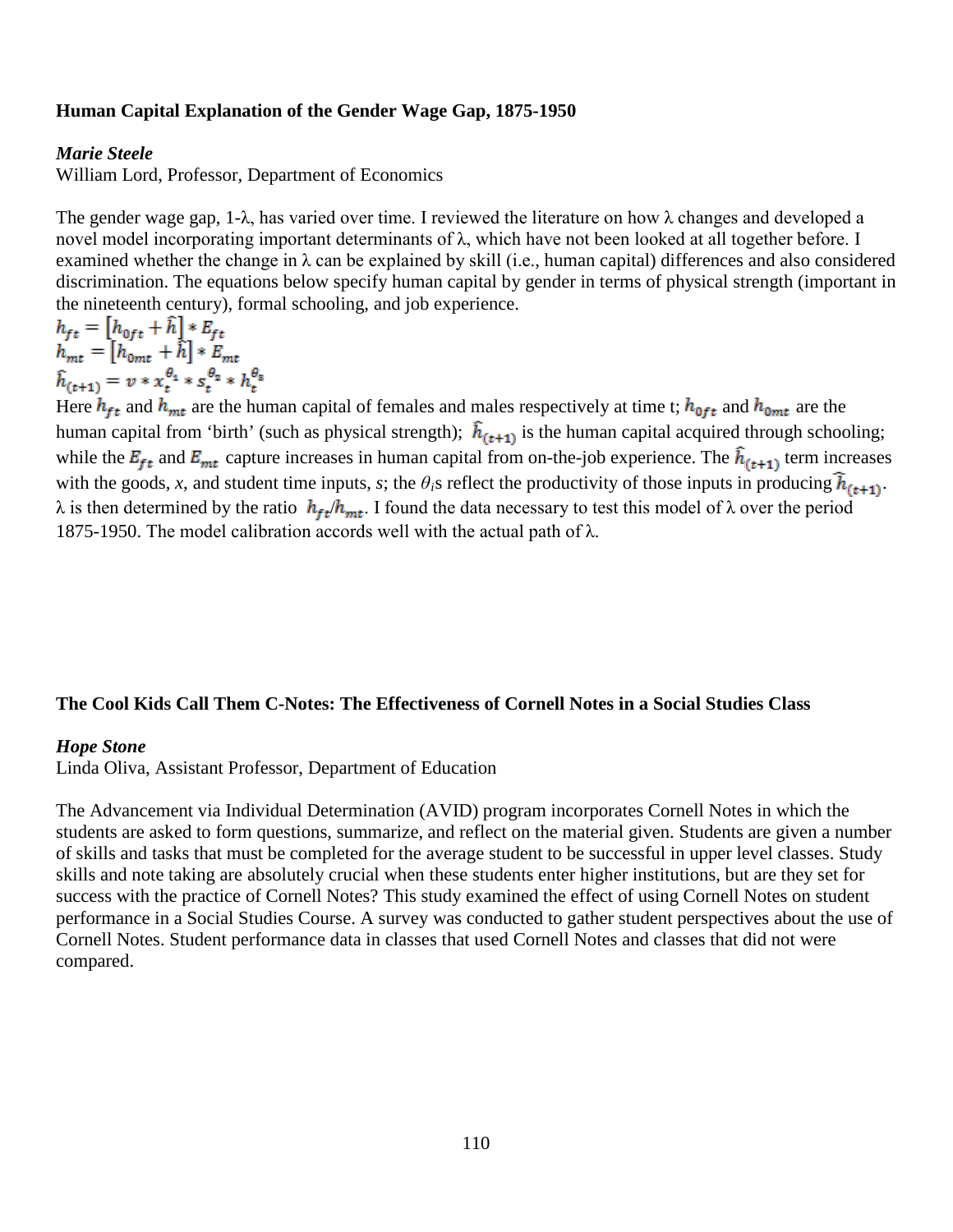### Human Capital Explanation of the Gender Wage Gap, 1875-1950

***Marie Steele***

William Lord, Professor, Department of Economics

The gender wage gap, 1-λ, has varied over time. I reviewed the literature on how λ changes and developed a novel model incorporating important determinants of λ, which have not been looked at all together before. I examined whether the change in λ can be explained by skill (i.e., human capital) differences and also considered discrimination. The equations below specify human capital by gender in terms of physical strength (important in the nineteenth century), formal schooling, and job experience.

$$h_{ft} = \left[h_{0ft} + \hat{h}\right] * E_{ft}$$
$$h_{mt} = \left[h_{0mt} + \hat{h}\right] * E_{mt}$$
$$\hat{h}_{(t+1)} = v * x_t^{\theta_1} * s_t^{\theta_2} * h_t^{\theta_3}$$

Here $h_{ft}$ and $h_{mt}$ are the human capital of females and males respectively at time t; $h_{0ft}$ and $h_{0mt}$ are the human capital from 'birth' (such as physical strength); $\hat{h}_{(t+1)}$ is the human capital acquired through schooling; while the $E_{ft}$ and $E_{mt}$ capture increases in human capital from on-the-job experience. The $\hat{h}_{(t+1)}$ term increases with the goods, *x*, and student time inputs, *s*; the $\theta_i$s reflect the productivity of those inputs in producing $\hat{h}_{(t+1)}$. λ is then determined by the ratio $h_{ft}/h_{mt}$. I found the data necessary to test this model of λ over the period 1875-1950. The model calibration accords well with the actual path of λ.

### The Cool Kids Call Them C-Notes: The Effectiveness of Cornell Notes in a Social Studies Class

***Hope Stone***

Linda Oliva, Assistant Professor, Department of Education

The Advancement via Individual Determination (AVID) program incorporates Cornell Notes in which the students are asked to form questions, summarize, and reflect on the material given. Students are given a number of skills and tasks that must be completed for the average student to be successful in upper level classes. Study skills and note taking are absolutely crucial when these students enter higher institutions, but are they set for success with the practice of Cornell Notes? This study examined the effect of using Cornell Notes on student performance in a Social Studies Course. A survey was conducted to gather student perspectives about the use of Cornell Notes. Student performance data in classes that used Cornell Notes and classes that did not were compared.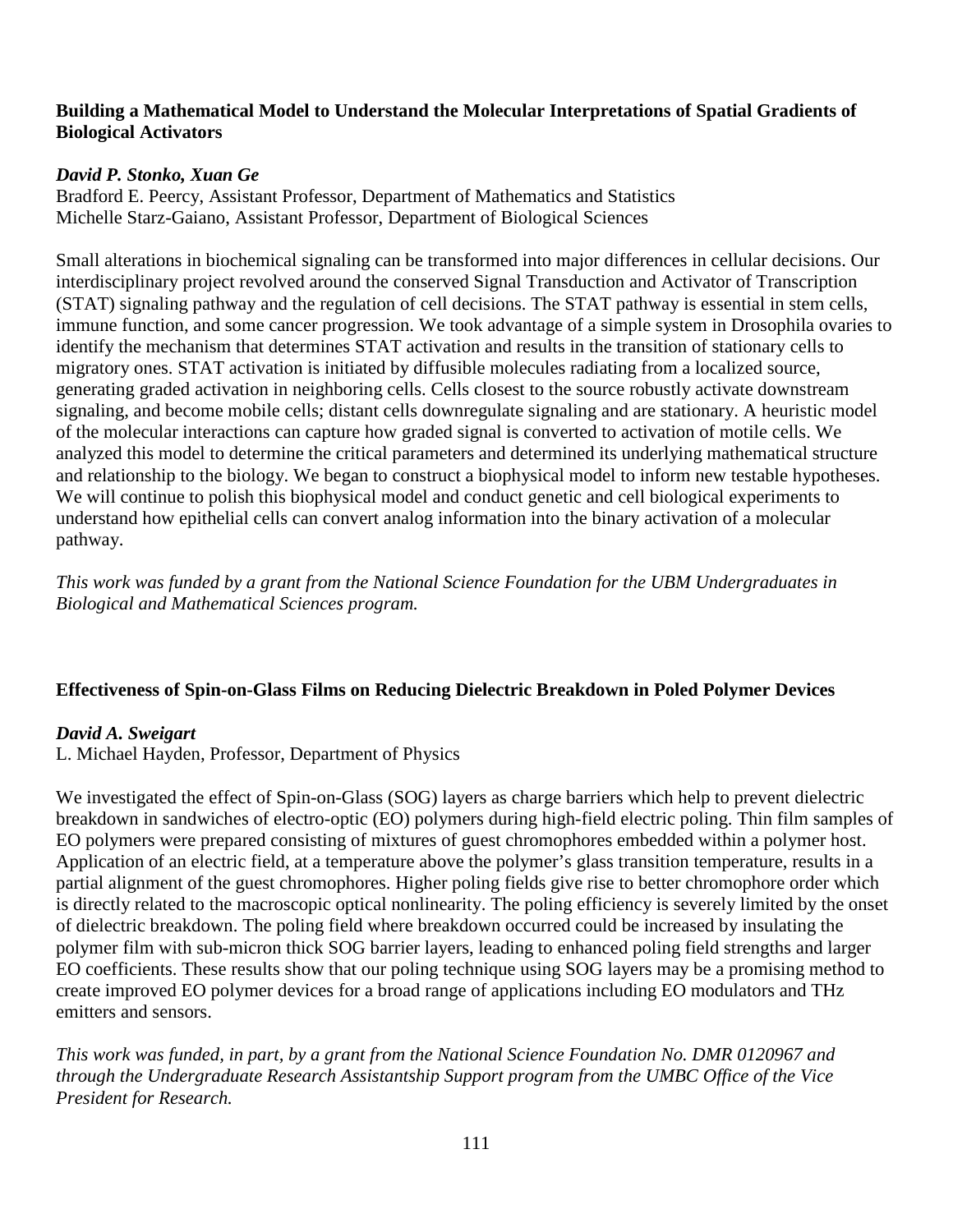**Building a Mathematical Model to Understand the Molecular Interpretations of Spatial Gradients of Biological Activators**

***David P. Stonko, Xuan Ge***
Bradford E. Peercy, Assistant Professor, Department of Mathematics and Statistics
Michelle Starz-Gaiano, Assistant Professor, Department of Biological Sciences

Small alterations in biochemical signaling can be transformed into major differences in cellular decisions. Our interdisciplinary project revolved around the conserved Signal Transduction and Activator of Transcription (STAT) signaling pathway and the regulation of cell decisions. The STAT pathway is essential in stem cells, immune function, and some cancer progression. We took advantage of a simple system in Drosophila ovaries to identify the mechanism that determines STAT activation and results in the transition of stationary cells to migratory ones. STAT activation is initiated by diffusible molecules radiating from a localized source, generating graded activation in neighboring cells. Cells closest to the source robustly activate downstream signaling, and become mobile cells; distant cells downregulate signaling and are stationary. A heuristic model of the molecular interactions can capture how graded signal is converted to activation of motile cells. We analyzed this model to determine the critical parameters and determined its underlying mathematical structure and relationship to the biology. We began to construct a biophysical model to inform new testable hypotheses. We will continue to polish this biophysical model and conduct genetic and cell biological experiments to understand how epithelial cells can convert analog information into the binary activation of a molecular pathway.

*This work was funded by a grant from the National Science Foundation for the UBM Undergraduates in Biological and Mathematical Sciences program.*

**Effectiveness of Spin-on-Glass Films on Reducing Dielectric Breakdown in Poled Polymer Devices**

***David A. Sweigart***
L. Michael Hayden, Professor, Department of Physics

We investigated the effect of Spin-on-Glass (SOG) layers as charge barriers which help to prevent dielectric breakdown in sandwiches of electro-optic (EO) polymers during high-field electric poling. Thin film samples of EO polymers were prepared consisting of mixtures of guest chromophores embedded within a polymer host. Application of an electric field, at a temperature above the polymer's glass transition temperature, results in a partial alignment of the guest chromophores. Higher poling fields give rise to better chromophore order which is directly related to the macroscopic optical nonlinearity. The poling efficiency is severely limited by the onset of dielectric breakdown. The poling field where breakdown occurred could be increased by insulating the polymer film with sub-micron thick SOG barrier layers, leading to enhanced poling field strengths and larger EO coefficients. These results show that our poling technique using SOG layers may be a promising method to create improved EO polymer devices for a broad range of applications including EO modulators and THz emitters and sensors.

*This work was funded, in part, by a grant from the National Science Foundation No. DMR 0120967 and through the Undergraduate Research Assistantship Support program from the UMBC Office of the Vice President for Research.*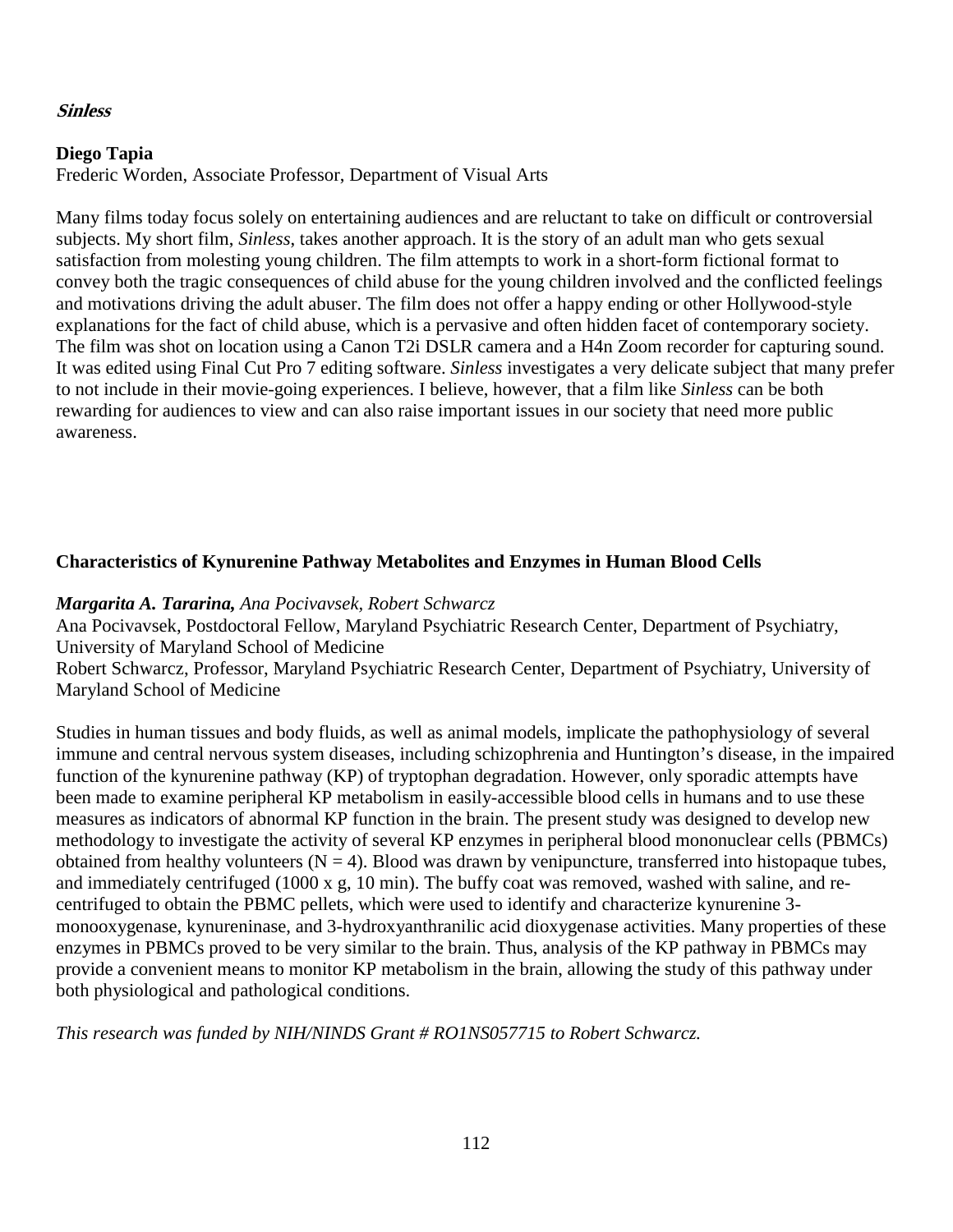***Sinless***

**Diego Tapia**
Frederic Worden, Associate Professor, Department of Visual Arts

Many films today focus solely on entertaining audiences and are reluctant to take on difficult or controversial subjects. My short film, *Sinless*, takes another approach. It is the story of an adult man who gets sexual satisfaction from molesting young children. The film attempts to work in a short-form fictional format to convey both the tragic consequences of child abuse for the young children involved and the conflicted feelings and motivations driving the adult abuser. The film does not offer a happy ending or other Hollywood-style explanations for the fact of child abuse, which is a pervasive and often hidden facet of contemporary society. The film was shot on location using a Canon T2i DSLR camera and a H4n Zoom recorder for capturing sound. It was edited using Final Cut Pro 7 editing software. *Sinless* investigates a very delicate subject that many prefer to not include in their movie-going experiences. I believe, however, that a film like *Sinless* can be both rewarding for audiences to view and can also raise important issues in our society that need more public awareness.

**Characteristics of Kynurenine Pathway Metabolites and Enzymes in Human Blood Cells**

***Margarita A. Tararina,*** *Ana Pocivavsek, Robert Schwarcz*
Ana Pocivavsek, Postdoctoral Fellow, Maryland Psychiatric Research Center, Department of Psychiatry, University of Maryland School of Medicine
Robert Schwarcz, Professor, Maryland Psychiatric Research Center, Department of Psychiatry, University of Maryland School of Medicine

Studies in human tissues and body fluids, as well as animal models, implicate the pathophysiology of several immune and central nervous system diseases, including schizophrenia and Huntington's disease, in the impaired function of the kynurenine pathway (KP) of tryptophan degradation. However, only sporadic attempts have been made to examine peripheral KP metabolism in easily-accessible blood cells in humans and to use these measures as indicators of abnormal KP function in the brain. The present study was designed to develop new methodology to investigate the activity of several KP enzymes in peripheral blood mononuclear cells (PBMCs) obtained from healthy volunteers ($N = 4$). Blood was drawn by venipuncture, transferred into histopaque tubes, and immediately centrifuged (1000 x g, 10 min). The buffy coat was removed, washed with saline, and re-centrifuged to obtain the PBMC pellets, which were used to identify and characterize kynurenine 3-monooxygenase, kynureninase, and 3-hydroxyanthranilic acid dioxygenase activities. Many properties of these enzymes in PBMCs proved to be very similar to the brain. Thus, analysis of the KP pathway in PBMCs may provide a convenient means to monitor KP metabolism in the brain, allowing the study of this pathway under both physiological and pathological conditions.

*This research was funded by NIH/NINDS Grant # RO1NS057715 to Robert Schwarcz.*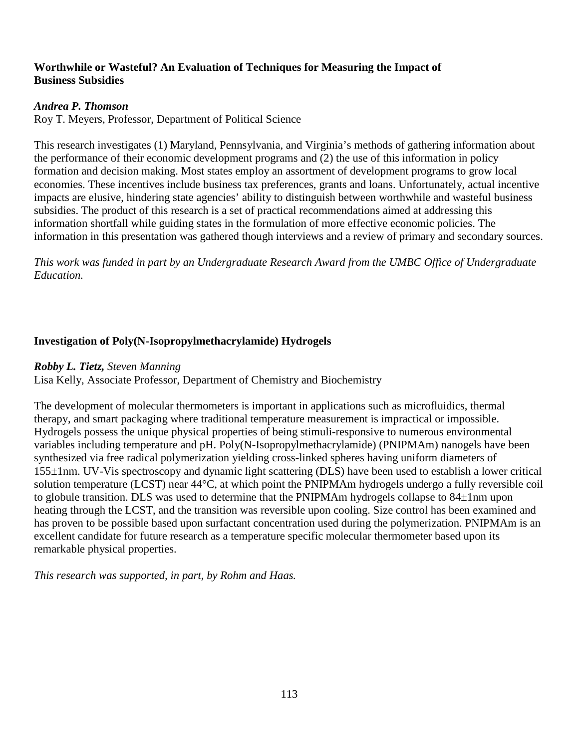### Worthwhile or Wasteful? An Evaluation of Techniques for Measuring the Impact of Business Subsidies

***Andrea P. Thomson***
Roy T. Meyers, Professor, Department of Political Science

This research investigates (1) Maryland, Pennsylvania, and Virginia's methods of gathering information about the performance of their economic development programs and (2) the use of this information in policy formation and decision making. Most states employ an assortment of development programs to grow local economies. These incentives include business tax preferences, grants and loans. Unfortunately, actual incentive impacts are elusive, hindering state agencies' ability to distinguish between worthwhile and wasteful business subsidies. The product of this research is a set of practical recommendations aimed at addressing this information shortfall while guiding states in the formulation of more effective economic policies. The information in this presentation was gathered though interviews and a review of primary and secondary sources.

*This work was funded in part by an Undergraduate Research Award from the UMBC Office of Undergraduate Education.*

### Investigation of Poly(N-Isopropylmethacrylamide) Hydrogels

***Robby L. Tietz,*** *Steven Manning*
Lisa Kelly, Associate Professor, Department of Chemistry and Biochemistry

The development of molecular thermometers is important in applications such as microfluidics, thermal therapy, and smart packaging where traditional temperature measurement is impractical or impossible. Hydrogels possess the unique physical properties of being stimuli-responsive to numerous environmental variables including temperature and pH. Poly(N-Isopropylmethacrylamide) (PNIPMAm) nanogels have been synthesized via free radical polymerization yielding cross-linked spheres having uniform diameters of $155 \pm 1$nm. UV-Vis spectroscopy and dynamic light scattering (DLS) have been used to establish a lower critical solution temperature (LCST) near 44°C, at which point the PNIPMAm hydrogels undergo a fully reversible coil to globule transition. DLS was used to determine that the PNIPMAm hydrogels collapse to $84 \pm 1$nm upon heating through the LCST, and the transition was reversible upon cooling. Size control has been examined and has proven to be possible based upon surfactant concentration used during the polymerization. PNIPMAm is an excellent candidate for future research as a temperature specific molecular thermometer based upon its remarkable physical properties.

*This research was supported, in part, by Rohm and Haas.*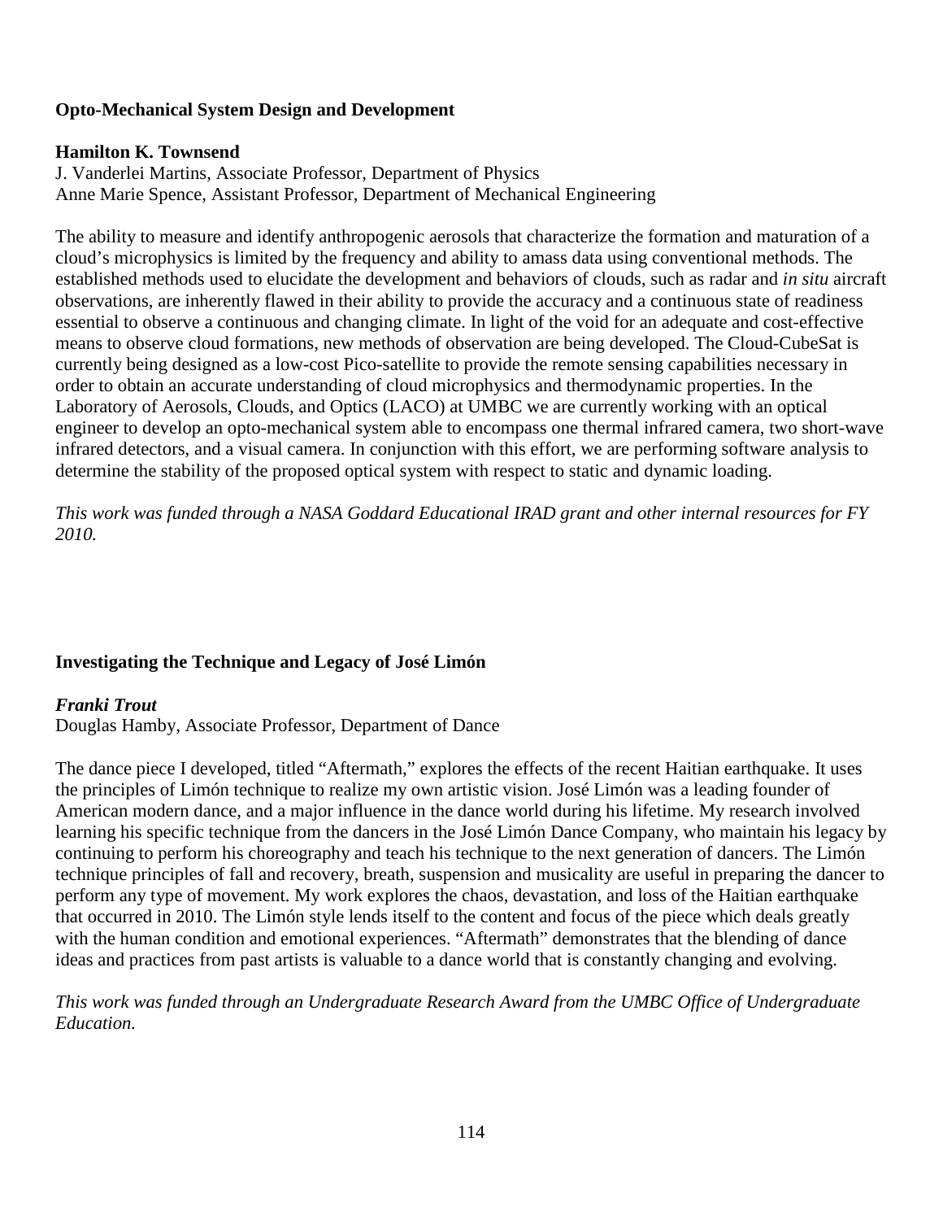**Opto-Mechanical System Design and Development**

**Hamilton K. Townsend**
J. Vanderlei Martins, Associate Professor, Department of Physics
Anne Marie Spence, Assistant Professor, Department of Mechanical Engineering

The ability to measure and identify anthropogenic aerosols that characterize the formation and maturation of a cloud's microphysics is limited by the frequency and ability to amass data using conventional methods. The established methods used to elucidate the development and behaviors of clouds, such as radar and *in situ* aircraft observations, are inherently flawed in their ability to provide the accuracy and a continuous state of readiness essential to observe a continuous and changing climate. In light of the void for an adequate and cost-effective means to observe cloud formations, new methods of observation are being developed. The Cloud-CubeSat is currently being designed as a low-cost Pico-satellite to provide the remote sensing capabilities necessary in order to obtain an accurate understanding of cloud microphysics and thermodynamic properties. In the Laboratory of Aerosols, Clouds, and Optics (LACO) at UMBC we are currently working with an optical engineer to develop an opto-mechanical system able to encompass one thermal infrared camera, two short-wave infrared detectors, and a visual camera. In conjunction with this effort, we are performing software analysis to determine the stability of the proposed optical system with respect to static and dynamic loading.

*This work was funded through a NASA Goddard Educational IRAD grant and other internal resources for FY 2010.*

**Investigating the Technique and Legacy of José Limón**

***Franki Trout***
Douglas Hamby, Associate Professor, Department of Dance

The dance piece I developed, titled "Aftermath," explores the effects of the recent Haitian earthquake. It uses the principles of Limón technique to realize my own artistic vision. José Limón was a leading founder of American modern dance, and a major influence in the dance world during his lifetime. My research involved learning his specific technique from the dancers in the José Limón Dance Company, who maintain his legacy by continuing to perform his choreography and teach his technique to the next generation of dancers. The Limón technique principles of fall and recovery, breath, suspension and musicality are useful in preparing the dancer to perform any type of movement. My work explores the chaos, devastation, and loss of the Haitian earthquake that occurred in 2010. The Limón style lends itself to the content and focus of the piece which deals greatly with the human condition and emotional experiences. "Aftermath" demonstrates that the blending of dance ideas and practices from past artists is valuable to a dance world that is constantly changing and evolving.

*This work was funded through an Undergraduate Research Award from the UMBC Office of Undergraduate Education.*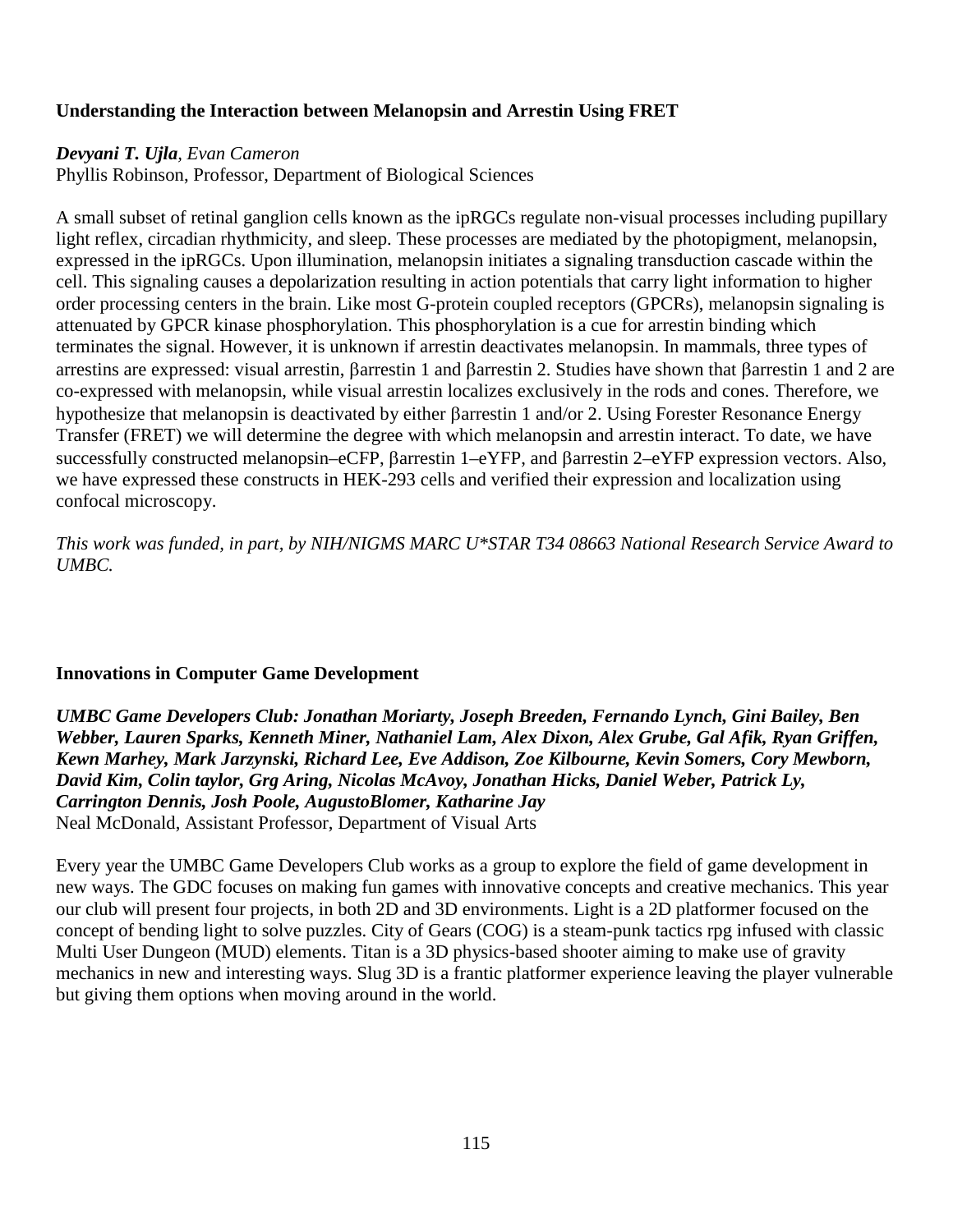**Understanding the Interaction between Melanopsin and Arrestin Using FRET**

***Devyani T. Ujla**, Evan Cameron*
Phyllis Robinson, Professor, Department of Biological Sciences

A small subset of retinal ganglion cells known as the ipRGCs regulate non-visual processes including pupillary light reflex, circadian rhythmicity, and sleep. These processes are mediated by the photopigment, melanopsin, expressed in the ipRGCs. Upon illumination, melanopsin initiates a signaling transduction cascade within the cell. This signaling causes a depolarization resulting in action potentials that carry light information to higher order processing centers in the brain. Like most G-protein coupled receptors (GPCRs), melanopsin signaling is attenuated by GPCR kinase phosphorylation. This phosphorylation is a cue for arrestin binding which terminates the signal. However, it is unknown if arrestin deactivates melanopsin. In mammals, three types of arrestins are expressed: visual arrestin, βarrestin 1 and βarrestin 2. Studies have shown that βarrestin 1 and 2 are co-expressed with melanopsin, while visual arrestin localizes exclusively in the rods and cones. Therefore, we hypothesize that melanopsin is deactivated by either βarrestin 1 and/or 2. Using Forester Resonance Energy Transfer (FRET) we will determine the degree with which melanopsin and arrestin interact. To date, we have successfully constructed melanopsin–eCFP, βarrestin 1–eYFP, and βarrestin 2–eYFP expression vectors. Also, we have expressed these constructs in HEK-293 cells and verified their expression and localization using confocal microscopy.

*This work was funded, in part, by NIH/NIGMS MARC U*STAR T34 08663 National Research Service Award to UMBC.*

**Innovations in Computer Game Development**

***UMBC Game Developers Club: Jonathan Moriarty, Joseph Breeden, Fernando Lynch, Gini Bailey, Ben Webber, Lauren Sparks, Kenneth Miner, Nathaniel Lam, Alex Dixon, Alex Grube, Gal Afik, Ryan Griffen, Kewn Marhey, Mark Jarzynski, Richard Lee, Eve Addison, Zoe Kilbourne, Kevin Somers, Cory Mewborn, David Kim, Colin taylor, Grg Aring, Nicolas McAvoy, Jonathan Hicks, Daniel Weber, Patrick Ly, Carrington Dennis, Josh Poole, AugustoBlomer, Katharine Jay***
Neal McDonald, Assistant Professor, Department of Visual Arts

Every year the UMBC Game Developers Club works as a group to explore the field of game development in new ways. The GDC focuses on making fun games with innovative concepts and creative mechanics. This year our club will present four projects, in both 2D and 3D environments. Light is a 2D platformer focused on the concept of bending light to solve puzzles. City of Gears (COG) is a steam-punk tactics rpg infused with classic Multi User Dungeon (MUD) elements. Titan is a 3D physics-based shooter aiming to make use of gravity mechanics in new and interesting ways. Slug 3D is a frantic platformer experience leaving the player vulnerable but giving them options when moving around in the world.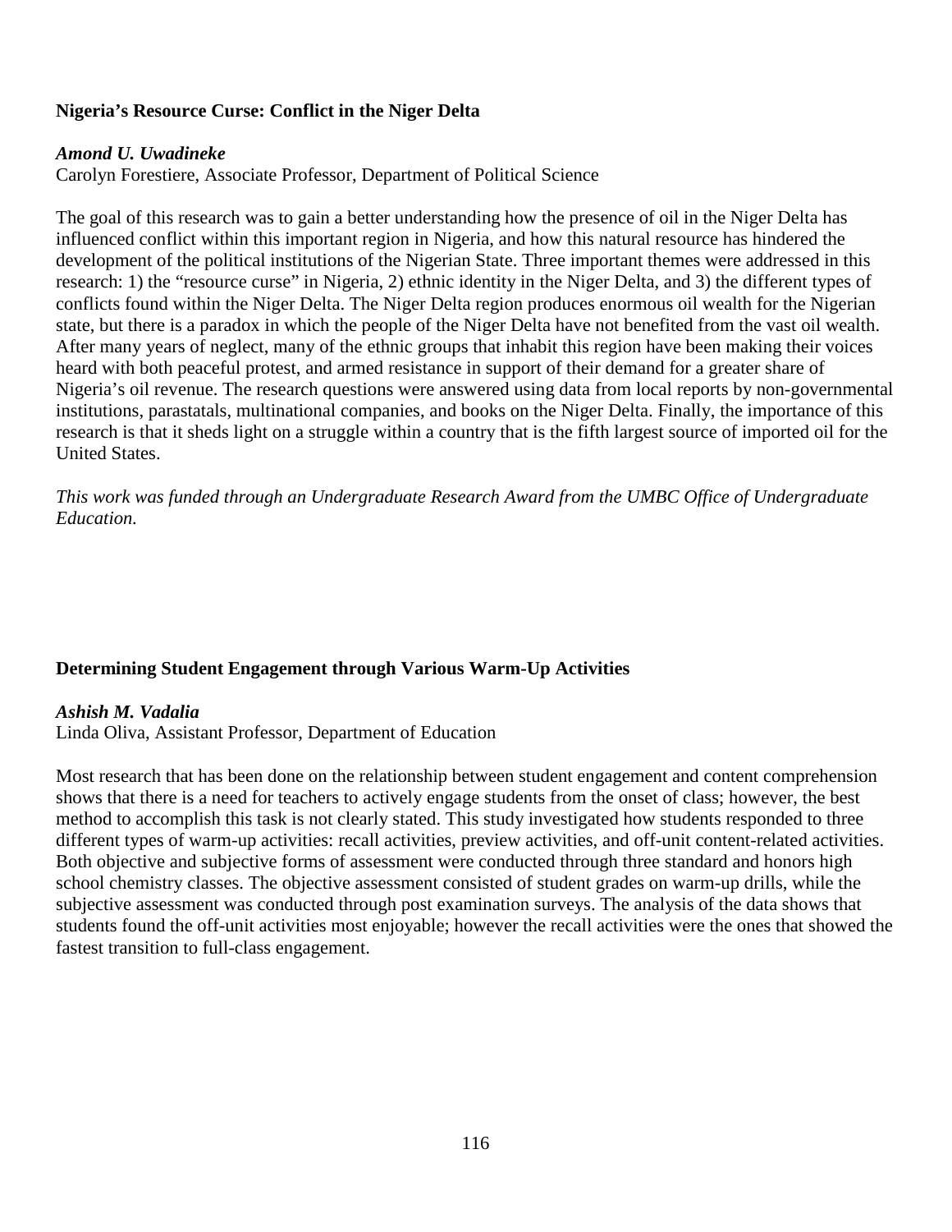**Nigeria's Resource Curse: Conflict in the Niger Delta**

***Amond U. Uwadineke***
Carolyn Forestiere, Associate Professor, Department of Political Science

The goal of this research was to gain a better understanding how the presence of oil in the Niger Delta has influenced conflict within this important region in Nigeria, and how this natural resource has hindered the development of the political institutions of the Nigerian State. Three important themes were addressed in this research: 1) the "resource curse" in Nigeria, 2) ethnic identity in the Niger Delta, and 3) the different types of conflicts found within the Niger Delta. The Niger Delta region produces enormous oil wealth for the Nigerian state, but there is a paradox in which the people of the Niger Delta have not benefited from the vast oil wealth. After many years of neglect, many of the ethnic groups that inhabit this region have been making their voices heard with both peaceful protest, and armed resistance in support of their demand for a greater share of Nigeria's oil revenue. The research questions were answered using data from local reports by non-governmental institutions, parastatals, multinational companies, and books on the Niger Delta. Finally, the importance of this research is that it sheds light on a struggle within a country that is the fifth largest source of imported oil for the United States.

*This work was funded through an Undergraduate Research Award from the UMBC Office of Undergraduate Education.*

**Determining Student Engagement through Various Warm-Up Activities**

***Ashish M. Vadalia***
Linda Oliva, Assistant Professor, Department of Education

Most research that has been done on the relationship between student engagement and content comprehension shows that there is a need for teachers to actively engage students from the onset of class; however, the best method to accomplish this task is not clearly stated. This study investigated how students responded to three different types of warm-up activities: recall activities, preview activities, and off-unit content-related activities. Both objective and subjective forms of assessment were conducted through three standard and honors high school chemistry classes. The objective assessment consisted of student grades on warm-up drills, while the subjective assessment was conducted through post examination surveys. The analysis of the data shows that students found the off-unit activities most enjoyable; however the recall activities were the ones that showed the fastest transition to full-class engagement.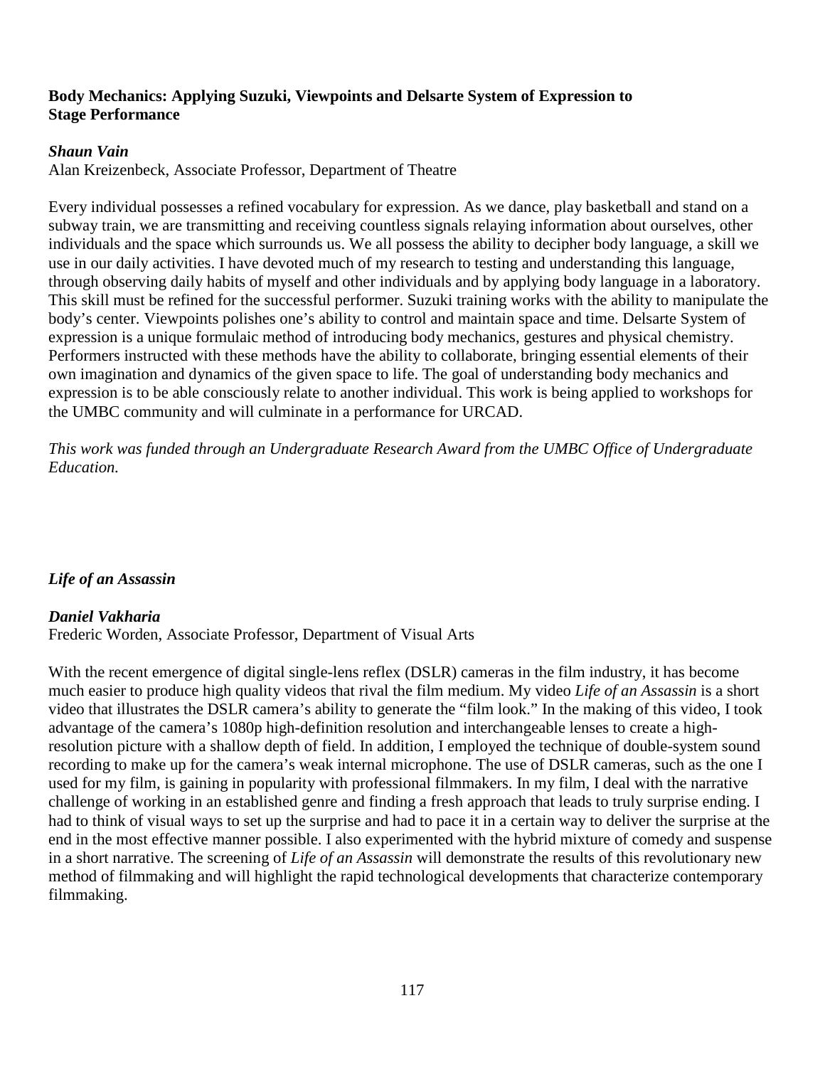### Body Mechanics: Applying Suzuki, Viewpoints and Delsarte System of Expression to Stage Performance

***Shaun Vain***
Alan Kreizenbeck, Associate Professor, Department of Theatre

Every individual possesses a refined vocabulary for expression. As we dance, play basketball and stand on a subway train, we are transmitting and receiving countless signals relaying information about ourselves, other individuals and the space which surrounds us. We all possess the ability to decipher body language, a skill we use in our daily activities. I have devoted much of my research to testing and understanding this language, through observing daily habits of myself and other individuals and by applying body language in a laboratory. This skill must be refined for the successful performer. Suzuki training works with the ability to manipulate the body's center. Viewpoints polishes one's ability to control and maintain space and time. Delsarte System of expression is a unique formulaic method of introducing body mechanics, gestures and physical chemistry. Performers instructed with these methods have the ability to collaborate, bringing essential elements of their own imagination and dynamics of the given space to life. The goal of understanding body mechanics and expression is to be able consciously relate to another individual. This work is being applied to workshops for the UMBC community and will culminate in a performance for URCAD.

*This work was funded through an Undergraduate Research Award from the UMBC Office of Undergraduate Education.*

### *Life of an Assassin*

***Daniel Vakharia***
Frederic Worden, Associate Professor, Department of Visual Arts

With the recent emergence of digital single-lens reflex (DSLR) cameras in the film industry, it has become much easier to produce high quality videos that rival the film medium. My video *Life of an Assassin* is a short video that illustrates the DSLR camera's ability to generate the "film look." In the making of this video, I took advantage of the camera's 1080p high-definition resolution and interchangeable lenses to create a high-resolution picture with a shallow depth of field. In addition, I employed the technique of double-system sound recording to make up for the camera's weak internal microphone. The use of DSLR cameras, such as the one I used for my film, is gaining in popularity with professional filmmakers. In my film, I deal with the narrative challenge of working in an established genre and finding a fresh approach that leads to truly surprise ending. I had to think of visual ways to set up the surprise and had to pace it in a certain way to deliver the surprise at the end in the most effective manner possible. I also experimented with the hybrid mixture of comedy and suspense in a short narrative. The screening of *Life of an Assassin* will demonstrate the results of this revolutionary new method of filmmaking and will highlight the rapid technological developments that characterize contemporary filmmaking.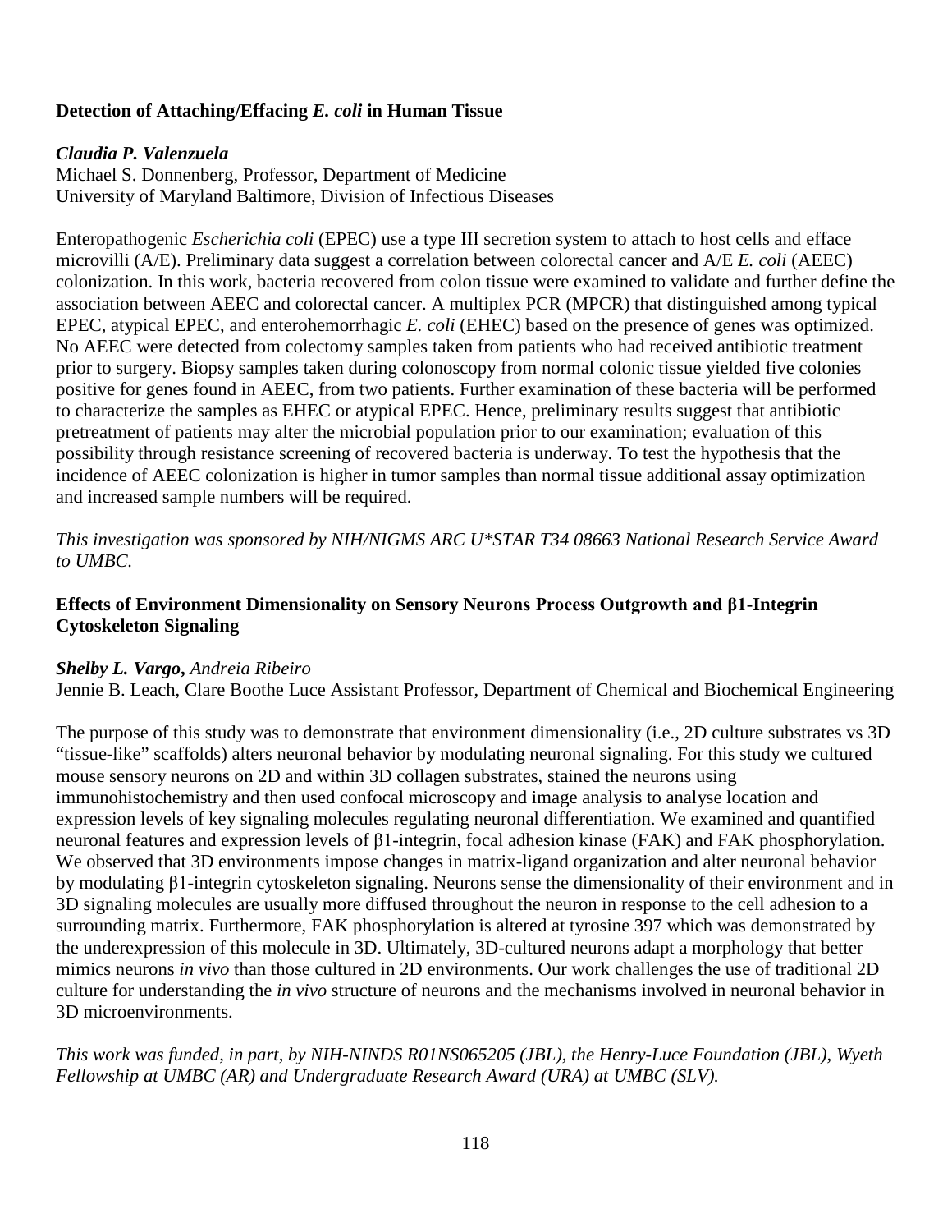### Detection of Attaching/Effacing *E. coli* in Human Tissue

***Claudia P. Valenzuela***
Michael S. Donnenberg, Professor, Department of Medicine
University of Maryland Baltimore, Division of Infectious Diseases

Enteropathogenic *Escherichia coli* (EPEC) use a type III secretion system to attach to host cells and efface microvilli (A/E). Preliminary data suggest a correlation between colorectal cancer and A/E *E. coli* (AEEC) colonization. In this work, bacteria recovered from colon tissue were examined to validate and further define the association between AEEC and colorectal cancer. A multiplex PCR (MPCR) that distinguished among typical EPEC, atypical EPEC, and enterohemorrhagic *E. coli* (EHEC) based on the presence of genes was optimized. No AEEC were detected from colectomy samples taken from patients who had received antibiotic treatment prior to surgery. Biopsy samples taken during colonoscopy from normal colonic tissue yielded five colonies positive for genes found in AEEC, from two patients. Further examination of these bacteria will be performed to characterize the samples as EHEC or atypical EPEC. Hence, preliminary results suggest that antibiotic pretreatment of patients may alter the microbial population prior to our examination; evaluation of this possibility through resistance screening of recovered bacteria is underway. To test the hypothesis that the incidence of AEEC colonization is higher in tumor samples than normal tissue additional assay optimization and increased sample numbers will be required.

*This investigation was sponsored by NIH/NIGMS ARC U*STAR T34 08663 National Research Service Award to UMBC.*

### Effects of Environment Dimensionality on Sensory Neurons Process Outgrowth and β1-Integrin Cytoskeleton Signaling

***Shelby L. Vargo,*** *Andreia Ribeiro*
Jennie B. Leach, Clare Boothe Luce Assistant Professor, Department of Chemical and Biochemical Engineering

The purpose of this study was to demonstrate that environment dimensionality (i.e., 2D culture substrates vs 3D "tissue-like" scaffolds) alters neuronal behavior by modulating neuronal signaling. For this study we cultured mouse sensory neurons on 2D and within 3D collagen substrates, stained the neurons using immunohistochemistry and then used confocal microscopy and image analysis to analyse location and expression levels of key signaling molecules regulating neuronal differentiation. We examined and quantified neuronal features and expression levels of β1-integrin, focal adhesion kinase (FAK) and FAK phosphorylation. We observed that 3D environments impose changes in matrix-ligand organization and alter neuronal behavior by modulating β1-integrin cytoskeleton signaling. Neurons sense the dimensionality of their environment and in 3D signaling molecules are usually more diffused throughout the neuron in response to the cell adhesion to a surrounding matrix. Furthermore, FAK phosphorylation is altered at tyrosine 397 which was demonstrated by the underexpression of this molecule in 3D. Ultimately, 3D-cultured neurons adapt a morphology that better mimics neurons *in vivo* than those cultured in 2D environments. Our work challenges the use of traditional 2D culture for understanding the *in vivo* structure of neurons and the mechanisms involved in neuronal behavior in 3D microenvironments.

*This work was funded, in part, by NIH-NINDS R01NS065205 (JBL), the Henry-Luce Foundation (JBL), Wyeth Fellowship at UMBC (AR) and Undergraduate Research Award (URA) at UMBC (SLV).*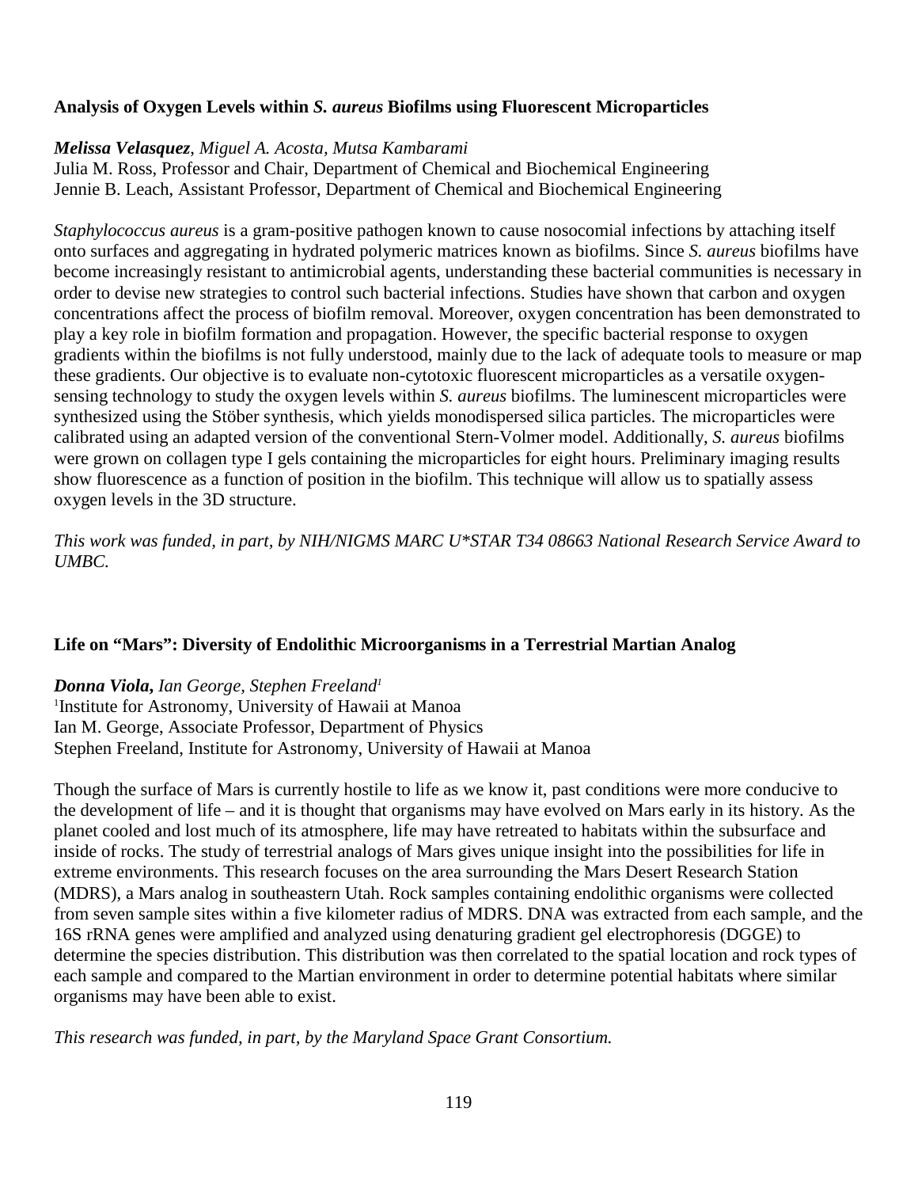**Analysis of Oxygen Levels within *S. aureus* Biofilms using Fluorescent Microparticles**

***Melissa Velasquez***, *Miguel A. Acosta, Mutsa Kambarami*
Julia M. Ross, Professor and Chair, Department of Chemical and Biochemical Engineering
Jennie B. Leach, Assistant Professor, Department of Chemical and Biochemical Engineering

*Staphylococcus aureus* is a gram-positive pathogen known to cause nosocomial infections by attaching itself onto surfaces and aggregating in hydrated polymeric matrices known as biofilms. Since *S. aureus* biofilms have become increasingly resistant to antimicrobial agents, understanding these bacterial communities is necessary in order to devise new strategies to control such bacterial infections. Studies have shown that carbon and oxygen concentrations affect the process of biofilm removal. Moreover, oxygen concentration has been demonstrated to play a key role in biofilm formation and propagation. However, the specific bacterial response to oxygen gradients within the biofilms is not fully understood, mainly due to the lack of adequate tools to measure or map these gradients. Our objective is to evaluate non-cytotoxic fluorescent microparticles as a versatile oxygen-sensing technology to study the oxygen levels within *S. aureus* biofilms. The luminescent microparticles were synthesized using the Stöber synthesis, which yields monodispersed silica particles. The microparticles were calibrated using an adapted version of the conventional Stern-Volmer model. Additionally, *S. aureus* biofilms were grown on collagen type I gels containing the microparticles for eight hours. Preliminary imaging results show fluorescence as a function of position in the biofilm. This technique will allow us to spatially assess oxygen levels in the 3D structure.

*This work was funded, in part, by NIH/NIGMS MARC U*STAR T34 08663 National Research Service Award to UMBC.*

**Life on "Mars": Diversity of Endolithic Microorganisms in a Terrestrial Martian Analog**

***Donna Viola***, *Ian George, Stephen Freeland*[1]
[1]Institute for Astronomy, University of Hawaii at Manoa
Ian M. George, Associate Professor, Department of Physics
Stephen Freeland, Institute for Astronomy, University of Hawaii at Manoa

Though the surface of Mars is currently hostile to life as we know it, past conditions were more conducive to the development of life – and it is thought that organisms may have evolved on Mars early in its history. As the planet cooled and lost much of its atmosphere, life may have retreated to habitats within the subsurface and inside of rocks. The study of terrestrial analogs of Mars gives unique insight into the possibilities for life in extreme environments. This research focuses on the area surrounding the Mars Desert Research Station (MDRS), a Mars analog in southeastern Utah. Rock samples containing endolithic organisms were collected from seven sample sites within a five kilometer radius of MDRS. DNA was extracted from each sample, and the 16S rRNA genes were amplified and analyzed using denaturing gradient gel electrophoresis (DGGE) to determine the species distribution. This distribution was then correlated to the spatial location and rock types of each sample and compared to the Martian environment in order to determine potential habitats where similar organisms may have been able to exist.

*This research was funded, in part, by the Maryland Space Grant Consortium.*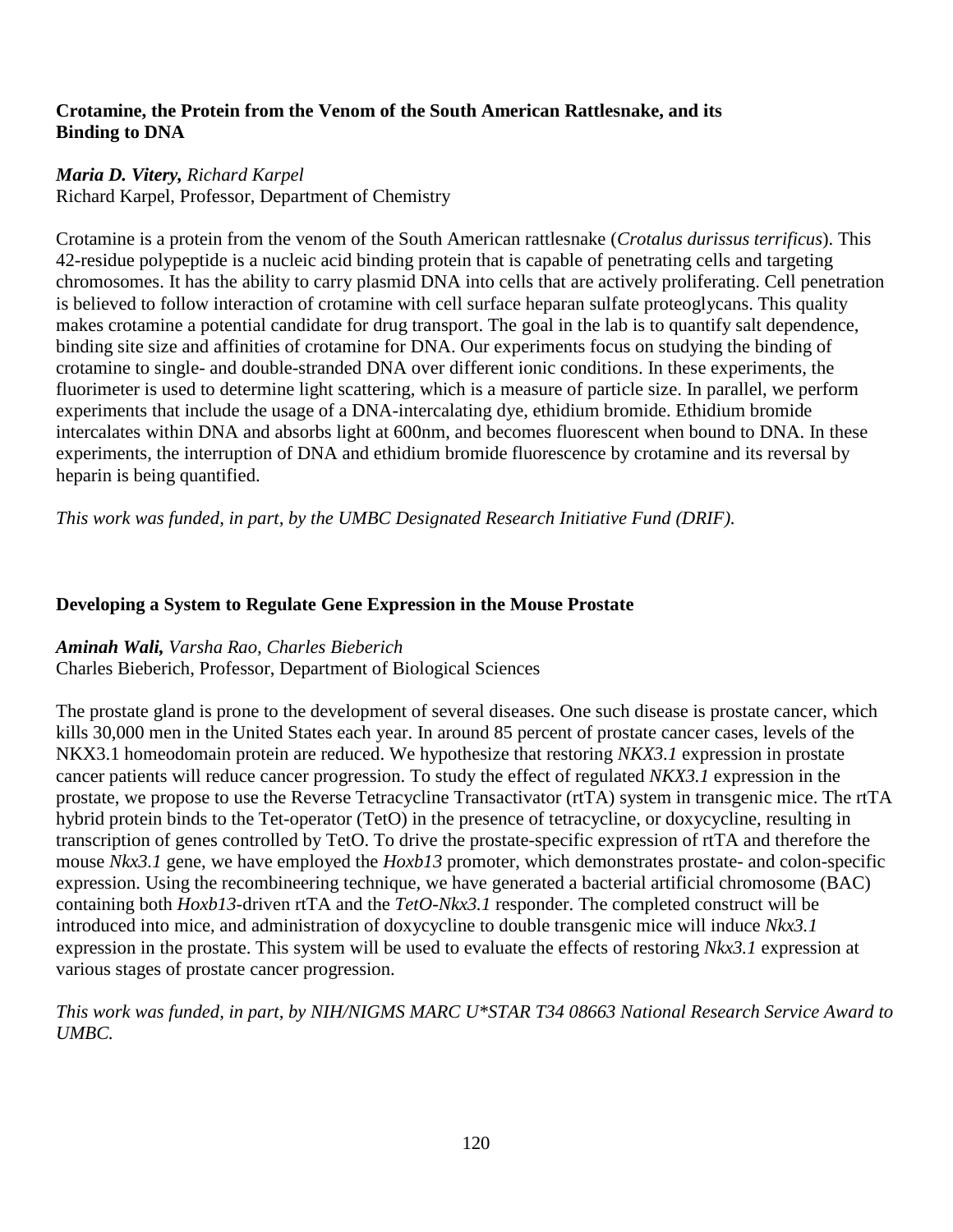**Crotamine, the Protein from the Venom of the South American Rattlesnake, and its Binding to DNA**

***Maria D. Vitery,*** *Richard Karpel*
Richard Karpel, Professor, Department of Chemistry

Crotamine is a protein from the venom of the South American rattlesnake (*Crotalus durissus terrificus*). This 42-residue polypeptide is a nucleic acid binding protein that is capable of penetrating cells and targeting chromosomes. It has the ability to carry plasmid DNA into cells that are actively proliferating. Cell penetration is believed to follow interaction of crotamine with cell surface heparan sulfate proteoglycans. This quality makes crotamine a potential candidate for drug transport. The goal in the lab is to quantify salt dependence, binding site size and affinities of crotamine for DNA. Our experiments focus on studying the binding of crotamine to single- and double-stranded DNA over different ionic conditions. In these experiments, the fluorimeter is used to determine light scattering, which is a measure of particle size. In parallel, we perform experiments that include the usage of a DNA-intercalating dye, ethidium bromide. Ethidium bromide intercalates within DNA and absorbs light at 600nm, and becomes fluorescent when bound to DNA. In these experiments, the interruption of DNA and ethidium bromide fluorescence by crotamine and its reversal by heparin is being quantified.

*This work was funded, in part, by the UMBC Designated Research Initiative Fund (DRIF).*

**Developing a System to Regulate Gene Expression in the Mouse Prostate**

***Aminah Wali,*** *Varsha Rao, Charles Bieberich*
Charles Bieberich, Professor, Department of Biological Sciences

The prostate gland is prone to the development of several diseases. One such disease is prostate cancer, which kills 30,000 men in the United States each year. In around 85 percent of prostate cancer cases, levels of the NKX3.1 homeodomain protein are reduced. We hypothesize that restoring *NKX3.1* expression in prostate cancer patients will reduce cancer progression. To study the effect of regulated *NKX3.1* expression in the prostate, we propose to use the Reverse Tetracycline Transactivator (rtTA) system in transgenic mice. The rtTA hybrid protein binds to the Tet-operator (TetO) in the presence of tetracycline, or doxycycline, resulting in transcription of genes controlled by TetO. To drive the prostate-specific expression of rtTA and therefore the mouse *Nkx3.1* gene, we have employed the *Hoxb13* promoter, which demonstrates prostate- and colon-specific expression. Using the recombineering technique, we have generated a bacterial artificial chromosome (BAC) containing both *Hoxb13*-driven rtTA and the *TetO-Nkx3.1* responder. The completed construct will be introduced into mice, and administration of doxycycline to double transgenic mice will induce *Nkx3.1* expression in the prostate. This system will be used to evaluate the effects of restoring *Nkx3.1* expression at various stages of prostate cancer progression.

*This work was funded, in part, by NIH/NIGMS MARC U*STAR T34 08663 National Research Service Award to UMBC.*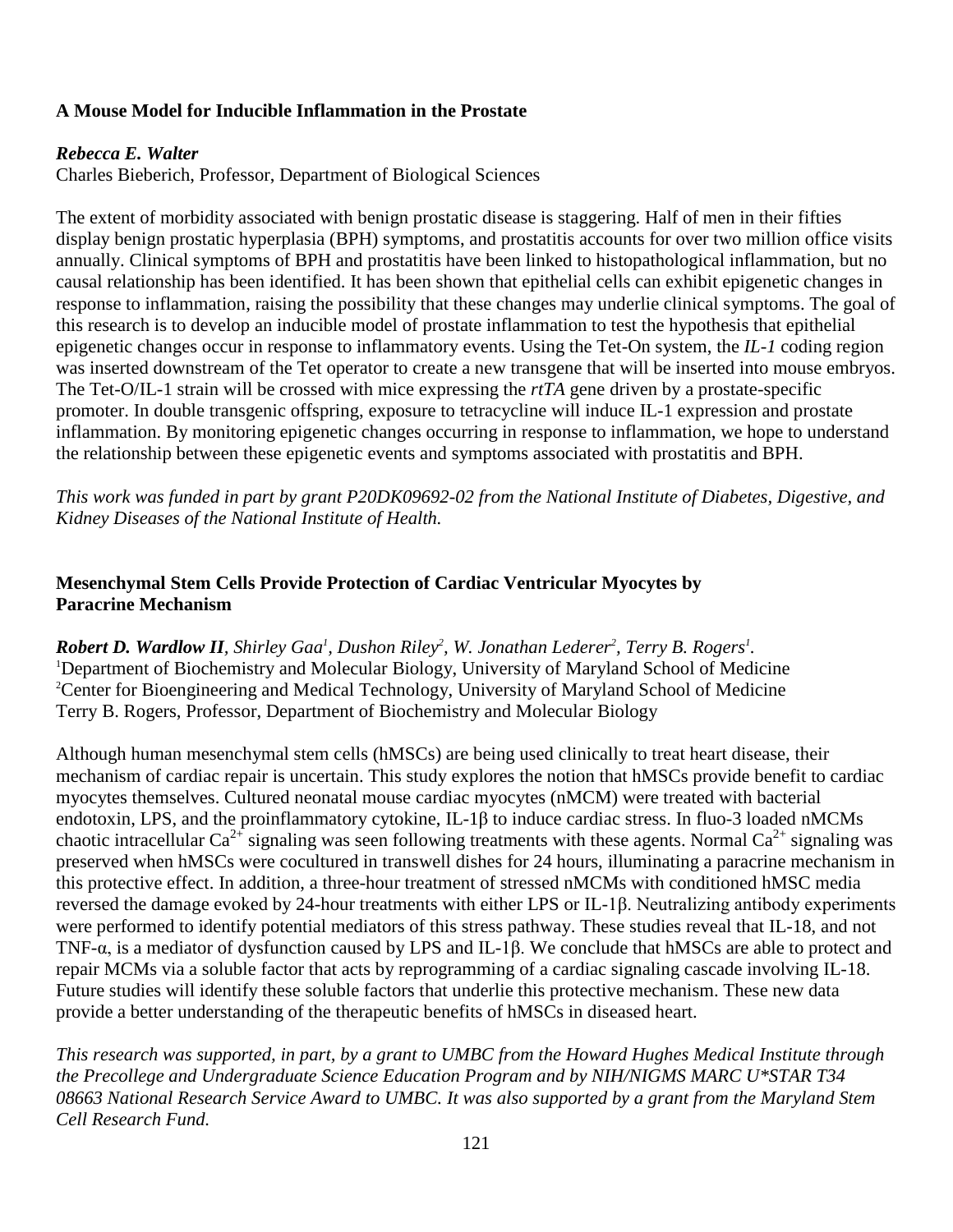### A Mouse Model for Inducible Inflammation in the Prostate

***Rebecca E. Walter***
Charles Bieberich, Professor, Department of Biological Sciences

The extent of morbidity associated with benign prostatic disease is staggering. Half of men in their fifties display benign prostatic hyperplasia (BPH) symptoms, and prostatitis accounts for over two million office visits annually. Clinical symptoms of BPH and prostatitis have been linked to histopathological inflammation, but no causal relationship has been identified. It has been shown that epithelial cells can exhibit epigenetic changes in response to inflammation, raising the possibility that these changes may underlie clinical symptoms. The goal of this research is to develop an inducible model of prostate inflammation to test the hypothesis that epithelial epigenetic changes occur in response to inflammatory events. Using the Tet-On system, the *IL-1* coding region was inserted downstream of the Tet operator to create a new transgene that will be inserted into mouse embryos. The Tet-O/IL-1 strain will be crossed with mice expressing the *rtTA* gene driven by a prostate-specific promoter. In double transgenic offspring, exposure to tetracycline will induce IL-1 expression and prostate inflammation. By monitoring epigenetic changes occurring in response to inflammation, we hope to understand the relationship between these epigenetic events and symptoms associated with prostatitis and BPH.

*This work was funded in part by grant P20DK09692-02 from the National Institute of Diabetes, Digestive, and Kidney Diseases of the National Institute of Health.*

### Mesenchymal Stem Cells Provide Protection of Cardiac Ventricular Myocytes by Paracrine Mechanism

***Robert D. Wardlow II**, Shirley Gaa[1], Dushon Riley[2], W. Jonathan Lederer[2], Terry B. Rogers[1].*
[1]Department of Biochemistry and Molecular Biology, University of Maryland School of Medicine
[2]Center for Bioengineering and Medical Technology, University of Maryland School of Medicine
Terry B. Rogers, Professor, Department of Biochemistry and Molecular Biology

Although human mesenchymal stem cells (hMSCs) are being used clinically to treat heart disease, their mechanism of cardiac repair is uncertain. This study explores the notion that hMSCs provide benefit to cardiac myocytes themselves. Cultured neonatal mouse cardiac myocytes (nMCM) were treated with bacterial endotoxin, LPS, and the proinflammatory cytokine, IL-1β to induce cardiac stress. In fluo-3 loaded nMCMs chaotic intracellular $Ca^{2+}$ signaling was seen following treatments with these agents. Normal $Ca^{2+}$ signaling was preserved when hMSCs were cocultured in transwell dishes for 24 hours, illuminating a paracrine mechanism in this protective effect. In addition, a three-hour treatment of stressed nMCMs with conditioned hMSC media reversed the damage evoked by 24-hour treatments with either LPS or IL-1β. Neutralizing antibody experiments were performed to identify potential mediators of this stress pathway. These studies reveal that IL-18, and not TNF-α, is a mediator of dysfunction caused by LPS and IL-1β. We conclude that hMSCs are able to protect and repair MCMs via a soluble factor that acts by reprogramming of a cardiac signaling cascade involving IL-18. Future studies will identify these soluble factors that underlie this protective mechanism. These new data provide a better understanding of the therapeutic benefits of hMSCs in diseased heart.

*This research was supported, in part, by a grant to UMBC from the Howard Hughes Medical Institute through the Precollege and Undergraduate Science Education Program and by NIH/NIGMS MARC U*STAR T34 08663 National Research Service Award to UMBC. It was also supported by a grant from the Maryland Stem Cell Research Fund.*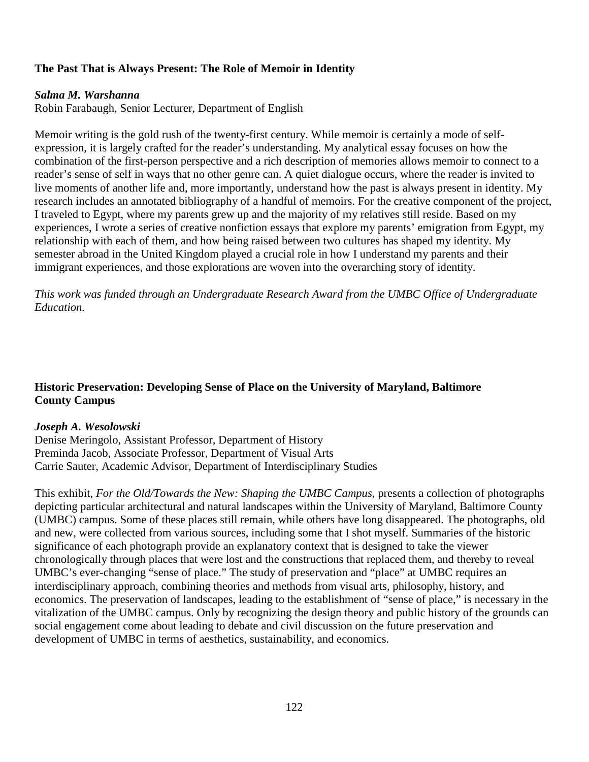**The Past That is Always Present: The Role of Memoir in Identity**

***Salma M. Warshanna***
Robin Farabaugh, Senior Lecturer, Department of English

Memoir writing is the gold rush of the twenty-first century. While memoir is certainly a mode of self-expression, it is largely crafted for the reader's understanding. My analytical essay focuses on how the combination of the first-person perspective and a rich description of memories allows memoir to connect to a reader's sense of self in ways that no other genre can. A quiet dialogue occurs, where the reader is invited to live moments of another life and, more importantly, understand how the past is always present in identity. My research includes an annotated bibliography of a handful of memoirs. For the creative component of the project, I traveled to Egypt, where my parents grew up and the majority of my relatives still reside. Based on my experiences, I wrote a series of creative nonfiction essays that explore my parents' emigration from Egypt, my relationship with each of them, and how being raised between two cultures has shaped my identity. My semester abroad in the United Kingdom played a crucial role in how I understand my parents and their immigrant experiences, and those explorations are woven into the overarching story of identity.

*This work was funded through an Undergraduate Research Award from the UMBC Office of Undergraduate Education.*

**Historic Preservation: Developing Sense of Place on the University of Maryland, Baltimore County Campus**

***Joseph A. Wesolowski***
Denise Meringolo, Assistant Professor, Department of History
Preminda Jacob, Associate Professor, Department of Visual Arts
Carrie Sauter, Academic Advisor, Department of Interdisciplinary Studies

This exhibit, *For the Old/Towards the New: Shaping the UMBC Campus*, presents a collection of photographs depicting particular architectural and natural landscapes within the University of Maryland, Baltimore County (UMBC) campus. Some of these places still remain, while others have long disappeared. The photographs, old and new, were collected from various sources, including some that I shot myself. Summaries of the historic significance of each photograph provide an explanatory context that is designed to take the viewer chronologically through places that were lost and the constructions that replaced them, and thereby to reveal UMBC's ever-changing "sense of place." The study of preservation and "place" at UMBC requires an interdisciplinary approach, combining theories and methods from visual arts, philosophy, history, and economics. The preservation of landscapes, leading to the establishment of "sense of place," is necessary in the vitalization of the UMBC campus. Only by recognizing the design theory and public history of the grounds can social engagement come about leading to debate and civil discussion on the future preservation and development of UMBC in terms of aesthetics, sustainability, and economics.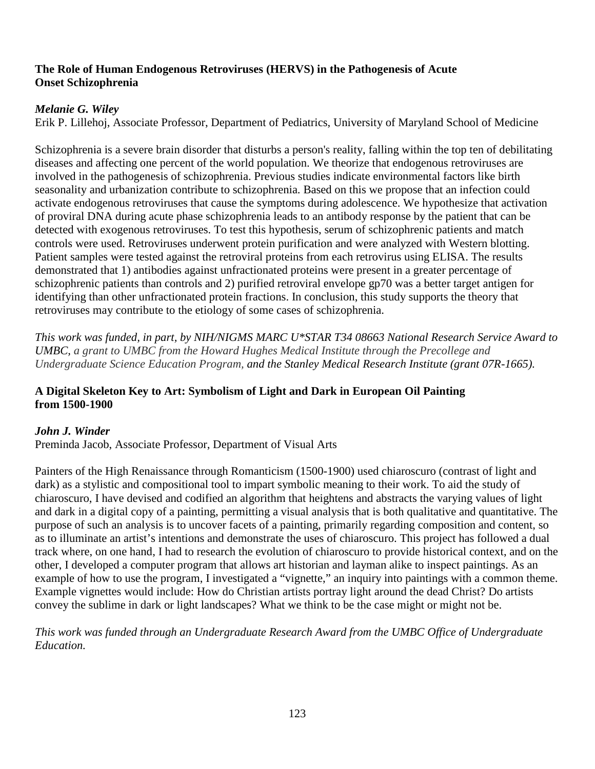### The Role of Human Endogenous Retroviruses (HERVS) in the Pathogenesis of Acute Onset Schizophrenia

***Melanie G. Wiley***

Erik P. Lillehoj, Associate Professor, Department of Pediatrics, University of Maryland School of Medicine

Schizophrenia is a severe brain disorder that disturbs a person's reality, falling within the top ten of debilitating diseases and affecting one percent of the world population. We theorize that endogenous retroviruses are involved in the pathogenesis of schizophrenia. Previous studies indicate environmental factors like birth seasonality and urbanization contribute to schizophrenia. Based on this we propose that an infection could activate endogenous retroviruses that cause the symptoms during adolescence. We hypothesize that activation of proviral DNA during acute phase schizophrenia leads to an antibody response by the patient that can be detected with exogenous retroviruses. To test this hypothesis, serum of schizophrenic patients and match controls were used. Retroviruses underwent protein purification and were analyzed with Western blotting. Patient samples were tested against the retroviral proteins from each retrovirus using ELISA. The results demonstrated that 1) antibodies against unfractionated proteins were present in a greater percentage of schizophrenic patients than controls and 2) purified retroviral envelope gp70 was a better target antigen for identifying than other unfractionated protein fractions. In conclusion, this study supports the theory that retroviruses may contribute to the etiology of some cases of schizophrenia.

*This work was funded, in part, by NIH/NIGMS MARC U*STAR T34 08663 National Research Service Award to UMBC, a grant to UMBC from the Howard Hughes Medical Institute through the Precollege and Undergraduate Science Education Program, and the Stanley Medical Research Institute (grant 07R-1665).*

### A Digital Skeleton Key to Art: Symbolism of Light and Dark in European Oil Painting from 1500-1900

***John J. Winder***

Preminda Jacob, Associate Professor, Department of Visual Arts

Painters of the High Renaissance through Romanticism (1500-1900) used chiaroscuro (contrast of light and dark) as a stylistic and compositional tool to impart symbolic meaning to their work. To aid the study of chiaroscuro, I have devised and codified an algorithm that heightens and abstracts the varying values of light and dark in a digital copy of a painting, permitting a visual analysis that is both qualitative and quantitative. The purpose of such an analysis is to uncover facets of a painting, primarily regarding composition and content, so as to illuminate an artist's intentions and demonstrate the uses of chiaroscuro. This project has followed a dual track where, on one hand, I had to research the evolution of chiaroscuro to provide historical context, and on the other, I developed a computer program that allows art historian and layman alike to inspect paintings. As an example of how to use the program, I investigated a "vignette," an inquiry into paintings with a common theme. Example vignettes would include: How do Christian artists portray light around the dead Christ? Do artists convey the sublime in dark or light landscapes? What we think to be the case might or might not be.

*This work was funded through an Undergraduate Research Award from the UMBC Office of Undergraduate Education.*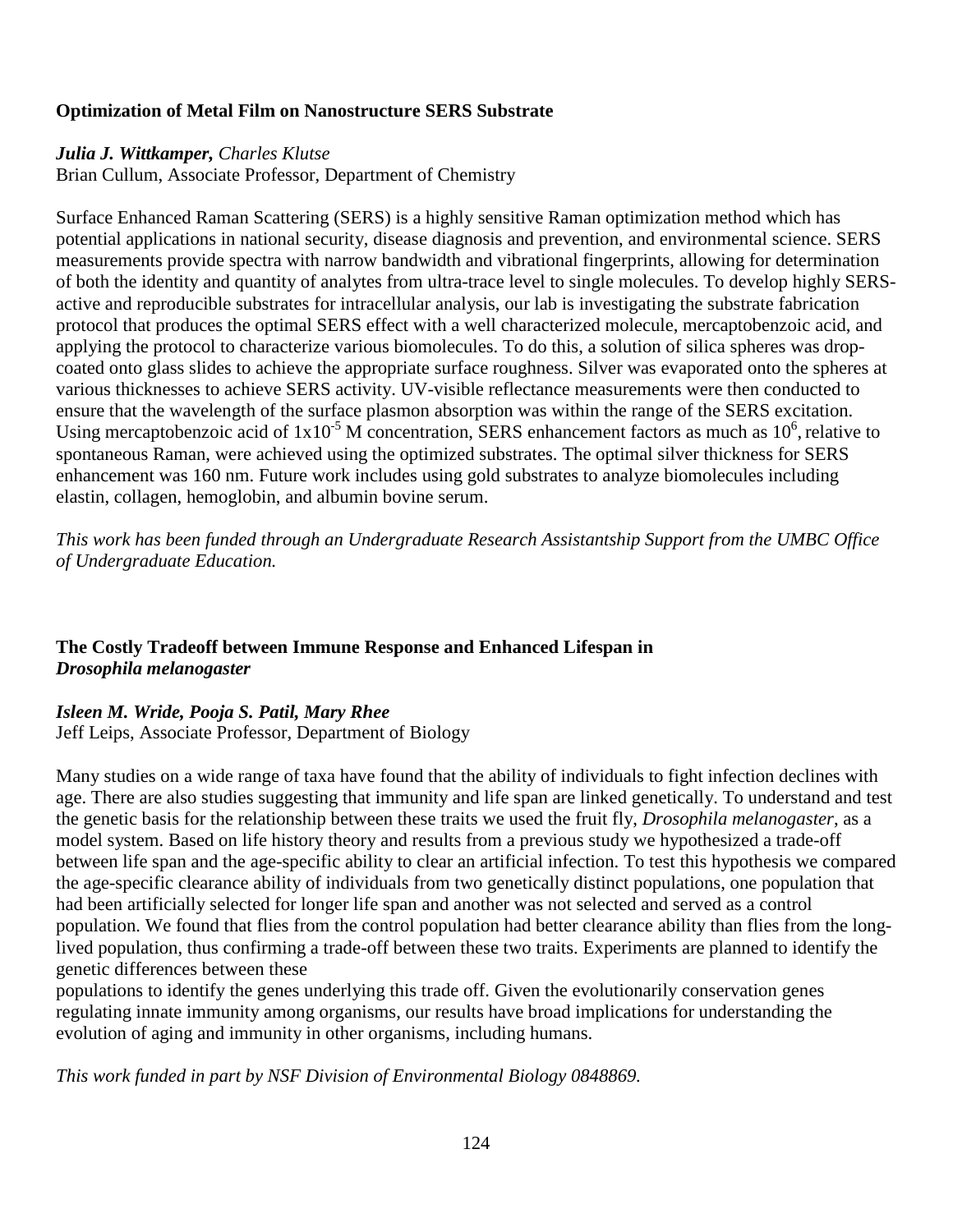### Optimization of Metal Film on Nanostructure SERS Substrate

***Julia J. Wittkamper,*** *Charles Klutse*
Brian Cullum, Associate Professor, Department of Chemistry

Surface Enhanced Raman Scattering (SERS) is a highly sensitive Raman optimization method which has potential applications in national security, disease diagnosis and prevention, and environmental science. SERS measurements provide spectra with narrow bandwidth and vibrational fingerprints, allowing for determination of both the identity and quantity of analytes from ultra-trace level to single molecules. To develop highly SERS-active and reproducible substrates for intracellular analysis, our lab is investigating the substrate fabrication protocol that produces the optimal SERS effect with a well characterized molecule, mercaptobenzoic acid, and applying the protocol to characterize various biomolecules. To do this, a solution of silica spheres was drop-coated onto glass slides to achieve the appropriate surface roughness. Silver was evaporated onto the spheres at various thicknesses to achieve SERS activity. UV-visible reflectance measurements were then conducted to ensure that the wavelength of the surface plasmon absorption was within the range of the SERS excitation. Using mercaptobenzoic acid of $1x10^{-5}$ M concentration, SERS enhancement factors as much as $10^6$, relative to spontaneous Raman, were achieved using the optimized substrates. The optimal silver thickness for SERS enhancement was 160 nm. Future work includes using gold substrates to analyze biomolecules including elastin, collagen, hemoglobin, and albumin bovine serum.

*This work has been funded through an Undergraduate Research Assistantship Support from the UMBC Office of Undergraduate Education.*

### The Costly Tradeoff between Immune Response and Enhanced Lifespan in *Drosophila melanogaster*

***Isleen M. Wride, Pooja S. Patil, Mary Rhee***
Jeff Leips, Associate Professor, Department of Biology

Many studies on a wide range of taxa have found that the ability of individuals to fight infection declines with age. There are also studies suggesting that immunity and life span are linked genetically. To understand and test the genetic basis for the relationship between these traits we used the fruit fly, *Drosophila melanogaster*, as a model system. Based on life history theory and results from a previous study we hypothesized a trade-off between life span and the age-specific ability to clear an artificial infection. To test this hypothesis we compared the age-specific clearance ability of individuals from two genetically distinct populations, one population that had been artificially selected for longer life span and another was not selected and served as a control population. We found that flies from the control population had better clearance ability than flies from the long-lived population, thus confirming a trade-off between these two traits. Experiments are planned to identify the genetic differences between these populations to identify the genes underlying this trade off. Given the evolutionarily conservation genes regulating innate immunity among organisms, our results have broad implications for understanding the evolution of aging and immunity in other organisms, including humans.

*This work funded in part by NSF Division of Environmental Biology 0848869.*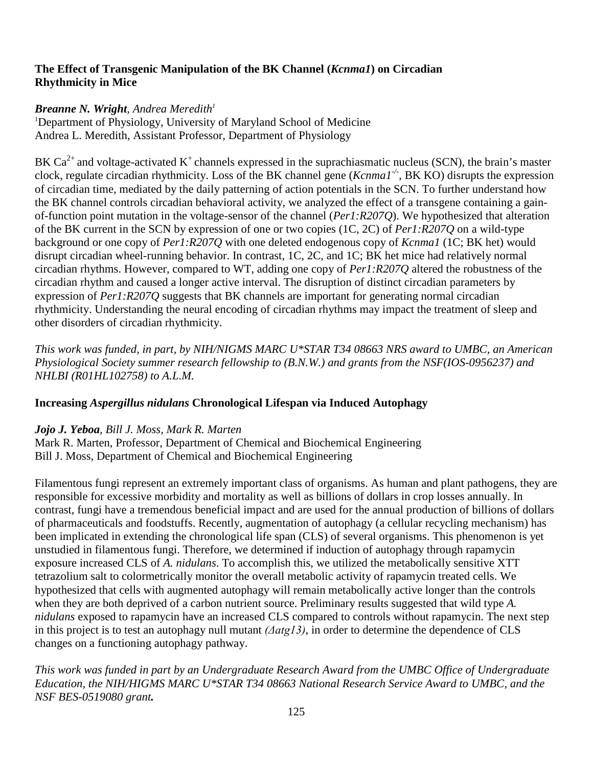### The Effect of Transgenic Manipulation of the BK Channel (*Kcnma1*) on Circadian Rhythmicity in Mice

***Breanne N. Wright***, *Andrea Meredith*[1]

[1]Department of Physiology, University of Maryland School of Medicine
Andrea L. Meredith, Assistant Professor, Department of Physiology

BK $Ca^{2+}$ and voltage-activated $K^+$ channels expressed in the suprachiasmatic nucleus (SCN), the brain's master clock, regulate circadian rhythmicity. Loss of the BK channel gene (*Kcnma1*$^{-/-}$, BK KO) disrupts the expression of circadian time, mediated by the daily patterning of action potentials in the SCN. To further understand how the BK channel controls circadian behavioral activity, we analyzed the effect of a transgene containing a gain-of-function point mutation in the voltage-sensor of the channel (*Per1:R207Q*). We hypothesized that alteration of the BK current in the SCN by expression of one or two copies (1C, 2C) of *Per1:R207Q* on a wild-type background or one copy of *Per1:R207Q* with one deleted endogenous copy of *Kcnma1* (1C; BK het) would disrupt circadian wheel-running behavior. In contrast, 1C, 2C, and 1C; BK het mice had relatively normal circadian rhythms. However, compared to WT, adding one copy of *Per1:R207Q* altered the robustness of the circadian rhythm and caused a longer active interval. The disruption of distinct circadian parameters by expression of *Per1:R207Q* suggests that BK channels are important for generating normal circadian rhythmicity. Understanding the neural encoding of circadian rhythms may impact the treatment of sleep and other disorders of circadian rhythmicity.

*This work was funded, in part, by NIH/NIGMS MARC U*STAR T34 08663 NRS award to UMBC, an American Physiological Society summer research fellowship to (B.N.W.) and grants from the NSF(IOS-0956237) and NHLBI (R01HL102758) to A.L.M.*

### Increasing *Aspergillus nidulans* Chronological Lifespan via Induced Autophagy

***Jojo J. Yeboa***, *Bill J. Moss, Mark R. Marten*

Mark R. Marten, Professor, Department of Chemical and Biochemical Engineering
Bill J. Moss, Department of Chemical and Biochemical Engineering

Filamentous fungi represent an extremely important class of organisms. As human and plant pathogens, they are responsible for excessive morbidity and mortality as well as billions of dollars in crop losses annually. In contrast, fungi have a tremendous beneficial impact and are used for the annual production of billions of dollars of pharmaceuticals and foodstuffs. Recently, augmentation of autophagy (a cellular recycling mechanism) has been implicated in extending the chronological life span (CLS) of several organisms. This phenomenon is yet unstudied in filamentous fungi. Therefore, we determined if induction of autophagy through rapamycin exposure increased CLS of *A. nidulans*. To accomplish this, we utilized the metabolically sensitive XTT tetrazolium salt to colormetrically monitor the overall metabolic activity of rapamycin treated cells. We hypothesized that cells with augmented autophagy will remain metabolically active longer than the controls when they are both deprived of a carbon nutrient source. Preliminary results suggested that wild type *A. nidulans* exposed to rapamycin have an increased CLS compared to controls without rapamycin. The next step in this project is to test an autophagy null mutant *(Δatg13)*, in order to determine the dependence of CLS changes on a functioning autophagy pathway.

*This work was funded in part by an Undergraduate Research Award from the UMBC Office of Undergraduate Education, the NIH/HIGMS MARC U*STAR T34 08663 National Research Service Award to UMBC, and the NSF BES-0519080 grant.*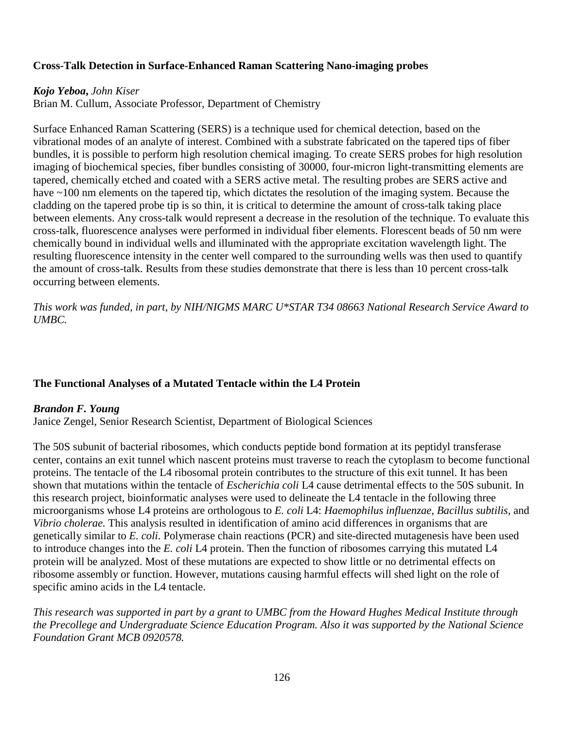### Cross-Talk Detection in Surface-Enhanced Raman Scattering Nano-imaging probes

***Kojo Yeboa**, John Kiser*

Brian M. Cullum, Associate Professor, Department of Chemistry

Surface Enhanced Raman Scattering (SERS) is a technique used for chemical detection, based on the vibrational modes of an analyte of interest. Combined with a substrate fabricated on the tapered tips of fiber bundles, it is possible to perform high resolution chemical imaging. To create SERS probes for high resolution imaging of biochemical species, fiber bundles consisting of 30000, four-micron light-transmitting elements are tapered, chemically etched and coated with a SERS active metal. The resulting probes are SERS active and have ~100 nm elements on the tapered tip, which dictates the resolution of the imaging system. Because the cladding on the tapered probe tip is so thin, it is critical to determine the amount of cross-talk taking place between elements. Any cross-talk would represent a decrease in the resolution of the technique. To evaluate this cross-talk, fluorescence analyses were performed in individual fiber elements. Florescent beads of 50 nm were chemically bound in individual wells and illuminated with the appropriate excitation wavelength light. The resulting fluorescence intensity in the center well compared to the surrounding wells was then used to quantify the amount of cross-talk. Results from these studies demonstrate that there is less than 10 percent cross-talk occurring between elements.

*This work was funded, in part, by NIH/NIGMS MARC U*STAR T34 08663 National Research Service Award to UMBC.*

### The Functional Analyses of a Mutated Tentacle within the L4 Protein

***Brandon F. Young***

Janice Zengel, Senior Research Scientist, Department of Biological Sciences

The 50S subunit of bacterial ribosomes, which conducts peptide bond formation at its peptidyl transferase center, contains an exit tunnel which nascent proteins must traverse to reach the cytoplasm to become functional proteins. The tentacle of the L4 ribosomal protein contributes to the structure of this exit tunnel. It has been shown that mutations within the tentacle of *Escherichia coli* L4 cause detrimental effects to the 50S subunit. In this research project, bioinformatic analyses were used to delineate the L4 tentacle in the following three microorganisms whose L4 proteins are orthologous to *E. coli* L4: *Haemophilus influenzae*, *Bacillus subtilis*, and *Vibrio cholerae.* This analysis resulted in identification of amino acid differences in organisms that are genetically similar to *E. coli*. Polymerase chain reactions (PCR) and site-directed mutagenesis have been used to introduce changes into the *E. coli* L4 protein. Then the function of ribosomes carrying this mutated L4 protein will be analyzed. Most of these mutations are expected to show little or no detrimental effects on ribosome assembly or function. However, mutations causing harmful effects will shed light on the role of specific amino acids in the L4 tentacle.

*This research was supported in part by a grant to UMBC from the Howard Hughes Medical Institute through the Precollege and Undergraduate Science Education Program. Also it was supported by the National Science Foundation Grant MCB 0920578.*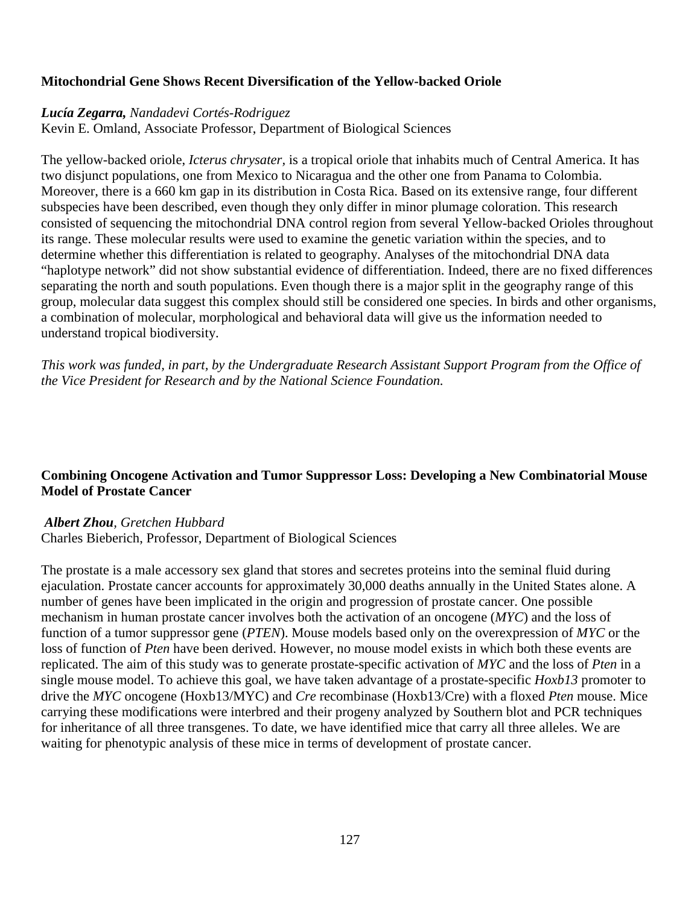**Mitochondrial Gene Shows Recent Diversification of the Yellow-backed Oriole**

***Lucía Zegarra,*** *Nandadevi Cortés-Rodriguez*
Kevin E. Omland, Associate Professor, Department of Biological Sciences

The yellow-backed oriole, *Icterus chrysater*, is a tropical oriole that inhabits much of Central America. It has two disjunct populations, one from Mexico to Nicaragua and the other one from Panama to Colombia. Moreover, there is a 660 km gap in its distribution in Costa Rica. Based on its extensive range, four different subspecies have been described, even though they only differ in minor plumage coloration. This research consisted of sequencing the mitochondrial DNA control region from several Yellow-backed Orioles throughout its range. These molecular results were used to examine the genetic variation within the species, and to determine whether this differentiation is related to geography. Analyses of the mitochondrial DNA data "haplotype network" did not show substantial evidence of differentiation. Indeed, there are no fixed differences separating the north and south populations. Even though there is a major split in the geography range of this group, molecular data suggest this complex should still be considered one species. In birds and other organisms, a combination of molecular, morphological and behavioral data will give us the information needed to understand tropical biodiversity.

*This work was funded, in part, by the Undergraduate Research Assistant Support Program from the Office of the Vice President for Research and by the National Science Foundation.*

**Combining Oncogene Activation and Tumor Suppressor Loss: Developing a New Combinatorial Mouse Model of Prostate Cancer**

***Albert Zhou***, *Gretchen Hubbard*
Charles Bieberich, Professor, Department of Biological Sciences

The prostate is a male accessory sex gland that stores and secretes proteins into the seminal fluid during ejaculation. Prostate cancer accounts for approximately 30,000 deaths annually in the United States alone. A number of genes have been implicated in the origin and progression of prostate cancer. One possible mechanism in human prostate cancer involves both the activation of an oncogene (*MYC*) and the loss of function of a tumor suppressor gene (*PTEN*). Mouse models based only on the overexpression of *MYC* or the loss of function of *Pten* have been derived. However, no mouse model exists in which both these events are replicated. The aim of this study was to generate prostate-specific activation of *MYC* and the loss of *Pten* in a single mouse model. To achieve this goal, we have taken advantage of a prostate-specific *Hoxb13* promoter to drive the *MYC* oncogene (Hoxb13/MYC) and *Cre* recombinase (Hoxb13/Cre) with a floxed *Pten* mouse. Mice carrying these modifications were interbred and their progeny analyzed by Southern blot and PCR techniques for inheritance of all three transgenes. To date, we have identified mice that carry all three alleles. We are waiting for phenotypic analysis of these mice in terms of development of prostate cancer.